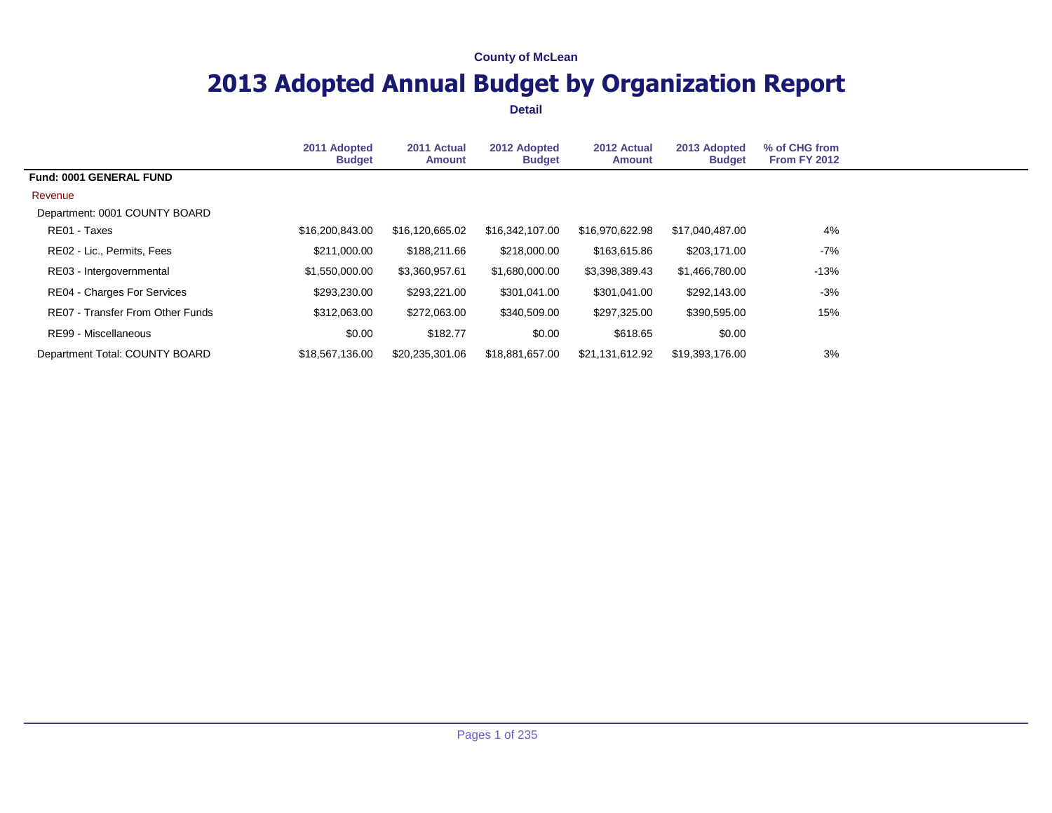County of McLean

# 2013 Adopted Annual Budget by Organization Report

**Detail**

| | 2011 Adopted Budget | 2011 Actual Amount | 2012 Adopted Budget | 2012 Actual Amount | 2013 Adopted Budget | % of CHG from From FY 2012 |
|---|---|---|---|---|---|---|
| **Fund: 0001 GENERAL FUND** | | | | | | |
| Revenue | | | | | | |
| Department: 0001 COUNTY BOARD | | | | | | |
| RE01 - Taxes | $16,200,843.00 | $16,120,665.02 | $16,342,107.00 | $16,970,622.98 | $17,040,487.00 | 4% |
| RE02 - Lic., Permits, Fees | $211,000.00 | $188,211.66 | $218,000.00 | $163,615.86 | $203,171.00 | -7% |
| RE03 - Intergovernmental | $1,550,000.00 | $3,360,957.61 | $1,680,000.00 | $3,398,389.43 | $1,466,780.00 | -13% |
| RE04 - Charges For Services | $293,230.00 | $293,221.00 | $301,041.00 | $301,041.00 | $292,143.00 | -3% |
| RE07 - Transfer From Other Funds | $312,063.00 | $272,063.00 | $340,509.00 | $297,325.00 | $390,595.00 | 15% |
| RE99 - Miscellaneous | $0.00 | $182.77 | $0.00 | $618.65 | $0.00 | |
| Department Total: COUNTY BOARD | $18,567,136.00 | $20,235,301.06 | $18,881,657.00 | $21,131,612.92 | $19,393,176.00 | 3% |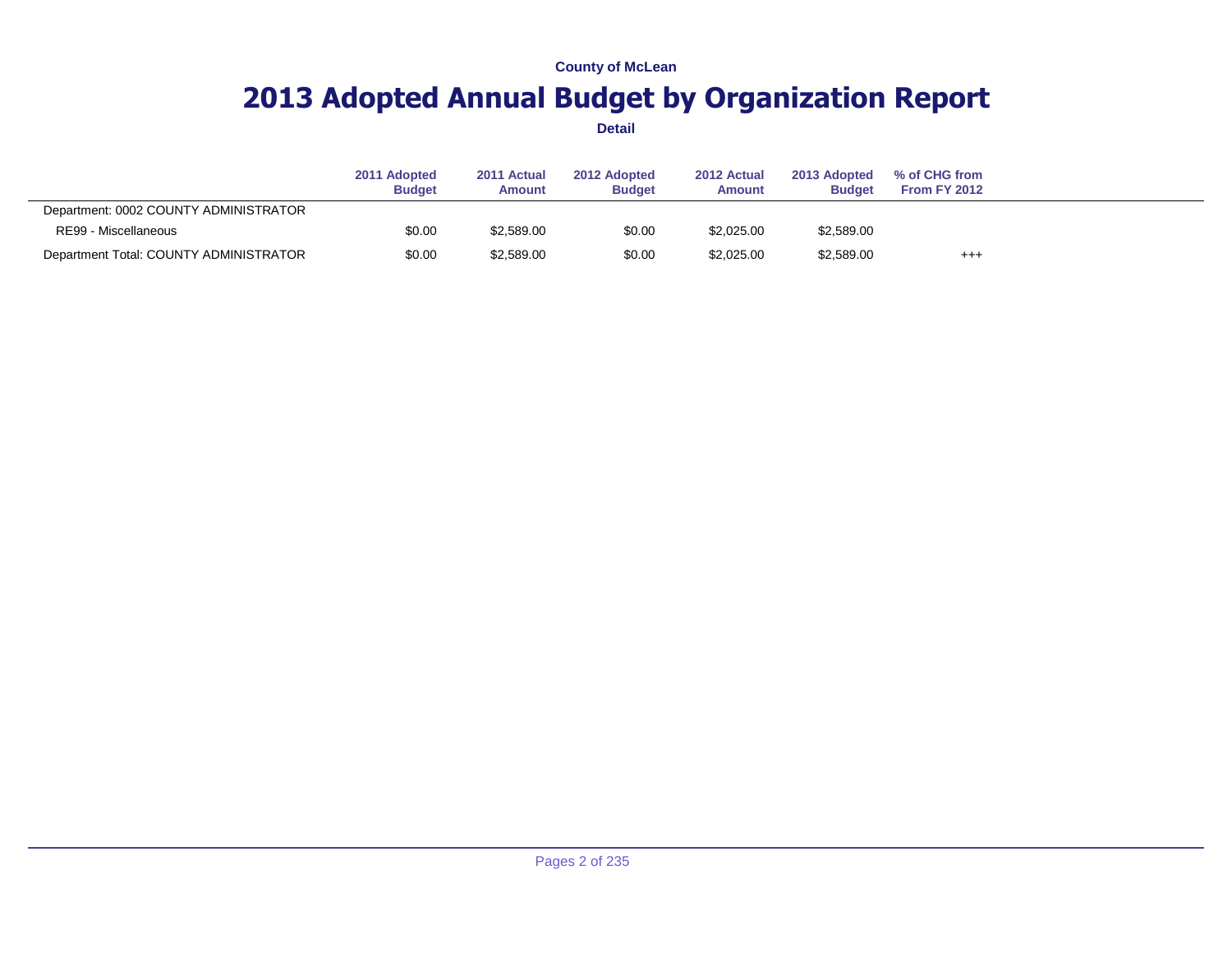County of McLean

# 2013 Adopted Annual Budget by Organization Report

**Detail**

| | 2011 Adopted Budget | 2011 Actual Amount | 2012 Adopted Budget | 2012 Actual Amount | 2013 Adopted Budget | % of CHG from From FY 2012 |
|---|---|---|---|---|---|---|
| Department: 0002 COUNTY ADMINISTRATOR | | | | | | |
| RE99 - Miscellaneous | $0.00 | $2,589.00 | $0.00 | $2,025.00 | $2,589.00 | |
| Department Total: COUNTY ADMINISTRATOR | $0.00 | $2,589.00 | $0.00 | $2,025.00 | $2,589.00 | +++ |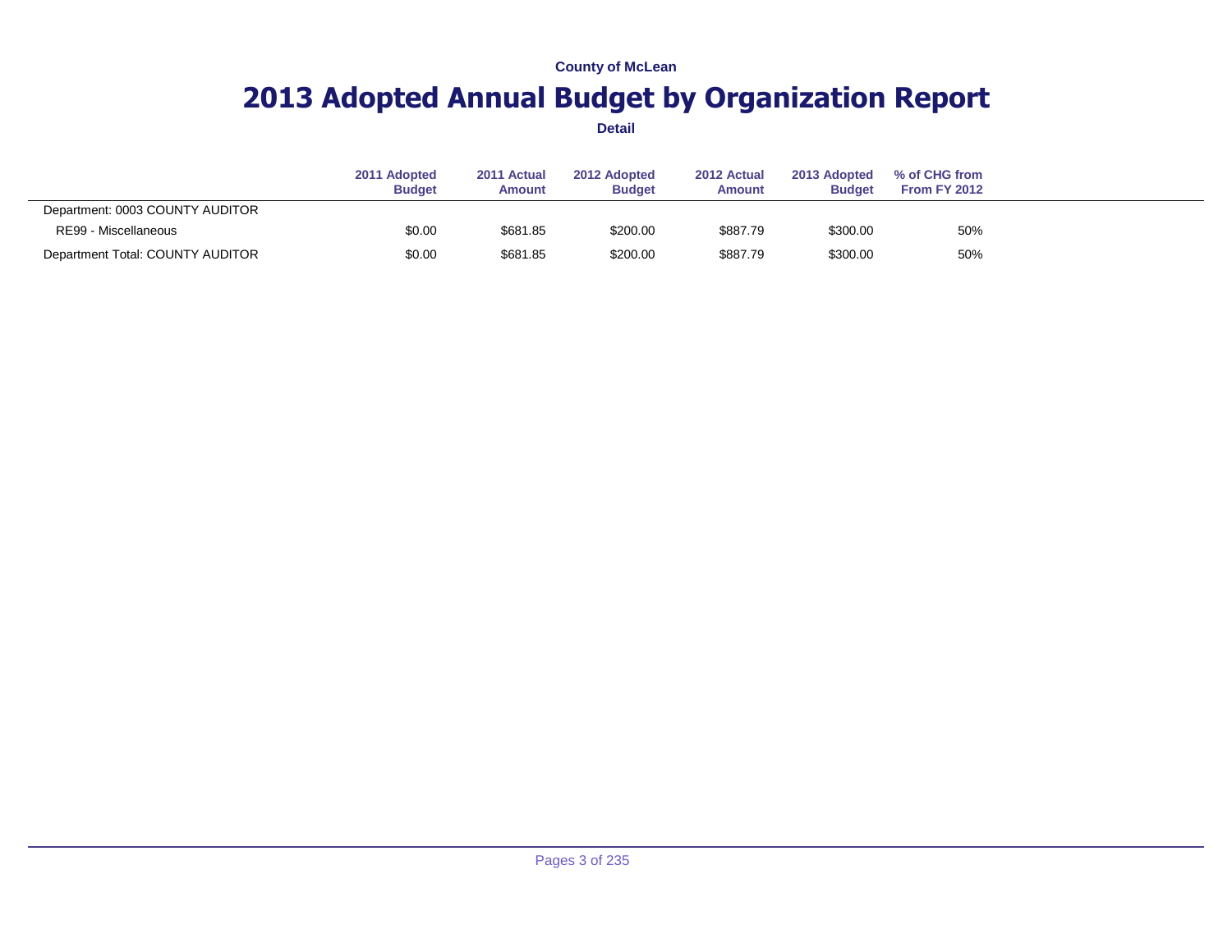**County of McLean**

# 2013 Adopted Annual Budget by Organization Report

**Detail**

| | 2011 Adopted Budget | 2011 Actual Amount | 2012 Adopted Budget | 2012 Actual Amount | 2013 Adopted Budget | % of CHG from From FY 2012 |
|---|---|---|---|---|---|---|
| Department: 0003 COUNTY AUDITOR | | | | | | |
| RE99 - Miscellaneous | $0.00 | $681.85 | $200.00 | $887.79 | $300.00 | 50% |
| Department Total: COUNTY AUDITOR | $0.00 | $681.85 | $200.00 | $887.79 | $300.00 | 50% |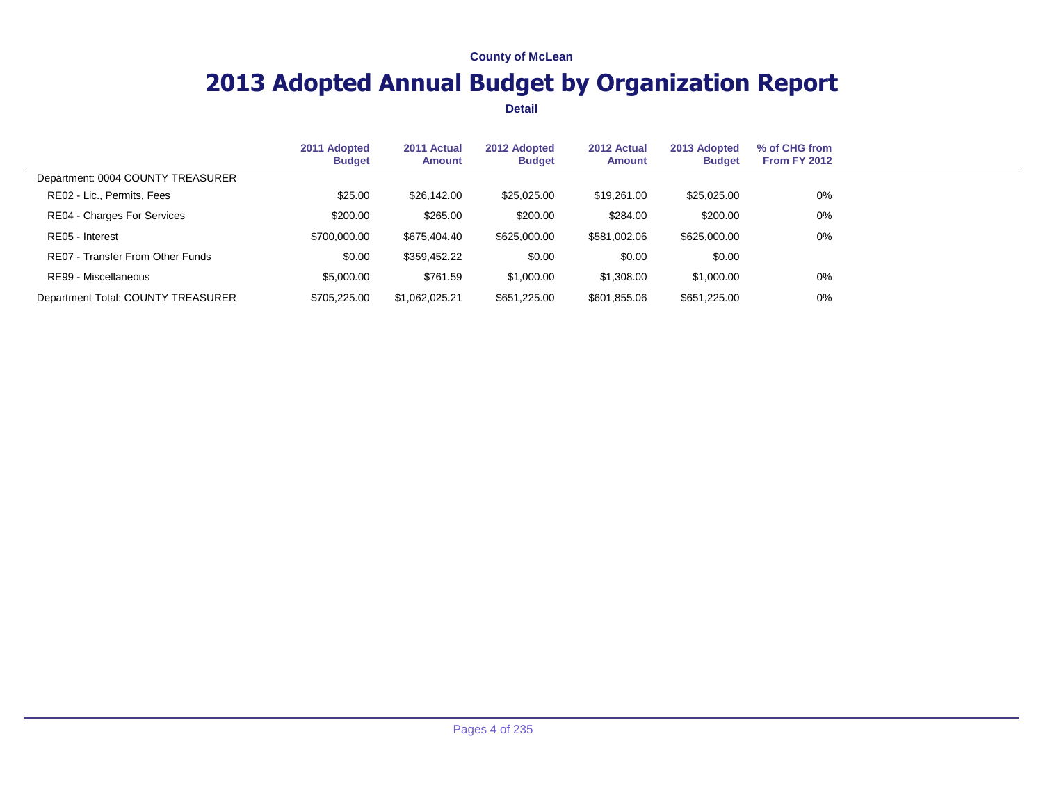County of McLean

# 2013 Adopted Annual Budget by Organization Report

**Detail**

| | 2011 Adopted Budget | 2011 Actual Amount | 2012 Adopted Budget | 2012 Actual Amount | 2013 Adopted Budget | % of CHG from From FY 2012 |
|---|---|---|---|---|---|---|
| Department: 0004 COUNTY TREASURER | | | | | | |
| RE02 - Lic., Permits, Fees | $25.00 | $26,142.00 | $25,025.00 | $19,261.00 | $25,025.00 | 0% |
| RE04 - Charges For Services | $200.00 | $265.00 | $200.00 | $284.00 | $200.00 | 0% |
| RE05 - Interest | $700,000.00 | $675,404.40 | $625,000.00 | $581,002.06 | $625,000.00 | 0% |
| RE07 - Transfer From Other Funds | $0.00 | $359,452.22 | $0.00 | $0.00 | $0.00 | |
| RE99 - Miscellaneous | $5,000.00 | $761.59 | $1,000.00 | $1,308.00 | $1,000.00 | 0% |
| Department Total: COUNTY TREASURER | $705,225.00 | $1,062,025.21 | $651,225.00 | $601,855.06 | $651,225.00 | 0% |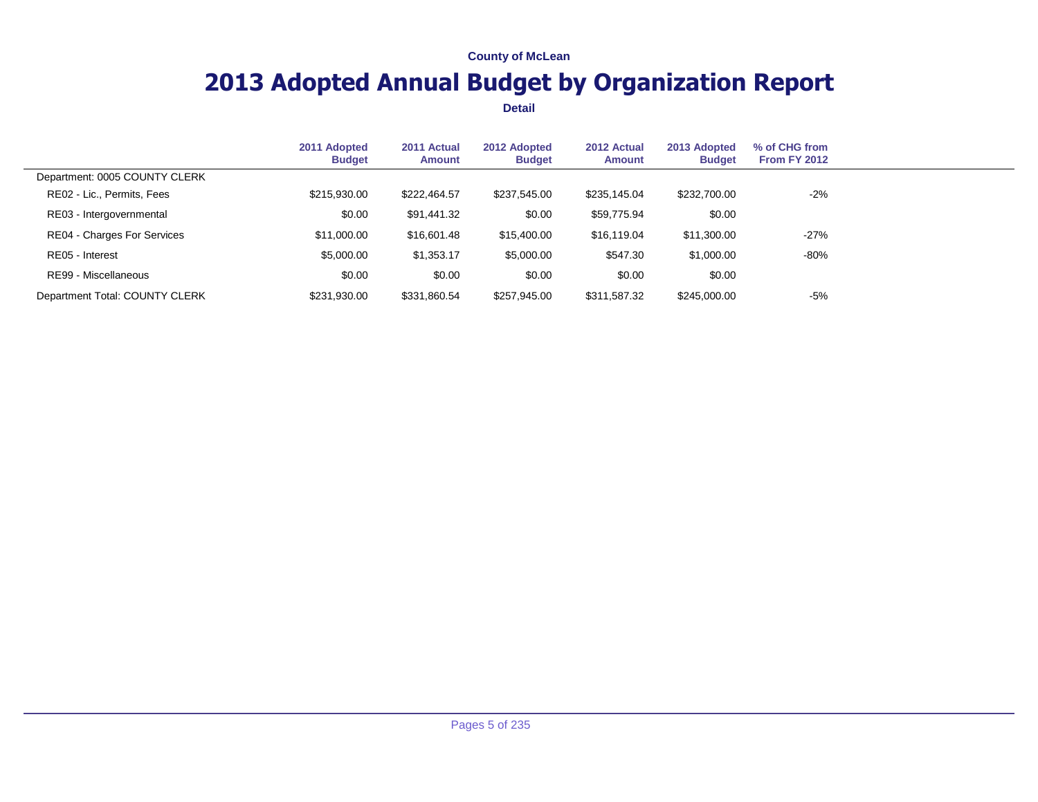**County of McLean**

# 2013 Adopted Annual Budget by Organization Report

**Detail**

| | 2011 Adopted Budget | 2011 Actual Amount | 2012 Adopted Budget | 2012 Actual Amount | 2013 Adopted Budget | % of CHG from From FY 2012 |
|---|---|---|---|---|---|---|
| Department: 0005 COUNTY CLERK | | | | | | |
| RE02 - Lic., Permits, Fees | $215,930.00 | $222,464.57 | $237,545.00 | $235,145.04 | $232,700.00 | -2% |
| RE03 - Intergovernmental | $0.00 | $91,441.32 | $0.00 | $59,775.94 | $0.00 | |
| RE04 - Charges For Services | $11,000.00 | $16,601.48 | $15,400.00 | $16,119.04 | $11,300.00 | -27% |
| RE05 - Interest | $5,000.00 | $1,353.17 | $5,000.00 | $547.30 | $1,000.00 | -80% |
| RE99 - Miscellaneous | $0.00 | $0.00 | $0.00 | $0.00 | $0.00 | |
| Department Total: COUNTY CLERK | $231,930.00 | $331,860.54 | $257,945.00 | $311,587.32 | $245,000.00 | -5% |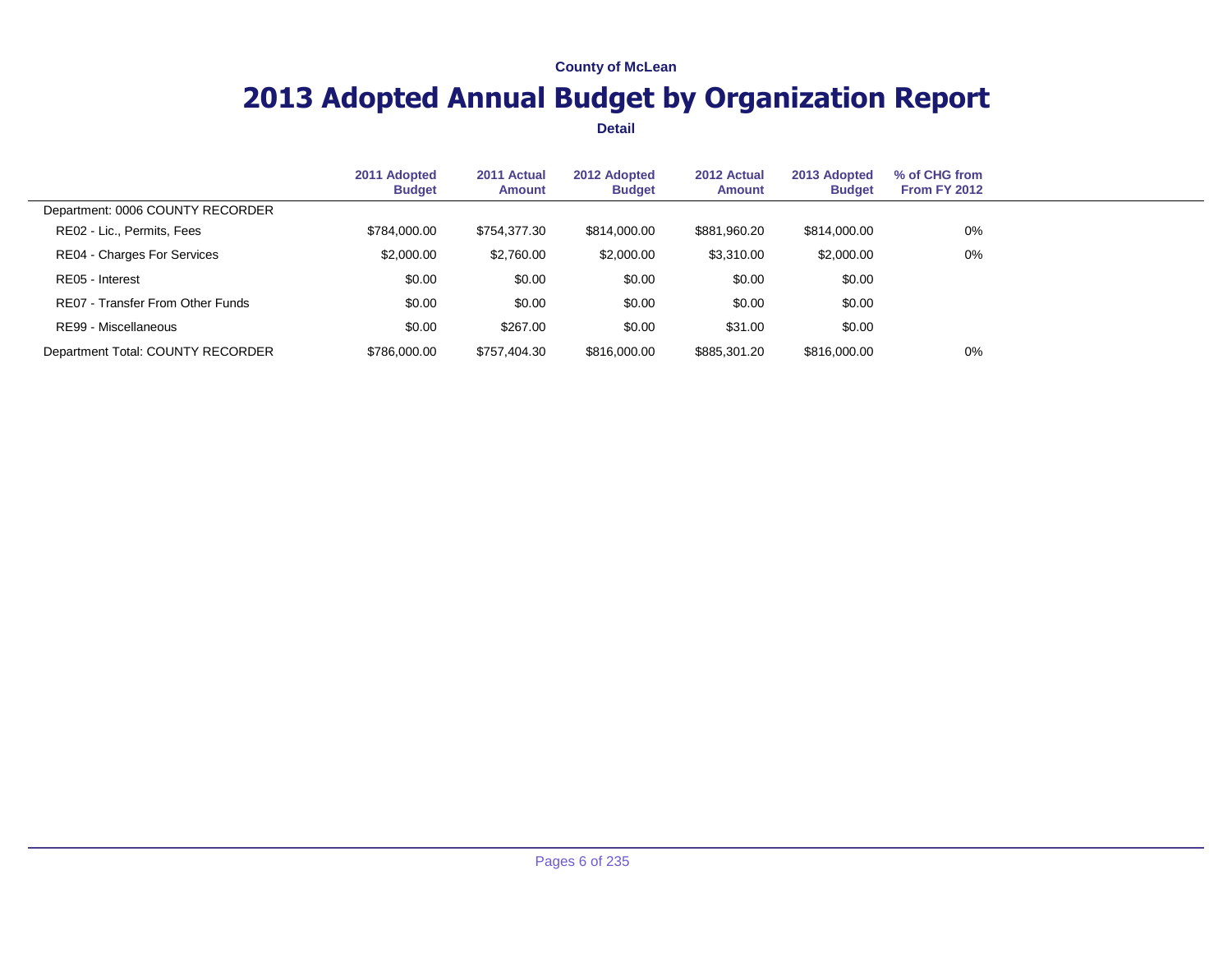County of McLean

# 2013 Adopted Annual Budget by Organization Report

**Detail**

| | 2011 Adopted Budget | 2011 Actual Amount | 2012 Adopted Budget | 2012 Actual Amount | 2013 Adopted Budget | % of CHG from From FY 2012 |
|---|---|---|---|---|---|---|
| Department: 0006 COUNTY RECORDER | | | | | | |
| RE02 - Lic., Permits, Fees | $784,000.00 | $754,377.30 | $814,000.00 | $881,960.20 | $814,000.00 | 0% |
| RE04 - Charges For Services | $2,000.00 | $2,760.00 | $2,000.00 | $3,310.00 | $2,000.00 | 0% |
| RE05 - Interest | $0.00 | $0.00 | $0.00 | $0.00 | $0.00 | |
| RE07 - Transfer From Other Funds | $0.00 | $0.00 | $0.00 | $0.00 | $0.00 | |
| RE99 - Miscellaneous | $0.00 | $267.00 | $0.00 | $31.00 | $0.00 | |
| Department Total: COUNTY RECORDER | $786,000.00 | $757,404.30 | $816,000.00 | $885,301.20 | $816,000.00 | 0% |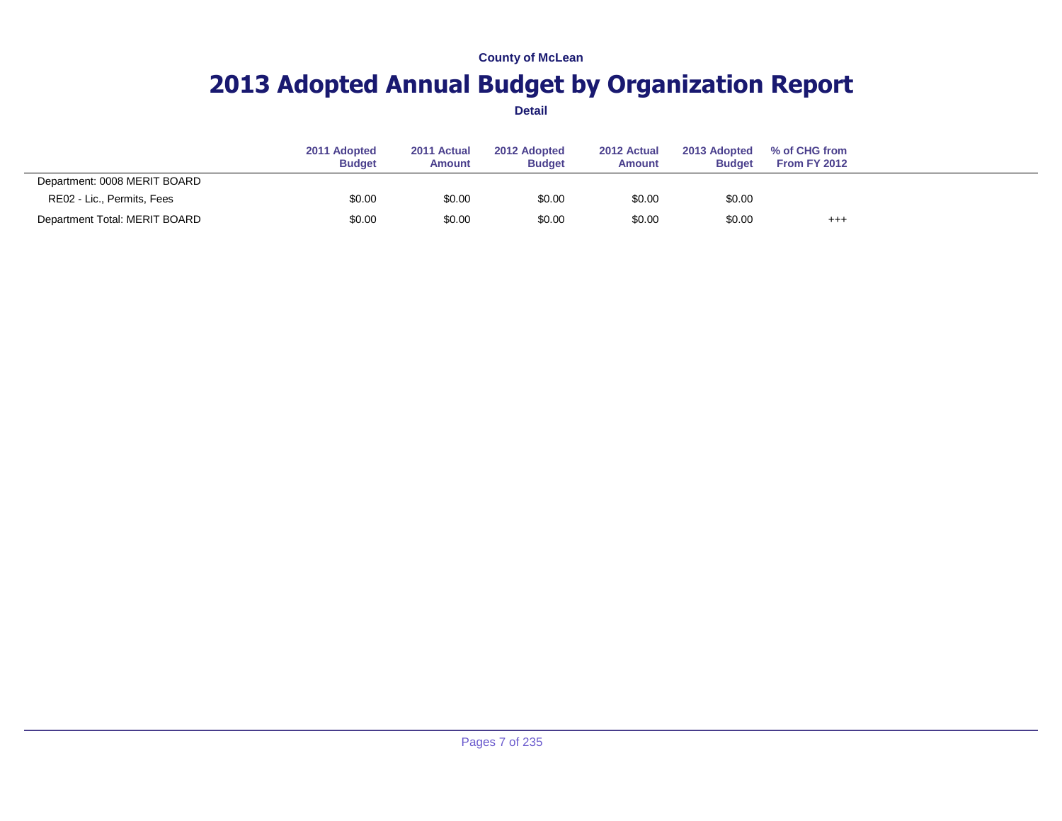County of McLean

# 2013 Adopted Annual Budget by Organization Report

**Detail**

| | 2011 Adopted Budget | 2011 Actual Amount | 2012 Adopted Budget | 2012 Actual Amount | 2013 Adopted Budget | % of CHG from From FY 2012 |
|---|---|---|---|---|---|---|
| Department: 0008 MERIT BOARD | | | | | | |
| RE02 - Lic., Permits, Fees | $0.00 | $0.00 | $0.00 | $0.00 | $0.00 | |
| Department Total: MERIT BOARD | $0.00 | $0.00 | $0.00 | $0.00 | $0.00 | +++ |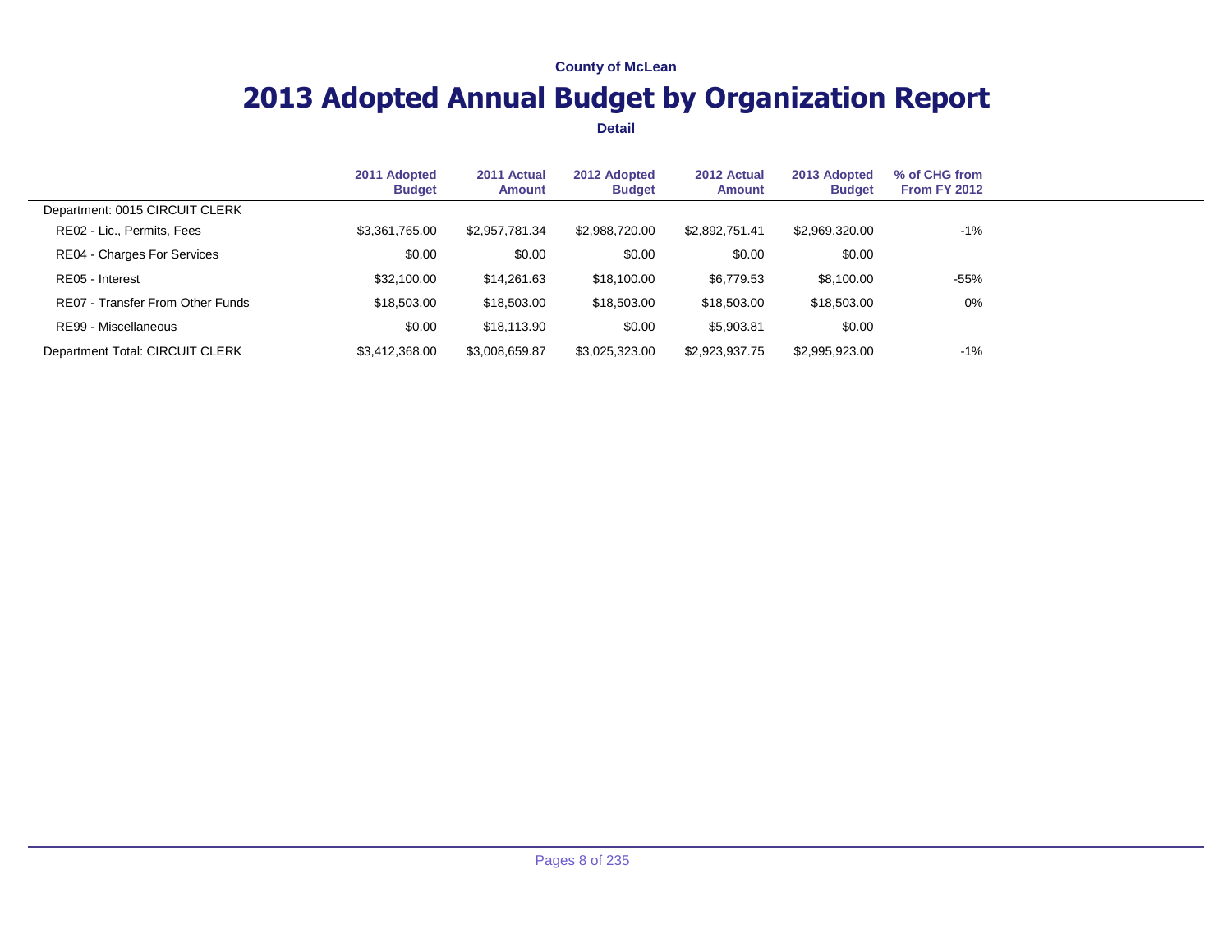County of McLean

# 2013 Adopted Annual Budget by Organization Report

**Detail**

| | 2011 Adopted Budget | 2011 Actual Amount | 2012 Adopted Budget | 2012 Actual Amount | 2013 Adopted Budget | % of CHG from From FY 2012 |
|---|---|---|---|---|---|---|
| Department: 0015 CIRCUIT CLERK | | | | | | |
| RE02 - Lic., Permits, Fees | $3,361,765.00 | $2,957,781.34 | $2,988,720.00 | $2,892,751.41 | $2,969,320.00 | -1% |
| RE04 - Charges For Services | $0.00 | $0.00 | $0.00 | $0.00 | $0.00 | |
| RE05 - Interest | $32,100.00 | $14,261.63 | $18,100.00 | $6,779.53 | $8,100.00 | -55% |
| RE07 - Transfer From Other Funds | $18,503.00 | $18,503.00 | $18,503.00 | $18,503.00 | $18,503.00 | 0% |
| RE99 - Miscellaneous | $0.00 | $18,113.90 | $0.00 | $5,903.81 | $0.00 | |
| Department Total: CIRCUIT CLERK | $3,412,368.00 | $3,008,659.87 | $3,025,323.00 | $2,923,937.75 | $2,995,923.00 | -1% |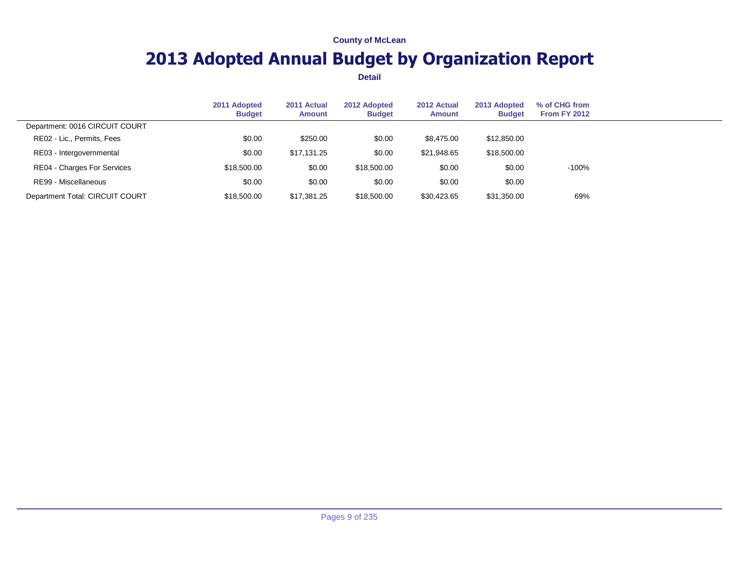County of McLean

# 2013 Adopted Annual Budget by Organization Report

**Detail**

| | 2011 Adopted Budget | 2011 Actual Amount | 2012 Adopted Budget | 2012 Actual Amount | 2013 Adopted Budget | % of CHG from From FY 2012 |
|---|---|---|---|---|---|---|
| Department: 0016 CIRCUIT COURT | | | | | | |
| RE02 - Lic., Permits, Fees | $0.00 | $250.00 | $0.00 | $8,475.00 | $12,850.00 | |
| RE03 - Intergovernmental | $0.00 | $17,131.25 | $0.00 | $21,948.65 | $18,500.00 | |
| RE04 - Charges For Services | $18,500.00 | $0.00 | $18,500.00 | $0.00 | $0.00 | -100% |
| RE99 - Miscellaneous | $0.00 | $0.00 | $0.00 | $0.00 | $0.00 | |
| Department Total: CIRCUIT COURT | $18,500.00 | $17,381.25 | $18,500.00 | $30,423.65 | $31,350.00 | 69% |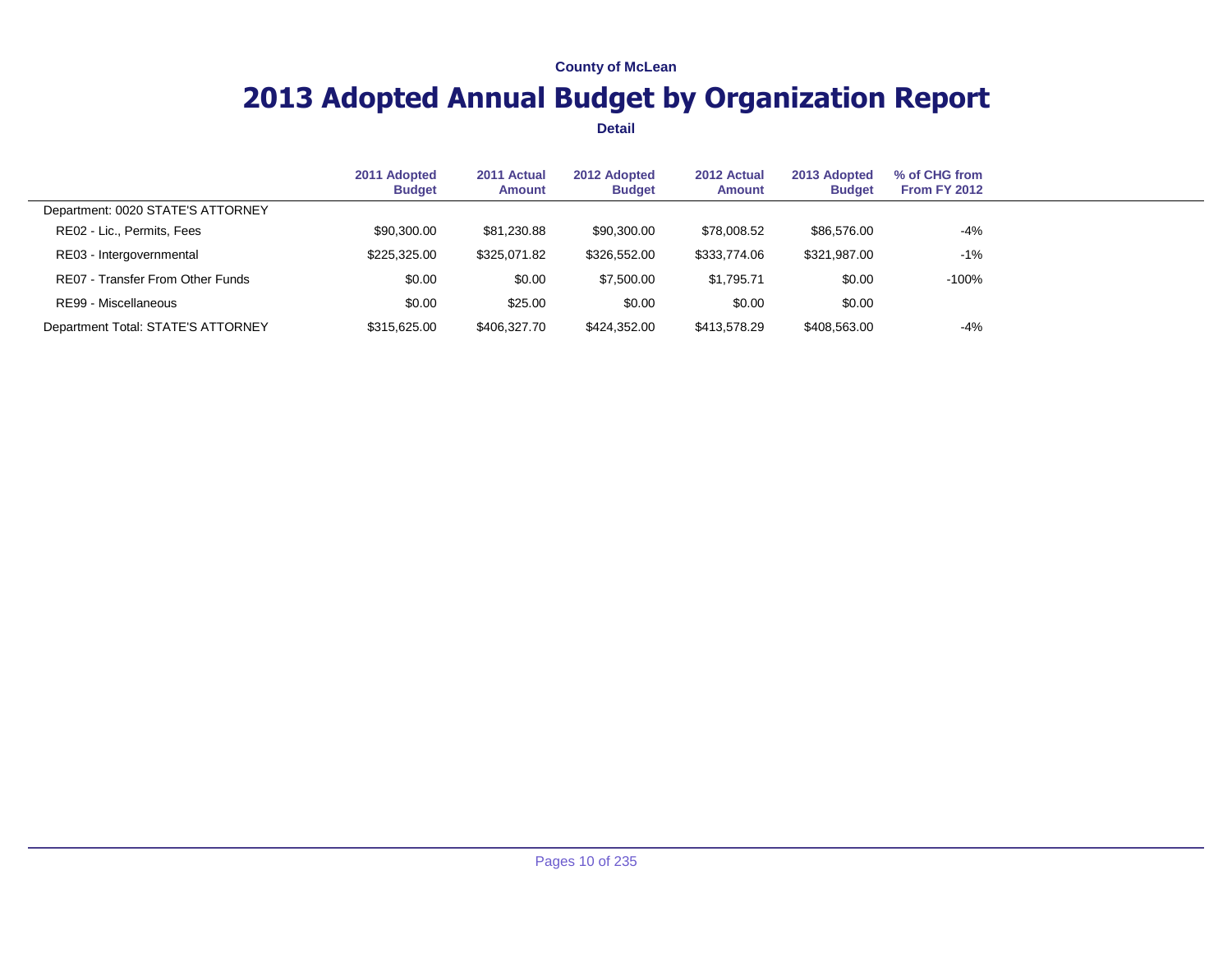County of McLean

# 2013 Adopted Annual Budget by Organization Report

**Detail**

| | 2011 Adopted Budget | 2011 Actual Amount | 2012 Adopted Budget | 2012 Actual Amount | 2013 Adopted Budget | % of CHG from From FY 2012 |
|---|---|---|---|---|---|---|
| Department: 0020 STATE'S ATTORNEY | | | | | | |
| RE02 - Lic., Permits, Fees | $90,300.00 | $81,230.88 | $90,300.00 | $78,008.52 | $86,576.00 | -4% |
| RE03 - Intergovernmental | $225,325.00 | $325,071.82 | $326,552.00 | $333,774.06 | $321,987.00 | -1% |
| RE07 - Transfer From Other Funds | $0.00 | $0.00 | $7,500.00 | $1,795.71 | $0.00 | -100% |
| RE99 - Miscellaneous | $0.00 | $25.00 | $0.00 | $0.00 | $0.00 | |
| Department Total: STATE'S ATTORNEY | $315,625.00 | $406,327.70 | $424,352.00 | $413,578.29 | $408,563.00 | -4% |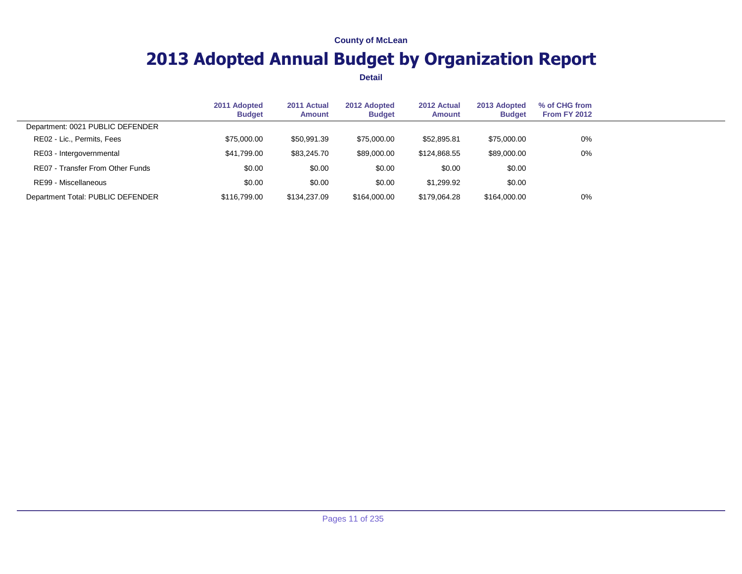County of McLean

# 2013 Adopted Annual Budget by Organization Report

**Detail**

| | 2011 Adopted Budget | 2011 Actual Amount | 2012 Adopted Budget | 2012 Actual Amount | 2013 Adopted Budget | % of CHG from From FY 2012 |
|---|---|---|---|---|---|---|
| Department: 0021 PUBLIC DEFENDER | | | | | | |
| RE02 - Lic., Permits, Fees | $75,000.00 | $50,991.39 | $75,000.00 | $52,895.81 | $75,000.00 | 0% |
| RE03 - Intergovernmental | $41,799.00 | $83,245.70 | $89,000.00 | $124,868.55 | $89,000.00 | 0% |
| RE07 - Transfer From Other Funds | $0.00 | $0.00 | $0.00 | $0.00 | $0.00 | |
| RE99 - Miscellaneous | $0.00 | $0.00 | $0.00 | $1,299.92 | $0.00 | |
| Department Total: PUBLIC DEFENDER | $116,799.00 | $134,237.09 | $164,000.00 | $179,064.28 | $164,000.00 | 0% |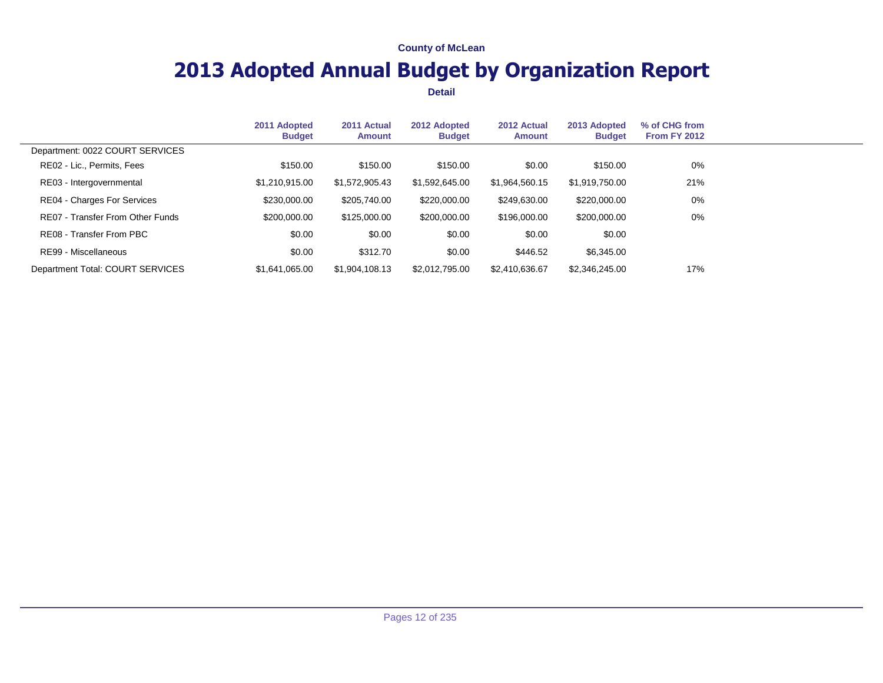County of McLean

# 2013 Adopted Annual Budget by Organization Report

Detail

| | 2011 Adopted Budget | 2011 Actual Amount | 2012 Adopted Budget | 2012 Actual Amount | 2013 Adopted Budget | % of CHG from From FY 2012 |
|---|---|---|---|---|---|---|
| Department: 0022 COURT SERVICES | | | | | | |
| RE02 - Lic., Permits, Fees | $150.00 | $150.00 | $150.00 | $0.00 | $150.00 | 0% |
| RE03 - Intergovernmental | $1,210,915.00 | $1,572,905.43 | $1,592,645.00 | $1,964,560.15 | $1,919,750.00 | 21% |
| RE04 - Charges For Services | $230,000.00 | $205,740.00 | $220,000.00 | $249,630.00 | $220,000.00 | 0% |
| RE07 - Transfer From Other Funds | $200,000.00 | $125,000.00 | $200,000.00 | $196,000.00 | $200,000.00 | 0% |
| RE08 - Transfer From PBC | $0.00 | $0.00 | $0.00 | $0.00 | $0.00 | |
| RE99 - Miscellaneous | $0.00 | $312.70 | $0.00 | $446.52 | $6,345.00 | |
| Department Total: COURT SERVICES | $1,641,065.00 | $1,904,108.13 | $2,012,795.00 | $2,410,636.67 | $2,346,245.00 | 17% |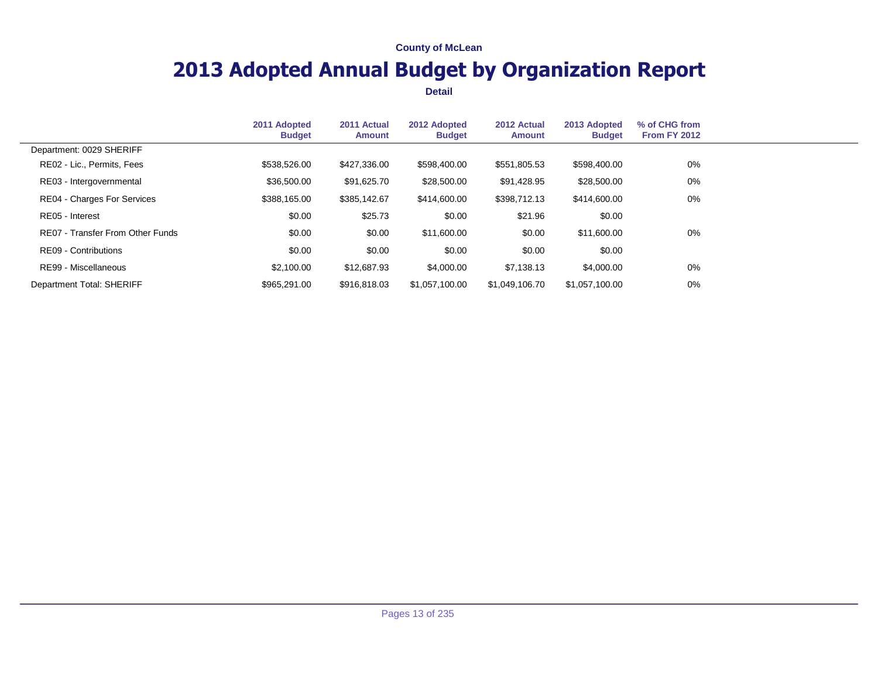County of McLean

# 2013 Adopted Annual Budget by Organization Report

**Detail**

| | 2011 Adopted Budget | 2011 Actual Amount | 2012 Adopted Budget | 2012 Actual Amount | 2013 Adopted Budget | % of CHG from From FY 2012 |
|---|---|---|---|---|---|---|
| Department: 0029 SHERIFF | | | | | | |
| RE02 - Lic., Permits, Fees | $538,526.00 | $427,336.00 | $598,400.00 | $551,805.53 | $598,400.00 | 0% |
| RE03 - Intergovernmental | $36,500.00 | $91,625.70 | $28,500.00 | $91,428.95 | $28,500.00 | 0% |
| RE04 - Charges For Services | $388,165.00 | $385,142.67 | $414,600.00 | $398,712.13 | $414,600.00 | 0% |
| RE05 - Interest | $0.00 | $25.73 | $0.00 | $21.96 | $0.00 | |
| RE07 - Transfer From Other Funds | $0.00 | $0.00 | $11,600.00 | $0.00 | $11,600.00 | 0% |
| RE09 - Contributions | $0.00 | $0.00 | $0.00 | $0.00 | $0.00 | |
| RE99 - Miscellaneous | $2,100.00 | $12,687.93 | $4,000.00 | $7,138.13 | $4,000.00 | 0% |
| Department Total: SHERIFF | $965,291.00 | $916,818.03 | $1,057,100.00 | $1,049,106.70 | $1,057,100.00 | 0% |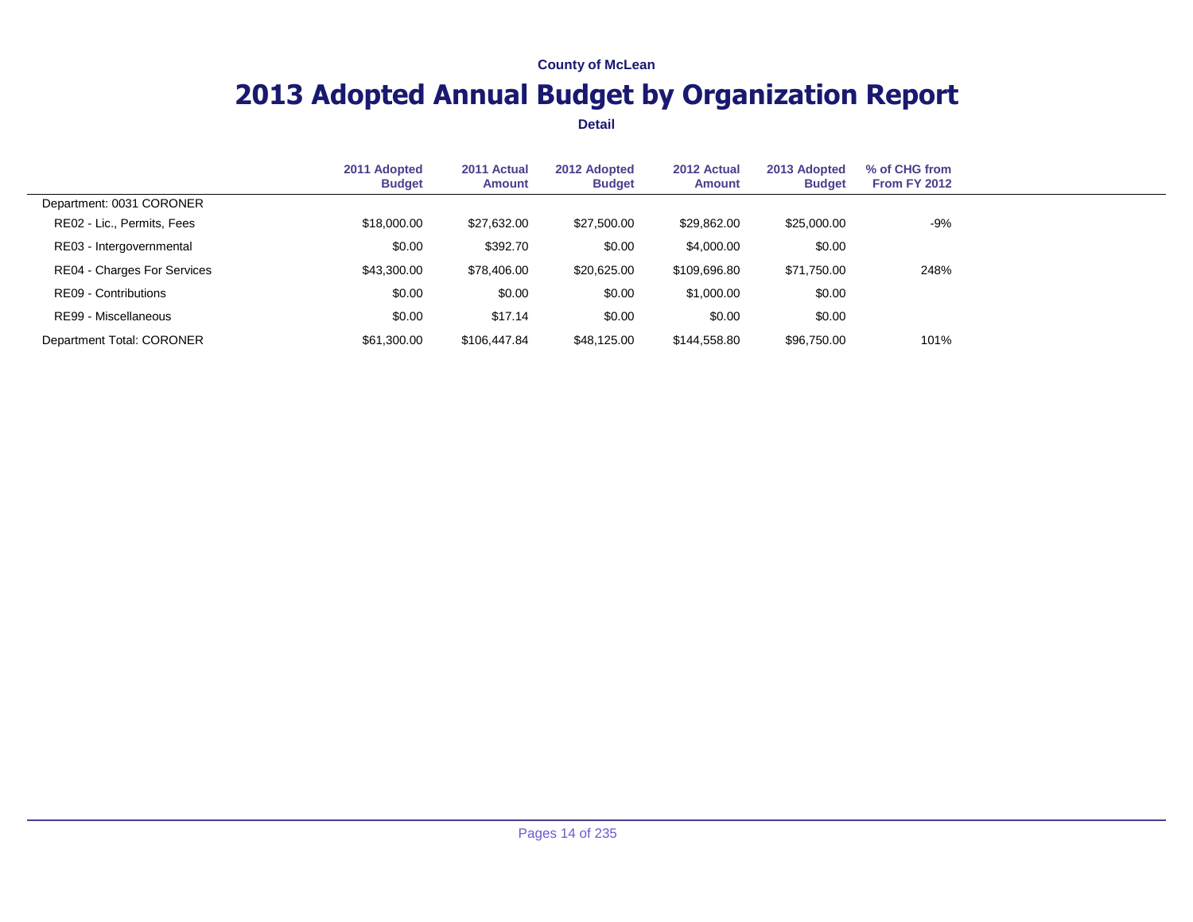County of McLean

# 2013 Adopted Annual Budget by Organization Report

**Detail**

| | 2011 Adopted Budget | 2011 Actual Amount | 2012 Adopted Budget | 2012 Actual Amount | 2013 Adopted Budget | % of CHG from From FY 2012 |
|---|---|---|---|---|---|---|
| Department: 0031 CORONER | | | | | | |
| RE02 - Lic., Permits, Fees | $18,000.00 | $27,632.00 | $27,500.00 | $29,862.00 | $25,000.00 | -9% |
| RE03 - Intergovernmental | $0.00 | $392.70 | $0.00 | $4,000.00 | $0.00 | |
| RE04 - Charges For Services | $43,300.00 | $78,406.00 | $20,625.00 | $109,696.80 | $71,750.00 | 248% |
| RE09 - Contributions | $0.00 | $0.00 | $0.00 | $1,000.00 | $0.00 | |
| RE99 - Miscellaneous | $0.00 | $17.14 | $0.00 | $0.00 | $0.00 | |
| Department Total: CORONER | $61,300.00 | $106,447.84 | $48,125.00 | $144,558.80 | $96,750.00 | 101% |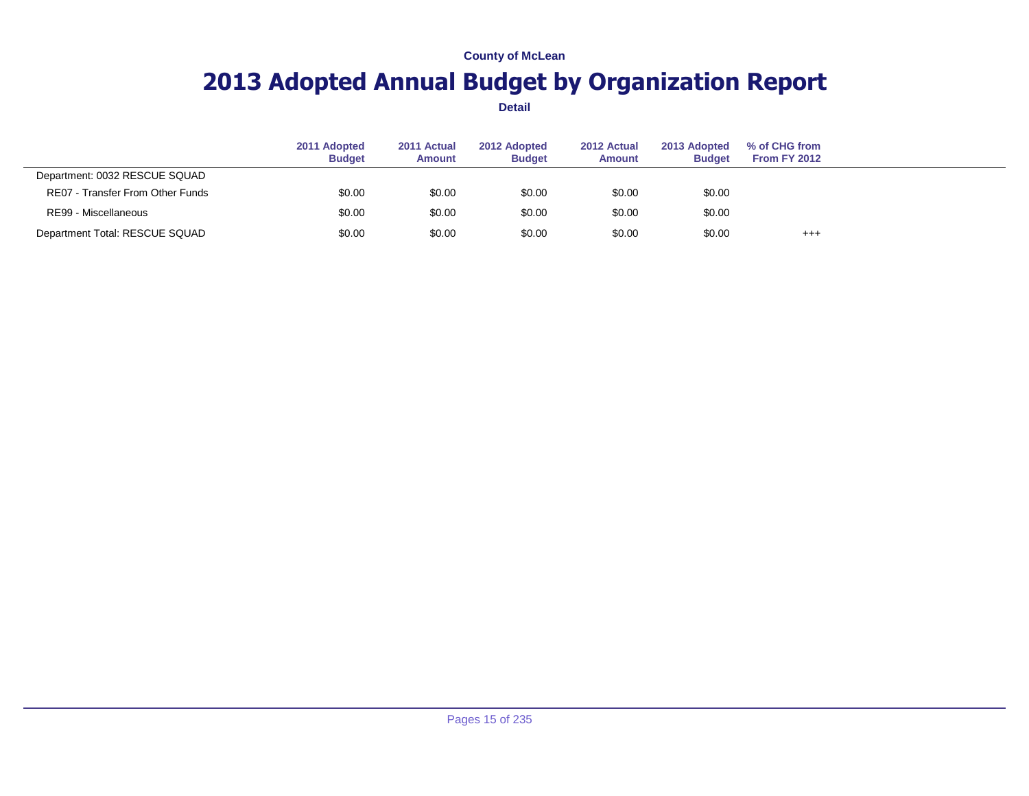**County of McLean**

# 2013 Adopted Annual Budget by Organization Report

**Detail**

| | 2011 Adopted Budget | 2011 Actual Amount | 2012 Adopted Budget | 2012 Actual Amount | 2013 Adopted Budget | % of CHG from From FY 2012 |
|---|---|---|---|---|---|---|
| Department: 0032 RESCUE SQUAD | | | | | | |
| RE07 - Transfer From Other Funds | $0.00 | $0.00 | $0.00 | $0.00 | $0.00 | |
| RE99 - Miscellaneous | $0.00 | $0.00 | $0.00 | $0.00 | $0.00 | |
| Department Total: RESCUE SQUAD | $0.00 | $0.00 | $0.00 | $0.00 | $0.00 | +++ |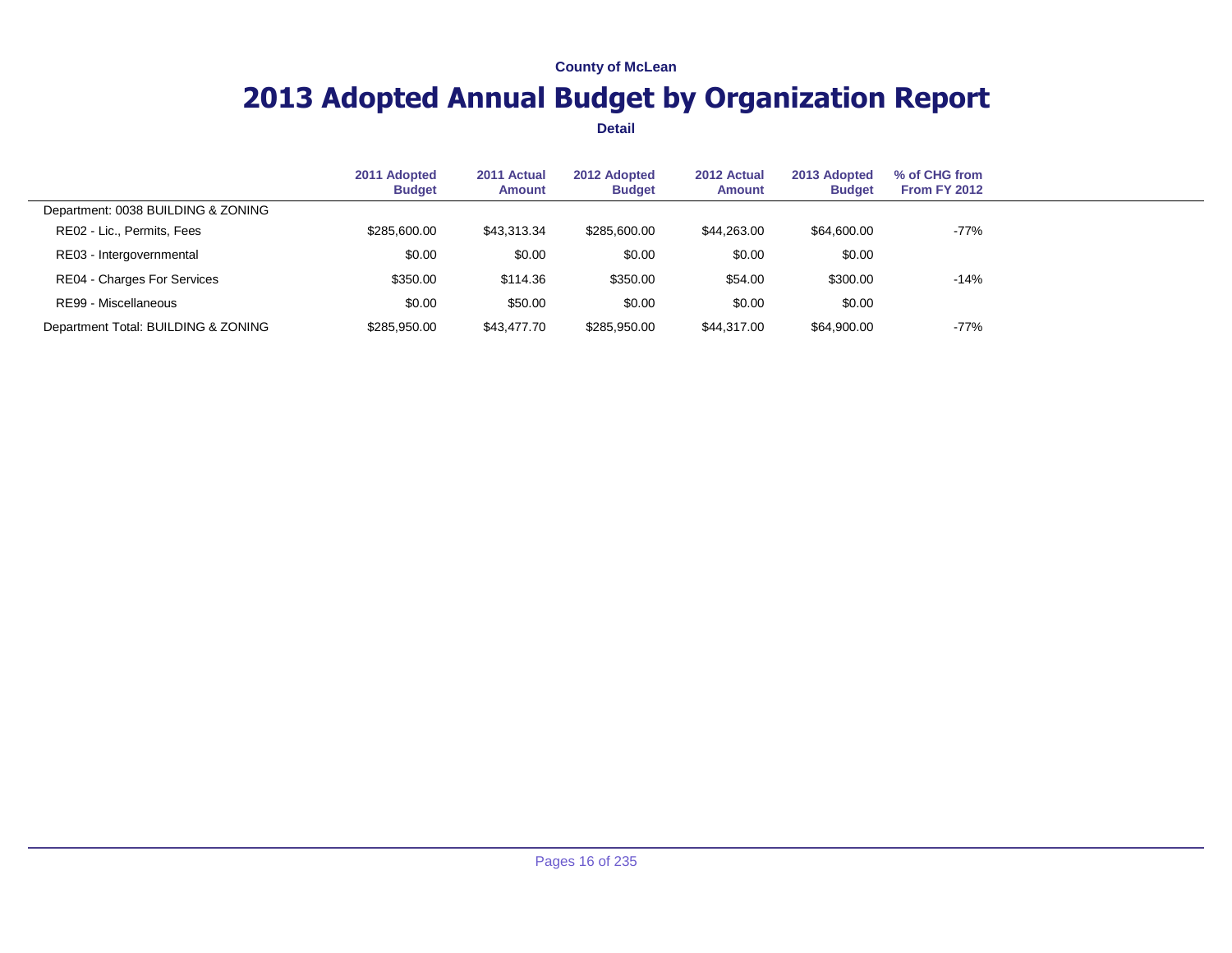County of McLean

# 2013 Adopted Annual Budget by Organization Report

**Detail**

| | 2011 Adopted Budget | 2011 Actual Amount | 2012 Adopted Budget | 2012 Actual Amount | 2013 Adopted Budget | % of CHG from From FY 2012 |
|---|---|---|---|---|---|---|
| Department: 0038 BUILDING & ZONING | | | | | | |
| RE02 - Lic., Permits, Fees | $285,600.00 | $43,313.34 | $285,600.00 | $44,263.00 | $64,600.00 | -77% |
| RE03 - Intergovernmental | $0.00 | $0.00 | $0.00 | $0.00 | $0.00 | |
| RE04 - Charges For Services | $350.00 | $114.36 | $350.00 | $54.00 | $300.00 | -14% |
| RE99 - Miscellaneous | $0.00 | $50.00 | $0.00 | $0.00 | $0.00 | |
| Department Total: BUILDING & ZONING | $285,950.00 | $43,477.70 | $285,950.00 | $44,317.00 | $64,900.00 | -77% |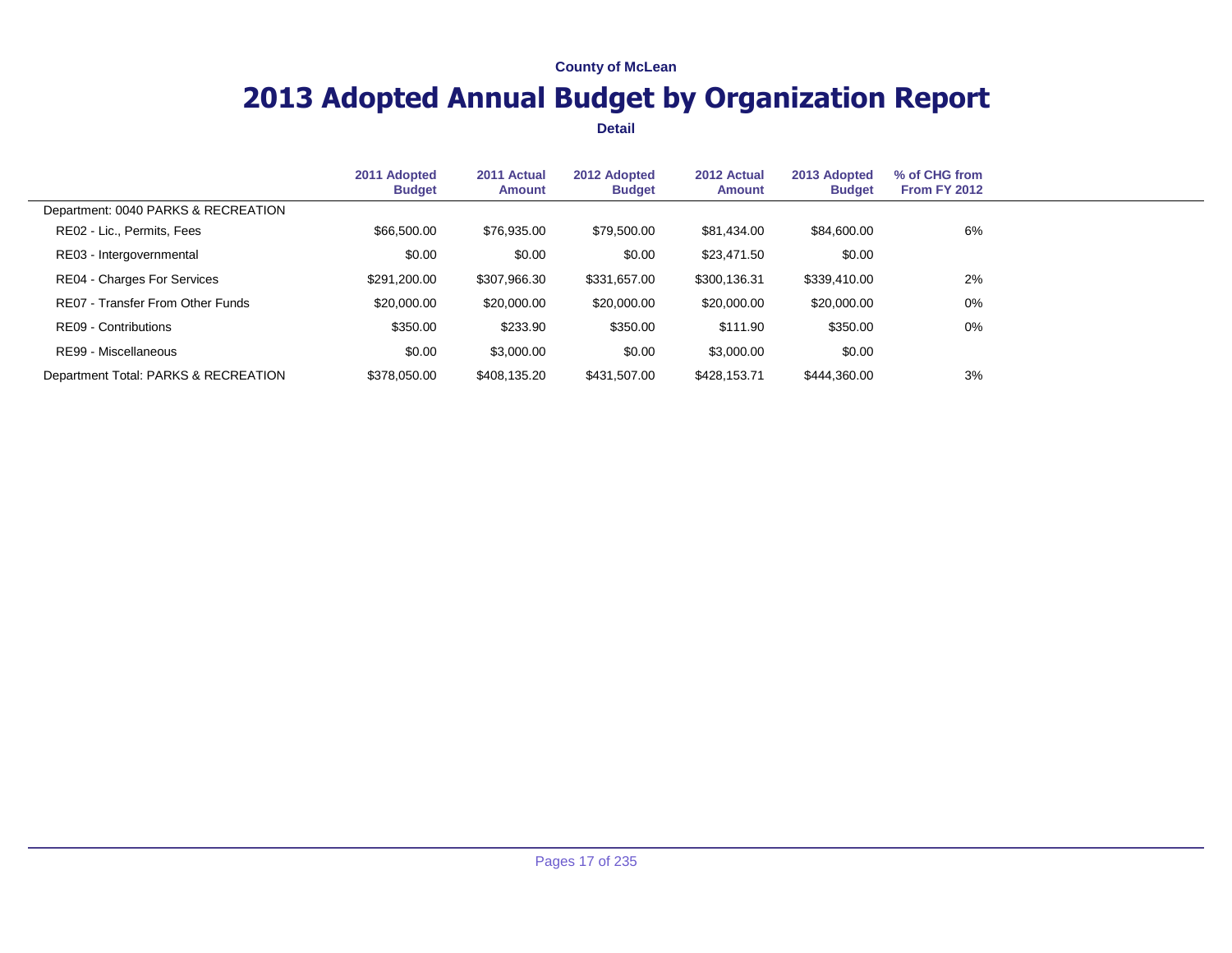County of McLean

# 2013 Adopted Annual Budget by Organization Report

**Detail**

| | 2011 Adopted Budget | 2011 Actual Amount | 2012 Adopted Budget | 2012 Actual Amount | 2013 Adopted Budget | % of CHG from From FY 2012 |
|---|---|---|---|---|---|---|
| Department: 0040 PARKS & RECREATION | | | | | | |
| RE02 - Lic., Permits, Fees | $66,500.00 | $76,935.00 | $79,500.00 | $81,434.00 | $84,600.00 | 6% |
| RE03 - Intergovernmental | $0.00 | $0.00 | $0.00 | $23,471.50 | $0.00 | |
| RE04 - Charges For Services | $291,200.00 | $307,966.30 | $331,657.00 | $300,136.31 | $339,410.00 | 2% |
| RE07 - Transfer From Other Funds | $20,000.00 | $20,000.00 | $20,000.00 | $20,000.00 | $20,000.00 | 0% |
| RE09 - Contributions | $350.00 | $233.90 | $350.00 | $111.90 | $350.00 | 0% |
| RE99 - Miscellaneous | $0.00 | $3,000.00 | $0.00 | $3,000.00 | $0.00 | |
| Department Total: PARKS & RECREATION | $378,050.00 | $408,135.20 | $431,507.00 | $428,153.71 | $444,360.00 | 3% |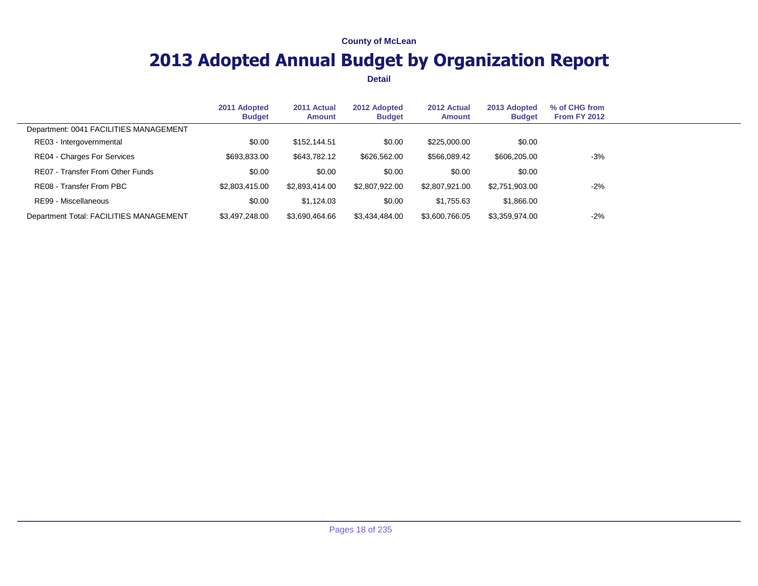County of McLean

# 2013 Adopted Annual Budget by Organization Report

**Detail**

| | 2011 Adopted Budget | 2011 Actual Amount | 2012 Adopted Budget | 2012 Actual Amount | 2013 Adopted Budget | % of CHG from From FY 2012 |
|---|---|---|---|---|---|---|
| Department: 0041 FACILITIES MANAGEMENT | | | | | | |
| RE03 - Intergovernmental | $0.00 | $152,144.51 | $0.00 | $225,000.00 | $0.00 | |
| RE04 - Charges For Services | $693,833.00 | $643,782.12 | $626,562.00 | $566,089.42 | $606,205.00 | -3% |
| RE07 - Transfer From Other Funds | $0.00 | $0.00 | $0.00 | $0.00 | $0.00 | |
| RE08 - Transfer From PBC | $2,803,415.00 | $2,893,414.00 | $2,807,922.00 | $2,807,921.00 | $2,751,903.00 | -2% |
| RE99 - Miscellaneous | $0.00 | $1,124.03 | $0.00 | $1,755.63 | $1,866.00 | |
| Department Total: FACILITIES MANAGEMENT | $3,497,248.00 | $3,690,464.66 | $3,434,484.00 | $3,600,766.05 | $3,359,974.00 | -2% |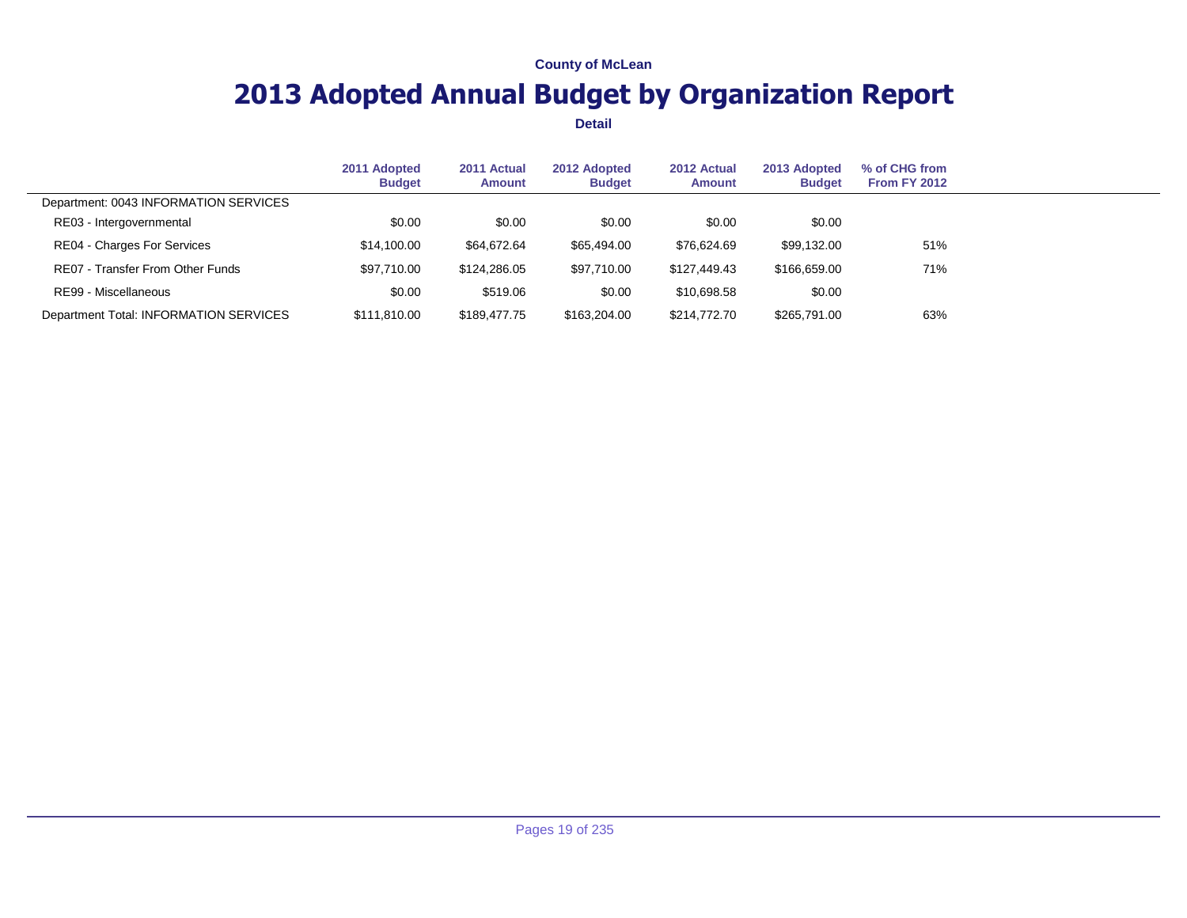County of McLean

# 2013 Adopted Annual Budget by Organization Report

**Detail**

| | 2011 Adopted Budget | 2011 Actual Amount | 2012 Adopted Budget | 2012 Actual Amount | 2013 Adopted Budget | % of CHG from From FY 2012 |
|---|---|---|---|---|---|---|
| Department: 0043 INFORMATION SERVICES | | | | | | |
| RE03 - Intergovernmental | $0.00 | $0.00 | $0.00 | $0.00 | $0.00 | |
| RE04 - Charges For Services | $14,100.00 | $64,672.64 | $65,494.00 | $76,624.69 | $99,132.00 | 51% |
| RE07 - Transfer From Other Funds | $97,710.00 | $124,286.05 | $97,710.00 | $127,449.43 | $166,659.00 | 71% |
| RE99 - Miscellaneous | $0.00 | $519.06 | $0.00 | $10,698.58 | $0.00 | |
| Department Total: INFORMATION SERVICES | $111,810.00 | $189,477.75 | $163,204.00 | $214,772.70 | $265,791.00 | 63% |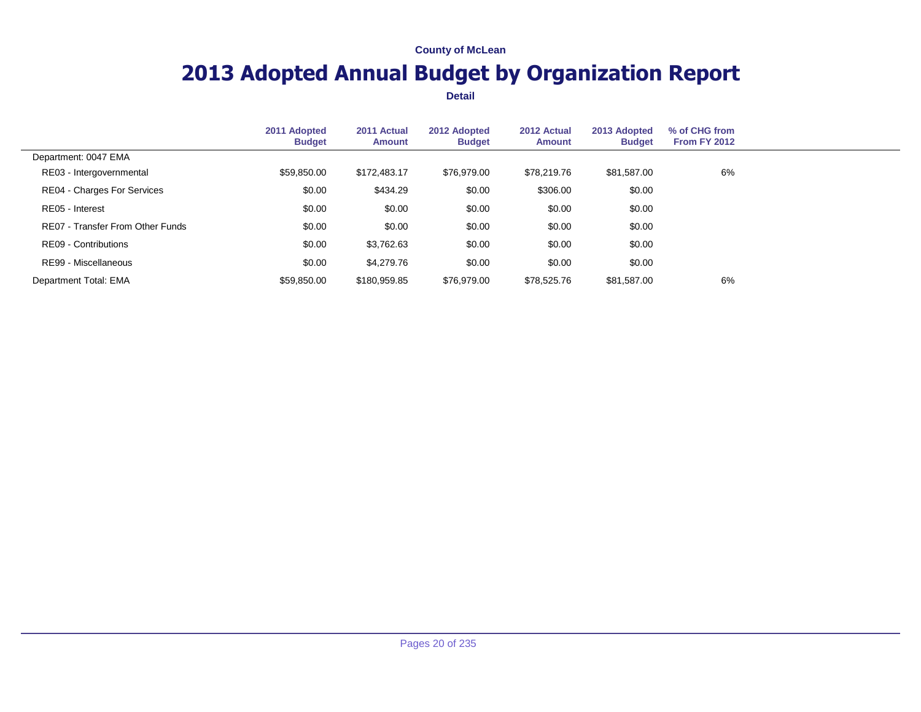County of McLean

# 2013 Adopted Annual Budget by Organization Report

Detail

| | 2011 Adopted Budget | 2011 Actual Amount | 2012 Adopted Budget | 2012 Actual Amount | 2013 Adopted Budget | % of CHG from From FY 2012 |
|---|---|---|---|---|---|---|
| Department: 0047 EMA | | | | | | |
| RE03 - Intergovernmental | $59,850.00 | $172,483.17 | $76,979.00 | $78,219.76 | $81,587.00 | 6% |
| RE04 - Charges For Services | $0.00 | $434.29 | $0.00 | $306.00 | $0.00 | |
| RE05 - Interest | $0.00 | $0.00 | $0.00 | $0.00 | $0.00 | |
| RE07 - Transfer From Other Funds | $0.00 | $0.00 | $0.00 | $0.00 | $0.00 | |
| RE09 - Contributions | $0.00 | $3,762.63 | $0.00 | $0.00 | $0.00 | |
| RE99 - Miscellaneous | $0.00 | $4,279.76 | $0.00 | $0.00 | $0.00 | |
| Department Total: EMA | $59,850.00 | $180,959.85 | $76,979.00 | $78,525.76 | $81,587.00 | 6% |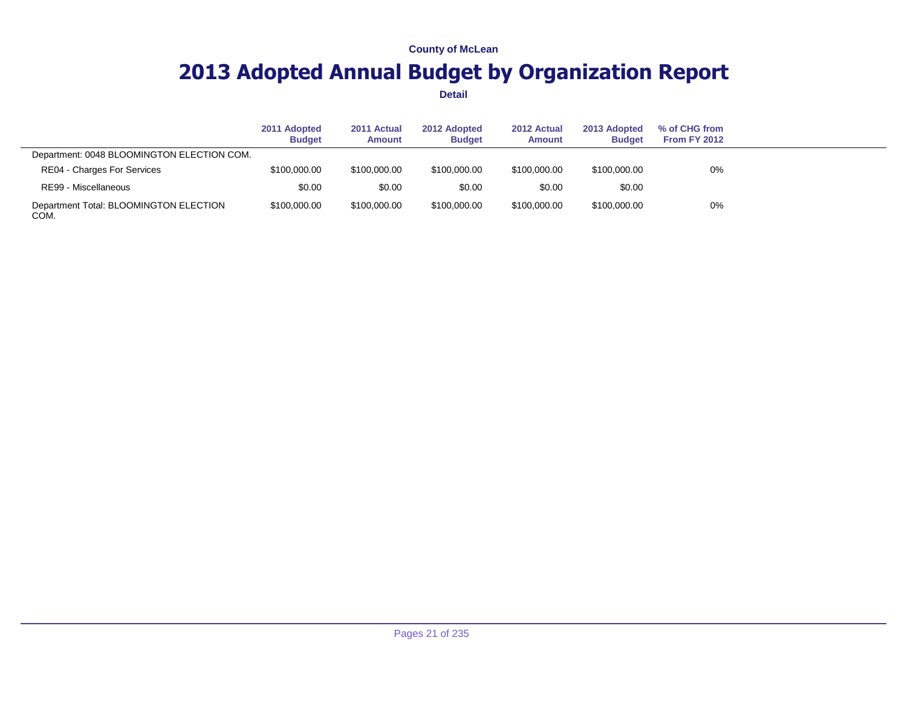County of McLean

# 2013 Adopted Annual Budget by Organization Report

**Detail**

| | 2011 Adopted Budget | 2011 Actual Amount | 2012 Adopted Budget | 2012 Actual Amount | 2013 Adopted Budget | % of CHG from From FY 2012 |
|---|---|---|---|---|---|---|
| Department: 0048 BLOOMINGTON ELECTION COM. | | | | | | |
| RE04 - Charges For Services | $100,000.00 | $100,000.00 | $100,000.00 | $100,000.00 | $100,000.00 | 0% |
| RE99 - Miscellaneous | $0.00 | $0.00 | $0.00 | $0.00 | $0.00 | |
| Department Total: BLOOMINGTON ELECTION COM. | $100,000.00 | $100,000.00 | $100,000.00 | $100,000.00 | $100,000.00 | 0% |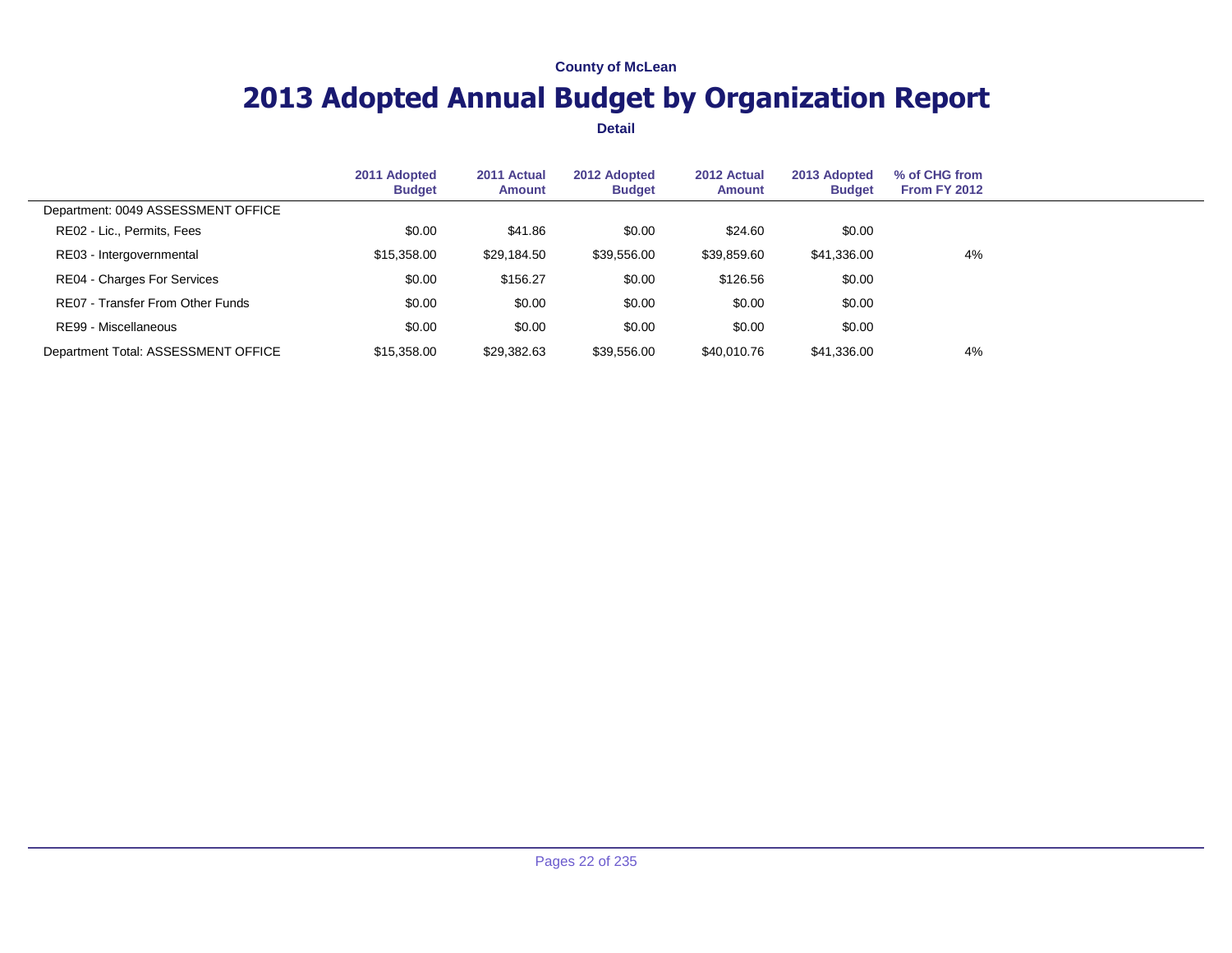County of McLean

# 2013 Adopted Annual Budget by Organization Report

**Detail**

| | 2011 Adopted Budget | 2011 Actual Amount | 2012 Adopted Budget | 2012 Actual Amount | 2013 Adopted Budget | % of CHG from From FY 2012 |
|---|---|---|---|---|---|---|
| Department: 0049 ASSESSMENT OFFICE | | | | | | |
| RE02 - Lic., Permits, Fees | $0.00 | $41.86 | $0.00 | $24.60 | $0.00 | |
| RE03 - Intergovernmental | $15,358.00 | $29,184.50 | $39,556.00 | $39,859.60 | $41,336.00 | 4% |
| RE04 - Charges For Services | $0.00 | $156.27 | $0.00 | $126.56 | $0.00 | |
| RE07 - Transfer From Other Funds | $0.00 | $0.00 | $0.00 | $0.00 | $0.00 | |
| RE99 - Miscellaneous | $0.00 | $0.00 | $0.00 | $0.00 | $0.00 | |
| Department Total: ASSESSMENT OFFICE | $15,358.00 | $29,382.63 | $39,556.00 | $40,010.76 | $41,336.00 | 4% |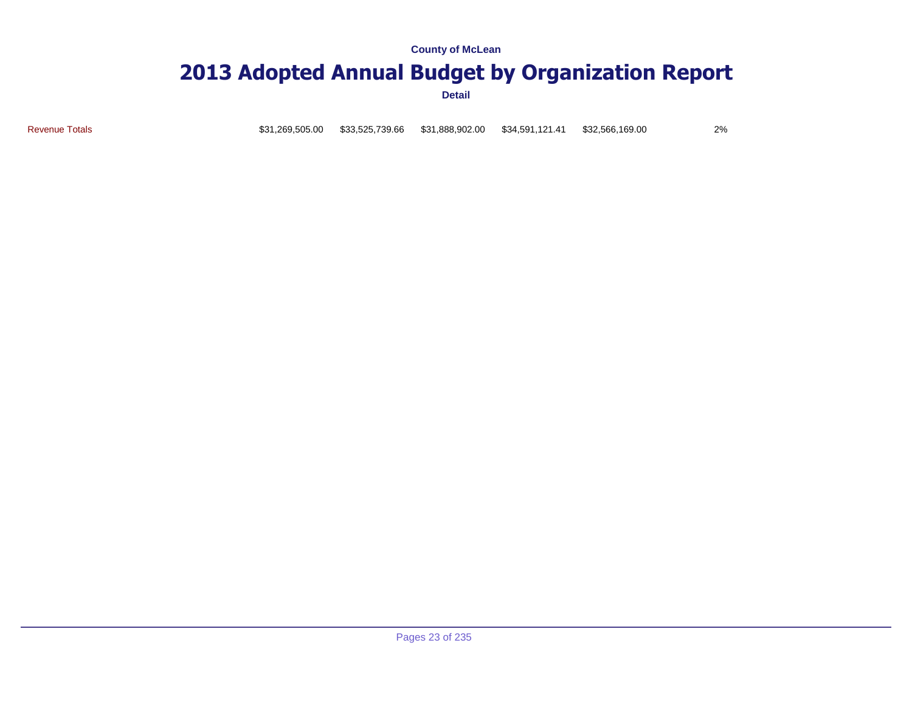County of McLean

# 2013 Adopted Annual Budget by Organization Report

Detail

| | | | | | | |
|---|---|---|---|---|---|---|
| Revenue Totals | $31,269,505.00 | $33,525,739.66 | $31,888,902.00 | $34,591,121.41 | $32,566,169.00 | 2% |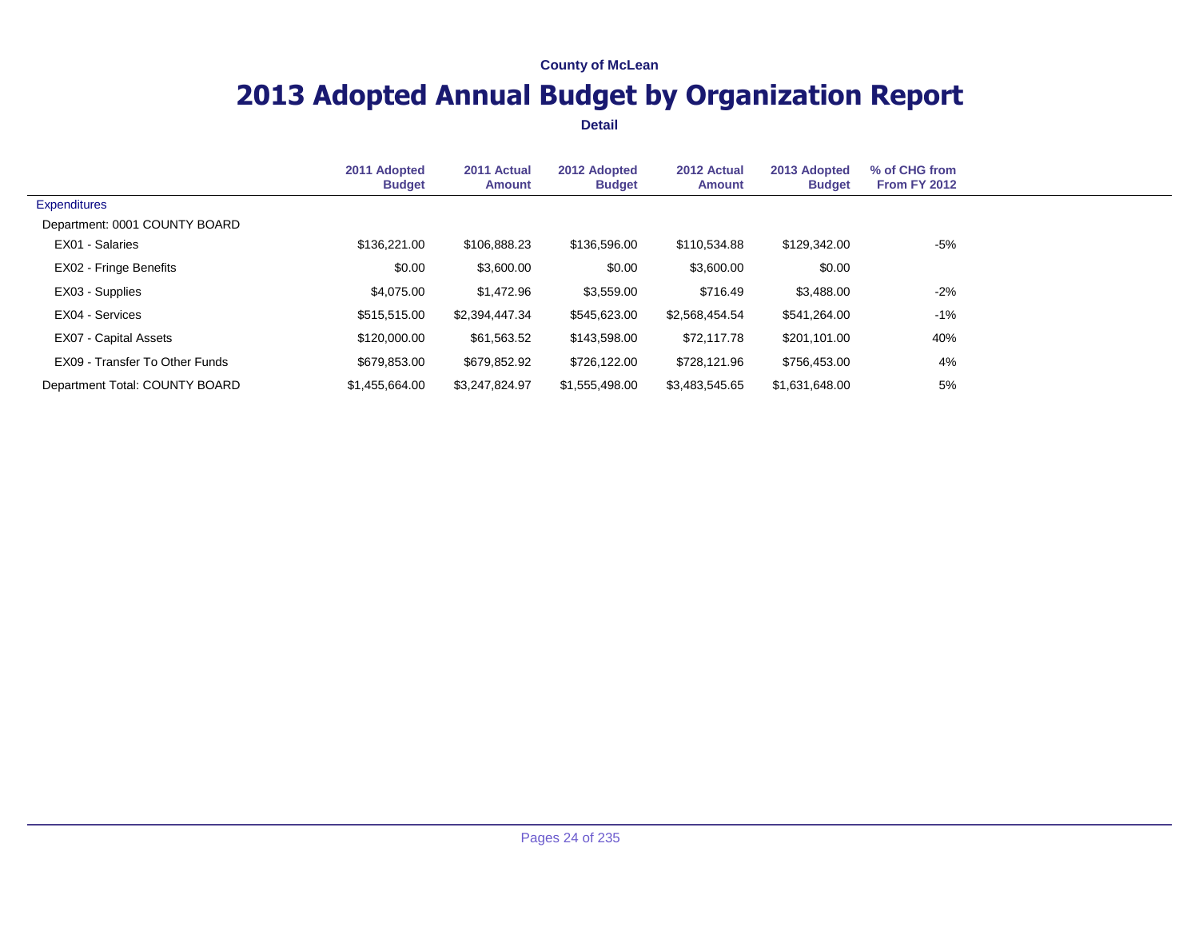**County of McLean**

# 2013 Adopted Annual Budget by Organization Report

**Detail**

| | 2011 Adopted Budget | 2011 Actual Amount | 2012 Adopted Budget | 2012 Actual Amount | 2013 Adopted Budget | % of CHG from From FY 2012 |
|---|---|---|---|---|---|---|
| Expenditures | | | | | | |
| Department: 0001 COUNTY BOARD | | | | | | |
| EX01 - Salaries | $136,221.00 | $106,888.23 | $136,596.00 | $110,534.88 | $129,342.00 | -5% |
| EX02 - Fringe Benefits | $0.00 | $3,600.00 | $0.00 | $3,600.00 | $0.00 | |
| EX03 - Supplies | $4,075.00 | $1,472.96 | $3,559.00 | $716.49 | $3,488.00 | -2% |
| EX04 - Services | $515,515.00 | $2,394,447.34 | $545,623.00 | $2,568,454.54 | $541,264.00 | -1% |
| EX07 - Capital Assets | $120,000.00 | $61,563.52 | $143,598.00 | $72,117.78 | $201,101.00 | 40% |
| EX09 - Transfer To Other Funds | $679,853.00 | $679,852.92 | $726,122.00 | $728,121.96 | $756,453.00 | 4% |
| Department Total: COUNTY BOARD | $1,455,664.00 | $3,247,824.97 | $1,555,498.00 | $3,483,545.65 | $1,631,648.00 | 5% |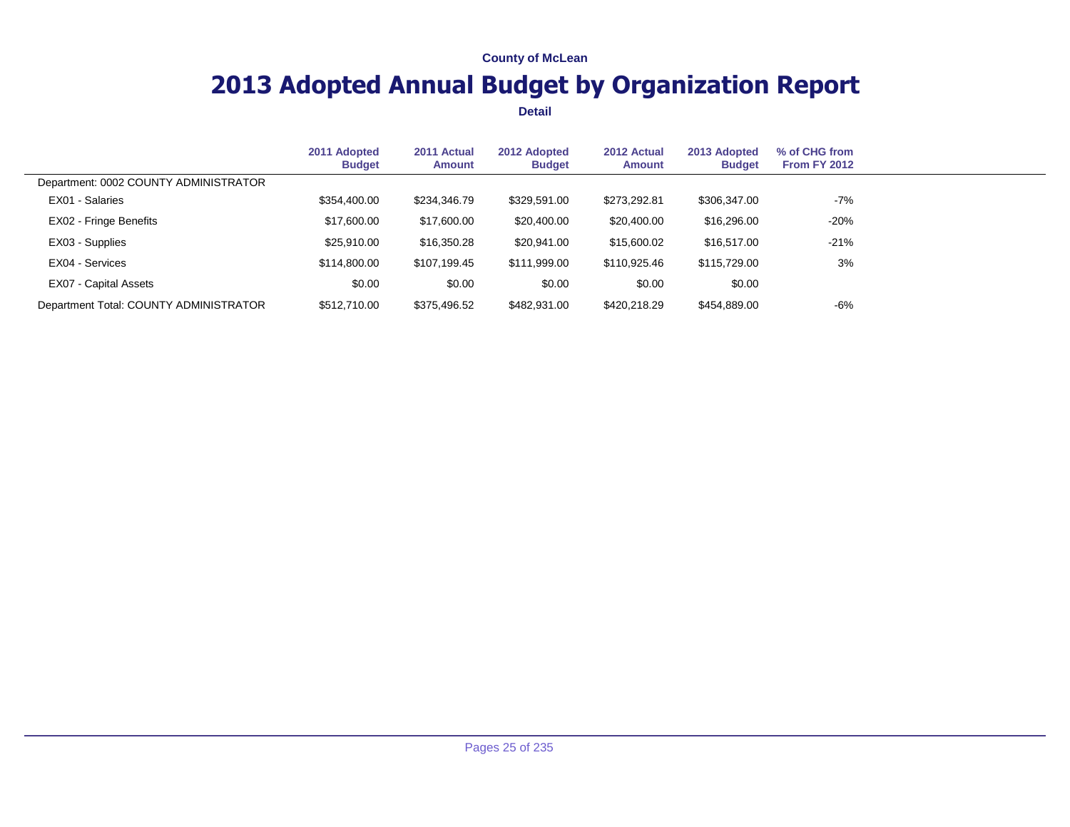County of McLean

# 2013 Adopted Annual Budget by Organization Report

**Detail**

| | 2011 Adopted Budget | 2011 Actual Amount | 2012 Adopted Budget | 2012 Actual Amount | 2013 Adopted Budget | % of CHG from From FY 2012 |
|---|---|---|---|---|---|---|
| Department: 0002 COUNTY ADMINISTRATOR | | | | | | |
| EX01 - Salaries | $354,400.00 | $234,346.79 | $329,591.00 | $273,292.81 | $306,347.00 | -7% |
| EX02 - Fringe Benefits | $17,600.00 | $17,600.00 | $20,400.00 | $20,400.00 | $16,296.00 | -20% |
| EX03 - Supplies | $25,910.00 | $16,350.28 | $20,941.00 | $15,600.02 | $16,517.00 | -21% |
| EX04 - Services | $114,800.00 | $107,199.45 | $111,999.00 | $110,925.46 | $115,729.00 | 3% |
| EX07 - Capital Assets | $0.00 | $0.00 | $0.00 | $0.00 | $0.00 | |
| Department Total: COUNTY ADMINISTRATOR | $512,710.00 | $375,496.52 | $482,931.00 | $420,218.29 | $454,889.00 | -6% |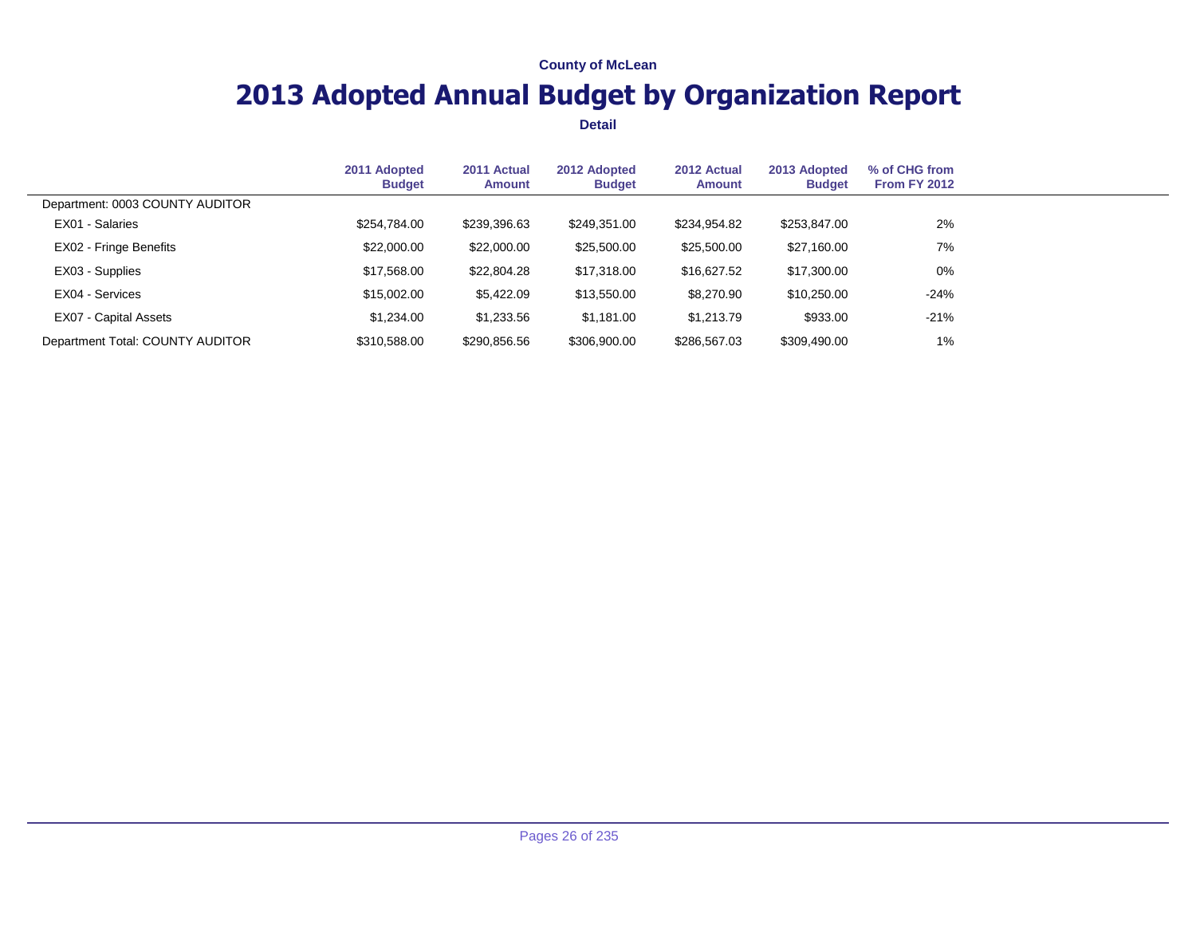County of McLean

# 2013 Adopted Annual Budget by Organization Report

**Detail**

| | 2011 Adopted Budget | 2011 Actual Amount | 2012 Adopted Budget | 2012 Actual Amount | 2013 Adopted Budget | % of CHG from From FY 2012 |
|---|---|---|---|---|---|---|
| Department: 0003 COUNTY AUDITOR | | | | | | |
| EX01 - Salaries | $254,784.00 | $239,396.63 | $249,351.00 | $234,954.82 | $253,847.00 | 2% |
| EX02 - Fringe Benefits | $22,000.00 | $22,000.00 | $25,500.00 | $25,500.00 | $27,160.00 | 7% |
| EX03 - Supplies | $17,568.00 | $22,804.28 | $17,318.00 | $16,627.52 | $17,300.00 | 0% |
| EX04 - Services | $15,002.00 | $5,422.09 | $13,550.00 | $8,270.90 | $10,250.00 | -24% |
| EX07 - Capital Assets | $1,234.00 | $1,233.56 | $1,181.00 | $1,213.79 | $933.00 | -21% |
| Department Total: COUNTY AUDITOR | $310,588.00 | $290,856.56 | $306,900.00 | $286,567.03 | $309,490.00 | 1% |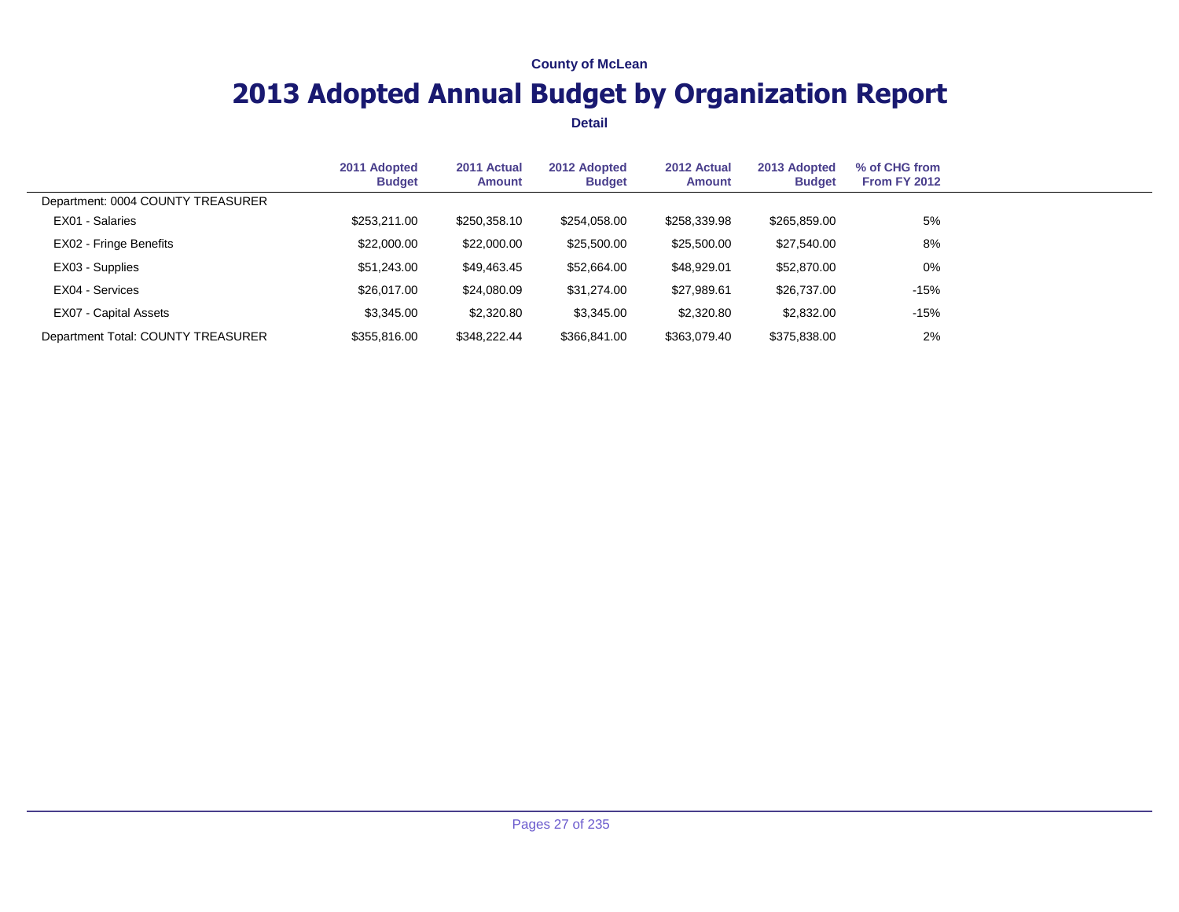County of McLean

# 2013 Adopted Annual Budget by Organization Report

**Detail**

| | 2011 Adopted Budget | 2011 Actual Amount | 2012 Adopted Budget | 2012 Actual Amount | 2013 Adopted Budget | % of CHG from From FY 2012 |
|---|---|---|---|---|---|---|
| Department: 0004 COUNTY TREASURER | | | | | | |
| EX01 - Salaries | $253,211.00 | $250,358.10 | $254,058.00 | $258,339.98 | $265,859.00 | 5% |
| EX02 - Fringe Benefits | $22,000.00 | $22,000.00 | $25,500.00 | $25,500.00 | $27,540.00 | 8% |
| EX03 - Supplies | $51,243.00 | $49,463.45 | $52,664.00 | $48,929.01 | $52,870.00 | 0% |
| EX04 - Services | $26,017.00 | $24,080.09 | $31,274.00 | $27,989.61 | $26,737.00 | -15% |
| EX07 - Capital Assets | $3,345.00 | $2,320.80 | $3,345.00 | $2,320.80 | $2,832.00 | -15% |
| Department Total: COUNTY TREASURER | $355,816.00 | $348,222.44 | $366,841.00 | $363,079.40 | $375,838.00 | 2% |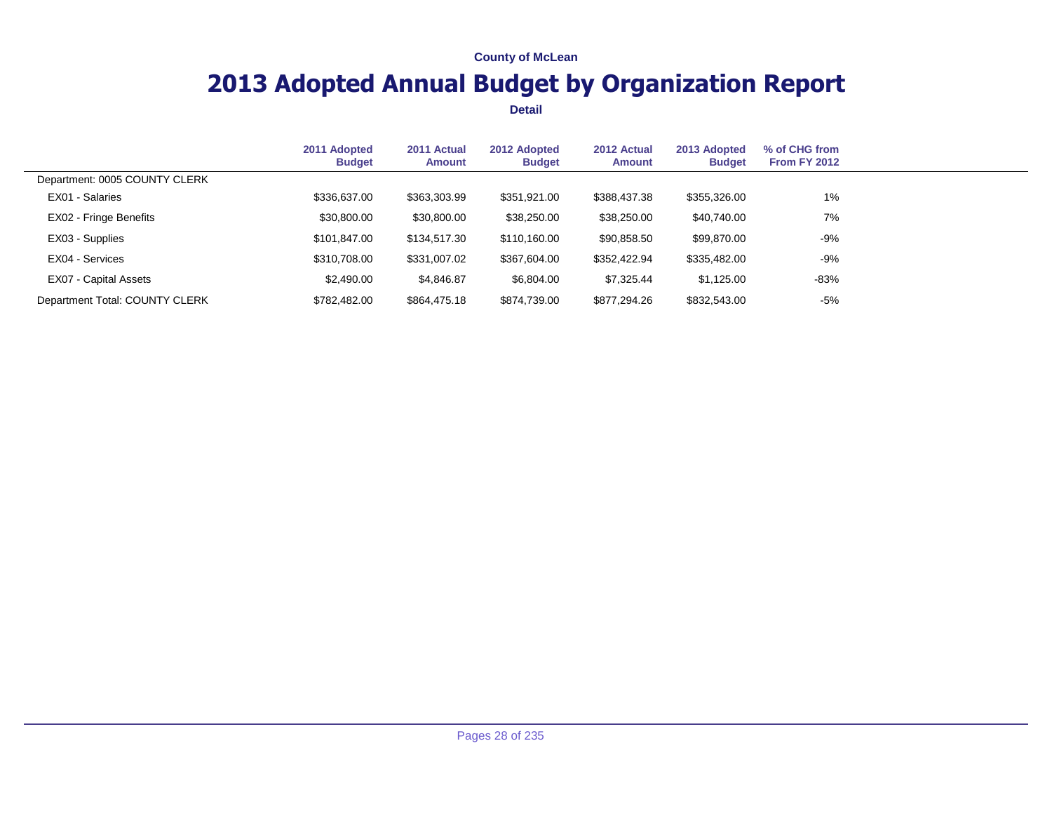County of McLean

# 2013 Adopted Annual Budget by Organization Report

**Detail**

| | 2011 Adopted Budget | 2011 Actual Amount | 2012 Adopted Budget | 2012 Actual Amount | 2013 Adopted Budget | % of CHG from From FY 2012 |
|---|---|---|---|---|---|---|
| Department: 0005 COUNTY CLERK | | | | | | |
| EX01 - Salaries | $336,637.00 | $363,303.99 | $351,921.00 | $388,437.38 | $355,326.00 | 1% |
| EX02 - Fringe Benefits | $30,800.00 | $30,800.00 | $38,250.00 | $38,250.00 | $40,740.00 | 7% |
| EX03 - Supplies | $101,847.00 | $134,517.30 | $110,160.00 | $90,858.50 | $99,870.00 | -9% |
| EX04 - Services | $310,708.00 | $331,007.02 | $367,604.00 | $352,422.94 | $335,482.00 | -9% |
| EX07 - Capital Assets | $2,490.00 | $4,846.87 | $6,804.00 | $7,325.44 | $1,125.00 | -83% |
| Department Total: COUNTY CLERK | $782,482.00 | $864,475.18 | $874,739.00 | $877,294.26 | $832,543.00 | -5% |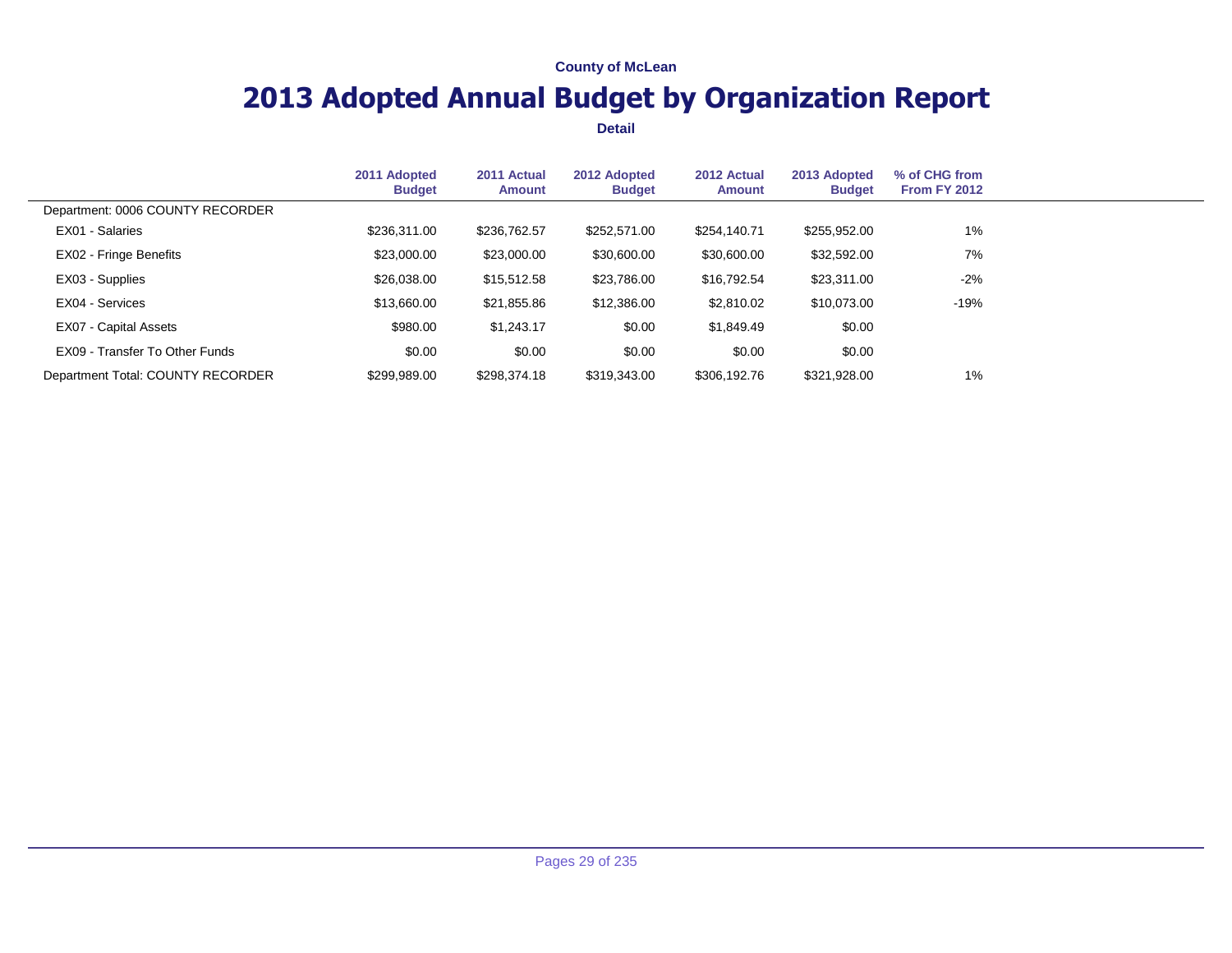County of McLean

# 2013 Adopted Annual Budget by Organization Report

**Detail**

| | 2011 Adopted Budget | 2011 Actual Amount | 2012 Adopted Budget | 2012 Actual Amount | 2013 Adopted Budget | % of CHG from From FY 2012 |
|---|---|---|---|---|---|---|
| Department: 0006 COUNTY RECORDER | | | | | | |
| EX01 - Salaries | $236,311.00 | $236,762.57 | $252,571.00 | $254,140.71 | $255,952.00 | 1% |
| EX02 - Fringe Benefits | $23,000.00 | $23,000.00 | $30,600.00 | $30,600.00 | $32,592.00 | 7% |
| EX03 - Supplies | $26,038.00 | $15,512.58 | $23,786.00 | $16,792.54 | $23,311.00 | -2% |
| EX04 - Services | $13,660.00 | $21,855.86 | $12,386.00 | $2,810.02 | $10,073.00 | -19% |
| EX07 - Capital Assets | $980.00 | $1,243.17 | $0.00 | $1,849.49 | $0.00 | |
| EX09 - Transfer To Other Funds | $0.00 | $0.00 | $0.00 | $0.00 | $0.00 | |
| Department Total: COUNTY RECORDER | $299,989.00 | $298,374.18 | $319,343.00 | $306,192.76 | $321,928.00 | 1% |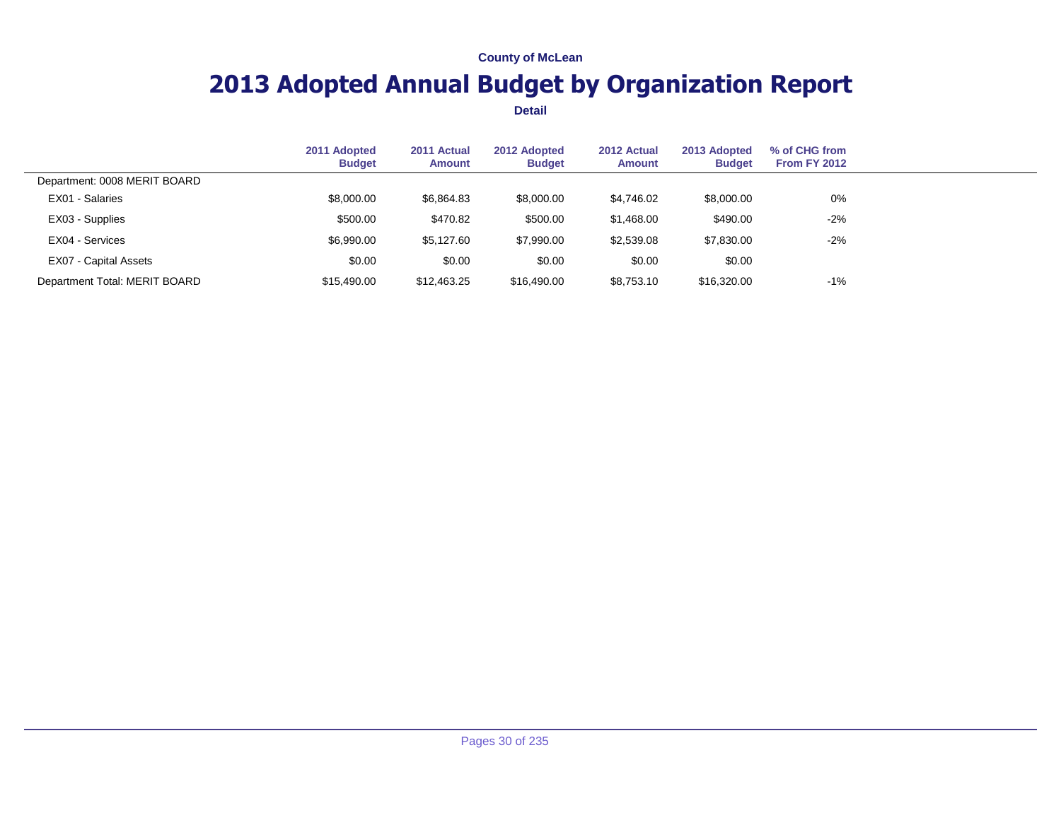**County of McLean**

# 2013 Adopted Annual Budget by Organization Report

**Detail**

| | 2011 Adopted Budget | 2011 Actual Amount | 2012 Adopted Budget | 2012 Actual Amount | 2013 Adopted Budget | % of CHG from From FY 2012 |
|---|---|---|---|---|---|---|
| Department: 0008 MERIT BOARD | | | | | | |
| EX01 - Salaries | $8,000.00 | $6,864.83 | $8,000.00 | $4,746.02 | $8,000.00 | 0% |
| EX03 - Supplies | $500.00 | $470.82 | $500.00 | $1,468.00 | $490.00 | -2% |
| EX04 - Services | $6,990.00 | $5,127.60 | $7,990.00 | $2,539.08 | $7,830.00 | -2% |
| EX07 - Capital Assets | $0.00 | $0.00 | $0.00 | $0.00 | $0.00 | |
| Department Total: MERIT BOARD | $15,490.00 | $12,463.25 | $16,490.00 | $8,753.10 | $16,320.00 | -1% |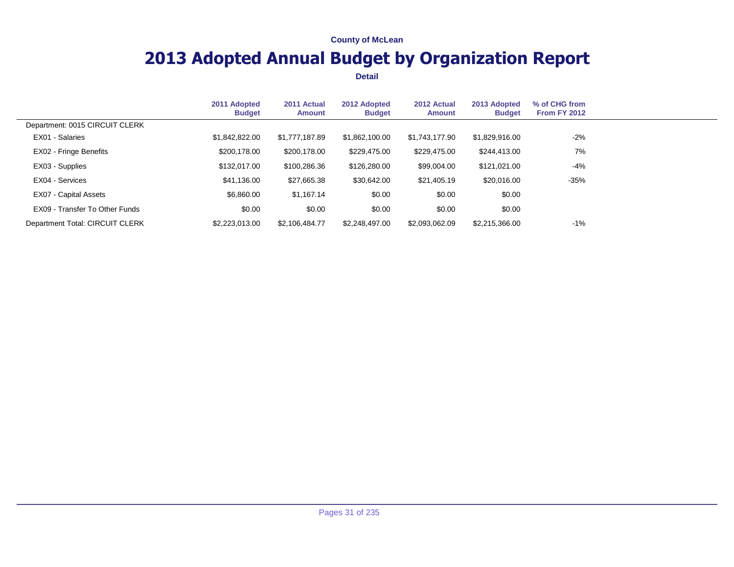County of McLean

# 2013 Adopted Annual Budget by Organization Report

**Detail**

| | 2011 Adopted Budget | 2011 Actual Amount | 2012 Adopted Budget | 2012 Actual Amount | 2013 Adopted Budget | % of CHG from From FY 2012 |
|---|---|---|---|---|---|---|
| Department: 0015 CIRCUIT CLERK | | | | | | |
| EX01 - Salaries | $1,842,822.00 | $1,777,187.89 | $1,862,100.00 | $1,743,177.90 | $1,829,916.00 | -2% |
| EX02 - Fringe Benefits | $200,178.00 | $200,178.00 | $229,475.00 | $229,475.00 | $244,413.00 | 7% |
| EX03 - Supplies | $132,017.00 | $100,286.36 | $126,280.00 | $99,004.00 | $121,021.00 | -4% |
| EX04 - Services | $41,136.00 | $27,665.38 | $30,642.00 | $21,405.19 | $20,016.00 | -35% |
| EX07 - Capital Assets | $6,860.00 | $1,167.14 | $0.00 | $0.00 | $0.00 | |
| EX09 - Transfer To Other Funds | $0.00 | $0.00 | $0.00 | $0.00 | $0.00 | |
| Department Total: CIRCUIT CLERK | $2,223,013.00 | $2,106,484.77 | $2,248,497.00 | $2,093,062.09 | $2,215,366.00 | -1% |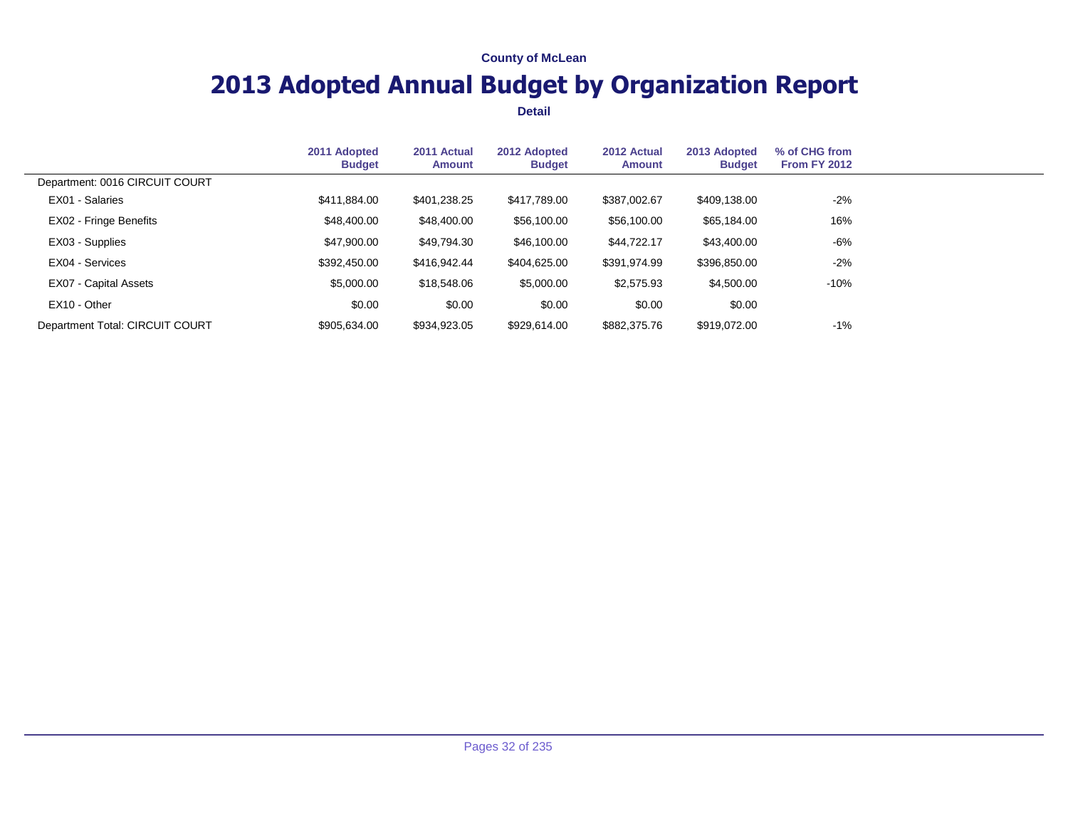County of McLean

# 2013 Adopted Annual Budget by Organization Report

**Detail**

| | 2011 Adopted Budget | 2011 Actual Amount | 2012 Adopted Budget | 2012 Actual Amount | 2013 Adopted Budget | % of CHG from From FY 2012 |
|---|---|---|---|---|---|---|
| Department: 0016 CIRCUIT COURT | | | | | | |
| EX01 - Salaries | $411,884.00 | $401,238.25 | $417,789.00 | $387,002.67 | $409,138.00 | -2% |
| EX02 - Fringe Benefits | $48,400.00 | $48,400.00 | $56,100.00 | $56,100.00 | $65,184.00 | 16% |
| EX03 - Supplies | $47,900.00 | $49,794.30 | $46,100.00 | $44,722.17 | $43,400.00 | -6% |
| EX04 - Services | $392,450.00 | $416,942.44 | $404,625.00 | $391,974.99 | $396,850.00 | -2% |
| EX07 - Capital Assets | $5,000.00 | $18,548.06 | $5,000.00 | $2,575.93 | $4,500.00 | -10% |
| EX10 - Other | $0.00 | $0.00 | $0.00 | $0.00 | $0.00 | |
| Department Total: CIRCUIT COURT | $905,634.00 | $934,923.05 | $929,614.00 | $882,375.76 | $919,072.00 | -1% |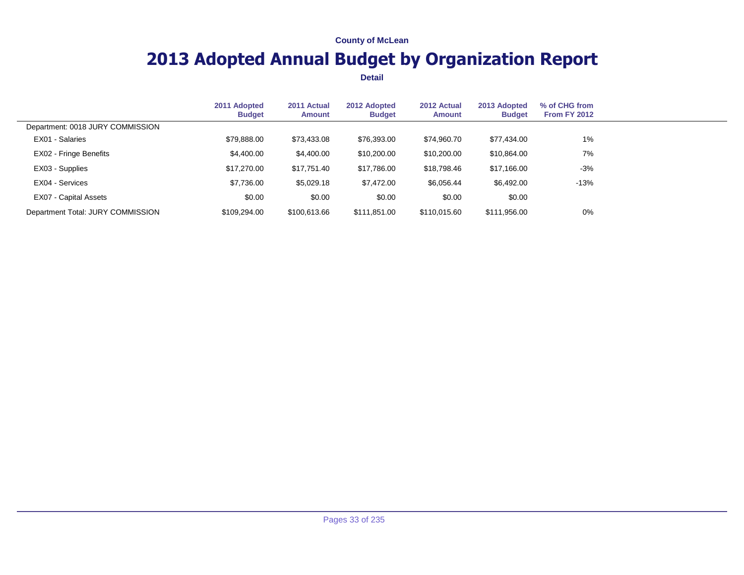County of McLean

# 2013 Adopted Annual Budget by Organization Report

**Detail**

| | 2011 Adopted Budget | 2011 Actual Amount | 2012 Adopted Budget | 2012 Actual Amount | 2013 Adopted Budget | % of CHG from From FY 2012 |
|---|---|---|---|---|---|---|
| Department: 0018 JURY COMMISSION | | | | | | |
| EX01 - Salaries | $79,888.00 | $73,433.08 | $76,393.00 | $74,960.70 | $77,434.00 | 1% |
| EX02 - Fringe Benefits | $4,400.00 | $4,400.00 | $10,200.00 | $10,200.00 | $10,864.00 | 7% |
| EX03 - Supplies | $17,270.00 | $17,751.40 | $17,786.00 | $18,798.46 | $17,166.00 | -3% |
| EX04 - Services | $7,736.00 | $5,029.18 | $7,472.00 | $6,056.44 | $6,492.00 | -13% |
| EX07 - Capital Assets | $0.00 | $0.00 | $0.00 | $0.00 | $0.00 | |
| Department Total: JURY COMMISSION | $109,294.00 | $100,613.66 | $111,851.00 | $110,015.60 | $111,956.00 | 0% |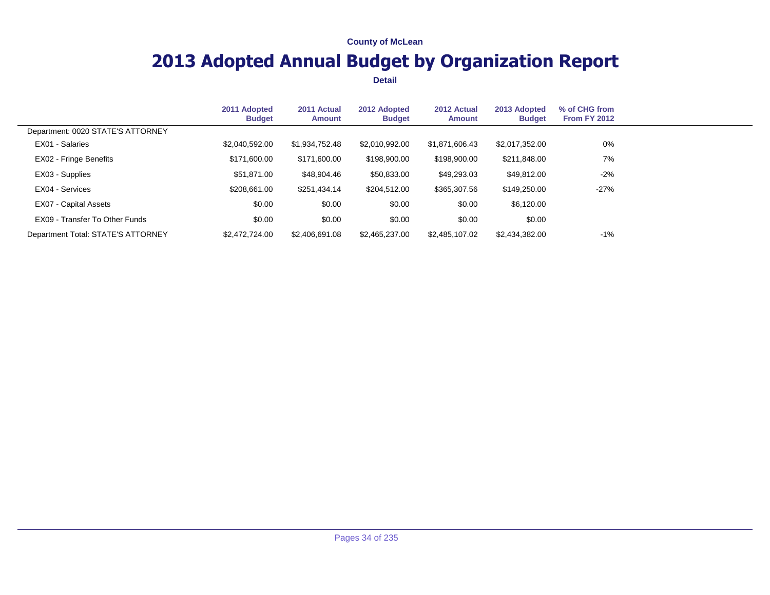County of McLean

# 2013 Adopted Annual Budget by Organization Report

**Detail**

| | 2011 Adopted Budget | 2011 Actual Amount | 2012 Adopted Budget | 2012 Actual Amount | 2013 Adopted Budget | % of CHG from From FY 2012 |
|---|---|---|---|---|---|---|
| Department: 0020 STATE'S ATTORNEY | | | | | | |
| EX01 - Salaries | $2,040,592.00 | $1,934,752.48 | $2,010,992.00 | $1,871,606.43 | $2,017,352.00 | 0% |
| EX02 - Fringe Benefits | $171,600.00 | $171,600.00 | $198,900.00 | $198,900.00 | $211,848.00 | 7% |
| EX03 - Supplies | $51,871.00 | $48,904.46 | $50,833.00 | $49,293.03 | $49,812.00 | -2% |
| EX04 - Services | $208,661.00 | $251,434.14 | $204,512.00 | $365,307.56 | $149,250.00 | -27% |
| EX07 - Capital Assets | $0.00 | $0.00 | $0.00 | $0.00 | $6,120.00 | |
| EX09 - Transfer To Other Funds | $0.00 | $0.00 | $0.00 | $0.00 | $0.00 | |
| Department Total: STATE'S ATTORNEY | $2,472,724.00 | $2,406,691.08 | $2,465,237.00 | $2,485,107.02 | $2,434,382.00 | -1% |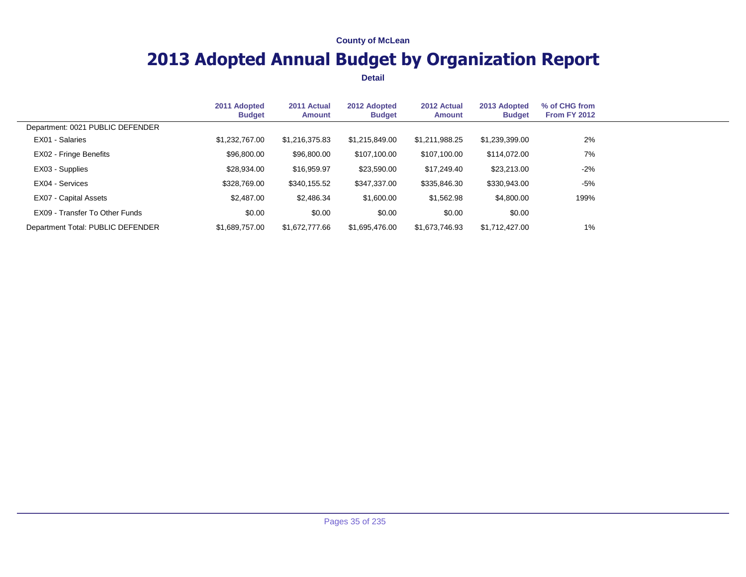County of McLean

# 2013 Adopted Annual Budget by Organization Report

**Detail**

| | 2011 Adopted Budget | 2011 Actual Amount | 2012 Adopted Budget | 2012 Actual Amount | 2013 Adopted Budget | % of CHG from From FY 2012 |
|---|---|---|---|---|---|---|
| Department: 0021 PUBLIC DEFENDER | | | | | | |
| EX01 - Salaries | $1,232,767.00 | $1,216,375.83 | $1,215,849.00 | $1,211,988.25 | $1,239,399.00 | 2% |
| EX02 - Fringe Benefits | $96,800.00 | $96,800.00 | $107,100.00 | $107,100.00 | $114,072.00 | 7% |
| EX03 - Supplies | $28,934.00 | $16,959.97 | $23,590.00 | $17,249.40 | $23,213.00 | -2% |
| EX04 - Services | $328,769.00 | $340,155.52 | $347,337.00 | $335,846.30 | $330,943.00 | -5% |
| EX07 - Capital Assets | $2,487.00 | $2,486.34 | $1,600.00 | $1,562.98 | $4,800.00 | 199% |
| EX09 - Transfer To Other Funds | $0.00 | $0.00 | $0.00 | $0.00 | $0.00 | |
| Department Total: PUBLIC DEFENDER | $1,689,757.00 | $1,672,777.66 | $1,695,476.00 | $1,673,746.93 | $1,712,427.00 | 1% |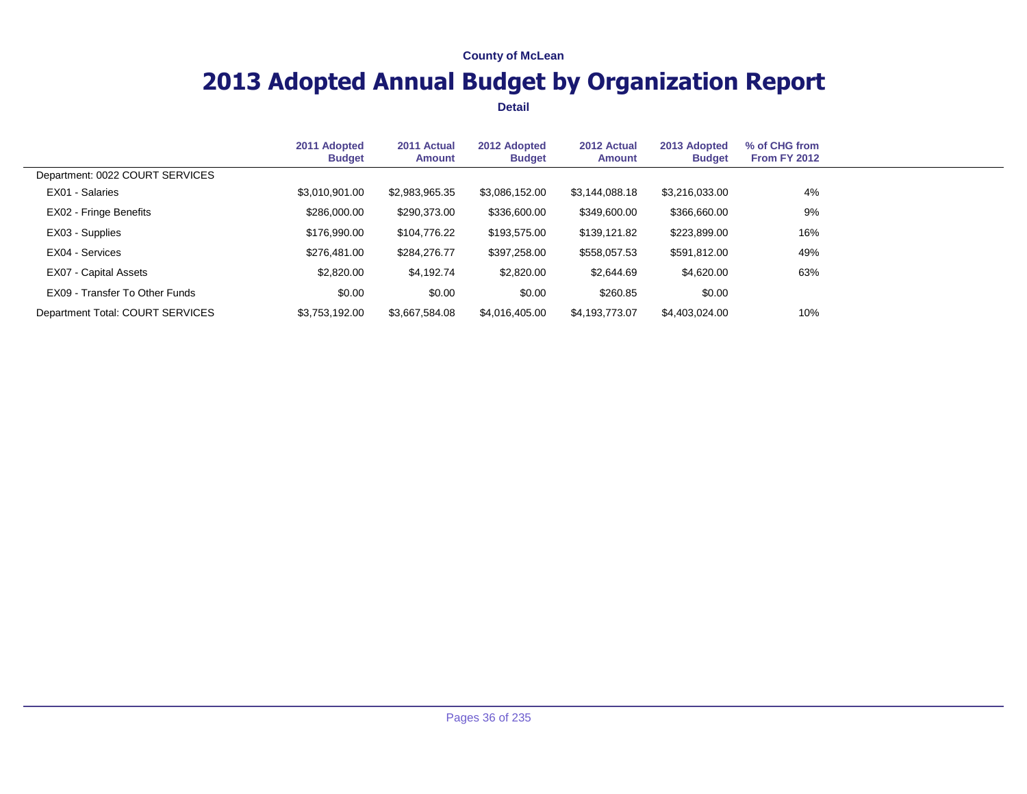**County of McLean**

# 2013 Adopted Annual Budget by Organization Report

**Detail**

| | 2011 Adopted Budget | 2011 Actual Amount | 2012 Adopted Budget | 2012 Actual Amount | 2013 Adopted Budget | % of CHG from From FY 2012 |
|---|---|---|---|---|---|---|
| Department: 0022 COURT SERVICES | | | | | | |
| EX01 - Salaries | $3,010,901.00 | $2,983,965.35 | $3,086,152.00 | $3,144,088.18 | $3,216,033.00 | 4% |
| EX02 - Fringe Benefits | $286,000.00 | $290,373.00 | $336,600.00 | $349,600.00 | $366,660.00 | 9% |
| EX03 - Supplies | $176,990.00 | $104,776.22 | $193,575.00 | $139,121.82 | $223,899.00 | 16% |
| EX04 - Services | $276,481.00 | $284,276.77 | $397,258.00 | $558,057.53 | $591,812.00 | 49% |
| EX07 - Capital Assets | $2,820.00 | $4,192.74 | $2,820.00 | $2,644.69 | $4,620.00 | 63% |
| EX09 - Transfer To Other Funds | $0.00 | $0.00 | $0.00 | $260.85 | $0.00 | |
| Department Total: COURT SERVICES | $3,753,192.00 | $3,667,584.08 | $4,016,405.00 | $4,193,773.07 | $4,403,024.00 | 10% |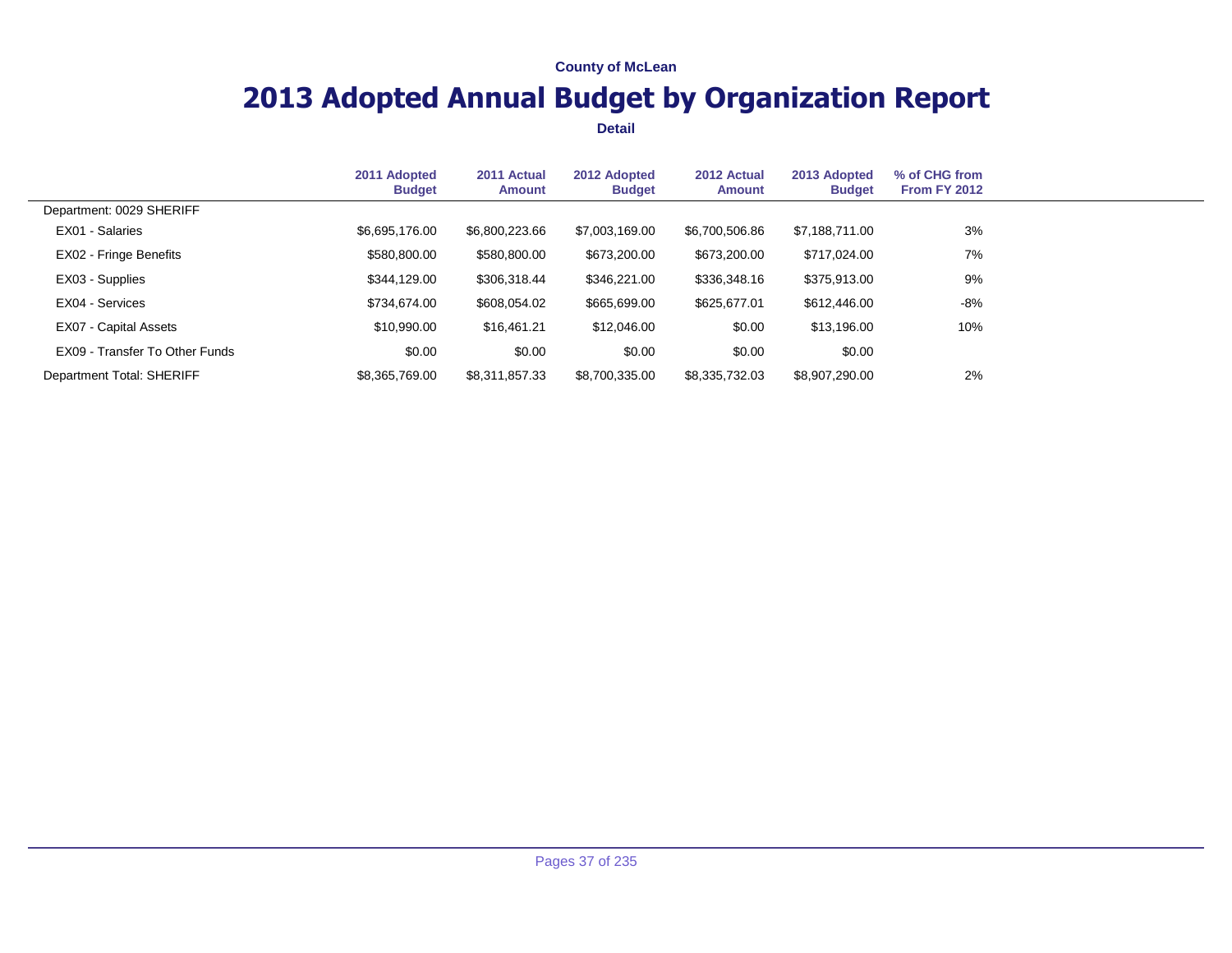County of McLean

# 2013 Adopted Annual Budget by Organization Report

**Detail**

| | 2011 Adopted Budget | 2011 Actual Amount | 2012 Adopted Budget | 2012 Actual Amount | 2013 Adopted Budget | % of CHG from From FY 2012 |
|---|---|---|---|---|---|---|
| Department: 0029 SHERIFF | | | | | | |
| EX01 - Salaries | $6,695,176.00 | $6,800,223.66 | $7,003,169.00 | $6,700,506.86 | $7,188,711.00 | 3% |
| EX02 - Fringe Benefits | $580,800.00 | $580,800.00 | $673,200.00 | $673,200.00 | $717,024.00 | 7% |
| EX03 - Supplies | $344,129.00 | $306,318.44 | $346,221.00 | $336,348.16 | $375,913.00 | 9% |
| EX04 - Services | $734,674.00 | $608,054.02 | $665,699.00 | $625,677.01 | $612,446.00 | -8% |
| EX07 - Capital Assets | $10,990.00 | $16,461.21 | $12,046.00 | $0.00 | $13,196.00 | 10% |
| EX09 - Transfer To Other Funds | $0.00 | $0.00 | $0.00 | $0.00 | $0.00 | |
| Department Total: SHERIFF | $8,365,769.00 | $8,311,857.33 | $8,700,335.00 | $8,335,732.03 | $8,907,290.00 | 2% |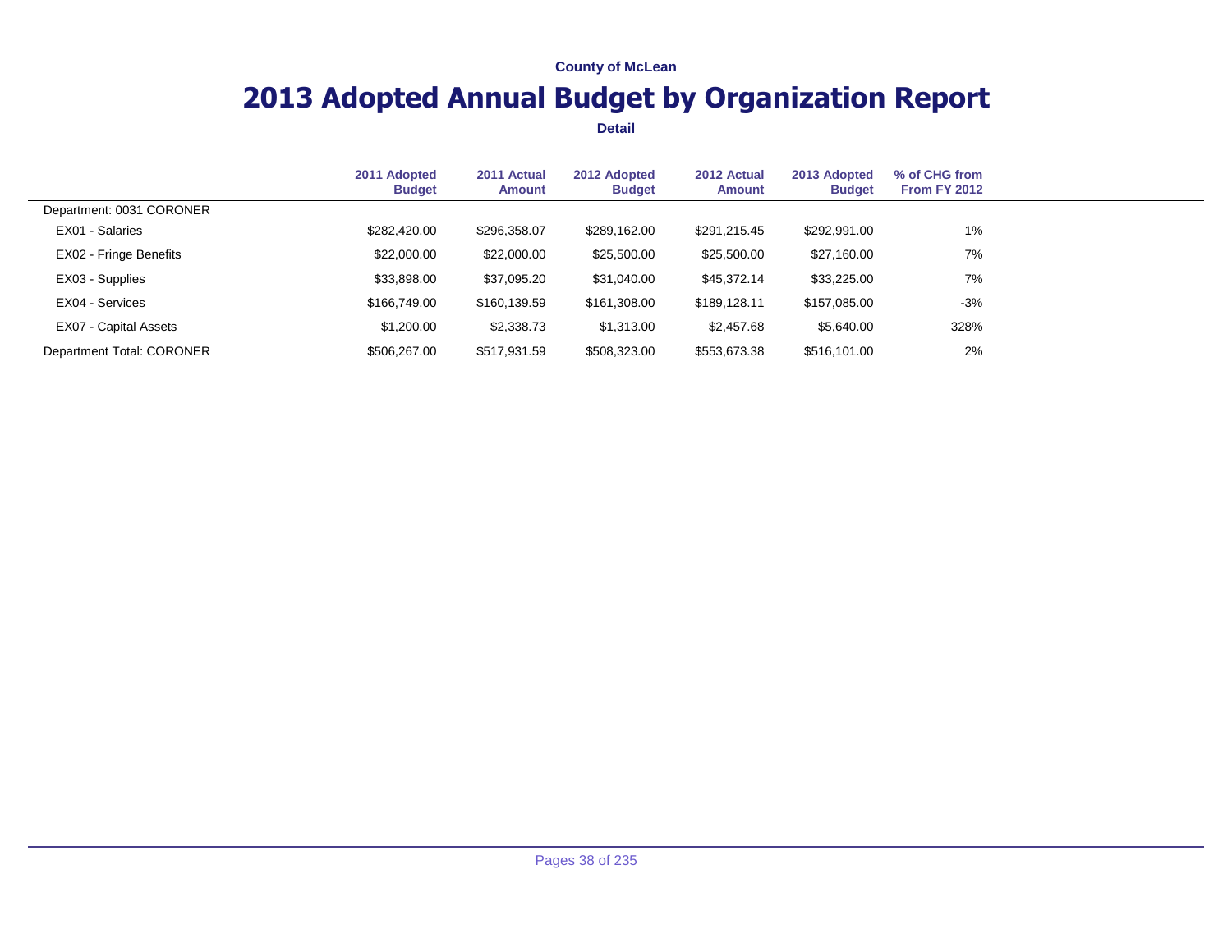County of McLean

# 2013 Adopted Annual Budget by Organization Report

**Detail**

| | 2011 Adopted Budget | 2011 Actual Amount | 2012 Adopted Budget | 2012 Actual Amount | 2013 Adopted Budget | % of CHG from From FY 2012 |
|---|---|---|---|---|---|---|
| Department: 0031 CORONER | | | | | | |
| EX01 - Salaries | $282,420.00 | $296,358.07 | $289,162.00 | $291,215.45 | $292,991.00 | 1% |
| EX02 - Fringe Benefits | $22,000.00 | $22,000.00 | $25,500.00 | $25,500.00 | $27,160.00 | 7% |
| EX03 - Supplies | $33,898.00 | $37,095.20 | $31,040.00 | $45,372.14 | $33,225.00 | 7% |
| EX04 - Services | $166,749.00 | $160,139.59 | $161,308.00 | $189,128.11 | $157,085.00 | -3% |
| EX07 - Capital Assets | $1,200.00 | $2,338.73 | $1,313.00 | $2,457.68 | $5,640.00 | 328% |
| Department Total: CORONER | $506,267.00 | $517,931.59 | $508,323.00 | $553,673.38 | $516,101.00 | 2% |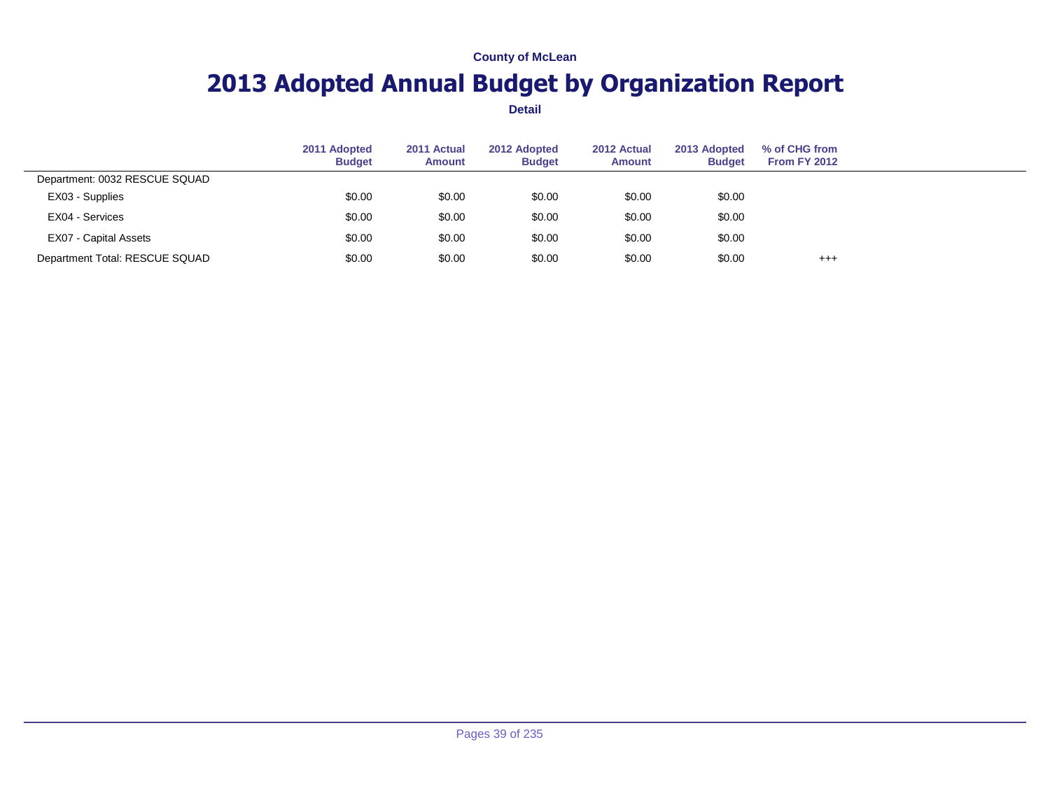County of McLean

# 2013 Adopted Annual Budget by Organization Report

**Detail**

| | 2011 Adopted Budget | 2011 Actual Amount | 2012 Adopted Budget | 2012 Actual Amount | 2013 Adopted Budget | % of CHG from From FY 2012 |
|---|---|---|---|---|---|---|
| Department: 0032 RESCUE SQUAD | | | | | | |
| EX03 - Supplies | $0.00 | $0.00 | $0.00 | $0.00 | $0.00 | |
| EX04 - Services | $0.00 | $0.00 | $0.00 | $0.00 | $0.00 | |
| EX07 - Capital Assets | $0.00 | $0.00 | $0.00 | $0.00 | $0.00 | |
| Department Total: RESCUE SQUAD | $0.00 | $0.00 | $0.00 | $0.00 | $0.00 | +++ |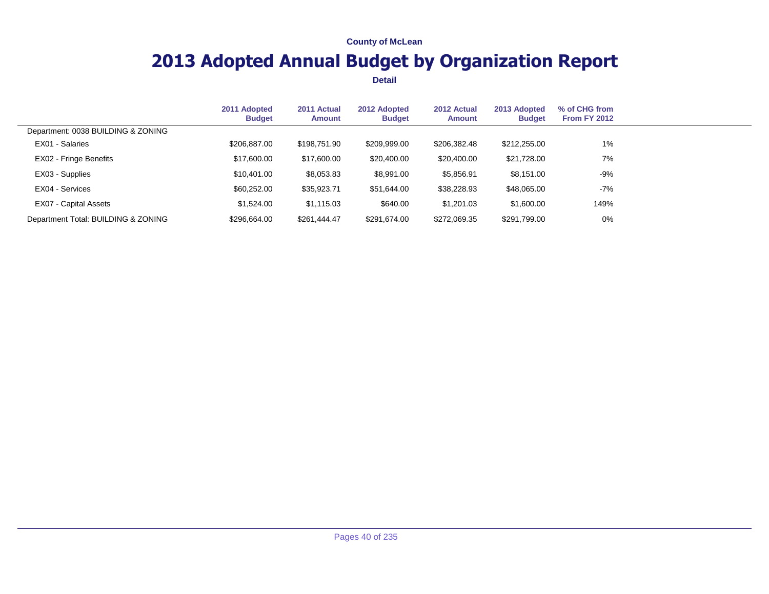County of McLean

# 2013 Adopted Annual Budget by Organization Report

**Detail**

| | 2011 Adopted Budget | 2011 Actual Amount | 2012 Adopted Budget | 2012 Actual Amount | 2013 Adopted Budget | % of CHG from From FY 2012 |
|---|---|---|---|---|---|---|
| Department: 0038 BUILDING & ZONING | | | | | | |
| EX01 - Salaries | $206,887.00 | $198,751.90 | $209,999.00 | $206,382.48 | $212,255.00 | 1% |
| EX02 - Fringe Benefits | $17,600.00 | $17,600.00 | $20,400.00 | $20,400.00 | $21,728.00 | 7% |
| EX03 - Supplies | $10,401.00 | $8,053.83 | $8,991.00 | $5,856.91 | $8,151.00 | -9% |
| EX04 - Services | $60,252.00 | $35,923.71 | $51,644.00 | $38,228.93 | $48,065.00 | -7% |
| EX07 - Capital Assets | $1,524.00 | $1,115.03 | $640.00 | $1,201.03 | $1,600.00 | 149% |
| Department Total: BUILDING & ZONING | $296,664.00 | $261,444.47 | $291,674.00 | $272,069.35 | $291,799.00 | 0% |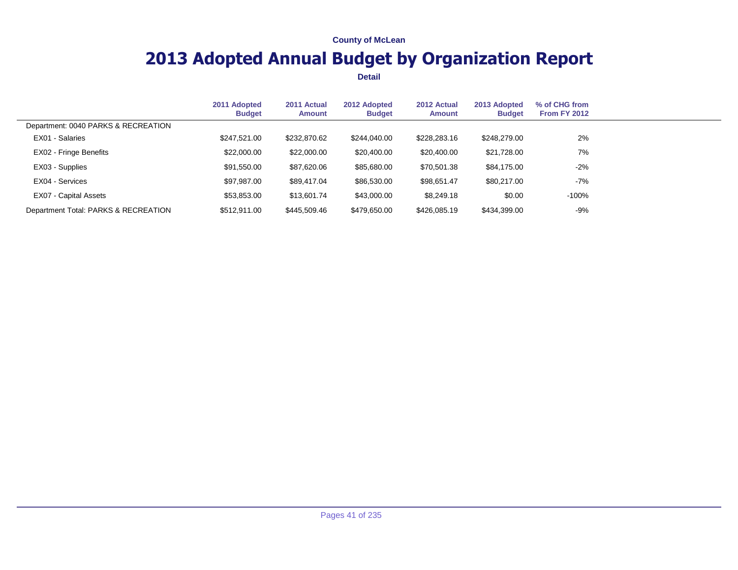County of McLean

# 2013 Adopted Annual Budget by Organization Report

**Detail**

| | 2011 Adopted Budget | 2011 Actual Amount | 2012 Adopted Budget | 2012 Actual Amount | 2013 Adopted Budget | % of CHG from From FY 2012 |
|---|---|---|---|---|---|---|
| Department: 0040 PARKS & RECREATION | | | | | | |
| EX01 - Salaries | $247,521.00 | $232,870.62 | $244,040.00 | $228,283.16 | $248,279.00 | 2% |
| EX02 - Fringe Benefits | $22,000.00 | $22,000.00 | $20,400.00 | $20,400.00 | $21,728.00 | 7% |
| EX03 - Supplies | $91,550.00 | $87,620.06 | $85,680.00 | $70,501.38 | $84,175.00 | -2% |
| EX04 - Services | $97,987.00 | $89,417.04 | $86,530.00 | $98,651.47 | $80,217.00 | -7% |
| EX07 - Capital Assets | $53,853.00 | $13,601.74 | $43,000.00 | $8,249.18 | $0.00 | -100% |
| Department Total: PARKS & RECREATION | $512,911.00 | $445,509.46 | $479,650.00 | $426,085.19 | $434,399.00 | -9% |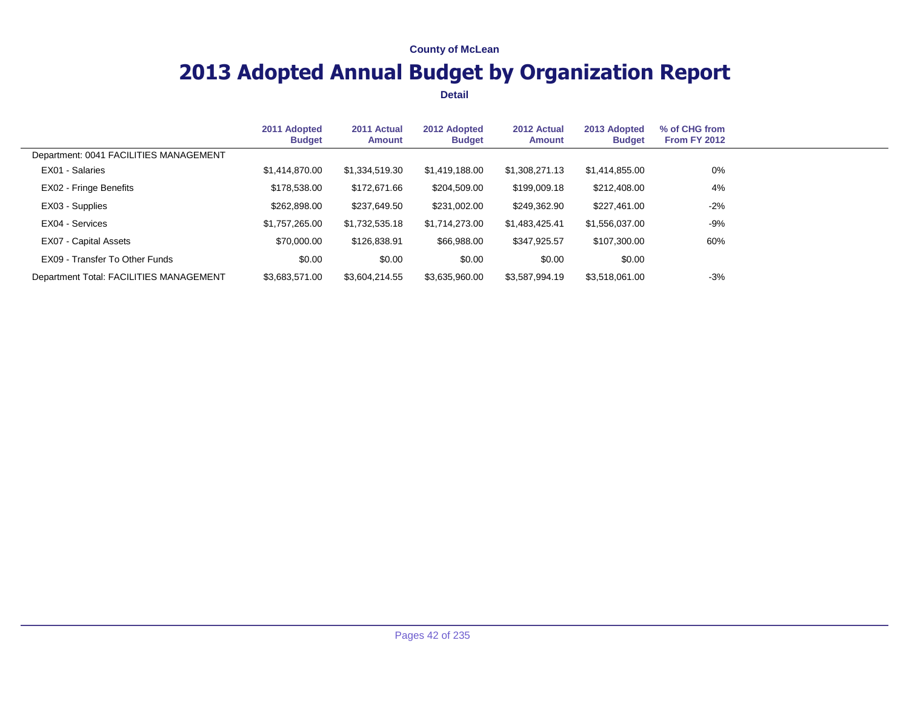County of McLean

# 2013 Adopted Annual Budget by Organization Report

**Detail**

| | 2011 Adopted Budget | 2011 Actual Amount | 2012 Adopted Budget | 2012 Actual Amount | 2013 Adopted Budget | % of CHG from From FY 2012 |
|---|---|---|---|---|---|---|
| Department: 0041 FACILITIES MANAGEMENT | | | | | | |
| EX01 - Salaries | $1,414,870.00 | $1,334,519.30 | $1,419,188.00 | $1,308,271.13 | $1,414,855.00 | 0% |
| EX02 - Fringe Benefits | $178,538.00 | $172,671.66 | $204,509.00 | $199,009.18 | $212,408.00 | 4% |
| EX03 - Supplies | $262,898.00 | $237,649.50 | $231,002.00 | $249,362.90 | $227,461.00 | -2% |
| EX04 - Services | $1,757,265.00 | $1,732,535.18 | $1,714,273.00 | $1,483,425.41 | $1,556,037.00 | -9% |
| EX07 - Capital Assets | $70,000.00 | $126,838.91 | $66,988.00 | $347,925.57 | $107,300.00 | 60% |
| EX09 - Transfer To Other Funds | $0.00 | $0.00 | $0.00 | $0.00 | $0.00 | |
| Department Total: FACILITIES MANAGEMENT | $3,683,571.00 | $3,604,214.55 | $3,635,960.00 | $3,587,994.19 | $3,518,061.00 | -3% |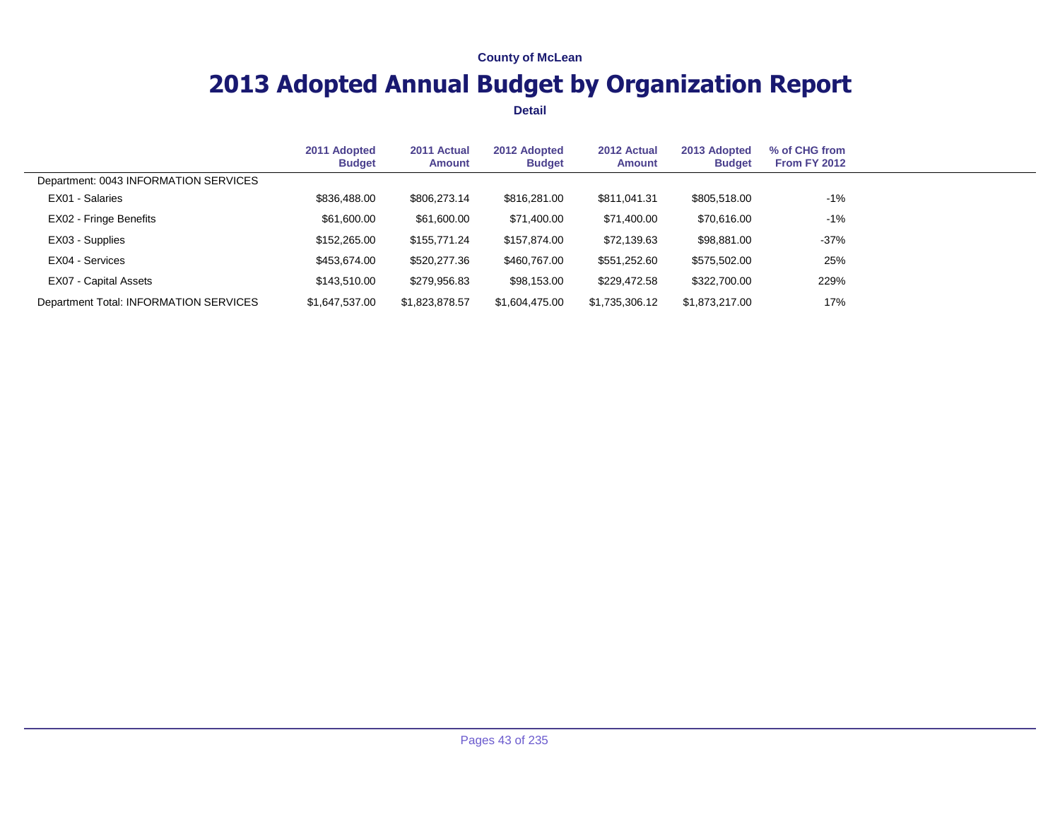County of McLean

# 2013 Adopted Annual Budget by Organization Report

**Detail**

| | 2011 Adopted Budget | 2011 Actual Amount | 2012 Adopted Budget | 2012 Actual Amount | 2013 Adopted Budget | % of CHG from From FY 2012 |
|---|---|---|---|---|---|---|
| Department: 0043 INFORMATION SERVICES | | | | | | |
| EX01 - Salaries | $836,488.00 | $806,273.14 | $816,281.00 | $811,041.31 | $805,518.00 | -1% |
| EX02 - Fringe Benefits | $61,600.00 | $61,600.00 | $71,400.00 | $71,400.00 | $70,616.00 | -1% |
| EX03 - Supplies | $152,265.00 | $155,771.24 | $157,874.00 | $72,139.63 | $98,881.00 | -37% |
| EX04 - Services | $453,674.00 | $520,277.36 | $460,767.00 | $551,252.60 | $575,502.00 | 25% |
| EX07 - Capital Assets | $143,510.00 | $279,956.83 | $98,153.00 | $229,472.58 | $322,700.00 | 229% |
| Department Total: INFORMATION SERVICES | $1,647,537.00 | $1,823,878.57 | $1,604,475.00 | $1,735,306.12 | $1,873,217.00 | 17% |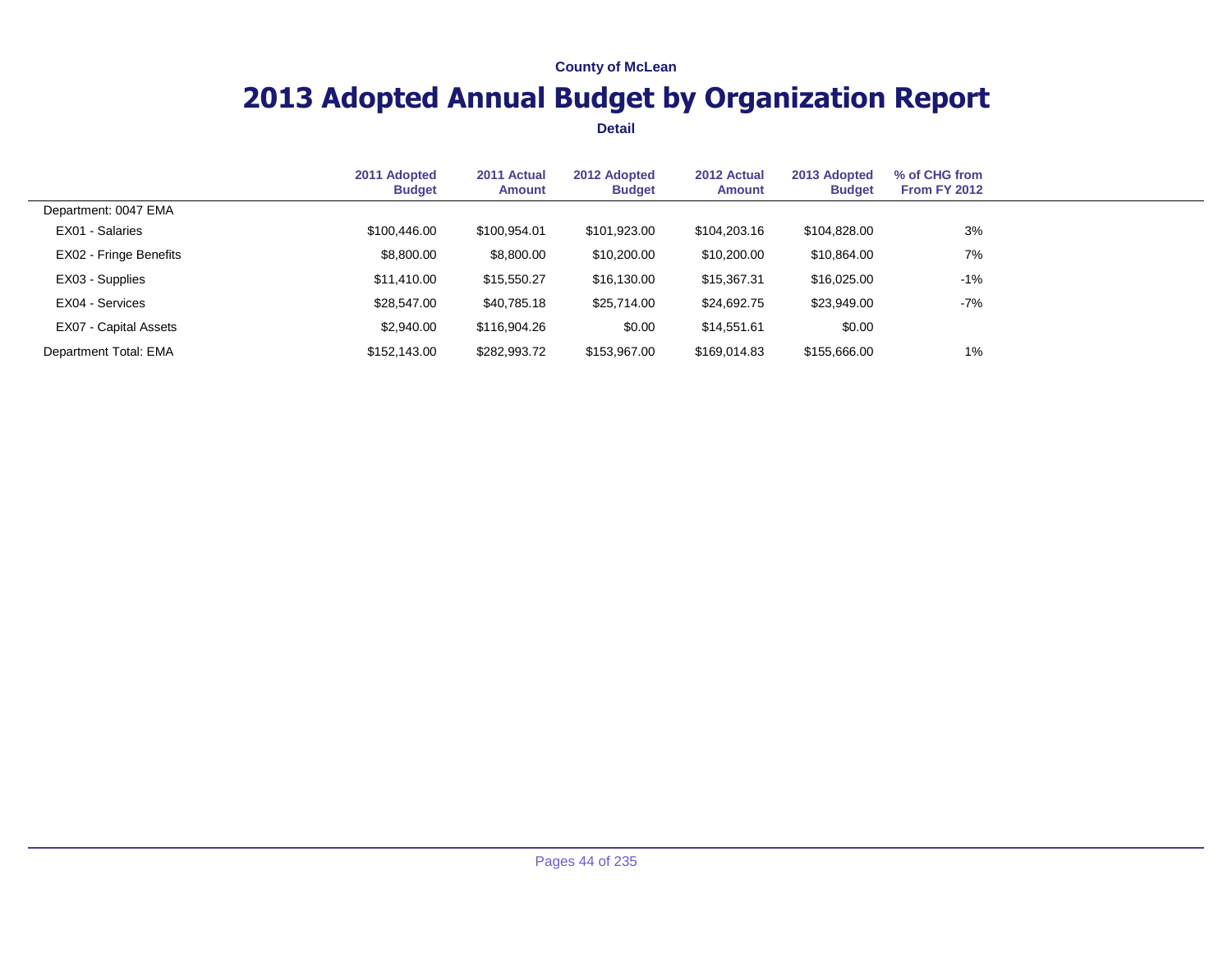County of McLean

# 2013 Adopted Annual Budget by Organization Report

**Detail**

| | 2011 Adopted Budget | 2011 Actual Amount | 2012 Adopted Budget | 2012 Actual Amount | 2013 Adopted Budget | % of CHG from From FY 2012 |
|---|---|---|---|---|---|---|
| Department: 0047 EMA | | | | | | |
| EX01 - Salaries | $100,446.00 | $100,954.01 | $101,923.00 | $104,203.16 | $104,828.00 | 3% |
| EX02 - Fringe Benefits | $8,800.00 | $8,800.00 | $10,200.00 | $10,200.00 | $10,864.00 | 7% |
| EX03 - Supplies | $11,410.00 | $15,550.27 | $16,130.00 | $15,367.31 | $16,025.00 | -1% |
| EX04 - Services | $28,547.00 | $40,785.18 | $25,714.00 | $24,692.75 | $23,949.00 | -7% |
| EX07 - Capital Assets | $2,940.00 | $116,904.26 | $0.00 | $14,551.61 | $0.00 | |
| Department Total: EMA | $152,143.00 | $282,993.72 | $153,967.00 | $169,014.83 | $155,666.00 | 1% |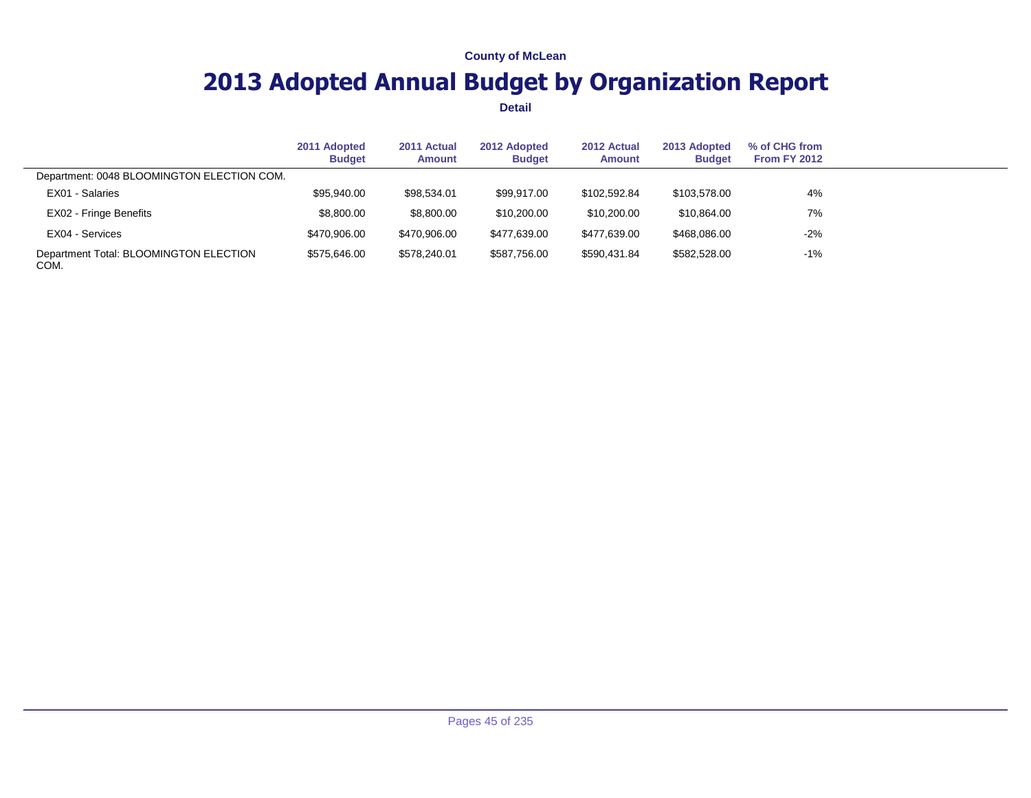County of McLean

# 2013 Adopted Annual Budget by Organization Report

**Detail**

| | 2011 Adopted Budget | 2011 Actual Amount | 2012 Adopted Budget | 2012 Actual Amount | 2013 Adopted Budget | % of CHG from From FY 2012 |
|---|---|---|---|---|---|---|
| Department: 0048 BLOOMINGTON ELECTION COM. | | | | | | |
| EX01 - Salaries | $95,940.00 | $98,534.01 | $99,917.00 | $102,592.84 | $103,578.00 | 4% |
| EX02 - Fringe Benefits | $8,800.00 | $8,800.00 | $10,200.00 | $10,200.00 | $10,864.00 | 7% |
| EX04 - Services | $470,906.00 | $470,906.00 | $477,639.00 | $477,639.00 | $468,086.00 | -2% |
| Department Total: BLOOMINGTON ELECTION COM. | $575,646.00 | $578,240.01 | $587,756.00 | $590,431.84 | $582,528.00 | -1% |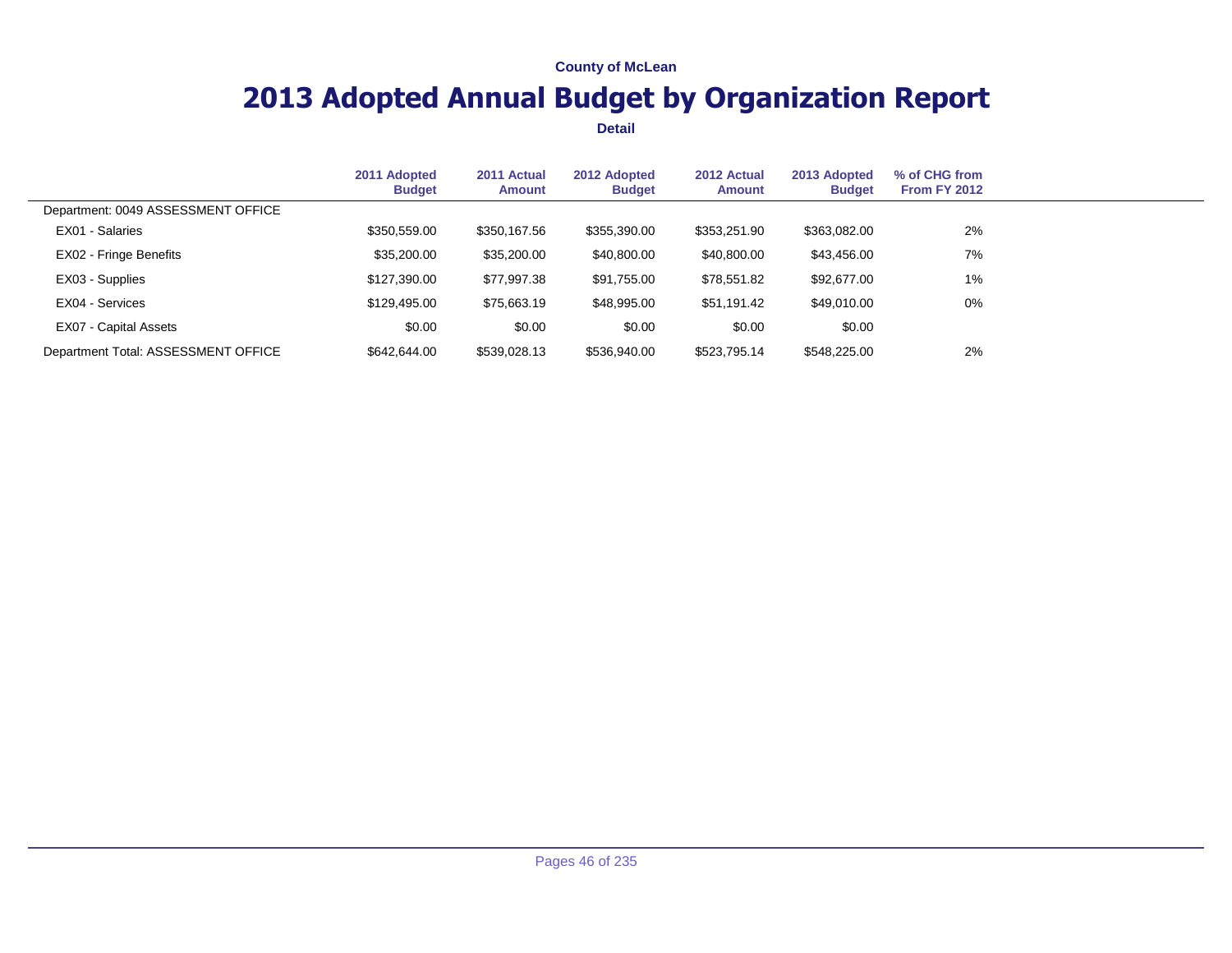County of McLean

# 2013 Adopted Annual Budget by Organization Report

**Detail**

| | 2011 Adopted Budget | 2011 Actual Amount | 2012 Adopted Budget | 2012 Actual Amount | 2013 Adopted Budget | % of CHG from From FY 2012 |
|---|---|---|---|---|---|---|
| Department: 0049 ASSESSMENT OFFICE | | | | | | |
| EX01 - Salaries | $350,559.00 | $350,167.56 | $355,390.00 | $353,251.90 | $363,082.00 | 2% |
| EX02 - Fringe Benefits | $35,200.00 | $35,200.00 | $40,800.00 | $40,800.00 | $43,456.00 | 7% |
| EX03 - Supplies | $127,390.00 | $77,997.38 | $91,755.00 | $78,551.82 | $92,677.00 | 1% |
| EX04 - Services | $129,495.00 | $75,663.19 | $48,995.00 | $51,191.42 | $49,010.00 | 0% |
| EX07 - Capital Assets | $0.00 | $0.00 | $0.00 | $0.00 | $0.00 | |
| Department Total: ASSESSMENT OFFICE | $642,644.00 | $539,028.13 | $536,940.00 | $523,795.14 | $548,225.00 | 2% |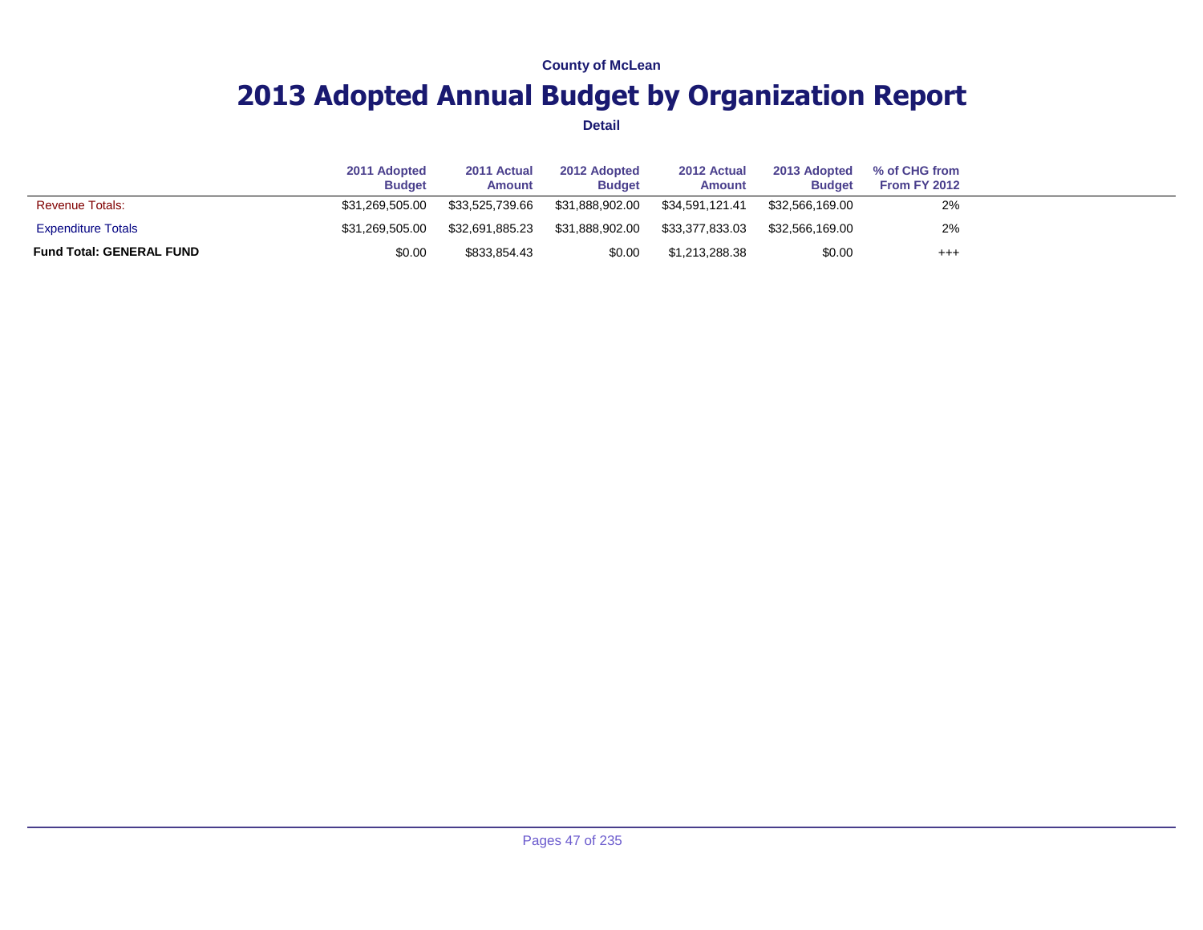County of McLean

# 2013 Adopted Annual Budget by Organization Report

**Detail**

| | 2011 Adopted Budget | 2011 Actual Amount | 2012 Adopted Budget | 2012 Actual Amount | 2013 Adopted Budget | % of CHG from From FY 2012 |
|---|---|---|---|---|---|---|
| Revenue Totals: | $31,269,505.00 | $33,525,739.66 | $31,888,902.00 | $34,591,121.41 | $32,566,169.00 | 2% |
| Expenditure Totals | $31,269,505.00 | $32,691,885.23 | $31,888,902.00 | $33,377,833.03 | $32,566,169.00 | 2% |
| **Fund Total: GENERAL FUND** | $0.00 | $833,854.43 | $0.00 | $1,213,288.38 | $0.00 | +++ |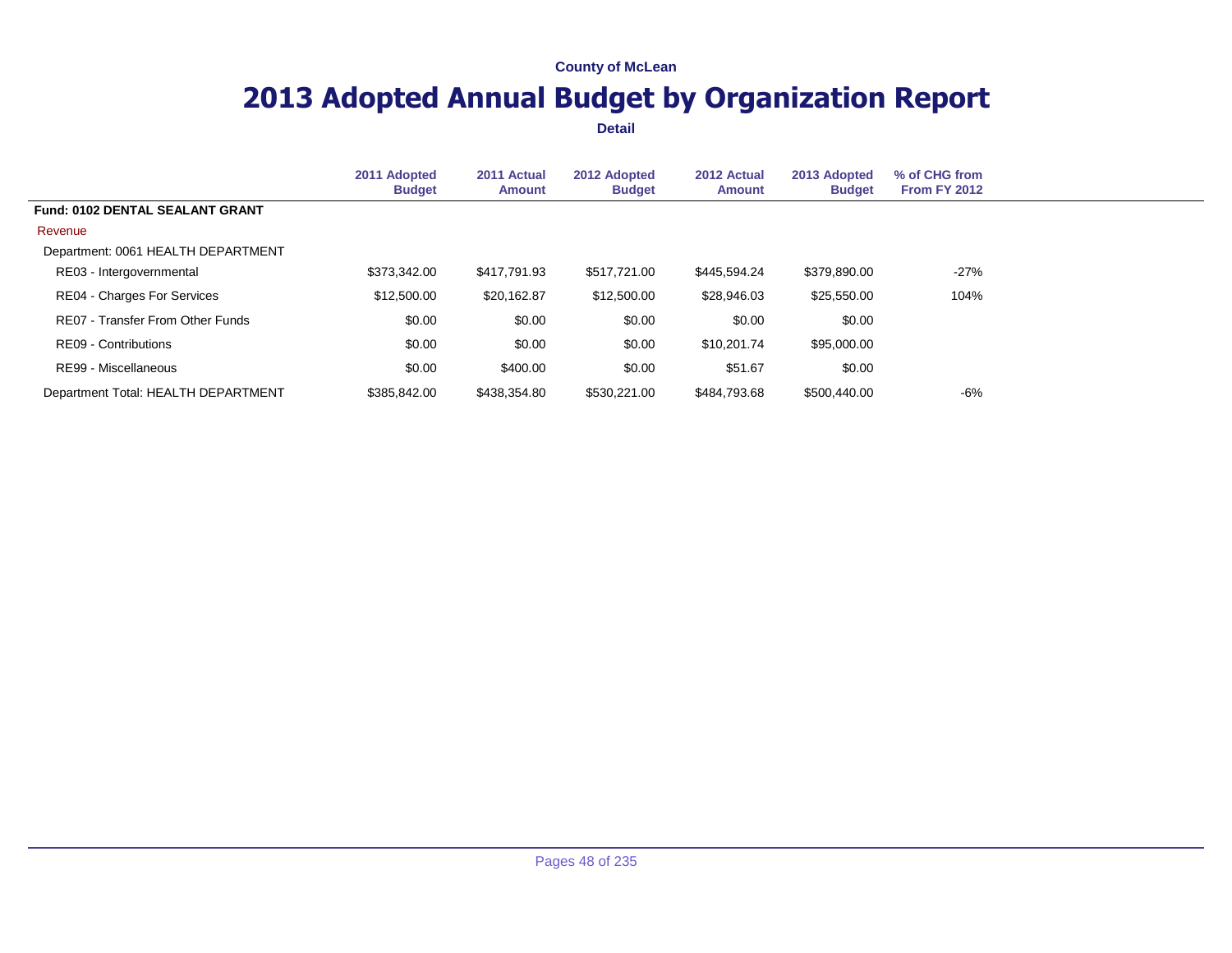County of McLean

# 2013 Adopted Annual Budget by Organization Report

**Detail**

| | 2011 Adopted Budget | 2011 Actual Amount | 2012 Adopted Budget | 2012 Actual Amount | 2013 Adopted Budget | % of CHG from From FY 2012 |
|---|---|---|---|---|---|---|
| **Fund: 0102 DENTAL SEALANT GRANT** | | | | | | |
| Revenue | | | | | | |
| Department: 0061 HEALTH DEPARTMENT | | | | | | |
| RE03 - Intergovernmental | $373,342.00 | $417,791.93 | $517,721.00 | $445,594.24 | $379,890.00 | -27% |
| RE04 - Charges For Services | $12,500.00 | $20,162.87 | $12,500.00 | $28,946.03 | $25,550.00 | 104% |
| RE07 - Transfer From Other Funds | $0.00 | $0.00 | $0.00 | $0.00 | $0.00 | |
| RE09 - Contributions | $0.00 | $0.00 | $0.00 | $10,201.74 | $95,000.00 | |
| RE99 - Miscellaneous | $0.00 | $400.00 | $0.00 | $51.67 | $0.00 | |
| Department Total: HEALTH DEPARTMENT | $385,842.00 | $438,354.80 | $530,221.00 | $484,793.68 | $500,440.00 | -6% |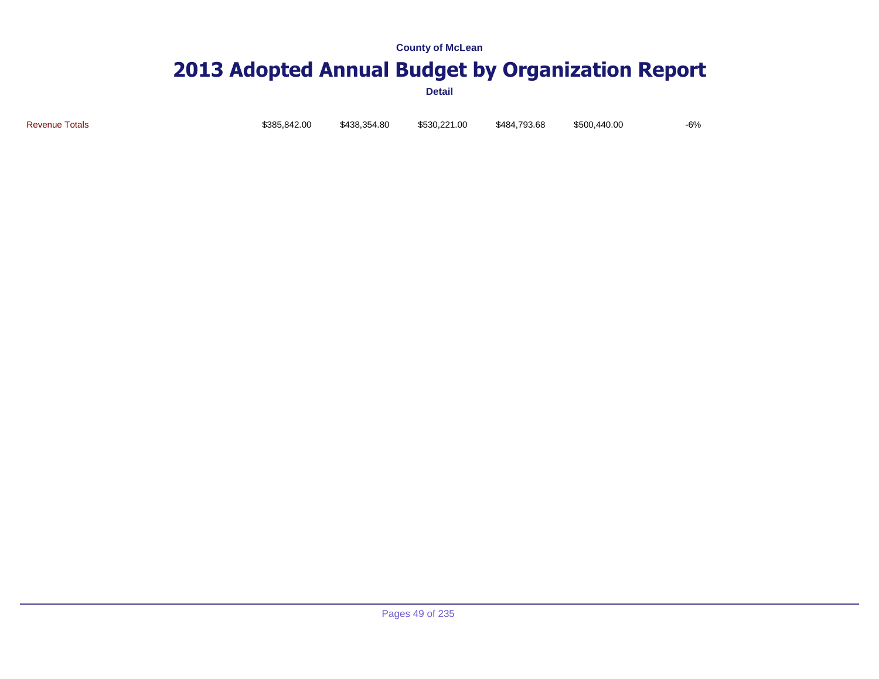County of McLean

# 2013 Adopted Annual Budget by Organization Report

**Detail**

| | | | | | | |
|---|---|---|---|---|---|---|
| Revenue Totals | $385,842.00 | $438,354.80 | $530,221.00 | $484,793.68 | $500,440.00 | -6% |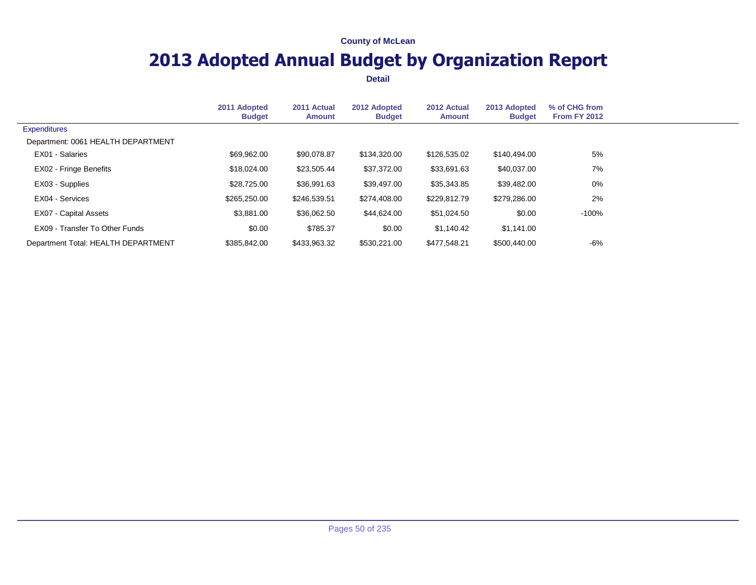County of McLean

# 2013 Adopted Annual Budget by Organization Report

**Detail**

| | 2011 Adopted Budget | 2011 Actual Amount | 2012 Adopted Budget | 2012 Actual Amount | 2013 Adopted Budget | % of CHG from From FY 2012 |
|---|---|---|---|---|---|---|
| Expenditures | | | | | | |
| Department: 0061 HEALTH DEPARTMENT | | | | | | |
| EX01 - Salaries | $69,962.00 | $90,078.87 | $134,320.00 | $126,535.02 | $140,494.00 | 5% |
| EX02 - Fringe Benefits | $18,024.00 | $23,505.44 | $37,372.00 | $33,691.63 | $40,037.00 | 7% |
| EX03 - Supplies | $28,725.00 | $36,991.63 | $39,497.00 | $35,343.85 | $39,482.00 | 0% |
| EX04 - Services | $265,250.00 | $246,539.51 | $274,408.00 | $229,812.79 | $279,286.00 | 2% |
| EX07 - Capital Assets | $3,881.00 | $36,062.50 | $44,624.00 | $51,024.50 | $0.00 | -100% |
| EX09 - Transfer To Other Funds | $0.00 | $785.37 | $0.00 | $1,140.42 | $1,141.00 | |
| Department Total: HEALTH DEPARTMENT | $385,842.00 | $433,963.32 | $530,221.00 | $477,548.21 | $500,440.00 | -6% |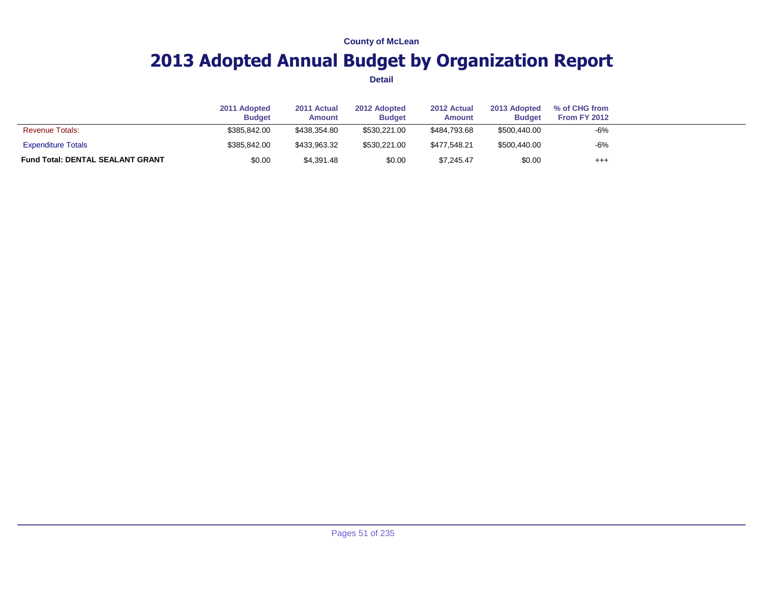County of McLean

# 2013 Adopted Annual Budget by Organization Report

**Detail**

| | 2011 Adopted Budget | 2011 Actual Amount | 2012 Adopted Budget | 2012 Actual Amount | 2013 Adopted Budget | % of CHG from From FY 2012 |
|---|---|---|---|---|---|---|
| Revenue Totals: | $385,842.00 | $438,354.80 | $530,221.00 | $484,793.68 | $500,440.00 | -6% |
| Expenditure Totals | $385,842.00 | $433,963.32 | $530,221.00 | $477,548.21 | $500,440.00 | -6% |
| **Fund Total: DENTAL SEALANT GRANT** | $0.00 | $4,391.48 | $0.00 | $7,245.47 | $0.00 | +++ |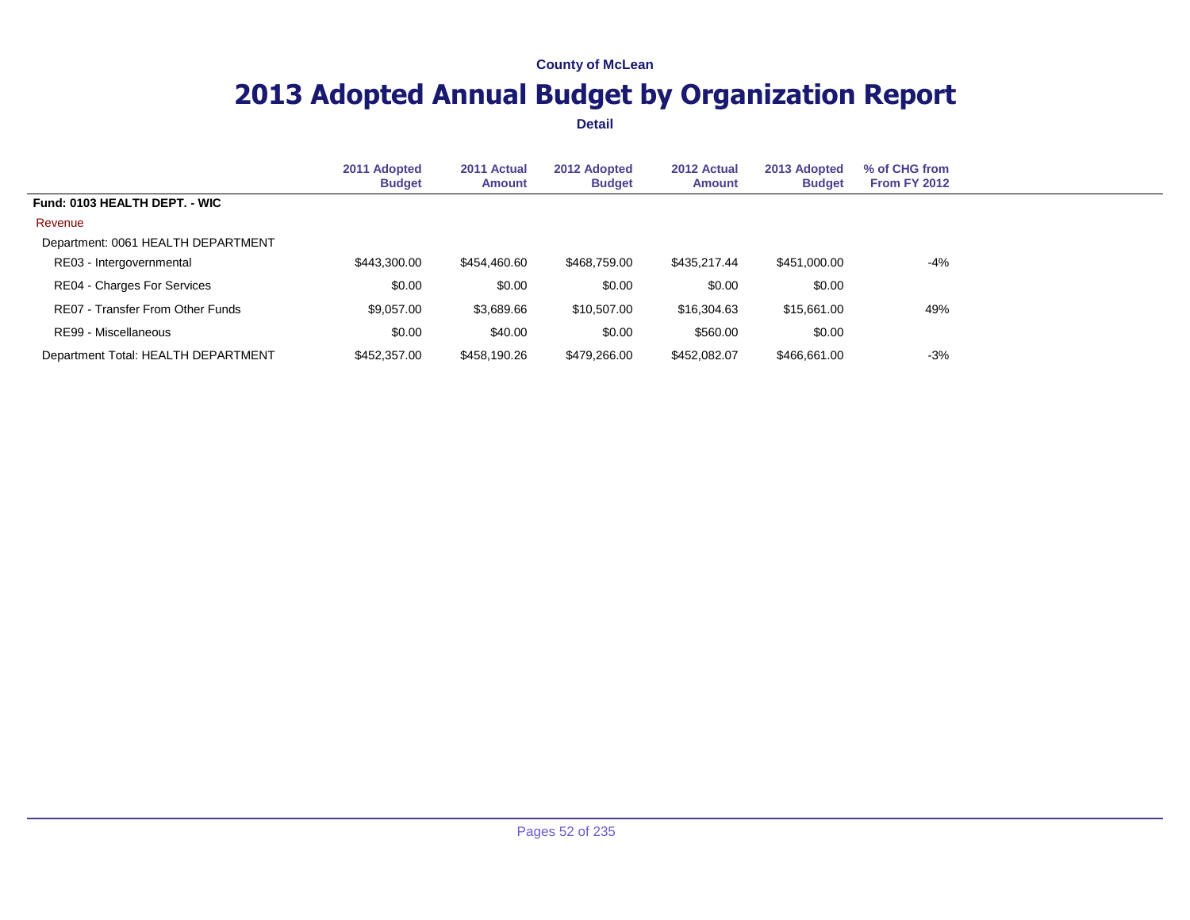County of McLean

# 2013 Adopted Annual Budget by Organization Report

**Detail**

| | 2011 Adopted Budget | 2011 Actual Amount | 2012 Adopted Budget | 2012 Actual Amount | 2013 Adopted Budget | % of CHG from From FY 2012 |
|---|---|---|---|---|---|---|
| **Fund: 0103 HEALTH DEPT. - WIC** | | | | | | |
| Revenue | | | | | | |
| Department: 0061 HEALTH DEPARTMENT | | | | | | |
| RE03 - Intergovernmental | $443,300.00 | $454,460.60 | $468,759.00 | $435,217.44 | $451,000.00 | -4% |
| RE04 - Charges For Services | $0.00 | $0.00 | $0.00 | $0.00 | $0.00 | |
| RE07 - Transfer From Other Funds | $9,057.00 | $3,689.66 | $10,507.00 | $16,304.63 | $15,661.00 | 49% |
| RE99 - Miscellaneous | $0.00 | $40.00 | $0.00 | $560.00 | $0.00 | |
| Department Total: HEALTH DEPARTMENT | $452,357.00 | $458,190.26 | $479,266.00 | $452,082.07 | $466,661.00 | -3% |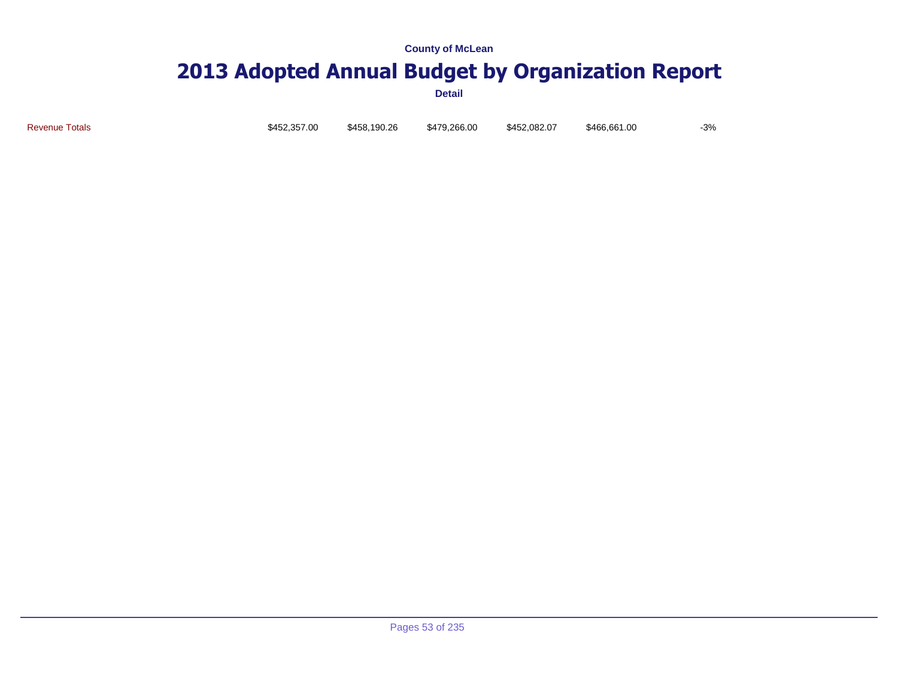County of McLean

# 2013 Adopted Annual Budget by Organization Report

Detail

| Revenue Totals | $452,357.00 | $458,190.26 | $479,266.00 | $452,082.07 | $466,661.00 | -3% |
|---|---|---|---|---|---|---|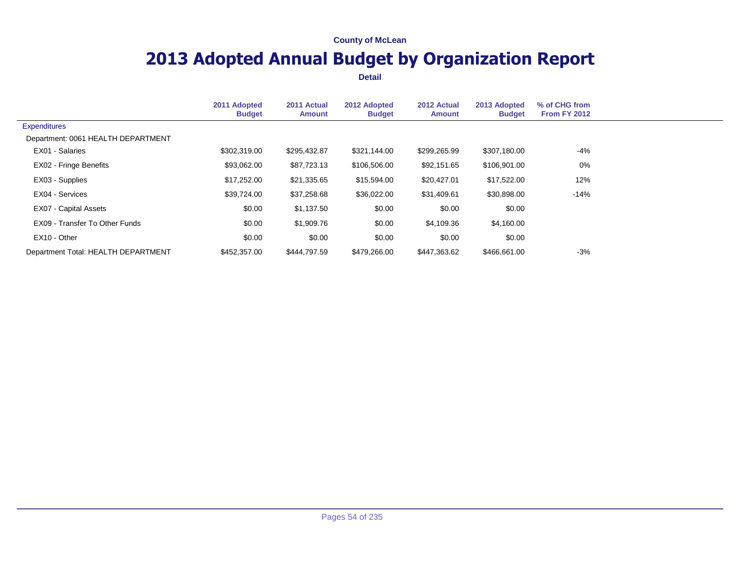County of McLean

# 2013 Adopted Annual Budget by Organization Report

**Detail**

| | 2011 Adopted Budget | 2011 Actual Amount | 2012 Adopted Budget | 2012 Actual Amount | 2013 Adopted Budget | % of CHG from From FY 2012 |
|---|---|---|---|---|---|---|
| Expenditures | | | | | | |
| Department: 0061 HEALTH DEPARTMENT | | | | | | |
| EX01 - Salaries | $302,319.00 | $295,432.87 | $321,144.00 | $299,265.99 | $307,180.00 | -4% |
| EX02 - Fringe Benefits | $93,062.00 | $87,723.13 | $106,506.00 | $92,151.65 | $106,901.00 | 0% |
| EX03 - Supplies | $17,252.00 | $21,335.65 | $15,594.00 | $20,427.01 | $17,522.00 | 12% |
| EX04 - Services | $39,724.00 | $37,258.68 | $36,022.00 | $31,409.61 | $30,898.00 | -14% |
| EX07 - Capital Assets | $0.00 | $1,137.50 | $0.00 | $0.00 | $0.00 | |
| EX09 - Transfer To Other Funds | $0.00 | $1,909.76 | $0.00 | $4,109.36 | $4,160.00 | |
| EX10 - Other | $0.00 | $0.00 | $0.00 | $0.00 | $0.00 | |
| Department Total: HEALTH DEPARTMENT | $452,357.00 | $444,797.59 | $479,266.00 | $447,363.62 | $466,661.00 | -3% |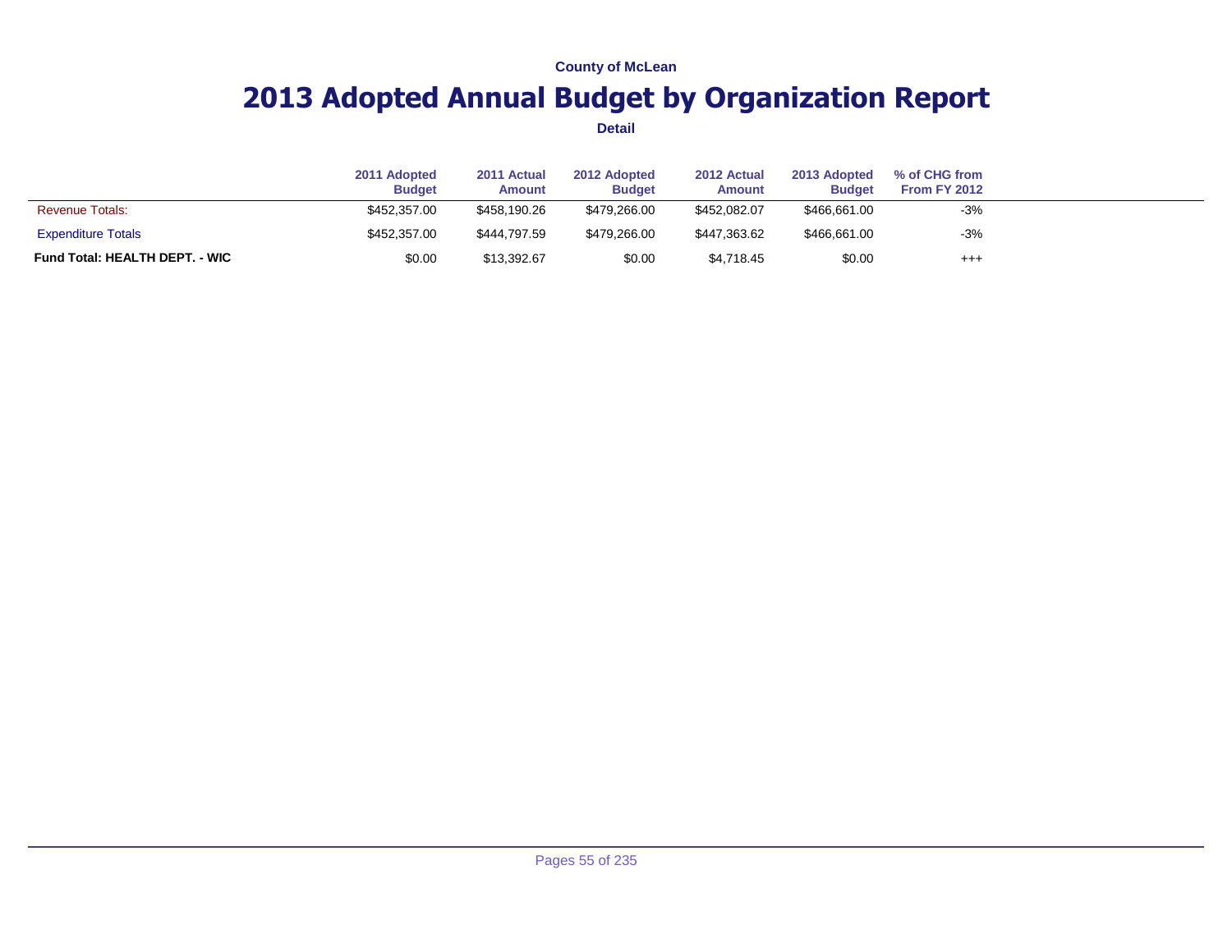County of McLean

# 2013 Adopted Annual Budget by Organization Report

**Detail**

| | 2011 Adopted Budget | 2011 Actual Amount | 2012 Adopted Budget | 2012 Actual Amount | 2013 Adopted Budget | % of CHG from From FY 2012 |
|---|---|---|---|---|---|---|
| Revenue Totals: | $452,357.00 | $458,190.26 | $479,266.00 | $452,082.07 | $466,661.00 | -3% |
| Expenditure Totals | $452,357.00 | $444,797.59 | $479,266.00 | $447,363.62 | $466,661.00 | -3% |
| **Fund Total: HEALTH DEPT. - WIC** | $0.00 | $13,392.67 | $0.00 | $4,718.45 | $0.00 | +++ |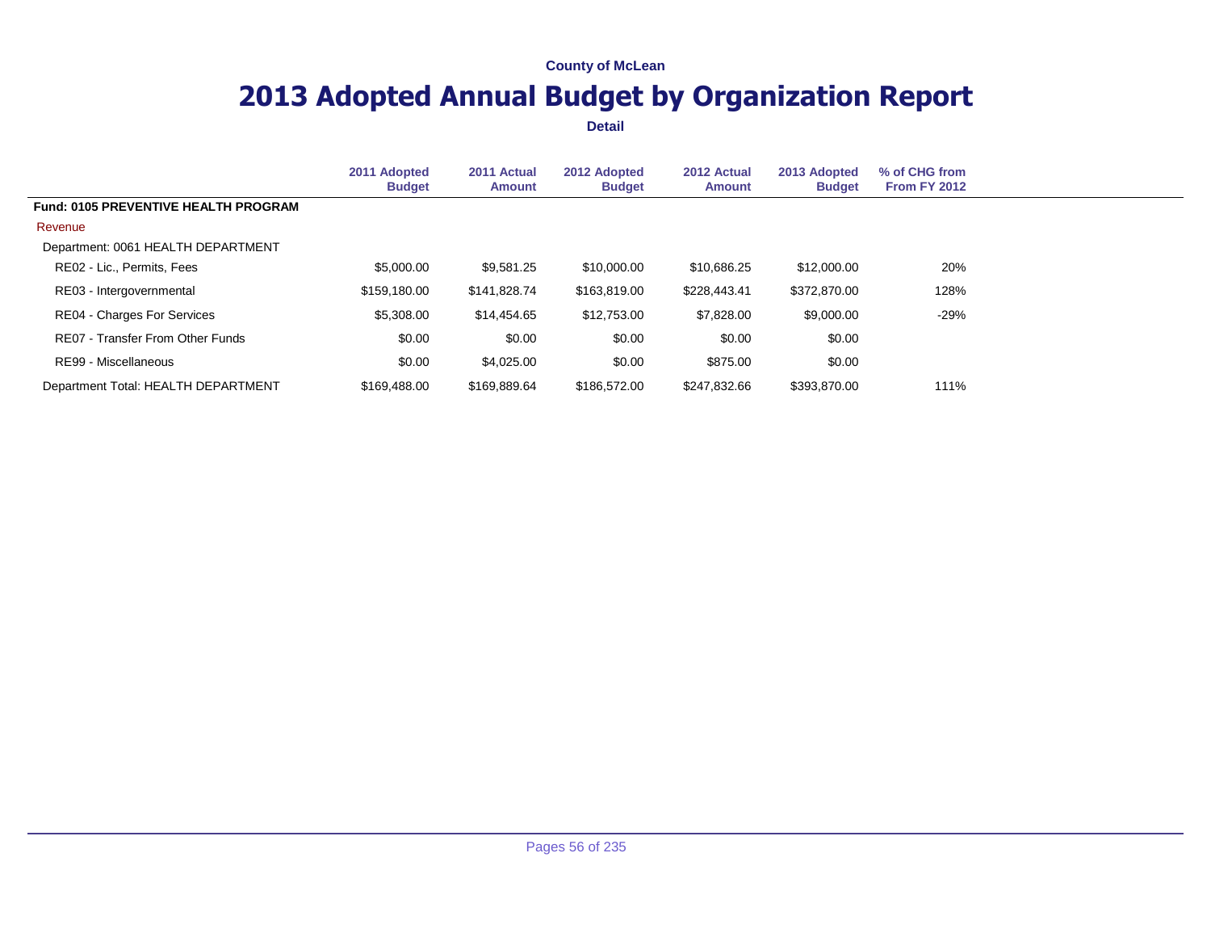County of McLean

# 2013 Adopted Annual Budget by Organization Report

**Detail**

| | 2011 Adopted Budget | 2011 Actual Amount | 2012 Adopted Budget | 2012 Actual Amount | 2013 Adopted Budget | % of CHG from From FY 2012 |
|---|---|---|---|---|---|---|
| **Fund: 0105 PREVENTIVE HEALTH PROGRAM** | | | | | | |
| Revenue | | | | | | |
| Department: 0061 HEALTH DEPARTMENT | | | | | | |
| RE02 - Lic., Permits, Fees | $5,000.00 | $9,581.25 | $10,000.00 | $10,686.25 | $12,000.00 | 20% |
| RE03 - Intergovernmental | $159,180.00 | $141,828.74 | $163,819.00 | $228,443.41 | $372,870.00 | 128% |
| RE04 - Charges For Services | $5,308.00 | $14,454.65 | $12,753.00 | $7,828.00 | $9,000.00 | -29% |
| RE07 - Transfer From Other Funds | $0.00 | $0.00 | $0.00 | $0.00 | $0.00 | |
| RE99 - Miscellaneous | $0.00 | $4,025.00 | $0.00 | $875.00 | $0.00 | |
| Department Total: HEALTH DEPARTMENT | $169,488.00 | $169,889.64 | $186,572.00 | $247,832.66 | $393,870.00 | 111% |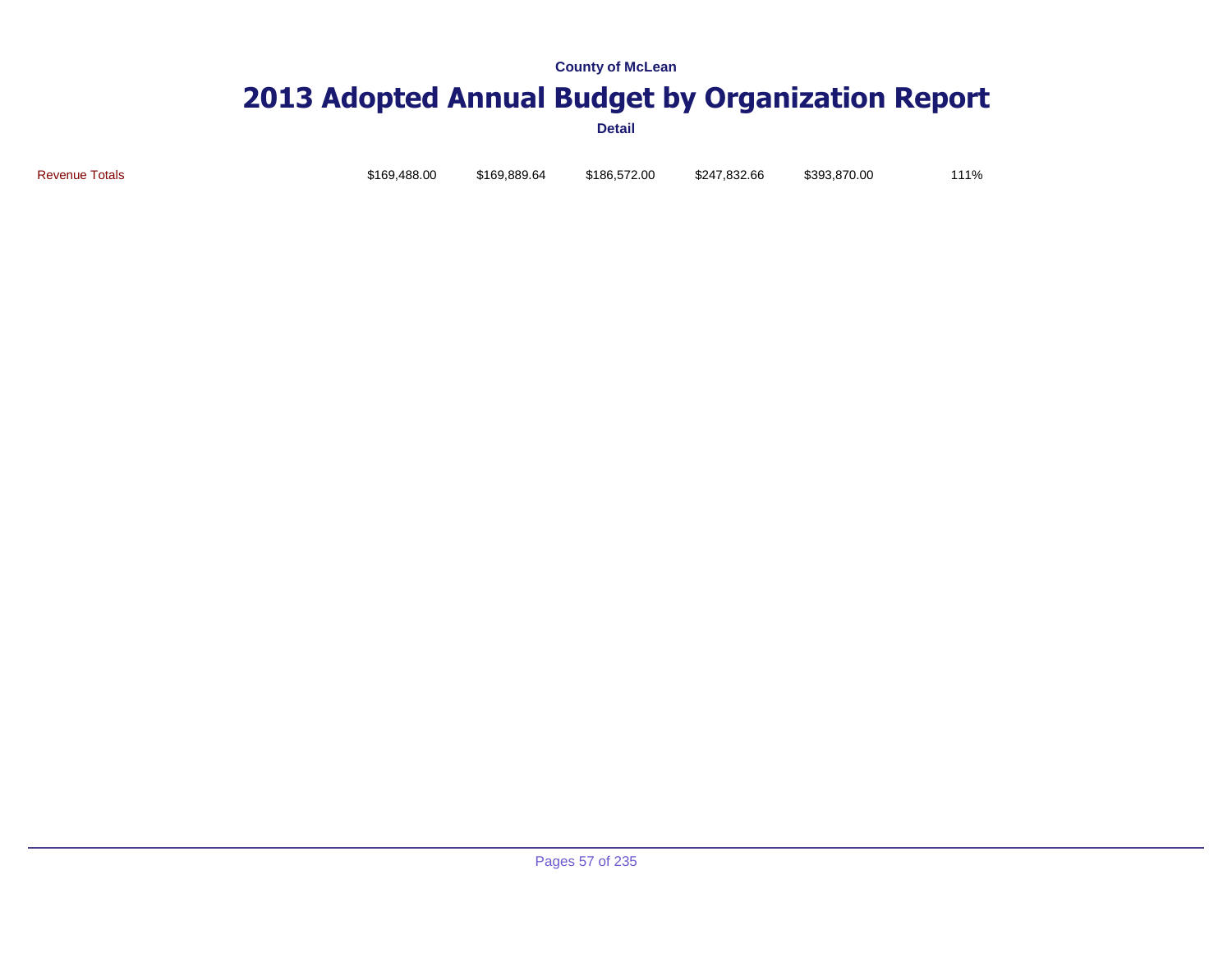| | | | | | | |
|---|---|---|---|---|---|---|
| Revenue Totals | $169,488.00 | $169,889.64 | $186,572.00 | $247,832.66 | $393,870.00 | 111% |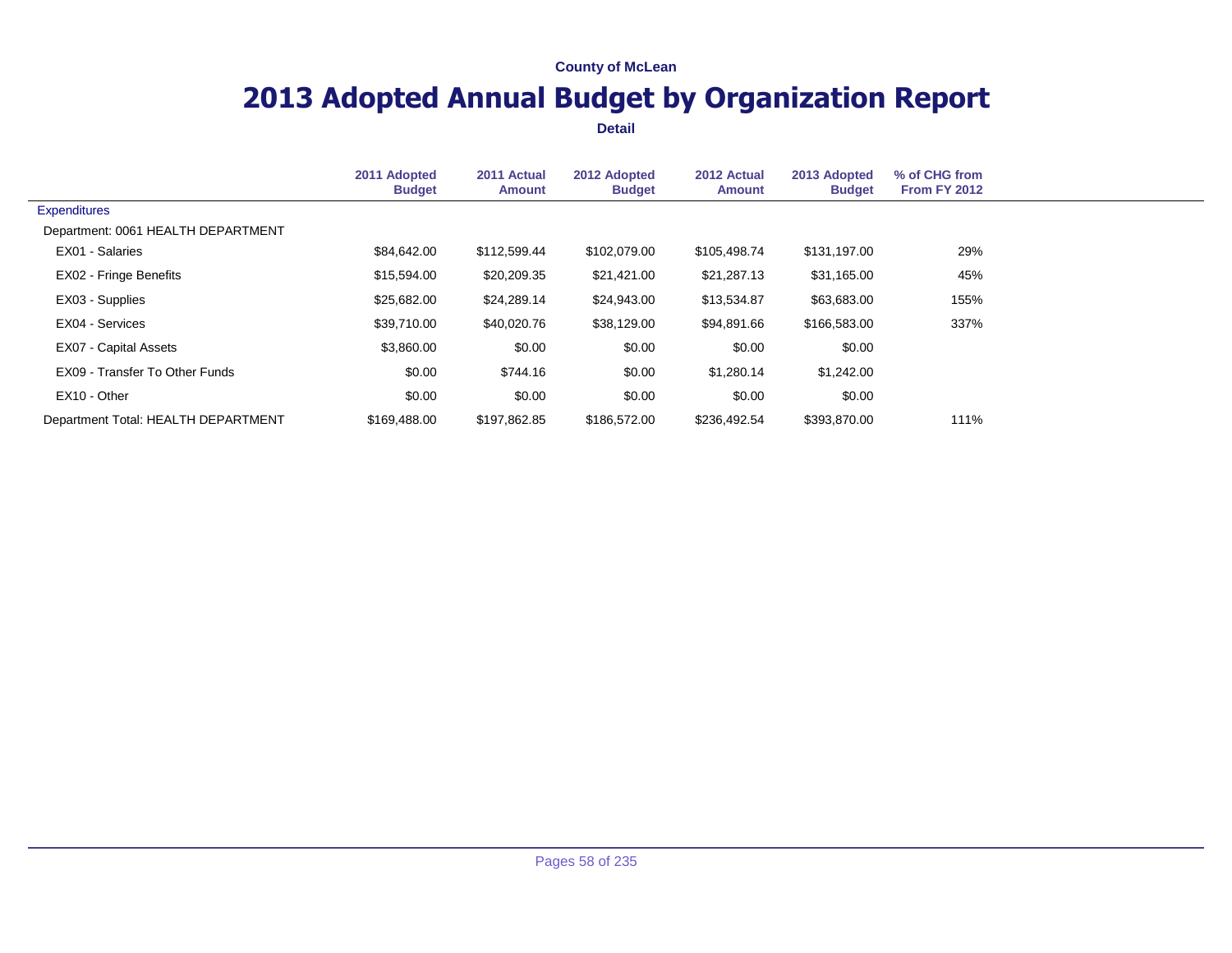County of McLean

# 2013 Adopted Annual Budget by Organization Report

**Detail**

| | 2011 Adopted Budget | 2011 Actual Amount | 2012 Adopted Budget | 2012 Actual Amount | 2013 Adopted Budget | % of CHG from From FY 2012 |
|---|---|---|---|---|---|---|
| Expenditures | | | | | | |
| Department: 0061 HEALTH DEPARTMENT | | | | | | |
| EX01 - Salaries | $84,642.00 | $112,599.44 | $102,079.00 | $105,498.74 | $131,197.00 | 29% |
| EX02 - Fringe Benefits | $15,594.00 | $20,209.35 | $21,421.00 | $21,287.13 | $31,165.00 | 45% |
| EX03 - Supplies | $25,682.00 | $24,289.14 | $24,943.00 | $13,534.87 | $63,683.00 | 155% |
| EX04 - Services | $39,710.00 | $40,020.76 | $38,129.00 | $94,891.66 | $166,583.00 | 337% |
| EX07 - Capital Assets | $3,860.00 | $0.00 | $0.00 | $0.00 | $0.00 | |
| EX09 - Transfer To Other Funds | $0.00 | $744.16 | $0.00 | $1,280.14 | $1,242.00 | |
| EX10 - Other | $0.00 | $0.00 | $0.00 | $0.00 | $0.00 | |
| Department Total: HEALTH DEPARTMENT | $169,488.00 | $197,862.85 | $186,572.00 | $236,492.54 | $393,870.00 | 111% |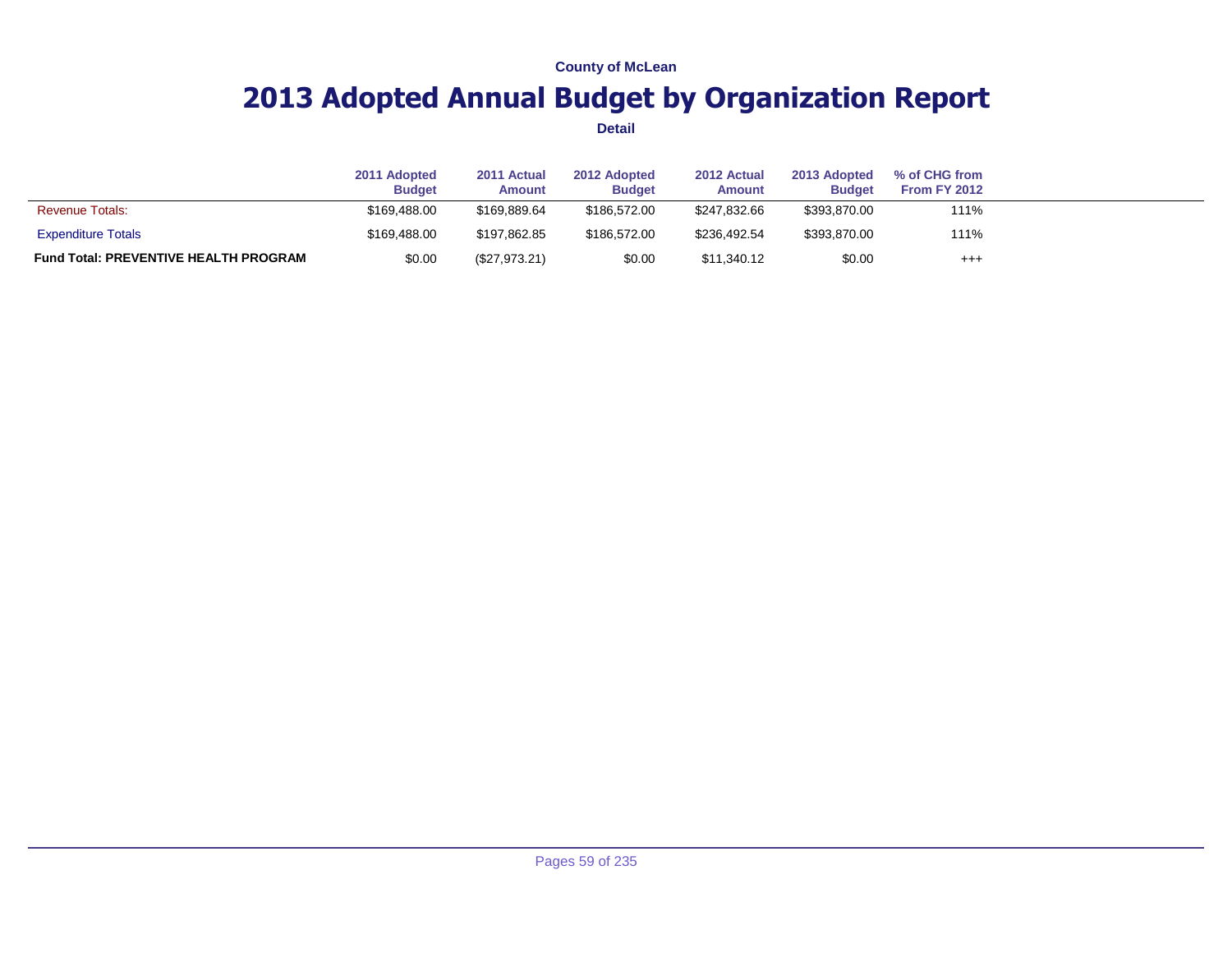County of McLean

# 2013 Adopted Annual Budget by Organization Report

**Detail**

| | 2011 Adopted Budget | 2011 Actual Amount | 2012 Adopted Budget | 2012 Actual Amount | 2013 Adopted Budget | % of CHG from From FY 2012 |
|---|---|---|---|---|---|---|
| Revenue Totals: | $169,488.00 | $169,889.64 | $186,572.00 | $247,832.66 | $393,870.00 | 111% |
| Expenditure Totals | $169,488.00 | $197,862.85 | $186,572.00 | $236,492.54 | $393,870.00 | 111% |
| **Fund Total: PREVENTIVE HEALTH PROGRAM** | $0.00 | ($27,973.21) | $0.00 | $11,340.12 | $0.00 | +++ |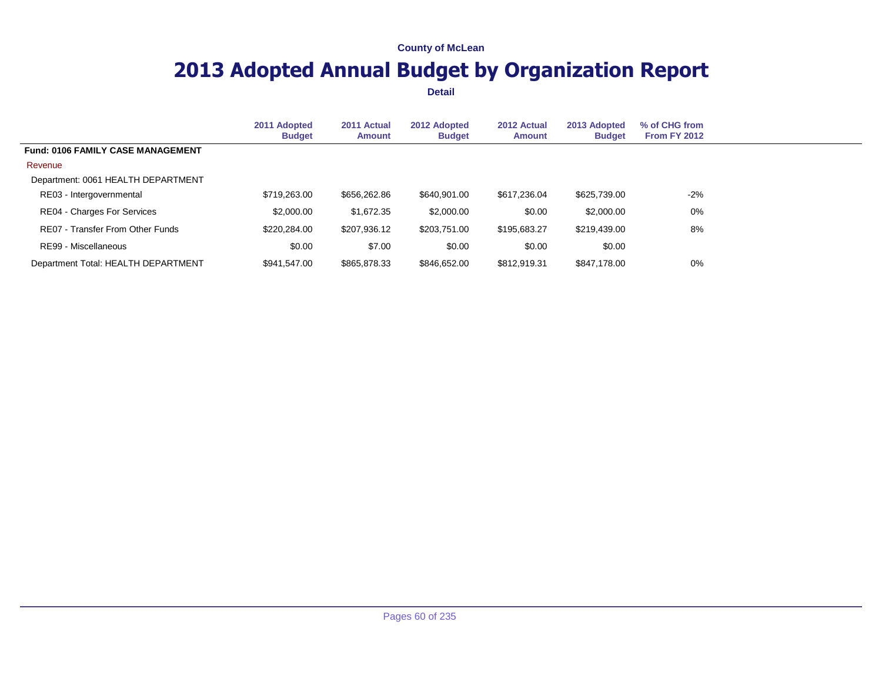County of McLean

# 2013 Adopted Annual Budget by Organization Report

**Detail**

| | 2011 Adopted Budget | 2011 Actual Amount | 2012 Adopted Budget | 2012 Actual Amount | 2013 Adopted Budget | % of CHG from From FY 2012 |
|---|---|---|---|---|---|---|
| **Fund: 0106 FAMILY CASE MANAGEMENT** | | | | | | |
| Revenue | | | | | | |
| Department: 0061 HEALTH DEPARTMENT | | | | | | |
| RE03 - Intergovernmental | $719,263.00 | $656,262.86 | $640,901.00 | $617,236.04 | $625,739.00 | -2% |
| RE04 - Charges For Services | $2,000.00 | $1,672.35 | $2,000.00 | $0.00 | $2,000.00 | 0% |
| RE07 - Transfer From Other Funds | $220,284.00 | $207,936.12 | $203,751.00 | $195,683.27 | $219,439.00 | 8% |
| RE99 - Miscellaneous | $0.00 | $7.00 | $0.00 | $0.00 | $0.00 | |
| Department Total: HEALTH DEPARTMENT | $941,547.00 | $865,878.33 | $846,652.00 | $812,919.31 | $847,178.00 | 0% |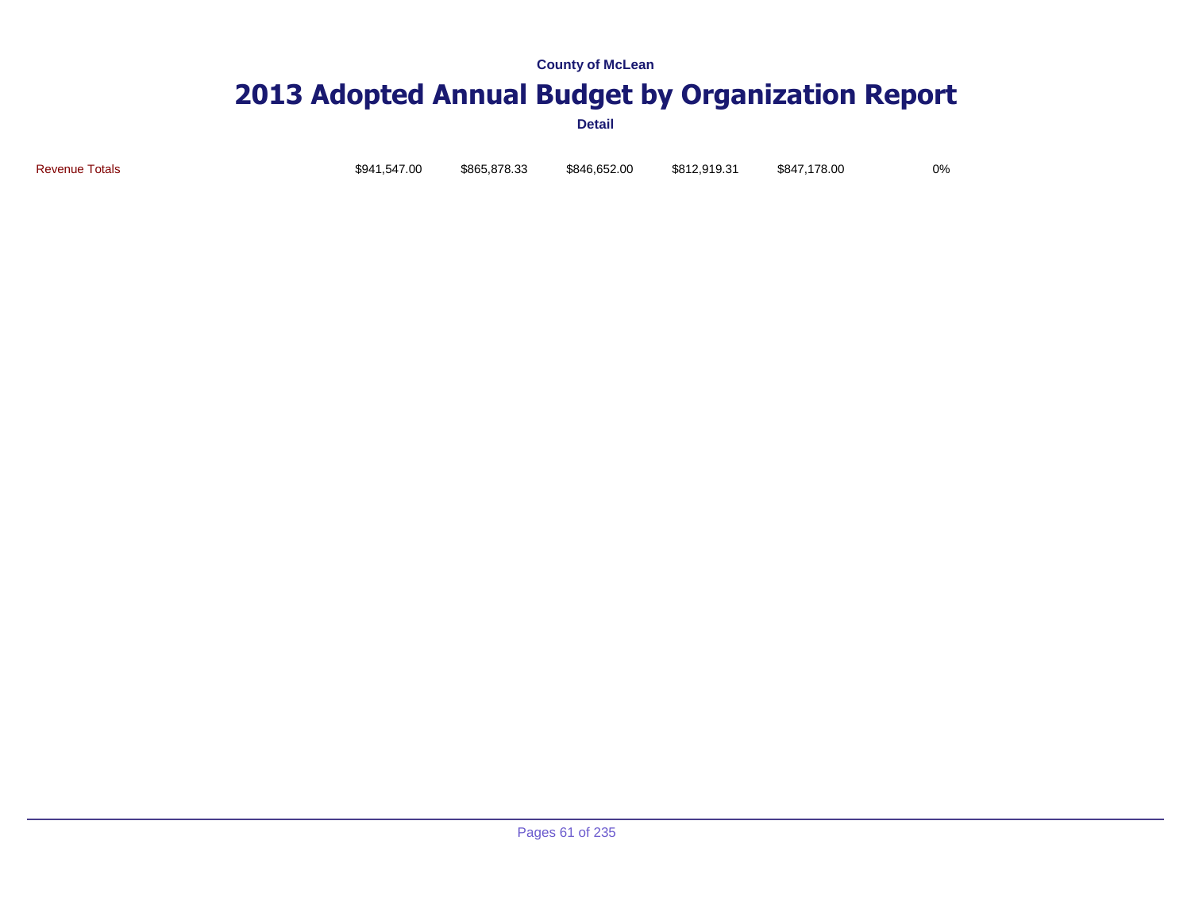County of McLean

# 2013 Adopted Annual Budget by Organization Report

Detail

| Revenue Totals | $941,547.00 | $865,878.33 | $846,652.00 | $812,919.31 | $847,178.00 | 0% |
|---|---|---|---|---|---|---|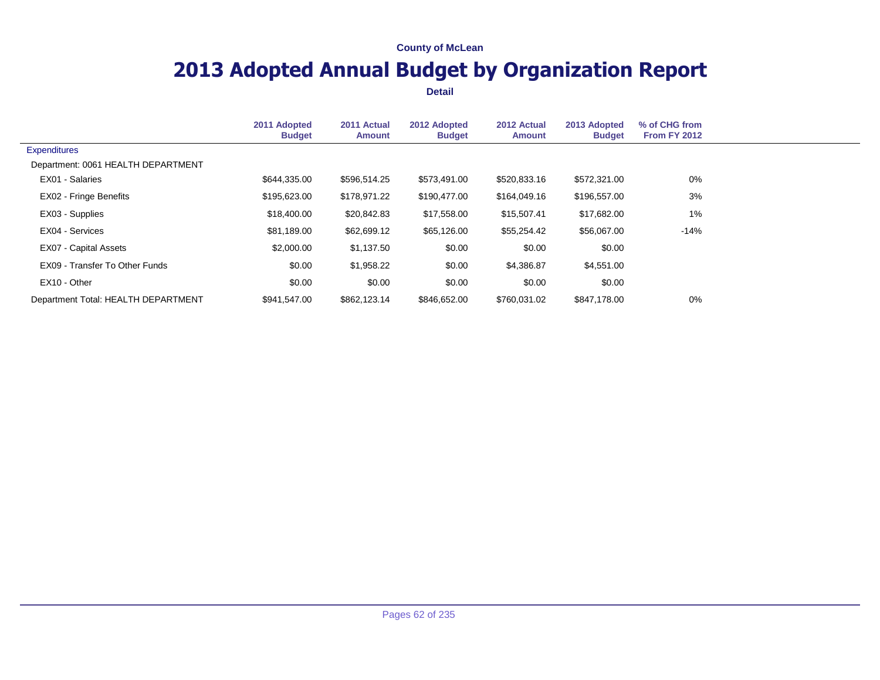County of McLean

# 2013 Adopted Annual Budget by Organization Report

**Detail**

| | 2011 Adopted Budget | 2011 Actual Amount | 2012 Adopted Budget | 2012 Actual Amount | 2013 Adopted Budget | % of CHG from From FY 2012 |
|---|---|---|---|---|---|---|
| Expenditures | | | | | | |
| Department: 0061 HEALTH DEPARTMENT | | | | | | |
| EX01 - Salaries | $644,335.00 | $596,514.25 | $573,491.00 | $520,833.16 | $572,321.00 | 0% |
| EX02 - Fringe Benefits | $195,623.00 | $178,971.22 | $190,477.00 | $164,049.16 | $196,557.00 | 3% |
| EX03 - Supplies | $18,400.00 | $20,842.83 | $17,558.00 | $15,507.41 | $17,682.00 | 1% |
| EX04 - Services | $81,189.00 | $62,699.12 | $65,126.00 | $55,254.42 | $56,067.00 | -14% |
| EX07 - Capital Assets | $2,000.00 | $1,137.50 | $0.00 | $0.00 | $0.00 | |
| EX09 - Transfer To Other Funds | $0.00 | $1,958.22 | $0.00 | $4,386.87 | $4,551.00 | |
| EX10 - Other | $0.00 | $0.00 | $0.00 | $0.00 | $0.00 | |
| Department Total: HEALTH DEPARTMENT | $941,547.00 | $862,123.14 | $846,652.00 | $760,031.02 | $847,178.00 | 0% |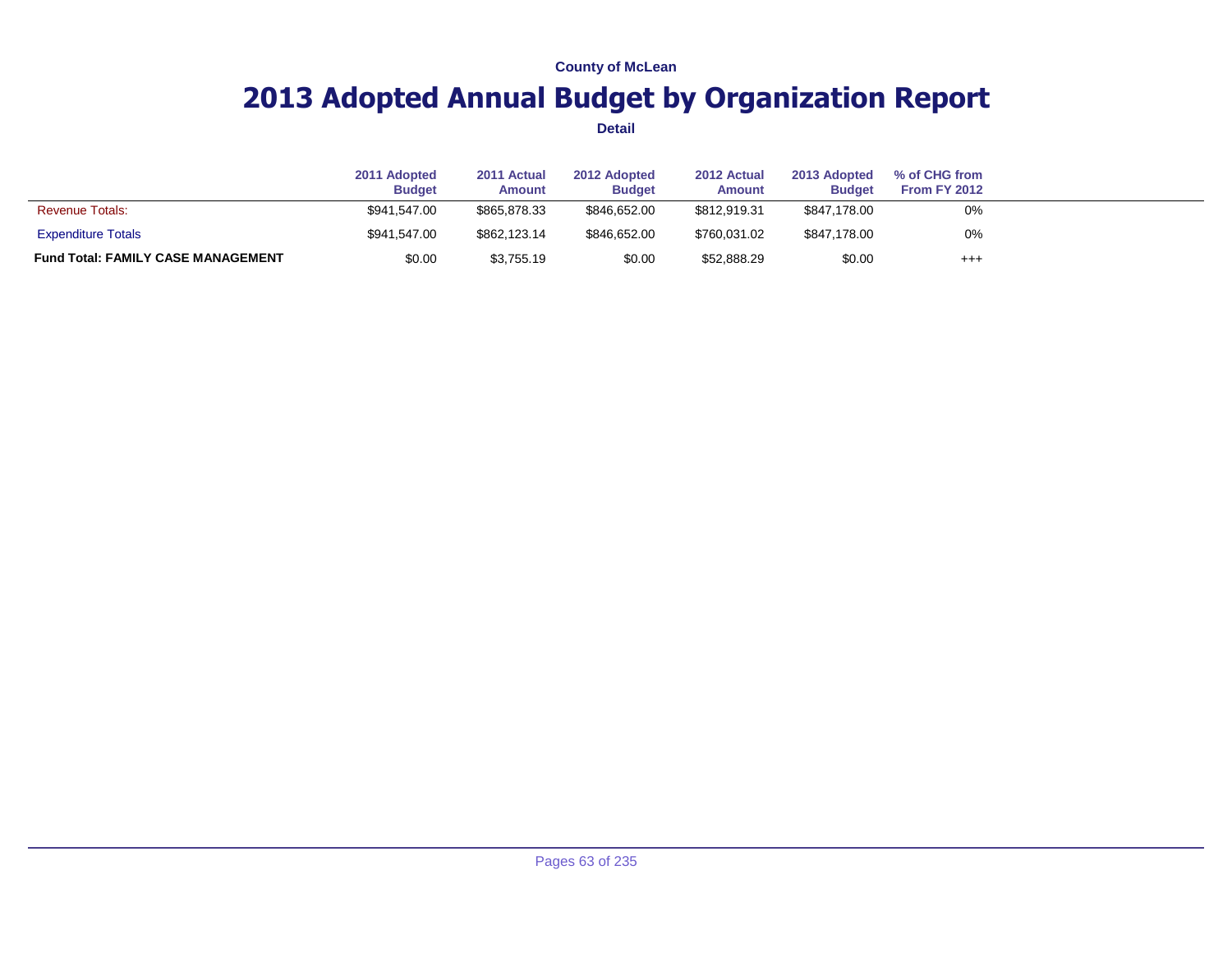County of McLean

# 2013 Adopted Annual Budget by Organization Report

**Detail**

| | 2011 Adopted Budget | 2011 Actual Amount | 2012 Adopted Budget | 2012 Actual Amount | 2013 Adopted Budget | % of CHG from From FY 2012 |
|---|---|---|---|---|---|---|
| Revenue Totals: | $941,547.00 | $865,878.33 | $846,652.00 | $812,919.31 | $847,178.00 | 0% |
| Expenditure Totals | $941,547.00 | $862,123.14 | $846,652.00 | $760,031.02 | $847,178.00 | 0% |
| **Fund Total: FAMILY CASE MANAGEMENT** | $0.00 | $3,755.19 | $0.00 | $52,888.29 | $0.00 | +++ |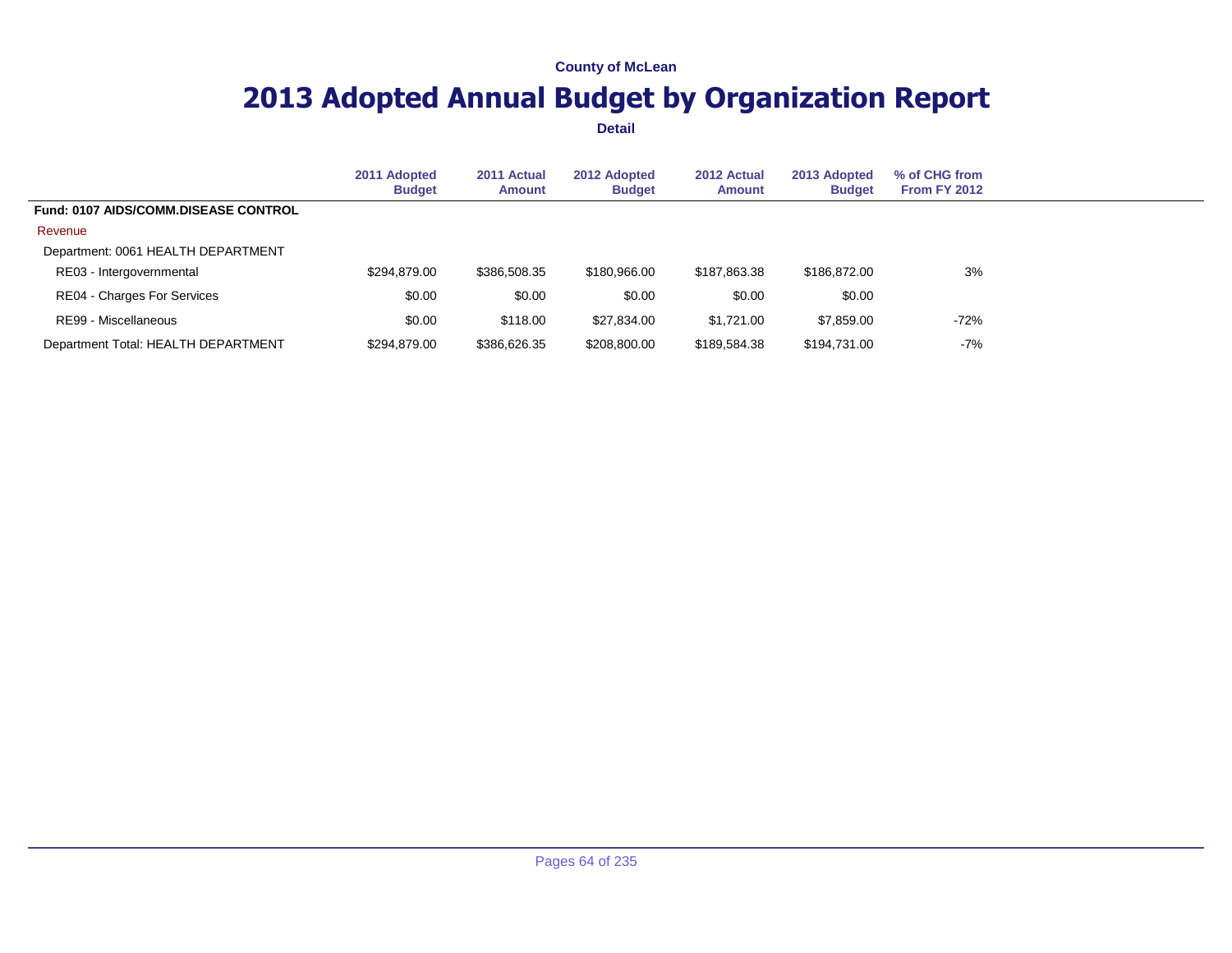County of McLean

# 2013 Adopted Annual Budget by Organization Report

**Detail**

| | 2011 Adopted Budget | 2011 Actual Amount | 2012 Adopted Budget | 2012 Actual Amount | 2013 Adopted Budget | % of CHG from From FY 2012 |
|---|---|---|---|---|---|---|
| **Fund: 0107 AIDS/COMM.DISEASE CONTROL** | | | | | | |
| Revenue | | | | | | |
| Department: 0061 HEALTH DEPARTMENT | | | | | | |
| RE03 - Intergovernmental | $294,879.00 | $386,508.35 | $180,966.00 | $187,863.38 | $186,872.00 | 3% |
| RE04 - Charges For Services | $0.00 | $0.00 | $0.00 | $0.00 | $0.00 | |
| RE99 - Miscellaneous | $0.00 | $118.00 | $27,834.00 | $1,721.00 | $7,859.00 | -72% |
| Department Total: HEALTH DEPARTMENT | $294,879.00 | $386,626.35 | $208,800.00 | $189,584.38 | $194,731.00 | -7% |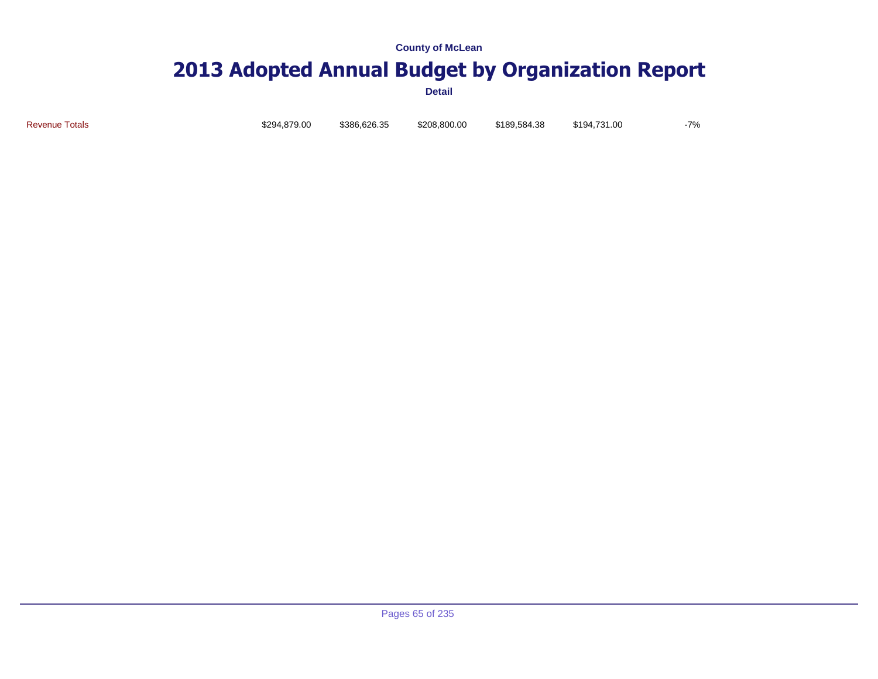County of McLean

# 2013 Adopted Annual Budget by Organization Report

**Detail**

| | | | | | | |
|---|---|---|---|---|---|---|
| Revenue Totals | $294,879.00 | $386,626.35 | $208,800.00 | $189,584.38 | $194,731.00 | -7% |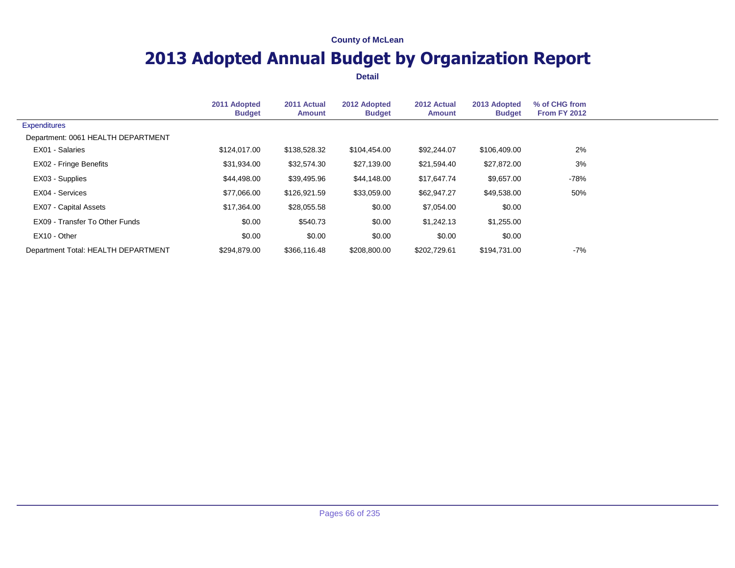County of McLean

# 2013 Adopted Annual Budget by Organization Report

**Detail**

| | 2011 Adopted Budget | 2011 Actual Amount | 2012 Adopted Budget | 2012 Actual Amount | 2013 Adopted Budget | % of CHG from From FY 2012 |
|---|---|---|---|---|---|---|
| Expenditures | | | | | | |
| Department: 0061 HEALTH DEPARTMENT | | | | | | |
| EX01 - Salaries | $124,017.00 | $138,528.32 | $104,454.00 | $92,244.07 | $106,409.00 | 2% |
| EX02 - Fringe Benefits | $31,934.00 | $32,574.30 | $27,139.00 | $21,594.40 | $27,872.00 | 3% |
| EX03 - Supplies | $44,498.00 | $39,495.96 | $44,148.00 | $17,647.74 | $9,657.00 | -78% |
| EX04 - Services | $77,066.00 | $126,921.59 | $33,059.00 | $62,947.27 | $49,538.00 | 50% |
| EX07 - Capital Assets | $17,364.00 | $28,055.58 | $0.00 | $7,054.00 | $0.00 | |
| EX09 - Transfer To Other Funds | $0.00 | $540.73 | $0.00 | $1,242.13 | $1,255.00 | |
| EX10 - Other | $0.00 | $0.00 | $0.00 | $0.00 | $0.00 | |
| Department Total: HEALTH DEPARTMENT | $294,879.00 | $366,116.48 | $208,800.00 | $202,729.61 | $194,731.00 | -7% |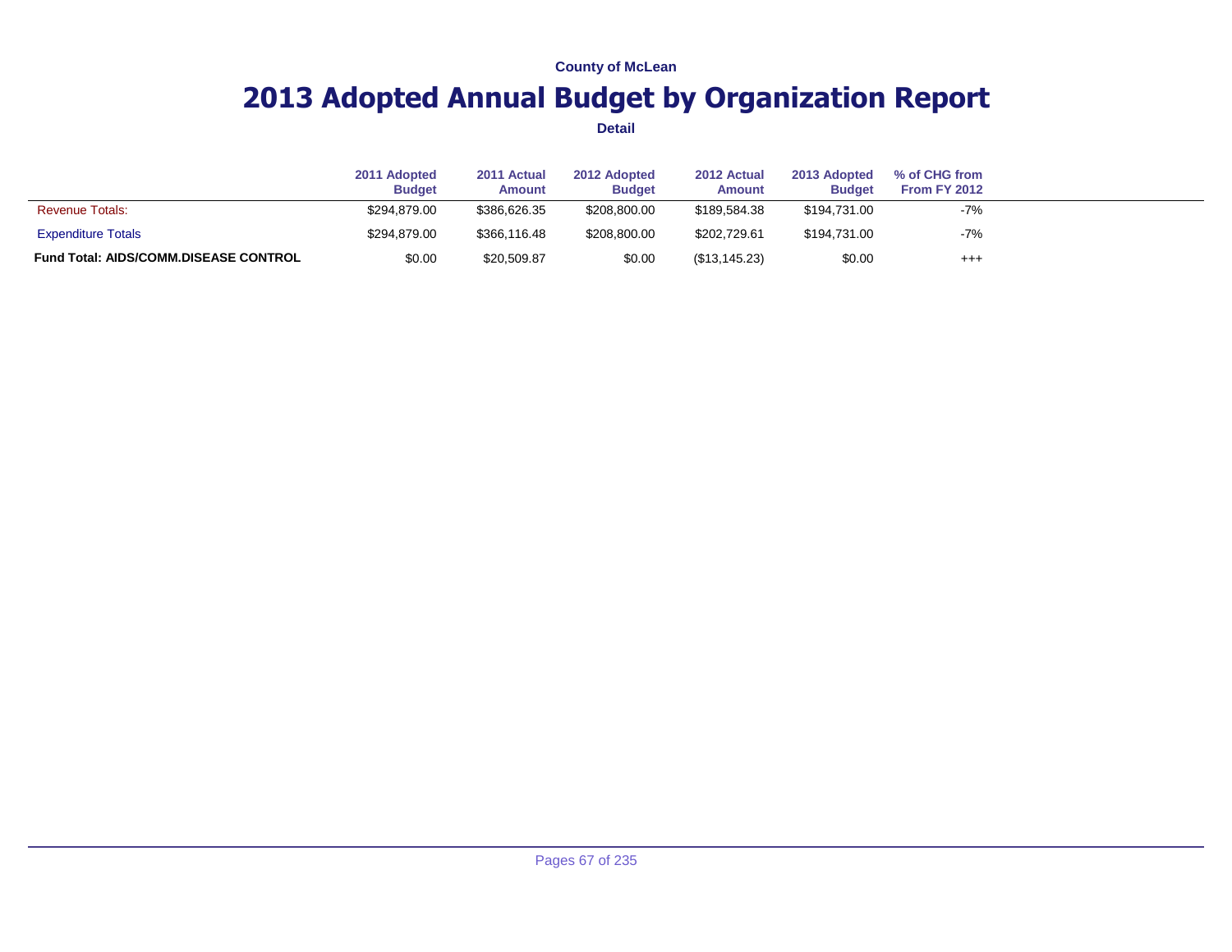County of McLean

# 2013 Adopted Annual Budget by Organization Report

Detail

| | 2011 Adopted Budget | 2011 Actual Amount | 2012 Adopted Budget | 2012 Actual Amount | 2013 Adopted Budget | % of CHG from From FY 2012 |
|---|---|---|---|---|---|---|
| Revenue Totals: | $294,879.00 | $386,626.35 | $208,800.00 | $189,584.38 | $194,731.00 | -7% |
| Expenditure Totals | $294,879.00 | $366,116.48 | $208,800.00 | $202,729.61 | $194,731.00 | -7% |
| **Fund Total: AIDS/COMM.DISEASE CONTROL** | $0.00 | $20,509.87 | $0.00 | ($13,145.23) | $0.00 | +++ |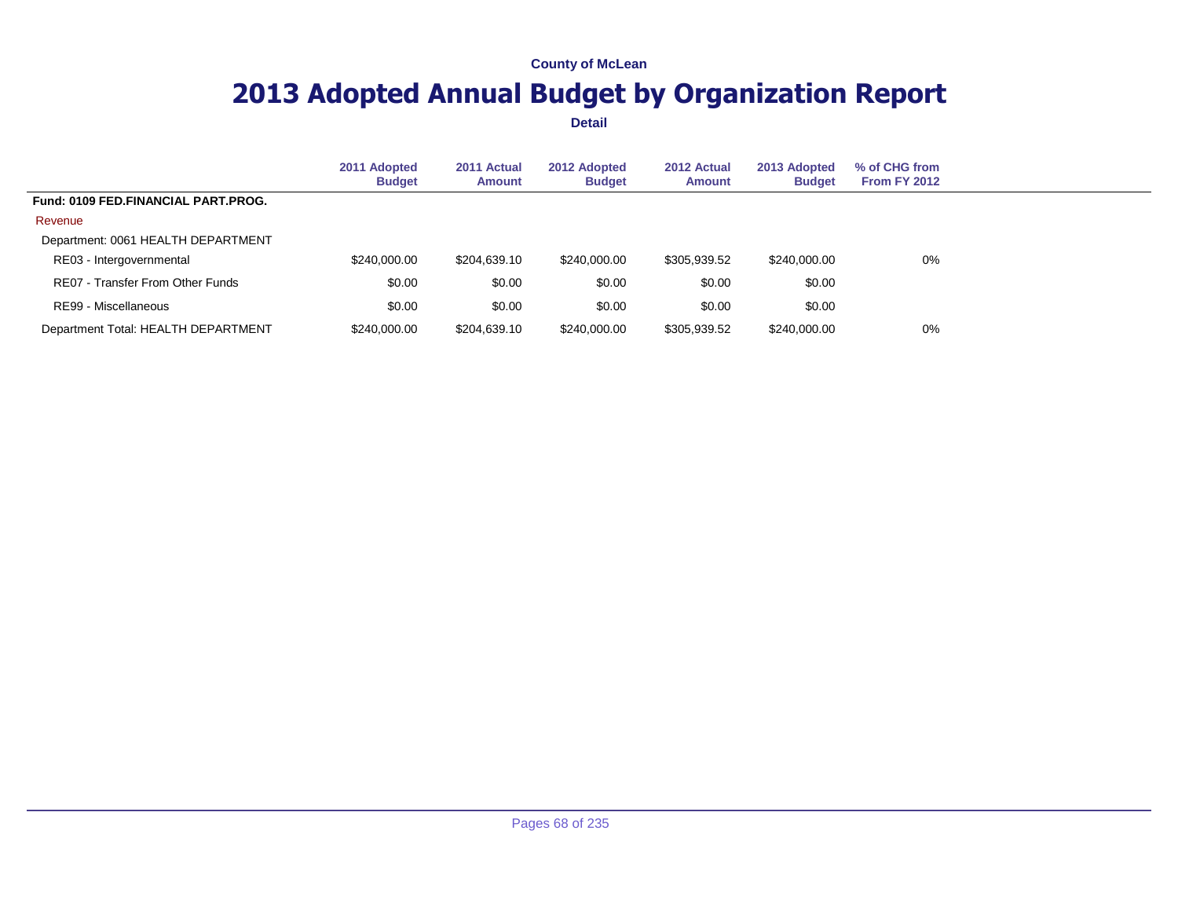County of McLean

# 2013 Adopted Annual Budget by Organization Report

**Detail**

| | 2011 Adopted Budget | 2011 Actual Amount | 2012 Adopted Budget | 2012 Actual Amount | 2013 Adopted Budget | % of CHG from From FY 2012 |
|---|---|---|---|---|---|---|
| **Fund: 0109 FED.FINANCIAL PART.PROG.** | | | | | | |
| Revenue | | | | | | |
| Department: 0061 HEALTH DEPARTMENT | | | | | | |
| RE03 - Intergovernmental | $240,000.00 | $204,639.10 | $240,000.00 | $305,939.52 | $240,000.00 | 0% |
| RE07 - Transfer From Other Funds | $0.00 | $0.00 | $0.00 | $0.00 | $0.00 | |
| RE99 - Miscellaneous | $0.00 | $0.00 | $0.00 | $0.00 | $0.00 | |
| Department Total: HEALTH DEPARTMENT | $240,000.00 | $204,639.10 | $240,000.00 | $305,939.52 | $240,000.00 | 0% |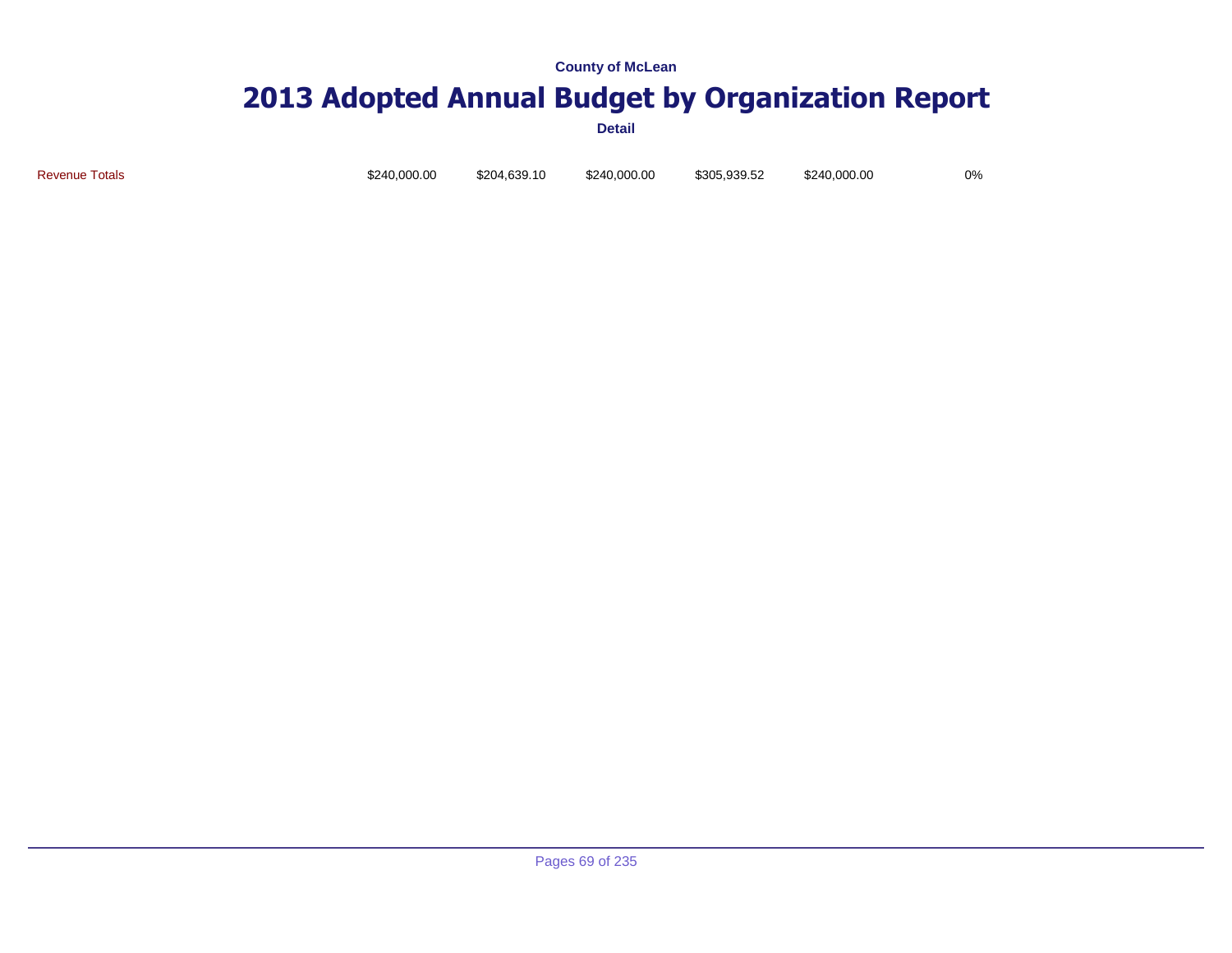County of McLean

# 2013 Adopted Annual Budget by Organization Report

Detail

| | | | | | | |
|---|---|---|---|---|---|---|
| Revenue Totals | $240,000.00 | $204,639.10 | $240,000.00 | $305,939.52 | $240,000.00 | 0% |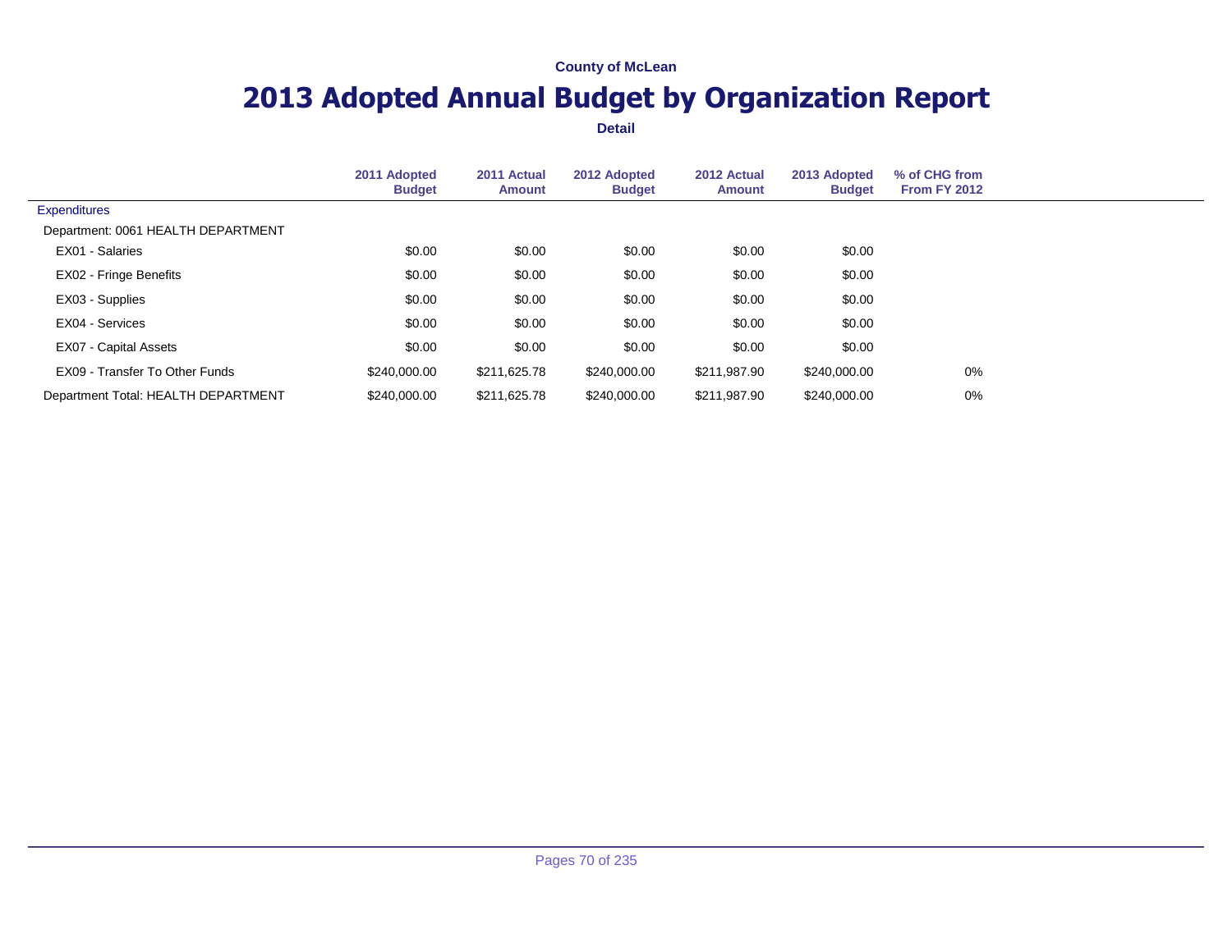County of McLean

# 2013 Adopted Annual Budget by Organization Report

**Detail**

| | 2011 Adopted Budget | 2011 Actual Amount | 2012 Adopted Budget | 2012 Actual Amount | 2013 Adopted Budget | % of CHG from From FY 2012 |
|---|---|---|---|---|---|---|
| Expenditures | | | | | | |
| Department: 0061 HEALTH DEPARTMENT | | | | | | |
| EX01 - Salaries | $0.00 | $0.00 | $0.00 | $0.00 | $0.00 | |
| EX02 - Fringe Benefits | $0.00 | $0.00 | $0.00 | $0.00 | $0.00 | |
| EX03 - Supplies | $0.00 | $0.00 | $0.00 | $0.00 | $0.00 | |
| EX04 - Services | $0.00 | $0.00 | $0.00 | $0.00 | $0.00 | |
| EX07 - Capital Assets | $0.00 | $0.00 | $0.00 | $0.00 | $0.00 | |
| EX09 - Transfer To Other Funds | $240,000.00 | $211,625.78 | $240,000.00 | $211,987.90 | $240,000.00 | 0% |
| Department Total: HEALTH DEPARTMENT | $240,000.00 | $211,625.78 | $240,000.00 | $211,987.90 | $240,000.00 | 0% |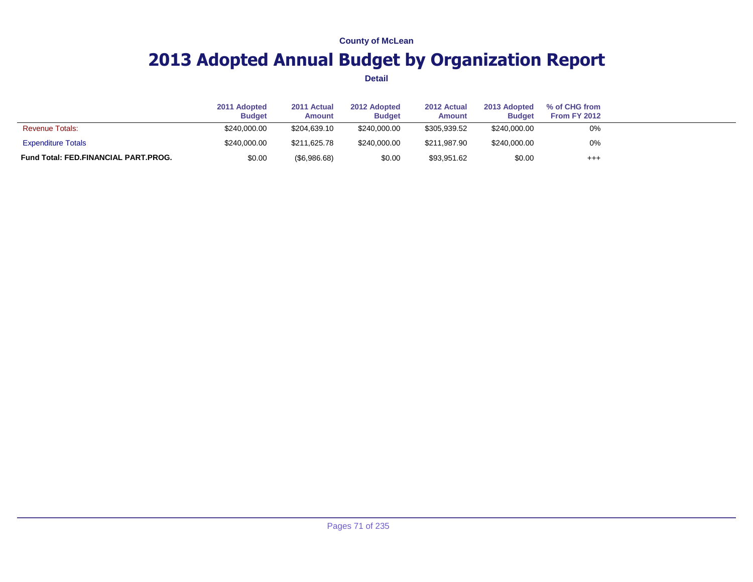County of McLean

# 2013 Adopted Annual Budget by Organization Report

**Detail**

| | 2011 Adopted Budget | 2011 Actual Amount | 2012 Adopted Budget | 2012 Actual Amount | 2013 Adopted Budget | % of CHG from From FY 2012 |
|---|---|---|---|---|---|---|
| Revenue Totals: | $240,000.00 | $204,639.10 | $240,000.00 | $305,939.52 | $240,000.00 | 0% |
| Expenditure Totals | $240,000.00 | $211,625.78 | $240,000.00 | $211,987.90 | $240,000.00 | 0% |
| **Fund Total: FED.FINANCIAL PART.PROG.** | $0.00 | ($6,986.68) | $0.00 | $93,951.62 | $0.00 | +++ |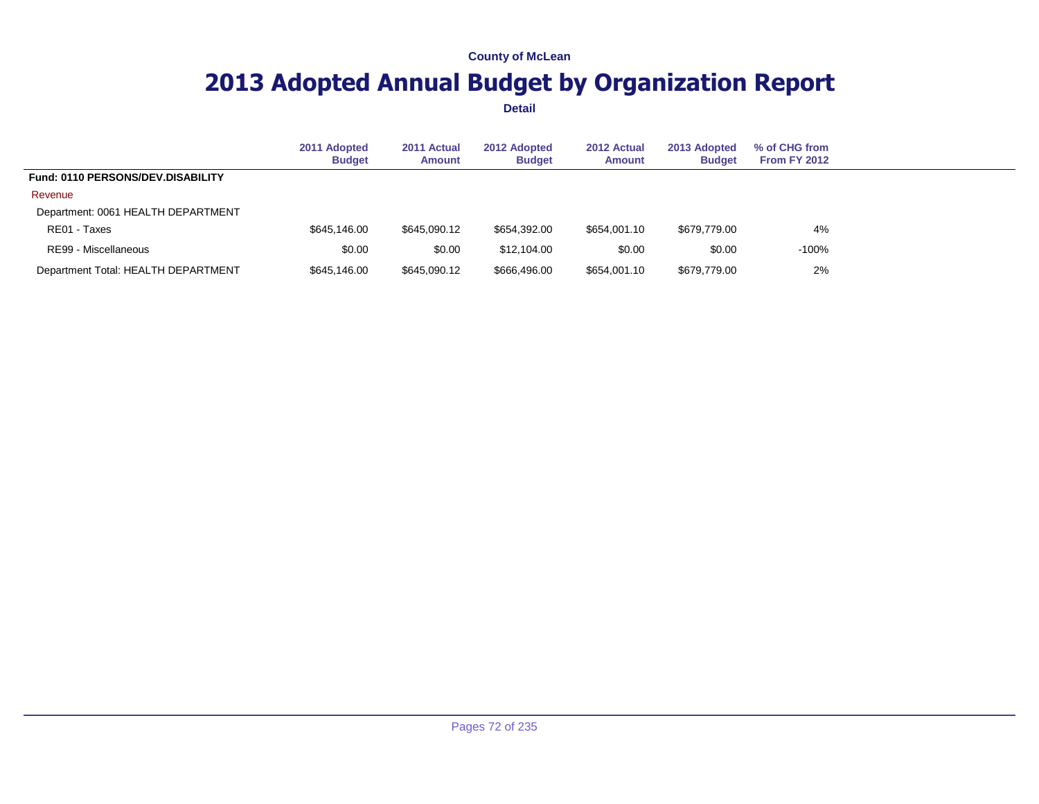County of McLean

# 2013 Adopted Annual Budget by Organization Report

**Detail**

| | 2011 Adopted Budget | 2011 Actual Amount | 2012 Adopted Budget | 2012 Actual Amount | 2013 Adopted Budget | % of CHG from From FY 2012 |
|---|---|---|---|---|---|---|
| **Fund: 0110 PERSONS/DEV.DISABILITY** | | | | | | |
| Revenue | | | | | | |
| Department: 0061 HEALTH DEPARTMENT | | | | | | |
| RE01 - Taxes | $645,146.00 | $645,090.12 | $654,392.00 | $654,001.10 | $679,779.00 | 4% |
| RE99 - Miscellaneous | $0.00 | $0.00 | $12,104.00 | $0.00 | $0.00 | -100% |
| Department Total: HEALTH DEPARTMENT | $645,146.00 | $645,090.12 | $666,496.00 | $654,001.10 | $679,779.00 | 2% |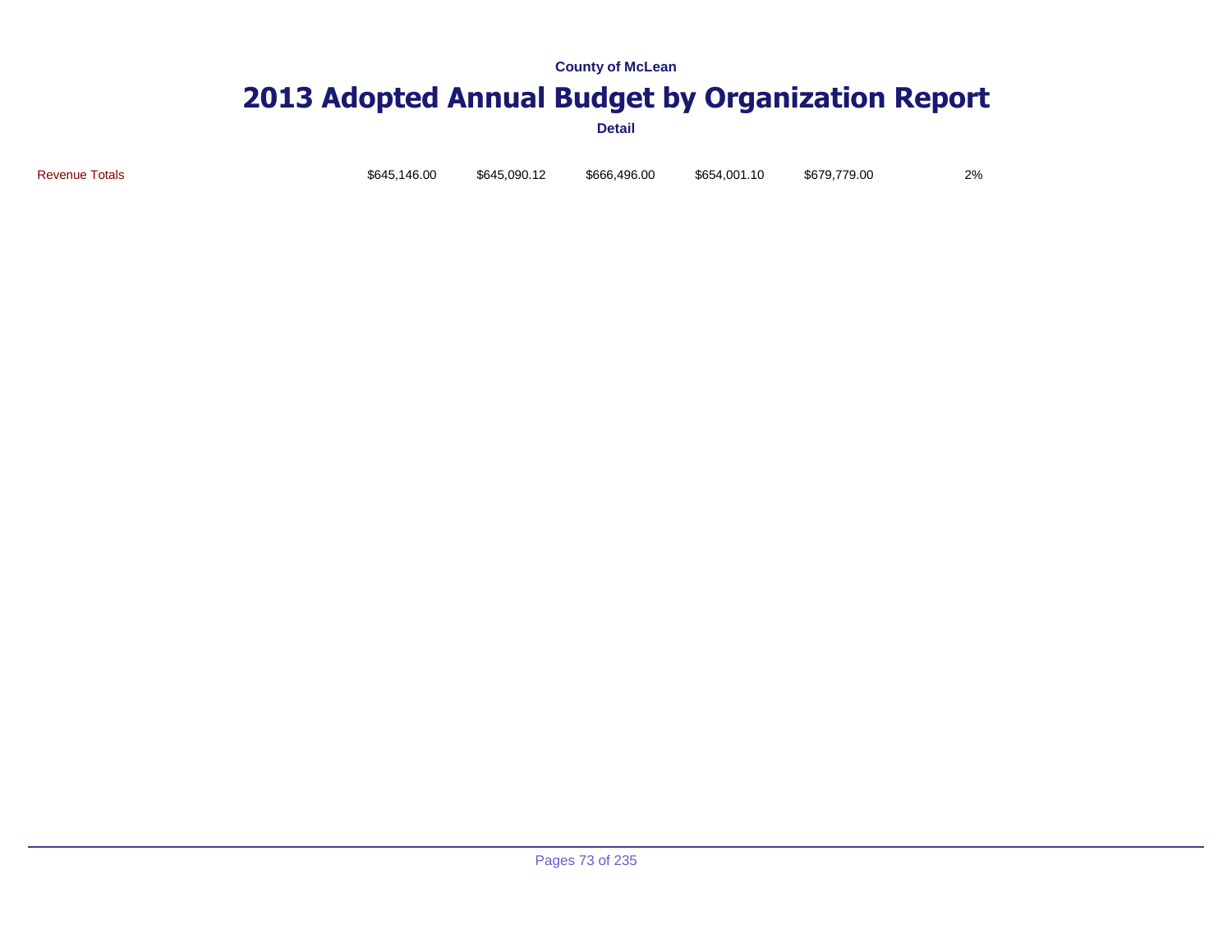County of McLean

# 2013 Adopted Annual Budget by Organization Report

Detail

| | | | | | | |
|---|---|---|---|---|---|---|
| Revenue Totals | $645,146.00 | $645,090.12 | $666,496.00 | $654,001.10 | $679,779.00 | 2% |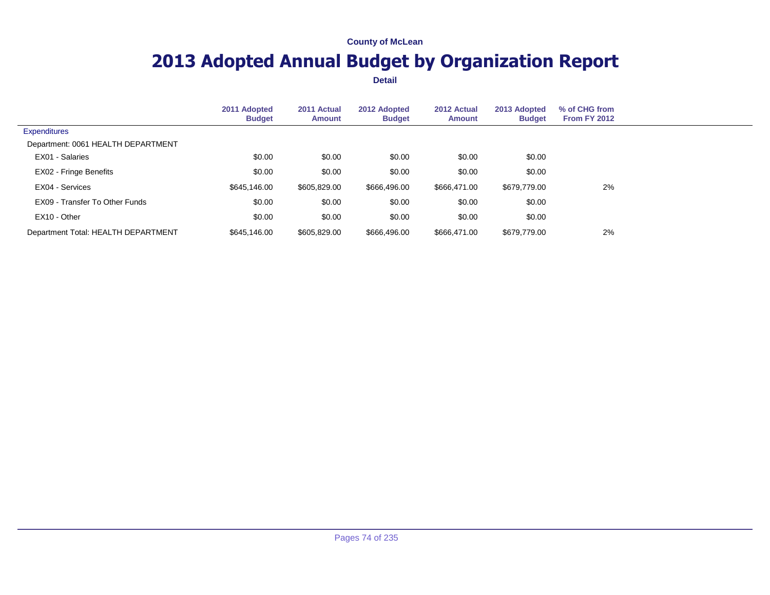County of McLean

# 2013 Adopted Annual Budget by Organization Report

**Detail**

| | 2011 Adopted Budget | 2011 Actual Amount | 2012 Adopted Budget | 2012 Actual Amount | 2013 Adopted Budget | % of CHG from From FY 2012 |
|---|---|---|---|---|---|---|
| Expenditures | | | | | | |
| Department: 0061 HEALTH DEPARTMENT | | | | | | |
| EX01 - Salaries | $0.00 | $0.00 | $0.00 | $0.00 | $0.00 | |
| EX02 - Fringe Benefits | $0.00 | $0.00 | $0.00 | $0.00 | $0.00 | |
| EX04 - Services | $645,146.00 | $605,829.00 | $666,496.00 | $666,471.00 | $679,779.00 | 2% |
| EX09 - Transfer To Other Funds | $0.00 | $0.00 | $0.00 | $0.00 | $0.00 | |
| EX10 - Other | $0.00 | $0.00 | $0.00 | $0.00 | $0.00 | |
| Department Total: HEALTH DEPARTMENT | $645,146.00 | $605,829.00 | $666,496.00 | $666,471.00 | $679,779.00 | 2% |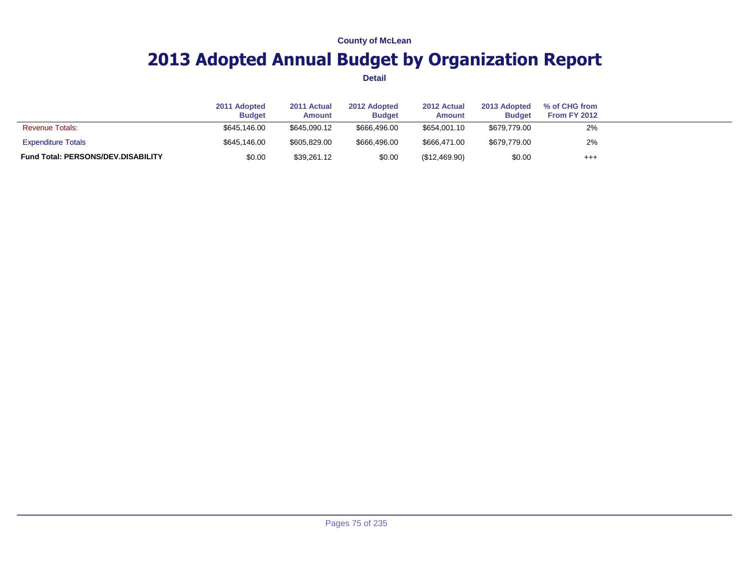County of McLean

# 2013 Adopted Annual Budget by Organization Report

Detail

| | 2011 Adopted Budget | 2011 Actual Amount | 2012 Adopted Budget | 2012 Actual Amount | 2013 Adopted Budget | % of CHG from From FY 2012 |
|---|---|---|---|---|---|---|
| Revenue Totals: | $645,146.00 | $645,090.12 | $666,496.00 | $654,001.10 | $679,779.00 | 2% |
| Expenditure Totals | $645,146.00 | $605,829.00 | $666,496.00 | $666,471.00 | $679,779.00 | 2% |
| **Fund Total: PERSONS/DEV.DISABILITY** | $0.00 | $39,261.12 | $0.00 | ($12,469.90) | $0.00 | +++ |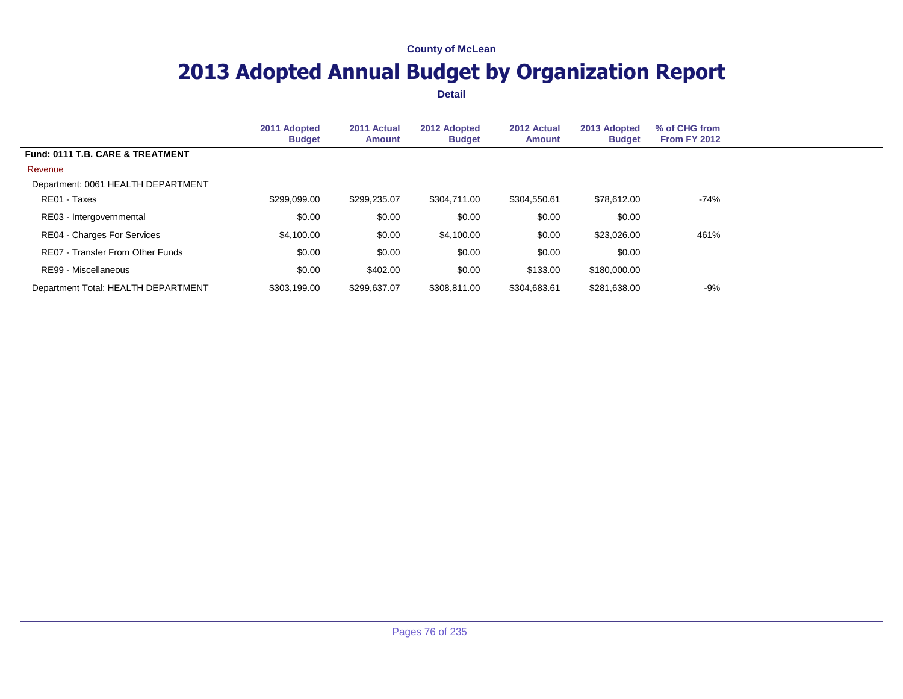County of McLean

# 2013 Adopted Annual Budget by Organization Report

**Detail**

| | 2011 Adopted Budget | 2011 Actual Amount | 2012 Adopted Budget | 2012 Actual Amount | 2013 Adopted Budget | % of CHG from From FY 2012 |
|---|---|---|---|---|---|---|
| **Fund: 0111 T.B. CARE & TREATMENT** | | | | | | |
| Revenue | | | | | | |
| Department: 0061 HEALTH DEPARTMENT | | | | | | |
| RE01 - Taxes | $299,099.00 | $299,235.07 | $304,711.00 | $304,550.61 | $78,612.00 | -74% |
| RE03 - Intergovernmental | $0.00 | $0.00 | $0.00 | $0.00 | $0.00 | |
| RE04 - Charges For Services | $4,100.00 | $0.00 | $4,100.00 | $0.00 | $23,026.00 | 461% |
| RE07 - Transfer From Other Funds | $0.00 | $0.00 | $0.00 | $0.00 | $0.00 | |
| RE99 - Miscellaneous | $0.00 | $402.00 | $0.00 | $133.00 | $180,000.00 | |
| Department Total: HEALTH DEPARTMENT | $303,199.00 | $299,637.07 | $308,811.00 | $304,683.61 | $281,638.00 | -9% |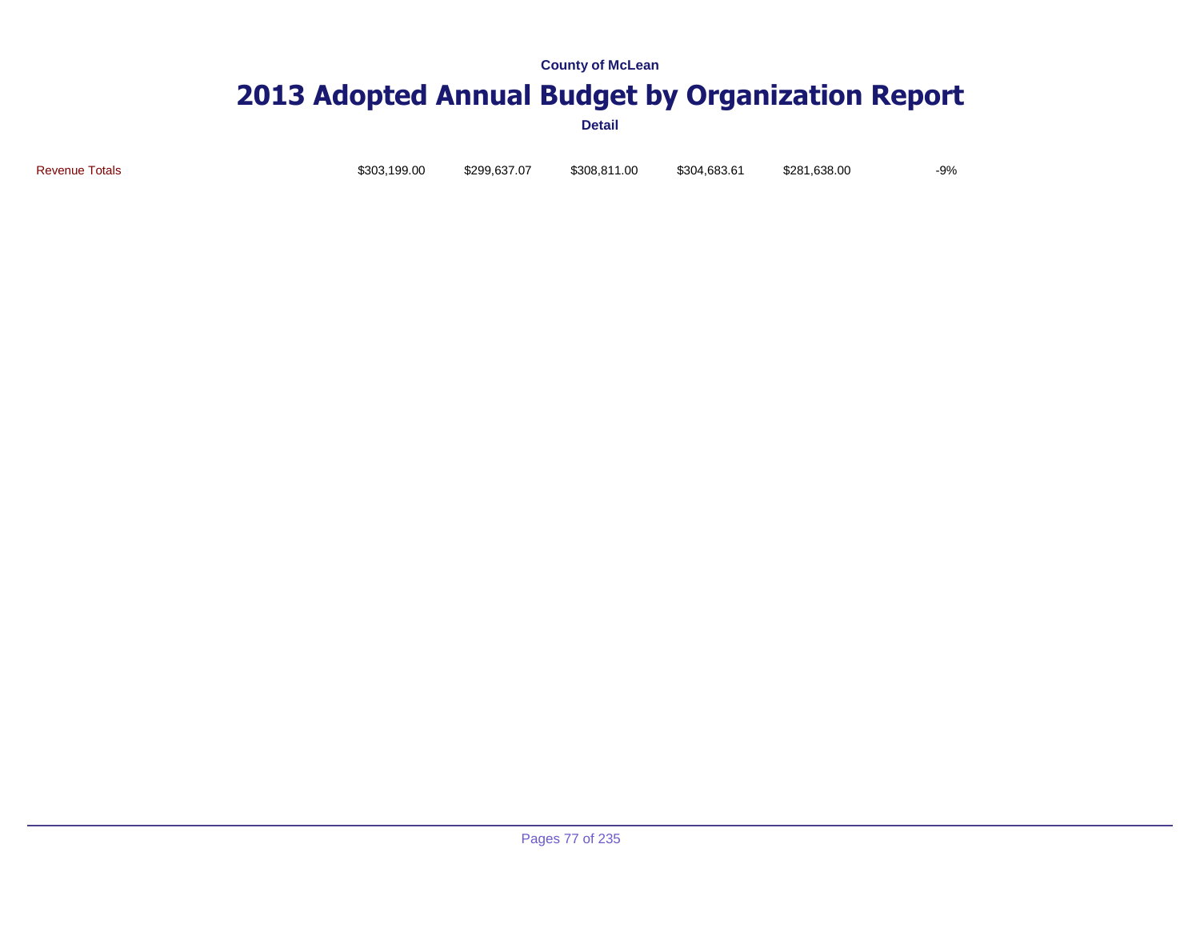**County of McLean**

# 2013 Adopted Annual Budget by Organization Report

**Detail**

| | | | | | | |
|---|---|---|---|---|---|---|
| Revenue Totals | $303,199.00 | $299,637.07 | $308,811.00 | $304,683.61 | $281,638.00 | -9% |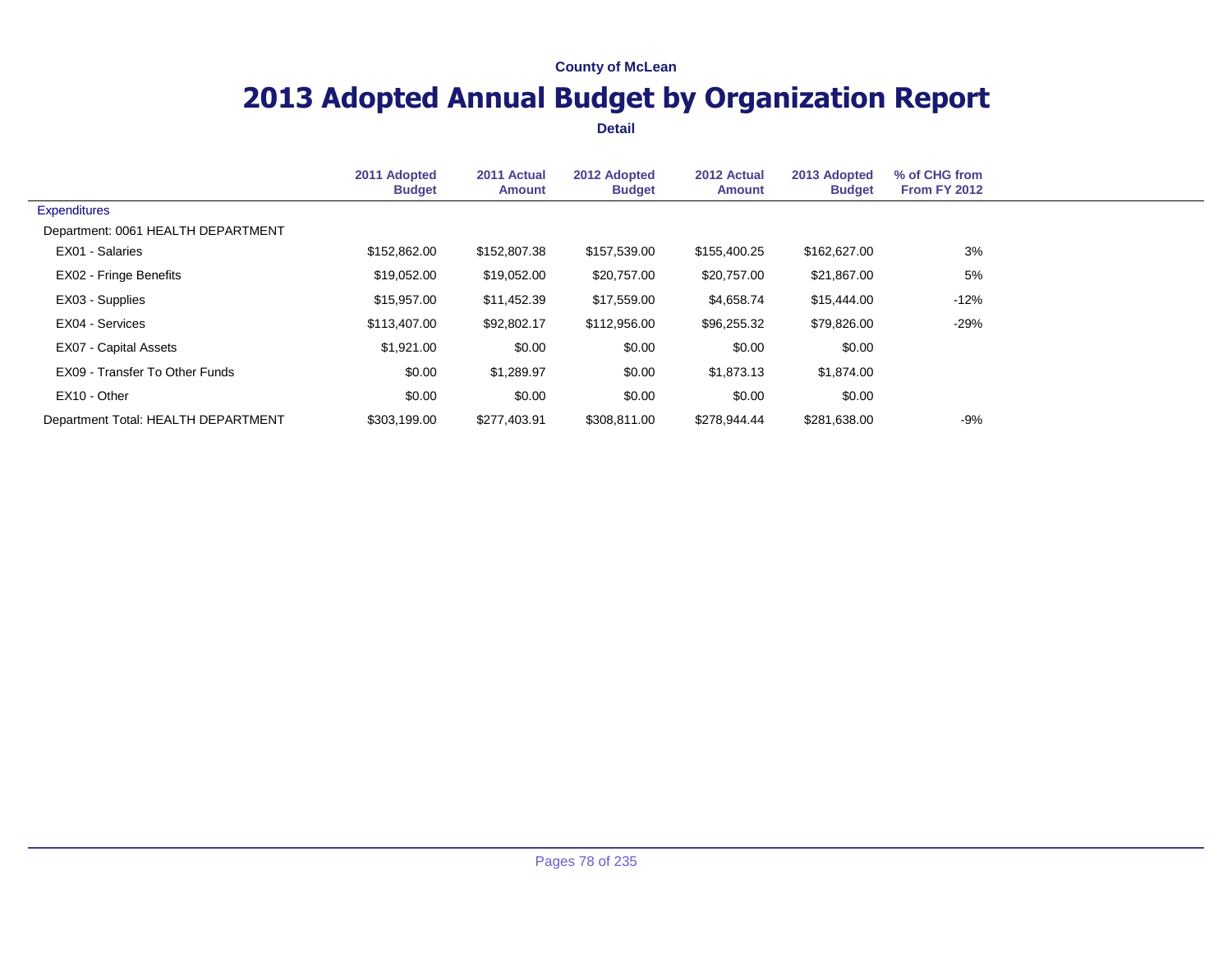County of McLean

# 2013 Adopted Annual Budget by Organization Report

**Detail**

| | 2011 Adopted Budget | 2011 Actual Amount | 2012 Adopted Budget | 2012 Actual Amount | 2013 Adopted Budget | % of CHG from From FY 2012 |
|---|---|---|---|---|---|---|
| Expenditures | | | | | | |
| Department: 0061 HEALTH DEPARTMENT | | | | | | |
| EX01 - Salaries | $152,862.00 | $152,807.38 | $157,539.00 | $155,400.25 | $162,627.00 | 3% |
| EX02 - Fringe Benefits | $19,052.00 | $19,052.00 | $20,757.00 | $20,757.00 | $21,867.00 | 5% |
| EX03 - Supplies | $15,957.00 | $11,452.39 | $17,559.00 | $4,658.74 | $15,444.00 | -12% |
| EX04 - Services | $113,407.00 | $92,802.17 | $112,956.00 | $96,255.32 | $79,826.00 | -29% |
| EX07 - Capital Assets | $1,921.00 | $0.00 | $0.00 | $0.00 | $0.00 | |
| EX09 - Transfer To Other Funds | $0.00 | $1,289.97 | $0.00 | $1,873.13 | $1,874.00 | |
| EX10 - Other | $0.00 | $0.00 | $0.00 | $0.00 | $0.00 | |
| Department Total: HEALTH DEPARTMENT | $303,199.00 | $277,403.91 | $308,811.00 | $278,944.44 | $281,638.00 | -9% |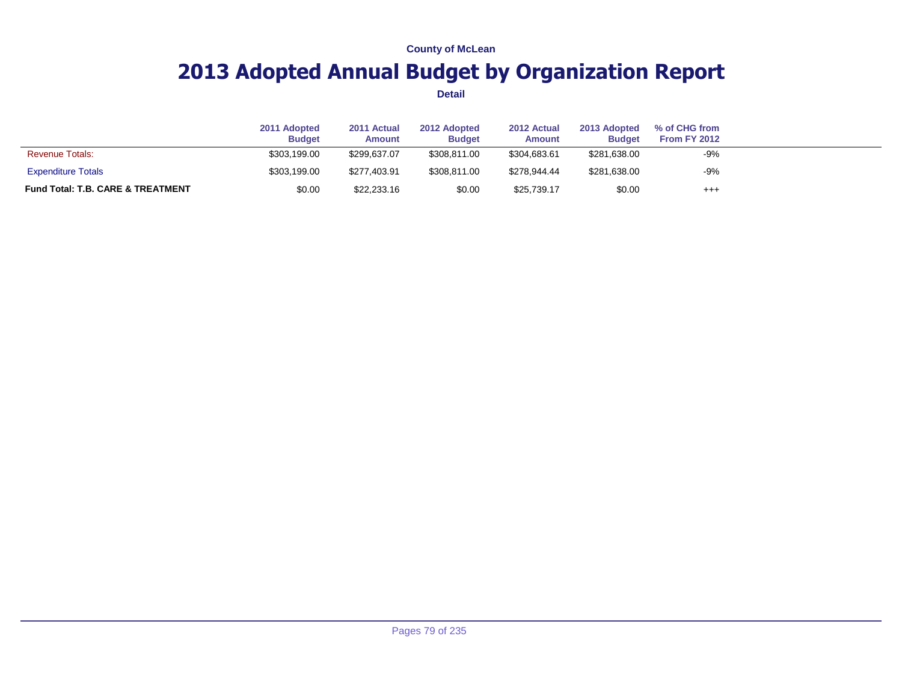County of McLean

# 2013 Adopted Annual Budget by Organization Report

Detail

| | 2011 Adopted Budget | 2011 Actual Amount | 2012 Adopted Budget | 2012 Actual Amount | 2013 Adopted Budget | % of CHG from From FY 2012 |
|---|---|---|---|---|---|---|
| Revenue Totals: | $303,199.00 | $299,637.07 | $308,811.00 | $304,683.61 | $281,638.00 | -9% |
| Expenditure Totals | $303,199.00 | $277,403.91 | $308,811.00 | $278,944.44 | $281,638.00 | -9% |
| **Fund Total: T.B. CARE & TREATMENT** | $0.00 | $22,233.16 | $0.00 | $25,739.17 | $0.00 | +++ |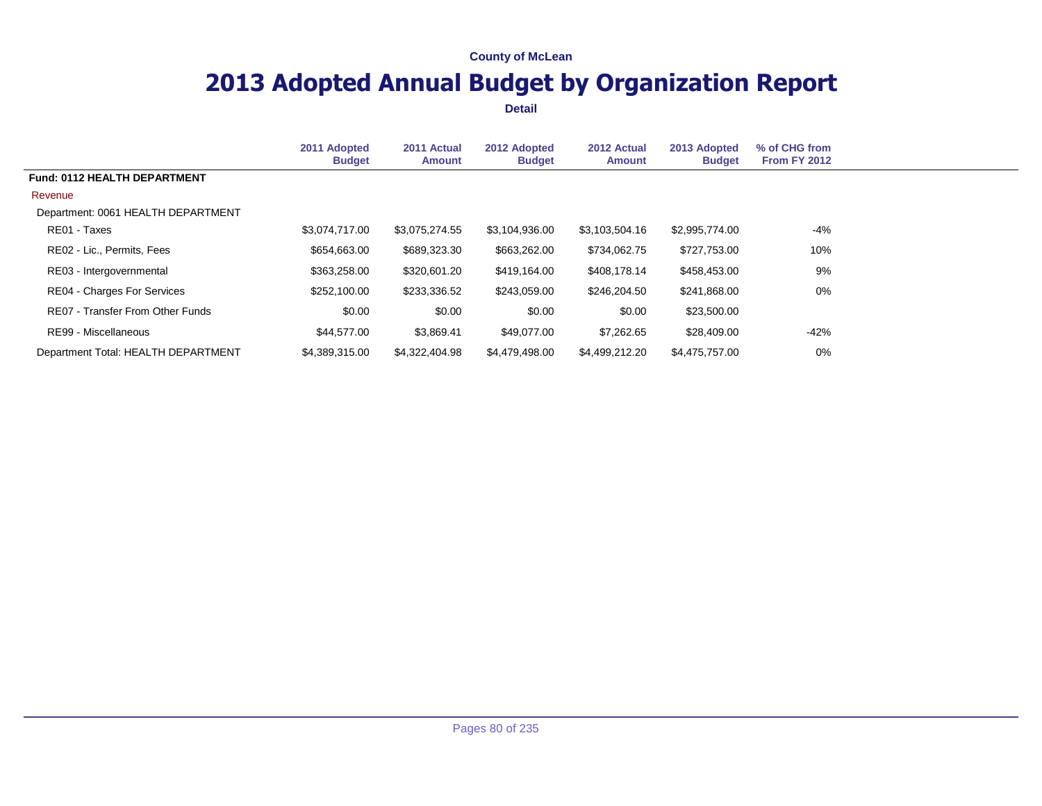County of McLean

# 2013 Adopted Annual Budget by Organization Report

**Detail**

| | 2011 Adopted Budget | 2011 Actual Amount | 2012 Adopted Budget | 2012 Actual Amount | 2013 Adopted Budget | % of CHG from From FY 2012 |
|---|---|---|---|---|---|---|
| **Fund: 0112 HEALTH DEPARTMENT** | | | | | | |
| Revenue | | | | | | |
| Department: 0061 HEALTH DEPARTMENT | | | | | | |
| RE01 - Taxes | $3,074,717.00 | $3,075,274.55 | $3,104,936.00 | $3,103,504.16 | $2,995,774.00 | -4% |
| RE02 - Lic., Permits, Fees | $654,663.00 | $689,323.30 | $663,262.00 | $734,062.75 | $727,753.00 | 10% |
| RE03 - Intergovernmental | $363,258.00 | $320,601.20 | $419,164.00 | $408,178.14 | $458,453.00 | 9% |
| RE04 - Charges For Services | $252,100.00 | $233,336.52 | $243,059.00 | $246,204.50 | $241,868.00 | 0% |
| RE07 - Transfer From Other Funds | $0.00 | $0.00 | $0.00 | $0.00 | $23,500.00 | |
| RE99 - Miscellaneous | $44,577.00 | $3,869.41 | $49,077.00 | $7,262.65 | $28,409.00 | -42% |
| Department Total: HEALTH DEPARTMENT | $4,389,315.00 | $4,322,404.98 | $4,479,498.00 | $4,499,212.20 | $4,475,757.00 | 0% |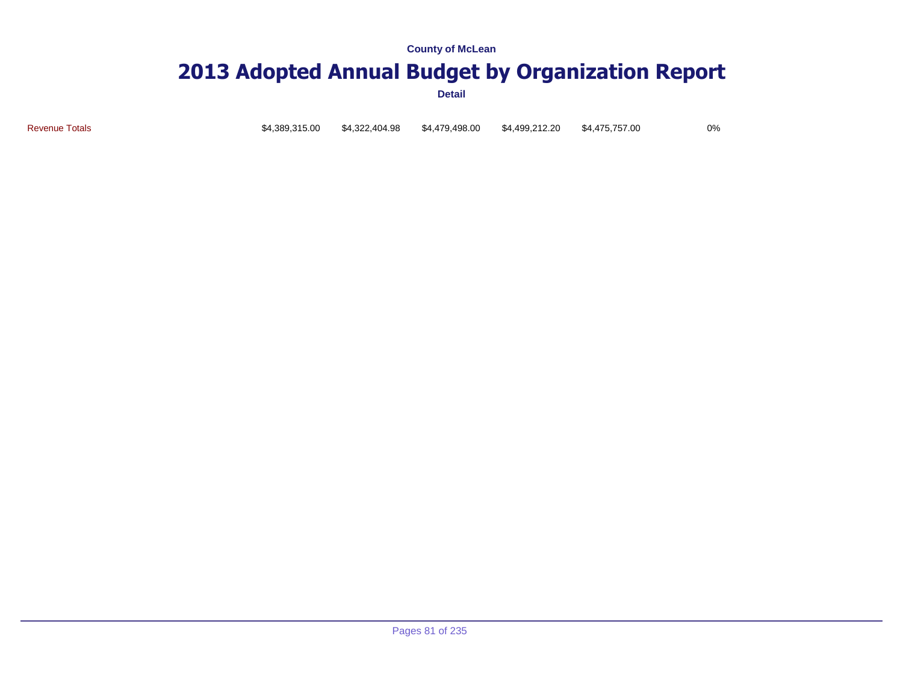| | | | | | | |
|---|---|---|---|---|---|---|
| Revenue Totals | $4,389,315.00 | $4,322,404.98 | $4,479,498.00 | $4,499,212.20 | $4,475,757.00 | 0% |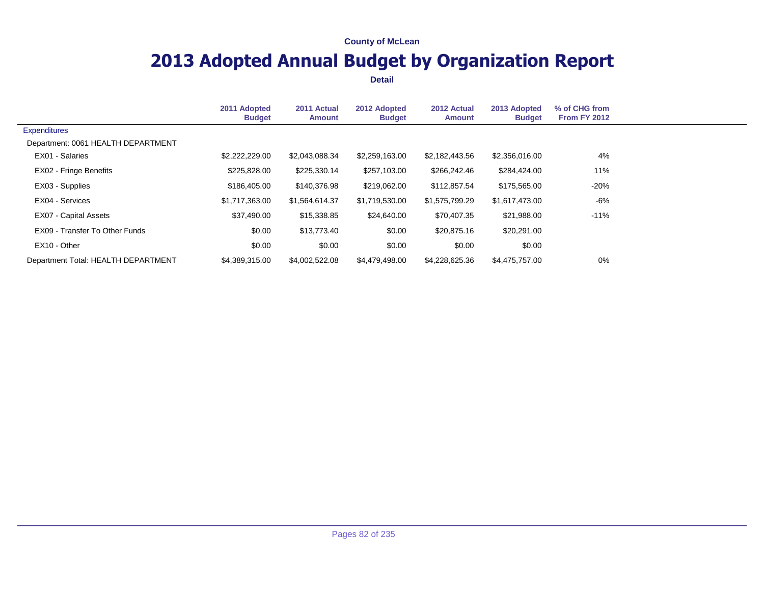County of McLean

# 2013 Adopted Annual Budget by Organization Report

**Detail**

| | 2011 Adopted Budget | 2011 Actual Amount | 2012 Adopted Budget | 2012 Actual Amount | 2013 Adopted Budget | % of CHG from From FY 2012 |
|---|---|---|---|---|---|---|
| Expenditures | | | | | | |
| Department: 0061 HEALTH DEPARTMENT | | | | | | |
| EX01 - Salaries | $2,222,229.00 | $2,043,088.34 | $2,259,163.00 | $2,182,443.56 | $2,356,016.00 | 4% |
| EX02 - Fringe Benefits | $225,828.00 | $225,330.14 | $257,103.00 | $266,242.46 | $284,424.00 | 11% |
| EX03 - Supplies | $186,405.00 | $140,376.98 | $219,062.00 | $112,857.54 | $175,565.00 | -20% |
| EX04 - Services | $1,717,363.00 | $1,564,614.37 | $1,719,530.00 | $1,575,799.29 | $1,617,473.00 | -6% |
| EX07 - Capital Assets | $37,490.00 | $15,338.85 | $24,640.00 | $70,407.35 | $21,988.00 | -11% |
| EX09 - Transfer To Other Funds | $0.00 | $13,773.40 | $0.00 | $20,875.16 | $20,291.00 | |
| EX10 - Other | $0.00 | $0.00 | $0.00 | $0.00 | $0.00 | |
| Department Total: HEALTH DEPARTMENT | $4,389,315.00 | $4,002,522.08 | $4,479,498.00 | $4,228,625.36 | $4,475,757.00 | 0% |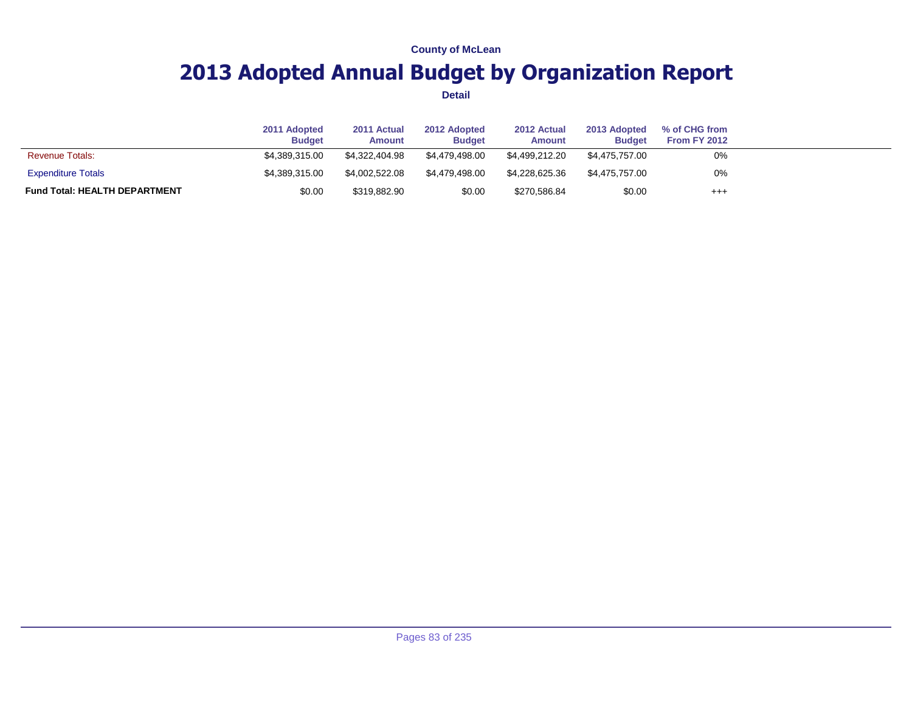County of McLean

# 2013 Adopted Annual Budget by Organization Report

**Detail**

| | 2011 Adopted Budget | 2011 Actual Amount | 2012 Adopted Budget | 2012 Actual Amount | 2013 Adopted Budget | % of CHG from From FY 2012 |
|---|---|---|---|---|---|---|
| Revenue Totals: | $4,389,315.00 | $4,322,404.98 | $4,479,498.00 | $4,499,212.20 | $4,475,757.00 | 0% |
| Expenditure Totals | $4,389,315.00 | $4,002,522.08 | $4,479,498.00 | $4,228,625.36 | $4,475,757.00 | 0% |
| **Fund Total: HEALTH DEPARTMENT** | $0.00 | $319,882.90 | $0.00 | $270,586.84 | $0.00 | +++ |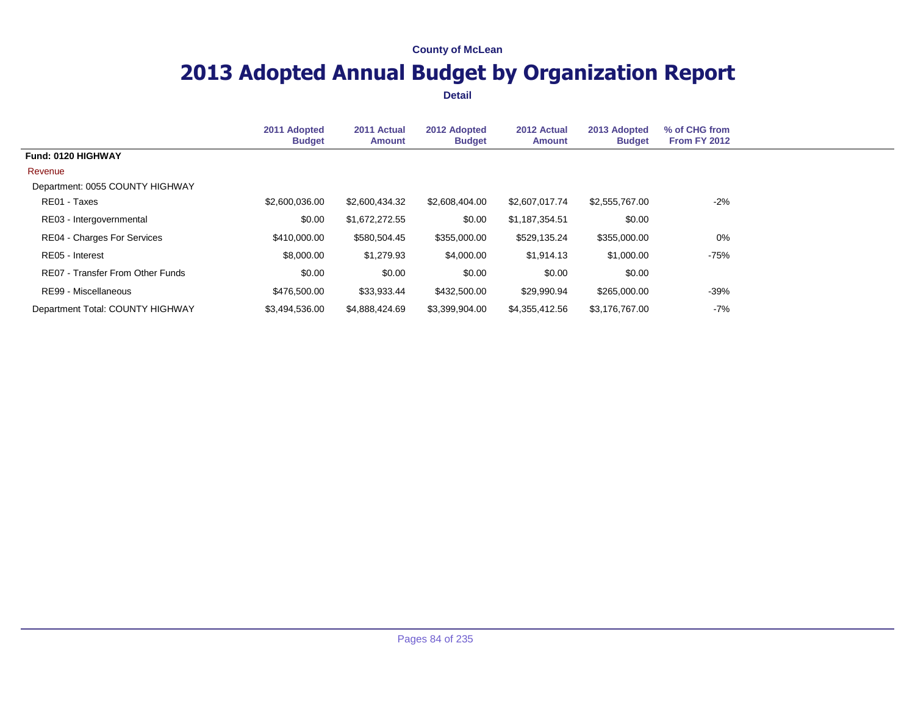County of McLean

# 2013 Adopted Annual Budget by Organization Report

**Detail**

| | 2011 Adopted Budget | 2011 Actual Amount | 2012 Adopted Budget | 2012 Actual Amount | 2013 Adopted Budget | % of CHG from From FY 2012 |
|---|---|---|---|---|---|---|
| **Fund: 0120 HIGHWAY** | | | | | | |
| Revenue | | | | | | |
| Department: 0055 COUNTY HIGHWAY | | | | | | |
| RE01 - Taxes | $2,600,036.00 | $2,600,434.32 | $2,608,404.00 | $2,607,017.74 | $2,555,767.00 | -2% |
| RE03 - Intergovernmental | $0.00 | $1,672,272.55 | $0.00 | $1,187,354.51 | $0.00 | |
| RE04 - Charges For Services | $410,000.00 | $580,504.45 | $355,000.00 | $529,135.24 | $355,000.00 | 0% |
| RE05 - Interest | $8,000.00 | $1,279.93 | $4,000.00 | $1,914.13 | $1,000.00 | -75% |
| RE07 - Transfer From Other Funds | $0.00 | $0.00 | $0.00 | $0.00 | $0.00 | |
| RE99 - Miscellaneous | $476,500.00 | $33,933.44 | $432,500.00 | $29,990.94 | $265,000.00 | -39% |
| Department Total: COUNTY HIGHWAY | $3,494,536.00 | $4,888,424.69 | $3,399,904.00 | $4,355,412.56 | $3,176,767.00 | -7% |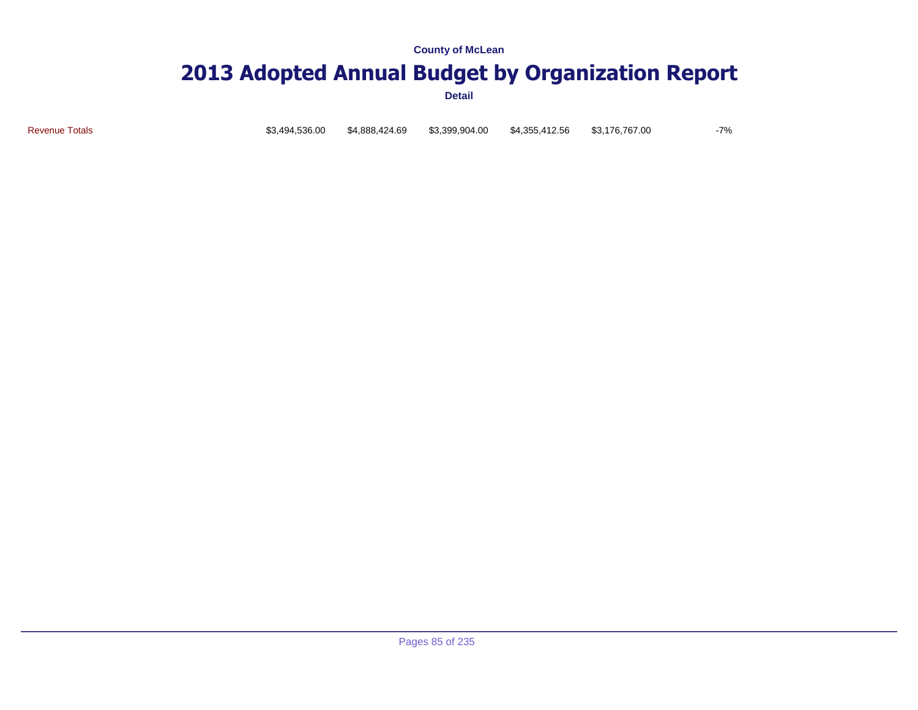County of McLean

# 2013 Adopted Annual Budget by Organization Report

Detail

| | | | | | | |
|---|---|---|---|---|---|---|
| Revenue Totals | $3,494,536.00 | $4,888,424.69 | $3,399,904.00 | $4,355,412.56 | $3,176,767.00 | -7% |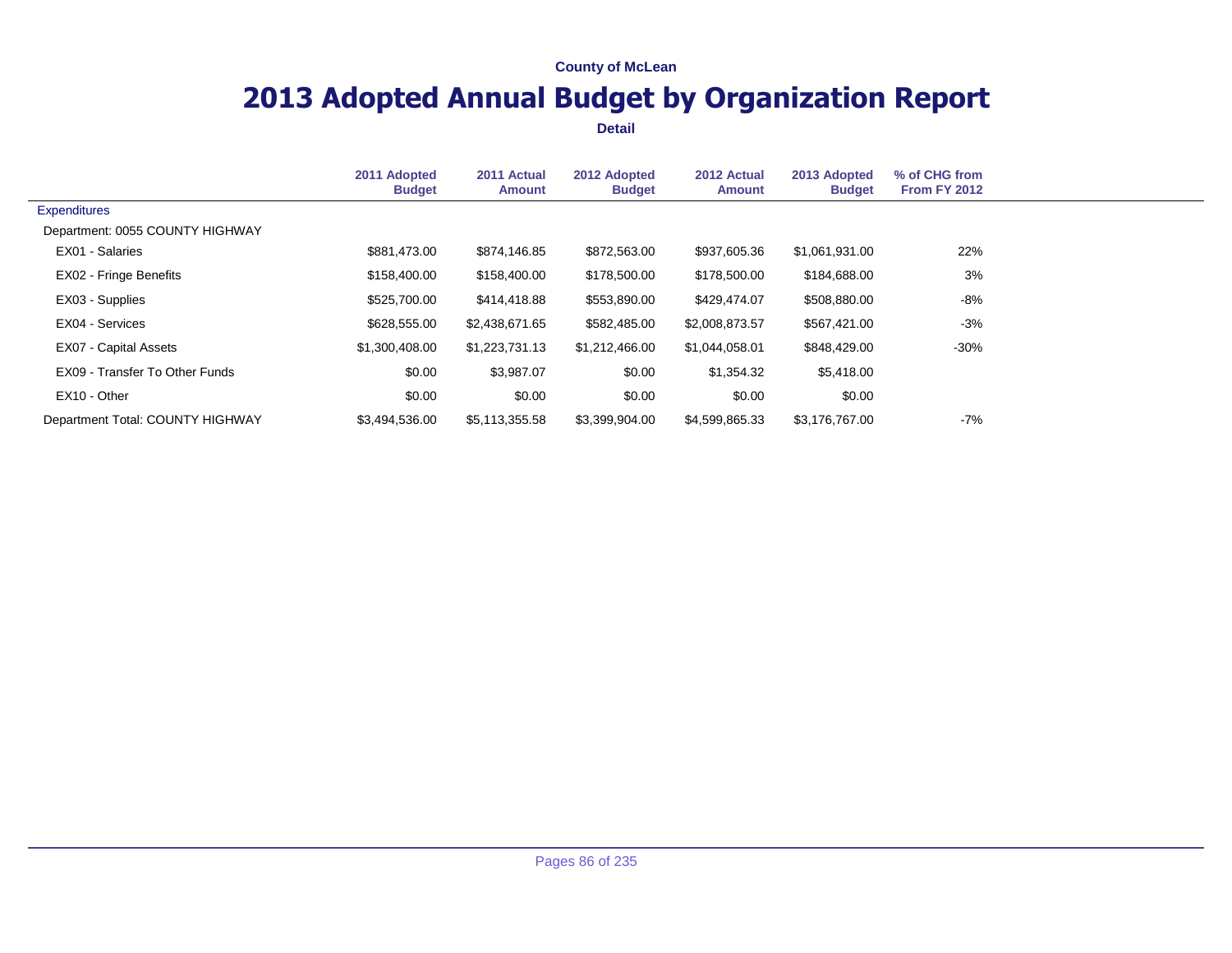County of McLean

# 2013 Adopted Annual Budget by Organization Report

**Detail**

| | 2011 Adopted Budget | 2011 Actual Amount | 2012 Adopted Budget | 2012 Actual Amount | 2013 Adopted Budget | % of CHG from From FY 2012 |
|---|---|---|---|---|---|---|
| Expenditures | | | | | | |
| Department: 0055 COUNTY HIGHWAY | | | | | | |
| EX01 - Salaries | $881,473.00 | $874,146.85 | $872,563.00 | $937,605.36 | $1,061,931.00 | 22% |
| EX02 - Fringe Benefits | $158,400.00 | $158,400.00 | $178,500.00 | $178,500.00 | $184,688.00 | 3% |
| EX03 - Supplies | $525,700.00 | $414,418.88 | $553,890.00 | $429,474.07 | $508,880.00 | -8% |
| EX04 - Services | $628,555.00 | $2,438,671.65 | $582,485.00 | $2,008,873.57 | $567,421.00 | -3% |
| EX07 - Capital Assets | $1,300,408.00 | $1,223,731.13 | $1,212,466.00 | $1,044,058.01 | $848,429.00 | -30% |
| EX09 - Transfer To Other Funds | $0.00 | $3,987.07 | $0.00 | $1,354.32 | $5,418.00 | |
| EX10 - Other | $0.00 | $0.00 | $0.00 | $0.00 | $0.00 | |
| Department Total: COUNTY HIGHWAY | $3,494,536.00 | $5,113,355.58 | $3,399,904.00 | $4,599,865.33 | $3,176,767.00 | -7% |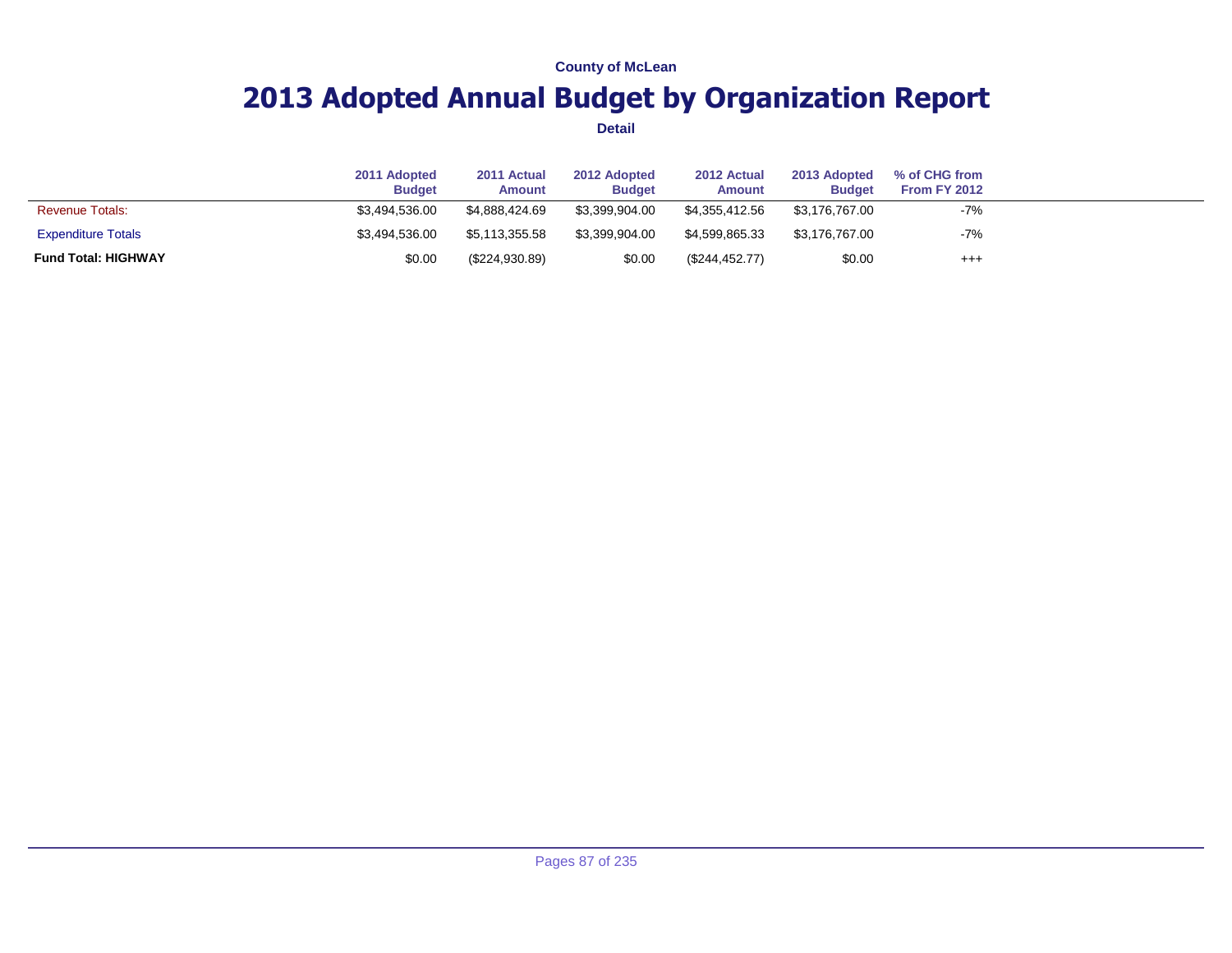County of McLean

# 2013 Adopted Annual Budget by Organization Report

**Detail**

| | 2011 Adopted Budget | 2011 Actual Amount | 2012 Adopted Budget | 2012 Actual Amount | 2013 Adopted Budget | % of CHG from From FY 2012 |
|---|---|---|---|---|---|---|
| Revenue Totals: | $3,494,536.00 | $4,888,424.69 | $3,399,904.00 | $4,355,412.56 | $3,176,767.00 | -7% |
| Expenditure Totals | $3,494,536.00 | $5,113,355.58 | $3,399,904.00 | $4,599,865.33 | $3,176,767.00 | -7% |
| **Fund Total: HIGHWAY** | $0.00 | ($224,930.89) | $0.00 | ($244,452.77) | $0.00 | +++ |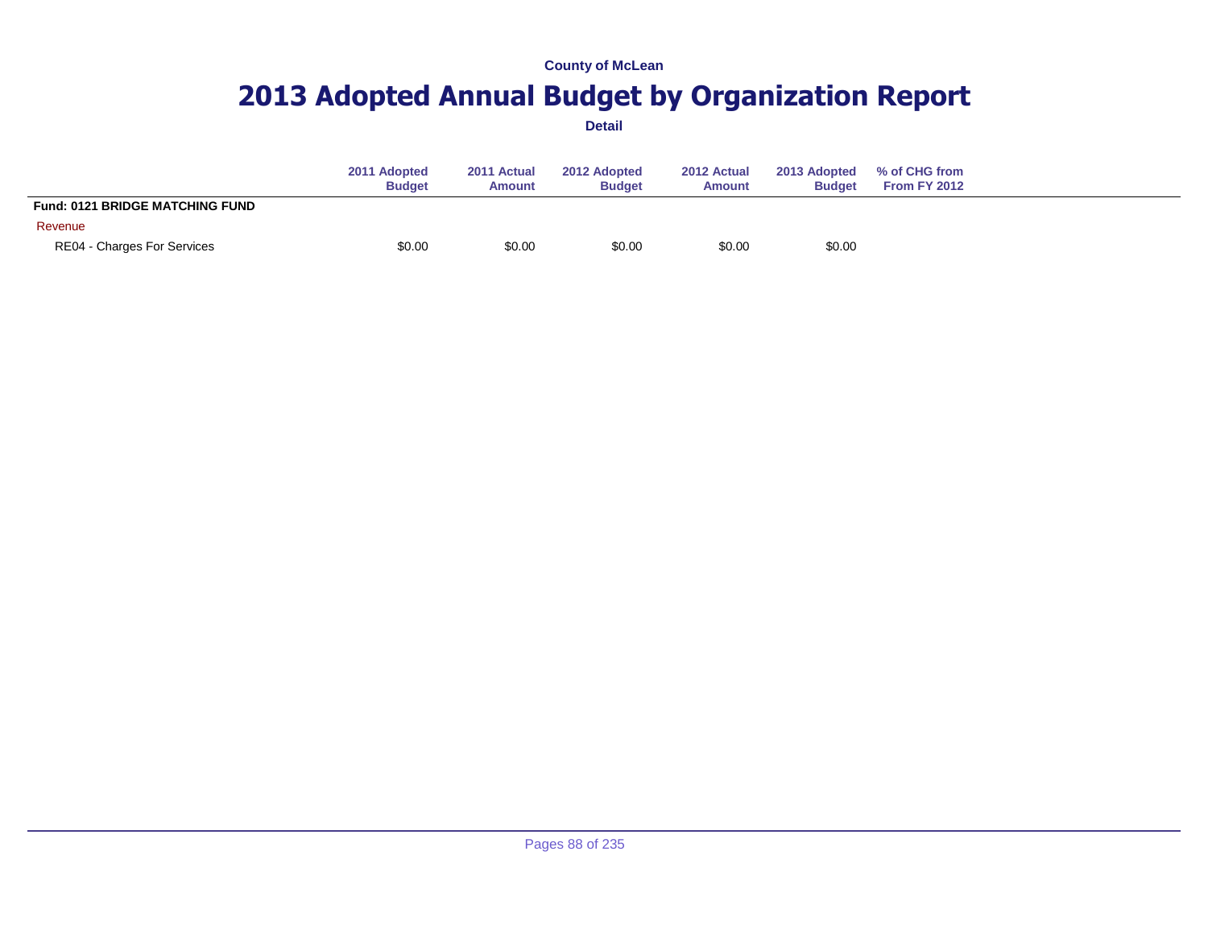County of McLean

# 2013 Adopted Annual Budget by Organization Report

**Detail**

| | 2011 Adopted Budget | 2011 Actual Amount | 2012 Adopted Budget | 2012 Actual Amount | 2013 Adopted Budget | % of CHG from From FY 2012 |
|---|---|---|---|---|---|---|
| **Fund: 0121 BRIDGE MATCHING FUND** | | | | | | |
| Revenue | | | | | | |
| RE04 - Charges For Services | $0.00 | $0.00 | $0.00 | $0.00 | $0.00 | |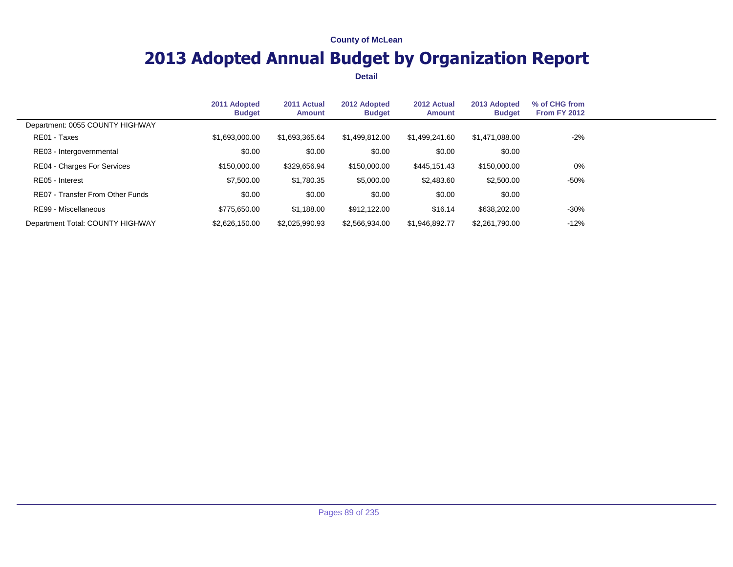County of McLean

# 2013 Adopted Annual Budget by Organization Report

**Detail**

| | 2011 Adopted Budget | 2011 Actual Amount | 2012 Adopted Budget | 2012 Actual Amount | 2013 Adopted Budget | % of CHG from From FY 2012 |
|---|---|---|---|---|---|---|
| Department: 0055 COUNTY HIGHWAY | | | | | | |
| RE01 - Taxes | $1,693,000.00 | $1,693,365.64 | $1,499,812.00 | $1,499,241.60 | $1,471,088.00 | -2% |
| RE03 - Intergovernmental | $0.00 | $0.00 | $0.00 | $0.00 | $0.00 | |
| RE04 - Charges For Services | $150,000.00 | $329,656.94 | $150,000.00 | $445,151.43 | $150,000.00 | 0% |
| RE05 - Interest | $7,500.00 | $1,780.35 | $5,000.00 | $2,483.60 | $2,500.00 | -50% |
| RE07 - Transfer From Other Funds | $0.00 | $0.00 | $0.00 | $0.00 | $0.00 | |
| RE99 - Miscellaneous | $775,650.00 | $1,188.00 | $912,122.00 | $16.14 | $638,202.00 | -30% |
| Department Total: COUNTY HIGHWAY | $2,626,150.00 | $2,025,990.93 | $2,566,934.00 | $1,946,892.77 | $2,261,790.00 | -12% |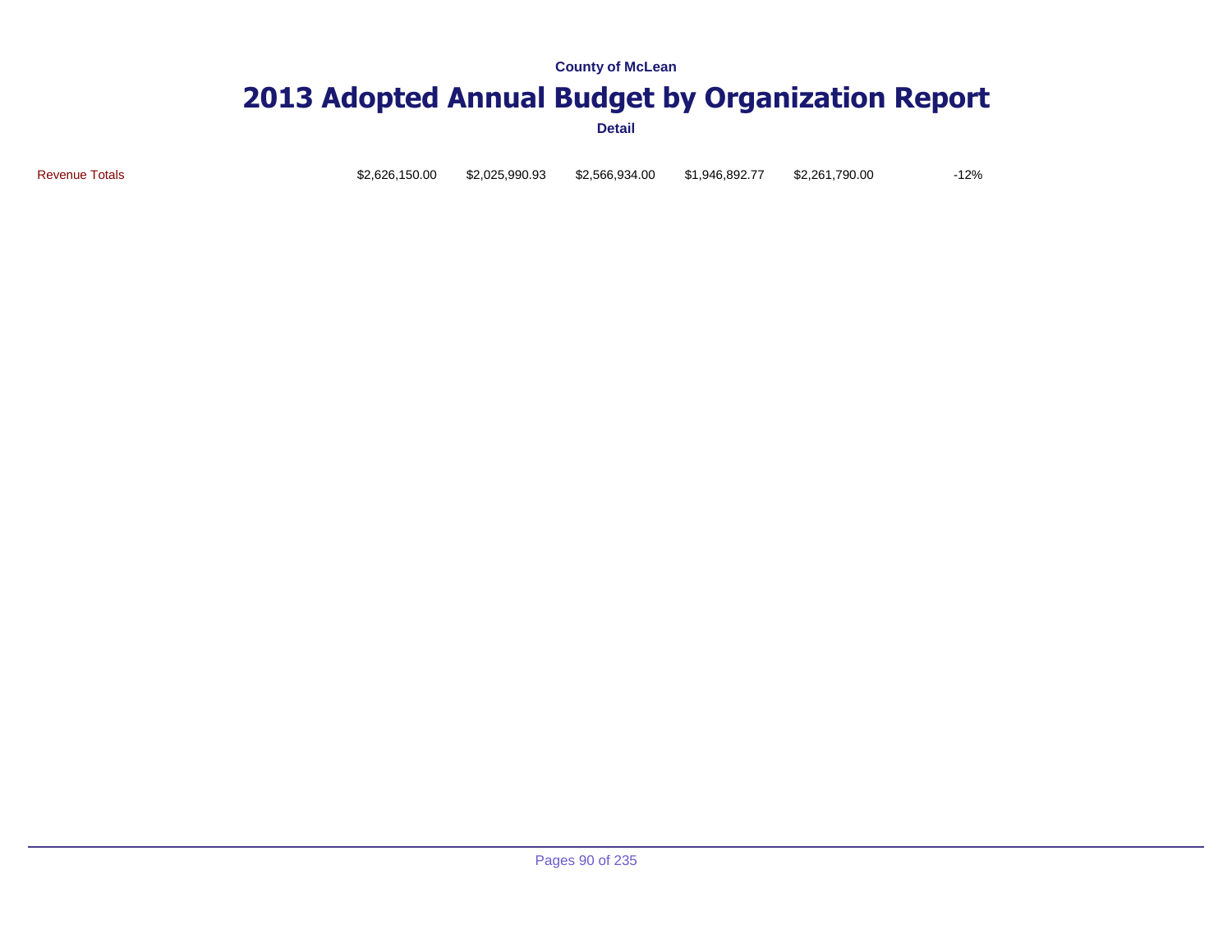County of McLean

# 2013 Adopted Annual Budget by Organization Report

**Detail**

| | | | | | | |
|---|---|---|---|---|---|---|
| Revenue Totals | $2,626,150.00 | $2,025,990.93 | $2,566,934.00 | $1,946,892.77 | $2,261,790.00 | -12% |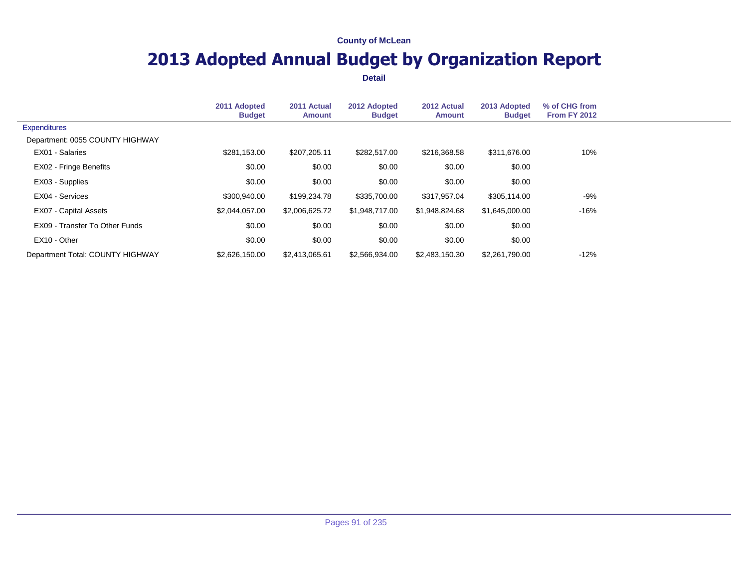County of McLean

# 2013 Adopted Annual Budget by Organization Report

**Detail**

| | 2011 Adopted Budget | 2011 Actual Amount | 2012 Adopted Budget | 2012 Actual Amount | 2013 Adopted Budget | % of CHG from From FY 2012 |
|---|---|---|---|---|---|---|
| Expenditures | | | | | | |
| Department: 0055 COUNTY HIGHWAY | | | | | | |
| EX01 - Salaries | $281,153.00 | $207,205.11 | $282,517.00 | $216,368.58 | $311,676.00 | 10% |
| EX02 - Fringe Benefits | $0.00 | $0.00 | $0.00 | $0.00 | $0.00 | |
| EX03 - Supplies | $0.00 | $0.00 | $0.00 | $0.00 | $0.00 | |
| EX04 - Services | $300,940.00 | $199,234.78 | $335,700.00 | $317,957.04 | $305,114.00 | -9% |
| EX07 - Capital Assets | $2,044,057.00 | $2,006,625.72 | $1,948,717.00 | $1,948,824.68 | $1,645,000.00 | -16% |
| EX09 - Transfer To Other Funds | $0.00 | $0.00 | $0.00 | $0.00 | $0.00 | |
| EX10 - Other | $0.00 | $0.00 | $0.00 | $0.00 | $0.00 | |
| Department Total: COUNTY HIGHWAY | $2,626,150.00 | $2,413,065.61 | $2,566,934.00 | $2,483,150.30 | $2,261,790.00 | -12% |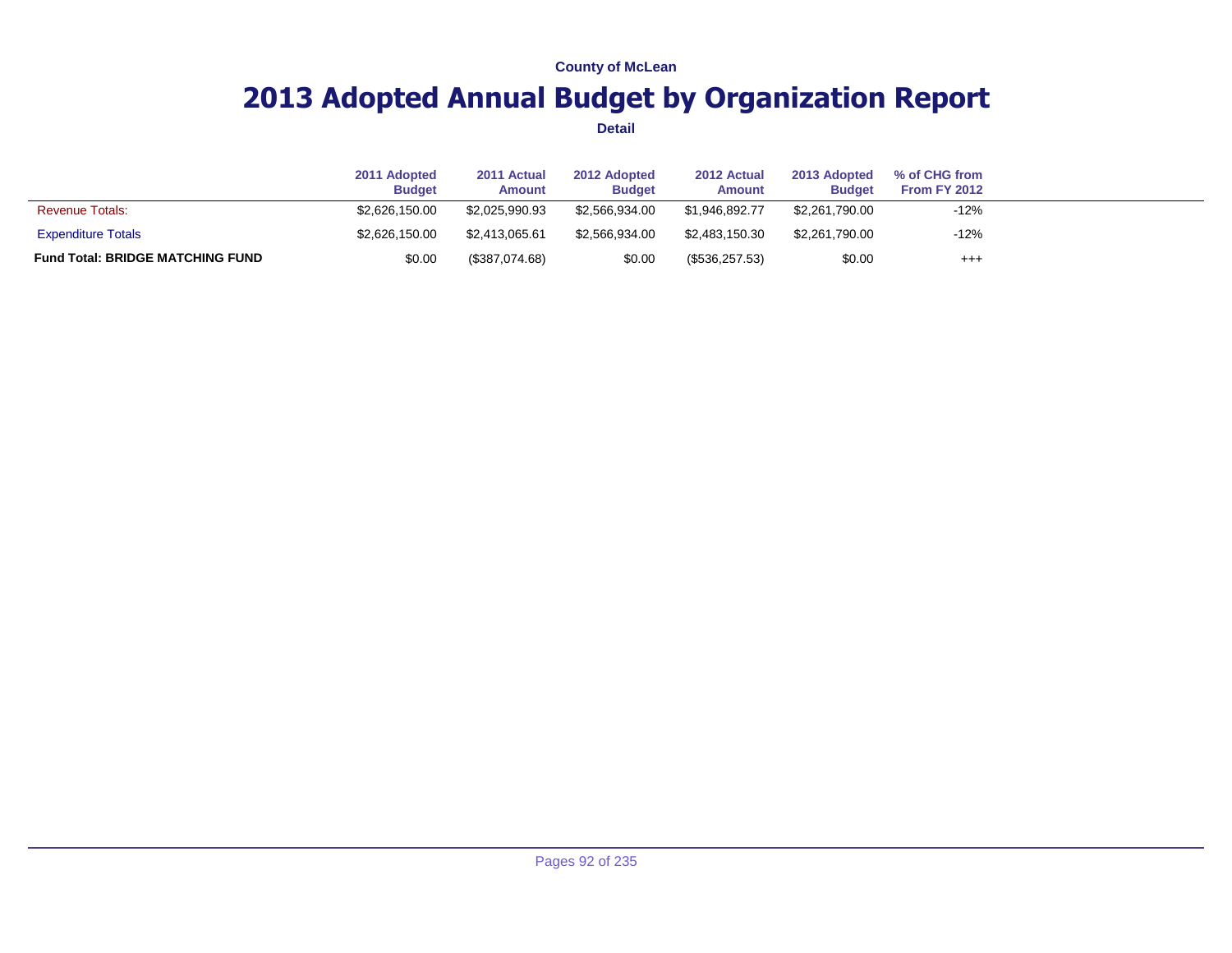County of McLean

# 2013 Adopted Annual Budget by Organization Report

Detail

| | 2011 Adopted Budget | 2011 Actual Amount | 2012 Adopted Budget | 2012 Actual Amount | 2013 Adopted Budget | % of CHG from From FY 2012 |
|---|---|---|---|---|---|---|
| Revenue Totals: | $2,626,150.00 | $2,025,990.93 | $2,566,934.00 | $1,946,892.77 | $2,261,790.00 | -12% |
| Expenditure Totals | $2,626,150.00 | $2,413,065.61 | $2,566,934.00 | $2,483,150.30 | $2,261,790.00 | -12% |
| **Fund Total: BRIDGE MATCHING FUND** | $0.00 | ($387,074.68) | $0.00 | ($536,257.53) | $0.00 | +++ |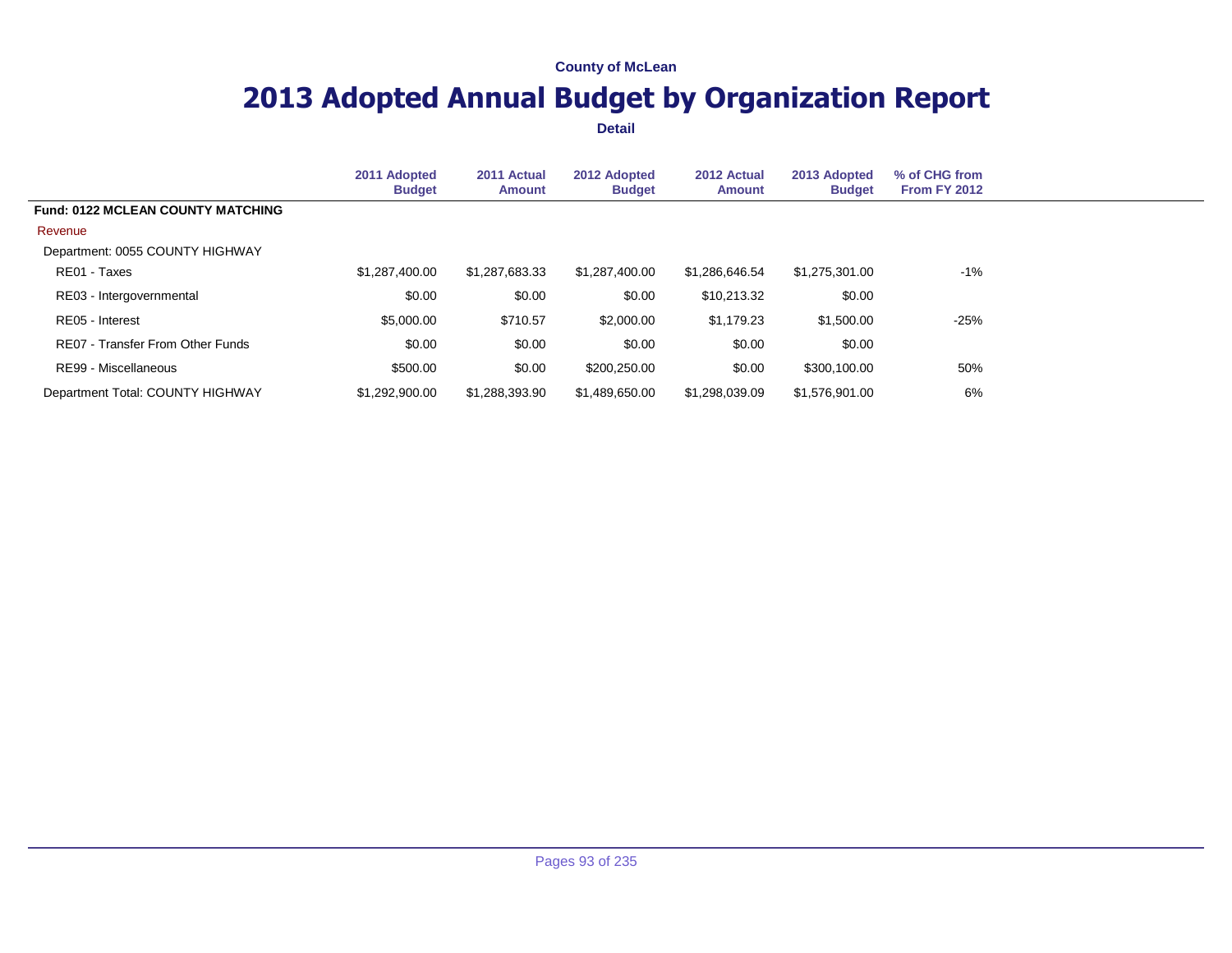County of McLean

# 2013 Adopted Annual Budget by Organization Report

**Detail**

| | 2011 Adopted Budget | 2011 Actual Amount | 2012 Adopted Budget | 2012 Actual Amount | 2013 Adopted Budget | % of CHG from From FY 2012 |
|---|---|---|---|---|---|---|
| **Fund: 0122 MCLEAN COUNTY MATCHING** | | | | | | |
| Revenue | | | | | | |
| Department: 0055 COUNTY HIGHWAY | | | | | | |
| RE01 - Taxes | $1,287,400.00 | $1,287,683.33 | $1,287,400.00 | $1,286,646.54 | $1,275,301.00 | -1% |
| RE03 - Intergovernmental | $0.00 | $0.00 | $0.00 | $10,213.32 | $0.00 | |
| RE05 - Interest | $5,000.00 | $710.57 | $2,000.00 | $1,179.23 | $1,500.00 | -25% |
| RE07 - Transfer From Other Funds | $0.00 | $0.00 | $0.00 | $0.00 | $0.00 | |
| RE99 - Miscellaneous | $500.00 | $0.00 | $200,250.00 | $0.00 | $300,100.00 | 50% |
| Department Total: COUNTY HIGHWAY | $1,292,900.00 | $1,288,393.90 | $1,489,650.00 | $1,298,039.09 | $1,576,901.00 | 6% |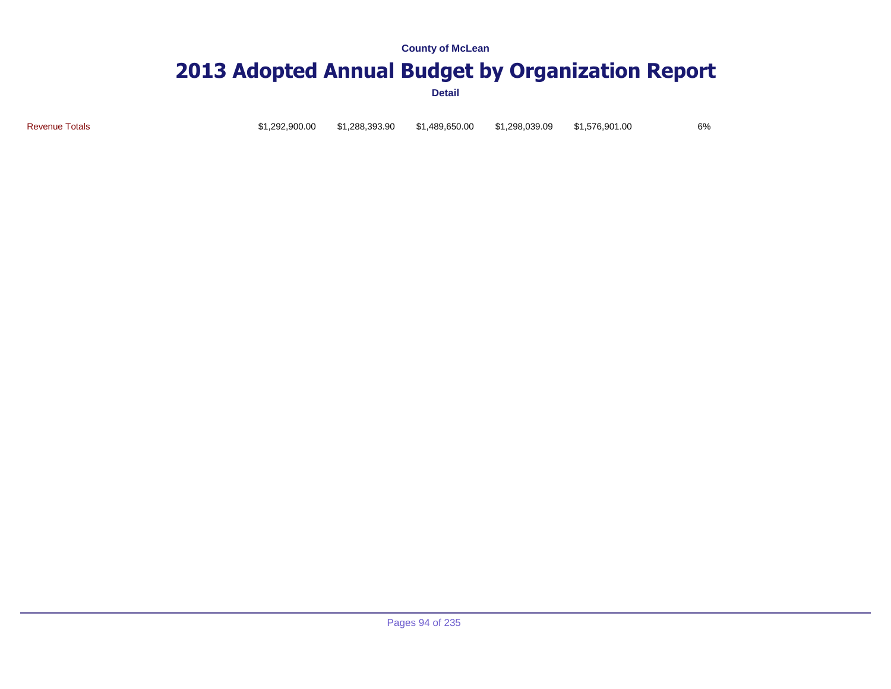County of McLean

# 2013 Adopted Annual Budget by Organization Report

Detail

| | | | | | | |
|---|---|---|---|---|---|---|
| Revenue Totals | $1,292,900.00 | $1,288,393.90 | $1,489,650.00 | $1,298,039.09 | $1,576,901.00 | 6% |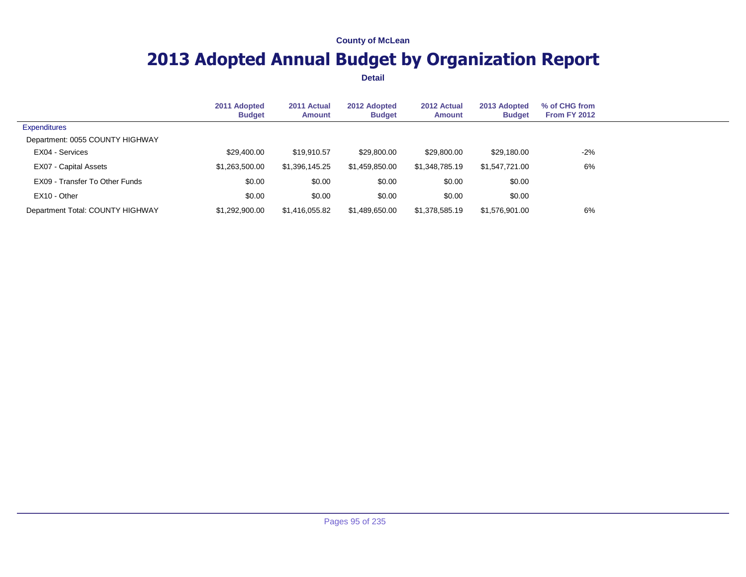County of McLean

# 2013 Adopted Annual Budget by Organization Report

**Detail**

| | 2011 Adopted Budget | 2011 Actual Amount | 2012 Adopted Budget | 2012 Actual Amount | 2013 Adopted Budget | % of CHG from From FY 2012 |
|---|---|---|---|---|---|---|
| Expenditures | | | | | | |
| Department: 0055 COUNTY HIGHWAY | | | | | | |
| EX04 - Services | $29,400.00 | $19,910.57 | $29,800.00 | $29,800.00 | $29,180.00 | -2% |
| EX07 - Capital Assets | $1,263,500.00 | $1,396,145.25 | $1,459,850.00 | $1,348,785.19 | $1,547,721.00 | 6% |
| EX09 - Transfer To Other Funds | $0.00 | $0.00 | $0.00 | $0.00 | $0.00 | |
| EX10 - Other | $0.00 | $0.00 | $0.00 | $0.00 | $0.00 | |
| Department Total: COUNTY HIGHWAY | $1,292,900.00 | $1,416,055.82 | $1,489,650.00 | $1,378,585.19 | $1,576,901.00 | 6% |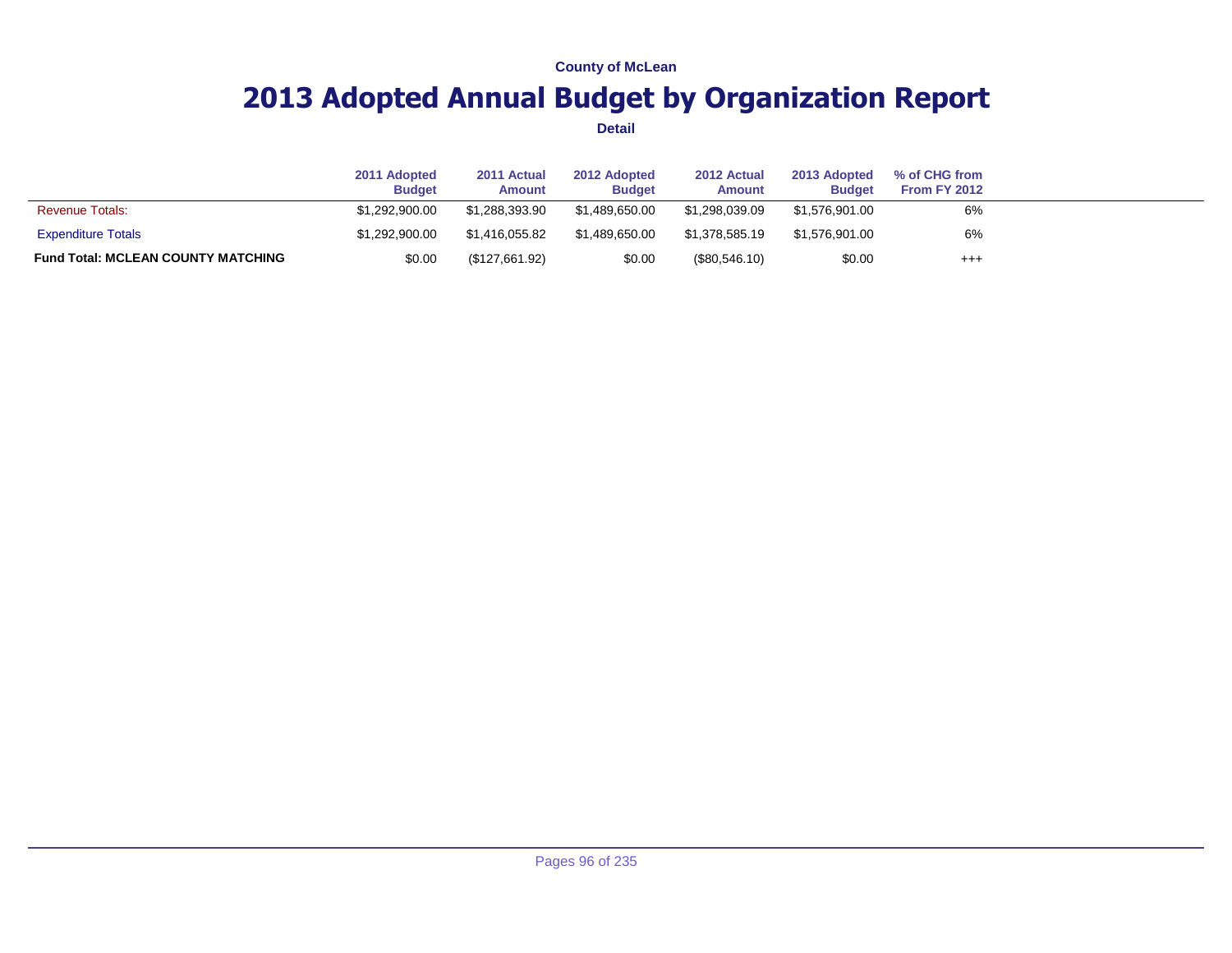County of McLean

# 2013 Adopted Annual Budget by Organization Report

**Detail**

| | 2011 Adopted Budget | 2011 Actual Amount | 2012 Adopted Budget | 2012 Actual Amount | 2013 Adopted Budget | % of CHG from From FY 2012 |
|---|---|---|---|---|---|---|
| Revenue Totals: | $1,292,900.00 | $1,288,393.90 | $1,489,650.00 | $1,298,039.09 | $1,576,901.00 | 6% |
| Expenditure Totals | $1,292,900.00 | $1,416,055.82 | $1,489,650.00 | $1,378,585.19 | $1,576,901.00 | 6% |
| **Fund Total: MCLEAN COUNTY MATCHING** | $0.00 | ($127,661.92) | $0.00 | ($80,546.10) | $0.00 | +++ |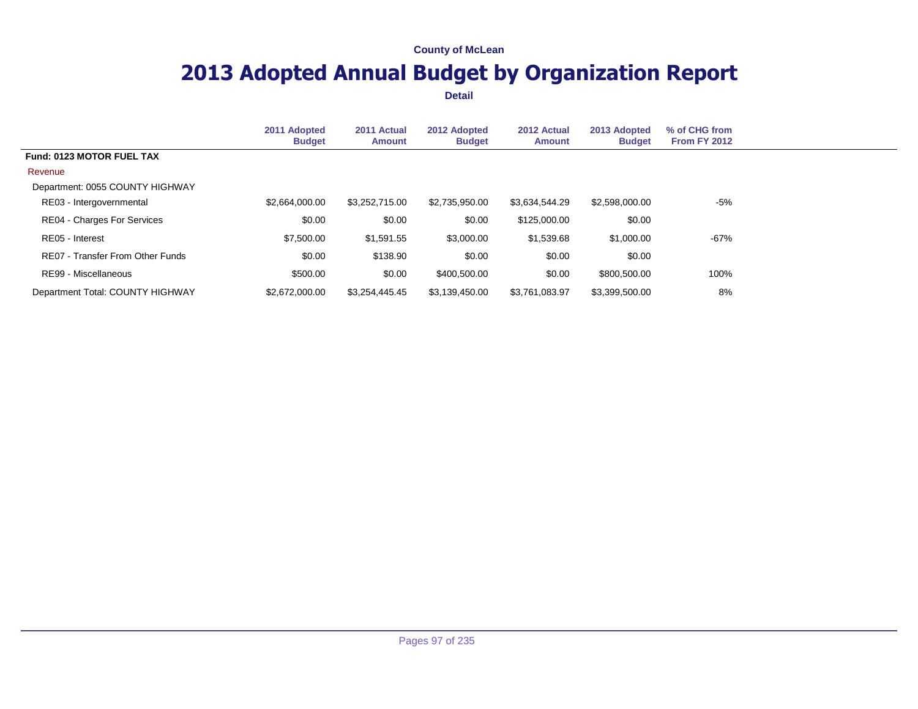County of McLean

# 2013 Adopted Annual Budget by Organization Report

**Detail**

| | 2011 Adopted Budget | 2011 Actual Amount | 2012 Adopted Budget | 2012 Actual Amount | 2013 Adopted Budget | % of CHG from From FY 2012 |
|---|---|---|---|---|---|---|
| **Fund: 0123 MOTOR FUEL TAX** | | | | | | |
| Revenue | | | | | | |
| Department: 0055 COUNTY HIGHWAY | | | | | | |
| RE03 - Intergovernmental | $2,664,000.00 | $3,252,715.00 | $2,735,950.00 | $3,634,544.29 | $2,598,000.00 | -5% |
| RE04 - Charges For Services | $0.00 | $0.00 | $0.00 | $125,000.00 | $0.00 | |
| RE05 - Interest | $7,500.00 | $1,591.55 | $3,000.00 | $1,539.68 | $1,000.00 | -67% |
| RE07 - Transfer From Other Funds | $0.00 | $138.90 | $0.00 | $0.00 | $0.00 | |
| RE99 - Miscellaneous | $500.00 | $0.00 | $400,500.00 | $0.00 | $800,500.00 | 100% |
| Department Total: COUNTY HIGHWAY | $2,672,000.00 | $3,254,445.45 | $3,139,450.00 | $3,761,083.97 | $3,399,500.00 | 8% |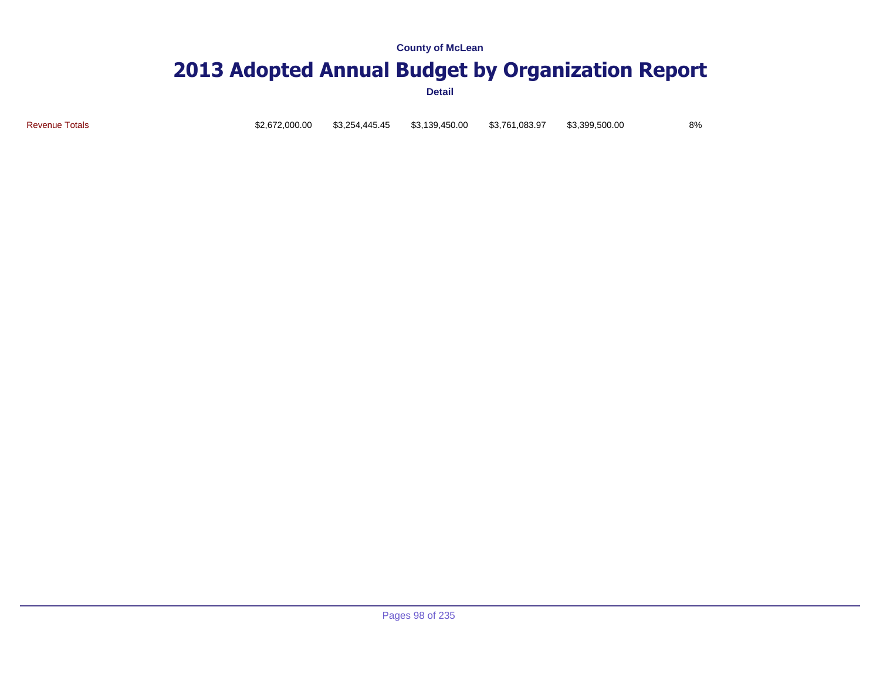County of McLean

# 2013 Adopted Annual Budget by Organization Report

Detail

| | | | | | | |
|---|---|---|---|---|---|---|
| Revenue Totals | $2,672,000.00 | $3,254,445.45 | $3,139,450.00 | $3,761,083.97 | $3,399,500.00 | 8% |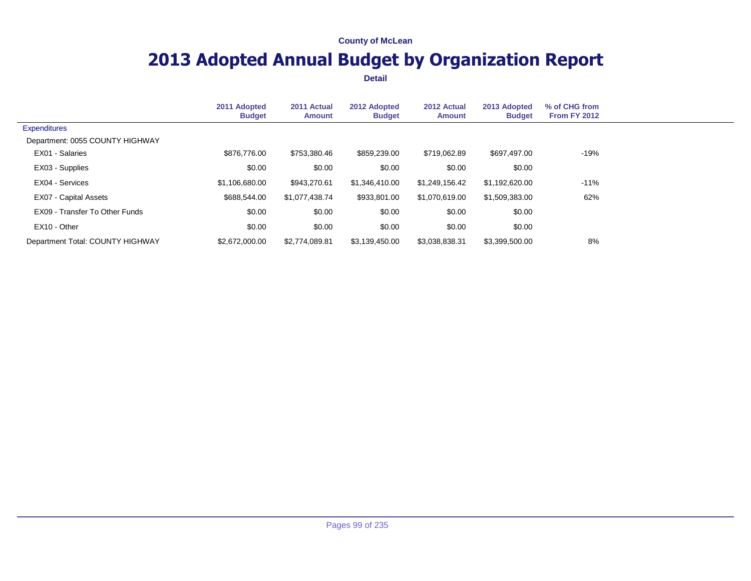County of McLean

# 2013 Adopted Annual Budget by Organization Report

**Detail**

| | 2011 Adopted Budget | 2011 Actual Amount | 2012 Adopted Budget | 2012 Actual Amount | 2013 Adopted Budget | % of CHG from From FY 2012 |
|---|---|---|---|---|---|---|
| Expenditures | | | | | | |
| Department: 0055 COUNTY HIGHWAY | | | | | | |
| EX01 - Salaries | $876,776.00 | $753,380.46 | $859,239.00 | $719,062.89 | $697,497.00 | -19% |
| EX03 - Supplies | $0.00 | $0.00 | $0.00 | $0.00 | $0.00 | |
| EX04 - Services | $1,106,680.00 | $943,270.61 | $1,346,410.00 | $1,249,156.42 | $1,192,620.00 | -11% |
| EX07 - Capital Assets | $688,544.00 | $1,077,438.74 | $933,801.00 | $1,070,619.00 | $1,509,383.00 | 62% |
| EX09 - Transfer To Other Funds | $0.00 | $0.00 | $0.00 | $0.00 | $0.00 | |
| EX10 - Other | $0.00 | $0.00 | $0.00 | $0.00 | $0.00 | |
| Department Total: COUNTY HIGHWAY | $2,672,000.00 | $2,774,089.81 | $3,139,450.00 | $3,038,838.31 | $3,399,500.00 | 8% |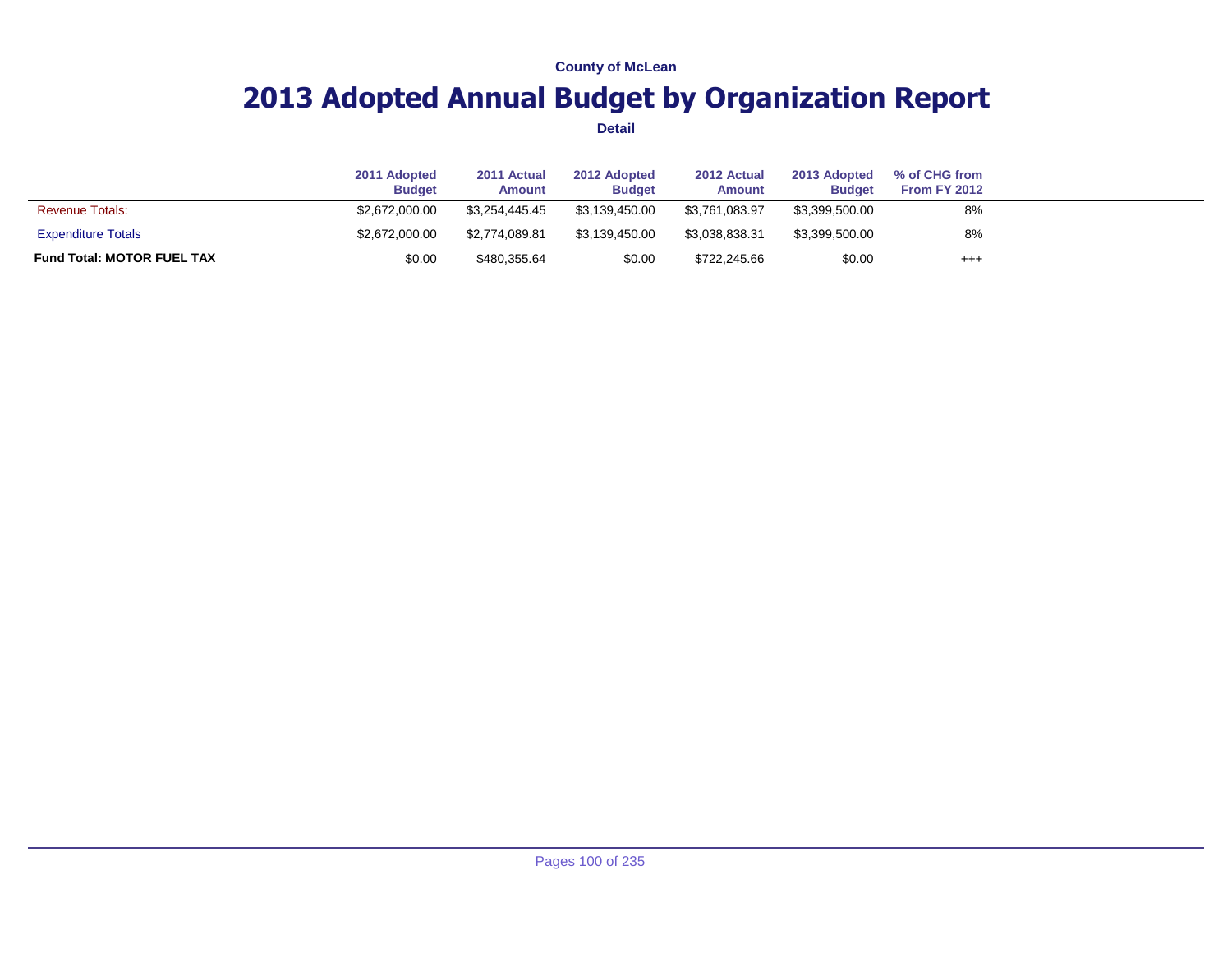County of McLean

# 2013 Adopted Annual Budget by Organization Report

**Detail**

| | 2011 Adopted Budget | 2011 Actual Amount | 2012 Adopted Budget | 2012 Actual Amount | 2013 Adopted Budget | % of CHG from From FY 2012 |
|---|---|---|---|---|---|---|
| Revenue Totals: | $2,672,000.00 | $3,254,445.45 | $3,139,450.00 | $3,761,083.97 | $3,399,500.00 | 8% |
| Expenditure Totals | $2,672,000.00 | $2,774,089.81 | $3,139,450.00 | $3,038,838.31 | $3,399,500.00 | 8% |
| **Fund Total: MOTOR FUEL TAX** | $0.00 | $480,355.64 | $0.00 | $722,245.66 | $0.00 | +++ |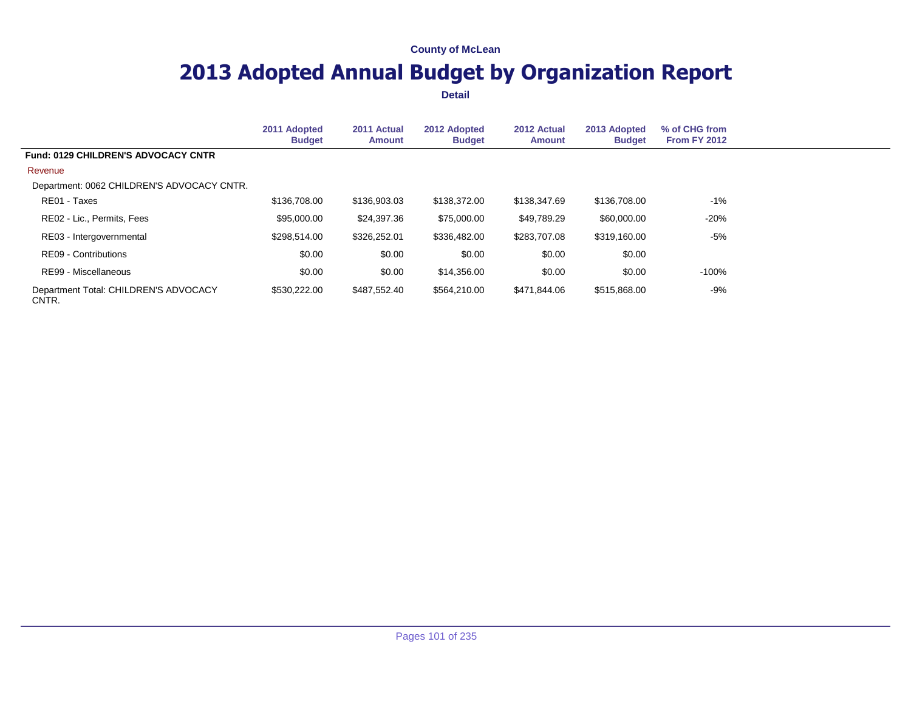County of McLean

# 2013 Adopted Annual Budget by Organization Report

**Detail**

| | 2011 Adopted Budget | 2011 Actual Amount | 2012 Adopted Budget | 2012 Actual Amount | 2013 Adopted Budget | % of CHG from From FY 2012 |
|---|---|---|---|---|---|---|
| **Fund: 0129 CHILDREN'S ADVOCACY CNTR** | | | | | | |
| Revenue | | | | | | |
| Department: 0062 CHILDREN'S ADVOCACY CNTR. | | | | | | |
| RE01 - Taxes | $136,708.00 | $136,903.03 | $138,372.00 | $138,347.69 | $136,708.00 | -1% |
| RE02 - Lic., Permits, Fees | $95,000.00 | $24,397.36 | $75,000.00 | $49,789.29 | $60,000.00 | -20% |
| RE03 - Intergovernmental | $298,514.00 | $326,252.01 | $336,482.00 | $283,707.08 | $319,160.00 | -5% |
| RE09 - Contributions | $0.00 | $0.00 | $0.00 | $0.00 | $0.00 | |
| RE99 - Miscellaneous | $0.00 | $0.00 | $14,356.00 | $0.00 | $0.00 | -100% |
| Department Total: CHILDREN'S ADVOCACY CNTR. | $530,222.00 | $487,552.40 | $564,210.00 | $471,844.06 | $515,868.00 | -9% |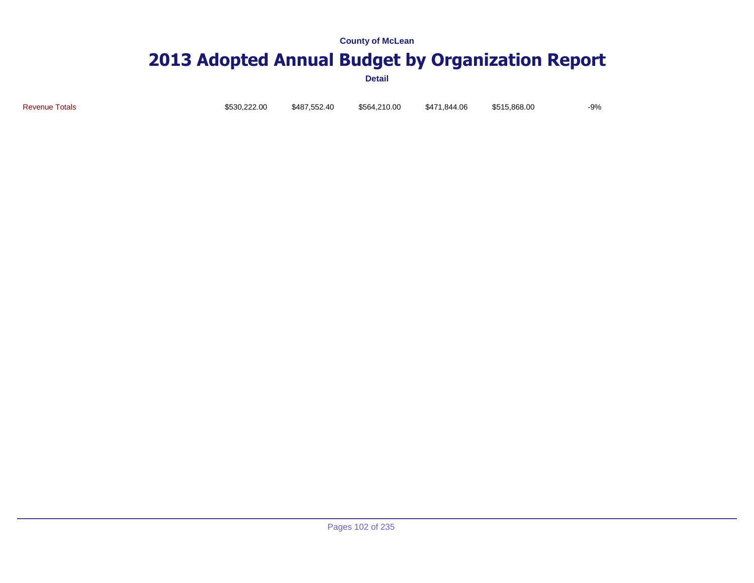County of McLean

# 2013 Adopted Annual Budget by Organization Report

Detail

| | | | | | | |
|---|---|---|---|---|---|---|
| Revenue Totals | \$530,222.00 | \$487,552.40 | \$564,210.00 | \$471,844.06 | \$515,868.00 | -9% |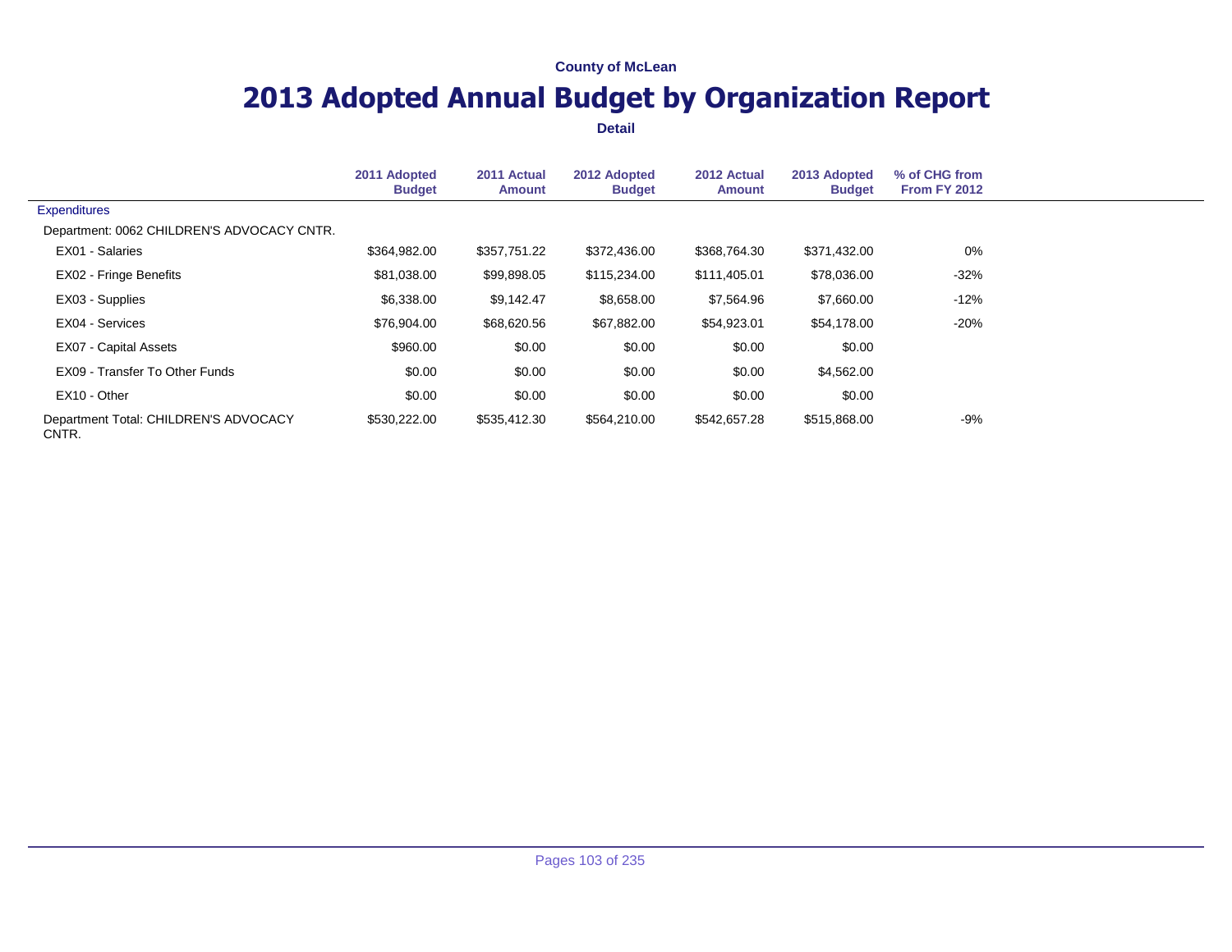County of McLean

# 2013 Adopted Annual Budget by Organization Report

**Detail**

| | 2011 Adopted Budget | 2011 Actual Amount | 2012 Adopted Budget | 2012 Actual Amount | 2013 Adopted Budget | % of CHG from From FY 2012 |
|---|---|---|---|---|---|---|
| Expenditures | | | | | | |
| Department: 0062 CHILDREN'S ADVOCACY CNTR. | | | | | | |
| EX01 - Salaries | $364,982.00 | $357,751.22 | $372,436.00 | $368,764.30 | $371,432.00 | 0% |
| EX02 - Fringe Benefits | $81,038.00 | $99,898.05 | $115,234.00 | $111,405.01 | $78,036.00 | -32% |
| EX03 - Supplies | $6,338.00 | $9,142.47 | $8,658.00 | $7,564.96 | $7,660.00 | -12% |
| EX04 - Services | $76,904.00 | $68,620.56 | $67,882.00 | $54,923.01 | $54,178.00 | -20% |
| EX07 - Capital Assets | $960.00 | $0.00 | $0.00 | $0.00 | $0.00 | |
| EX09 - Transfer To Other Funds | $0.00 | $0.00 | $0.00 | $0.00 | $4,562.00 | |
| EX10 - Other | $0.00 | $0.00 | $0.00 | $0.00 | $0.00 | |
| Department Total: CHILDREN'S ADVOCACY CNTR. | $530,222.00 | $535,412.30 | $564,210.00 | $542,657.28 | $515,868.00 | -9% |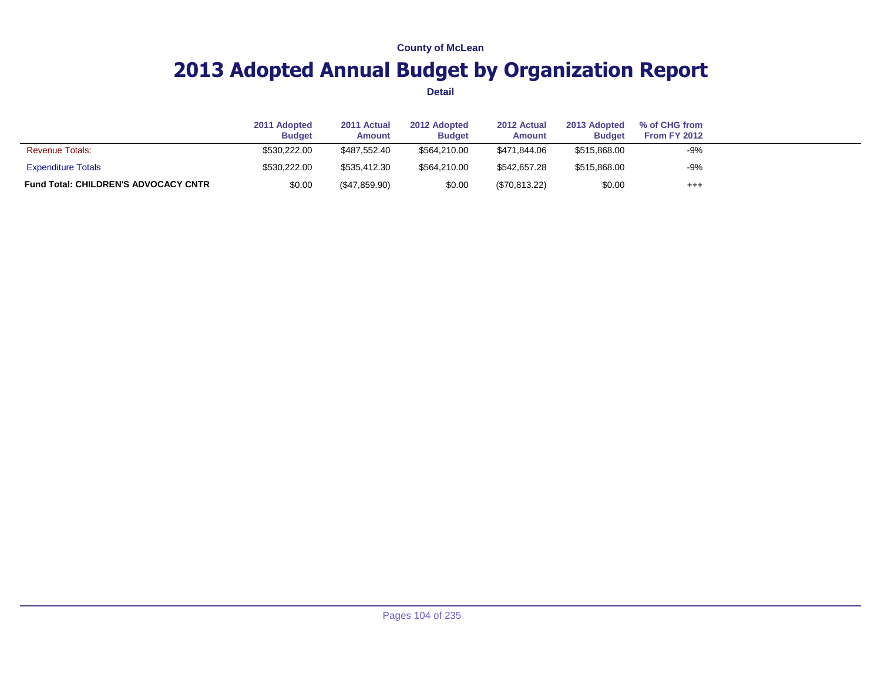County of McLean

# 2013 Adopted Annual Budget by Organization Report

**Detail**

| | 2011 Adopted Budget | 2011 Actual Amount | 2012 Adopted Budget | 2012 Actual Amount | 2013 Adopted Budget | % of CHG from From FY 2012 |
|---|---|---|---|---|---|---|
| Revenue Totals: | $530,222.00 | $487,552.40 | $564,210.00 | $471,844.06 | $515,868.00 | -9% |
| Expenditure Totals | $530,222.00 | $535,412.30 | $564,210.00 | $542,657.28 | $515,868.00 | -9% |
| **Fund Total: CHILDREN'S ADVOCACY CNTR** | $0.00 | ($47,859.90) | $0.00 | ($70,813.22) | $0.00 | +++ |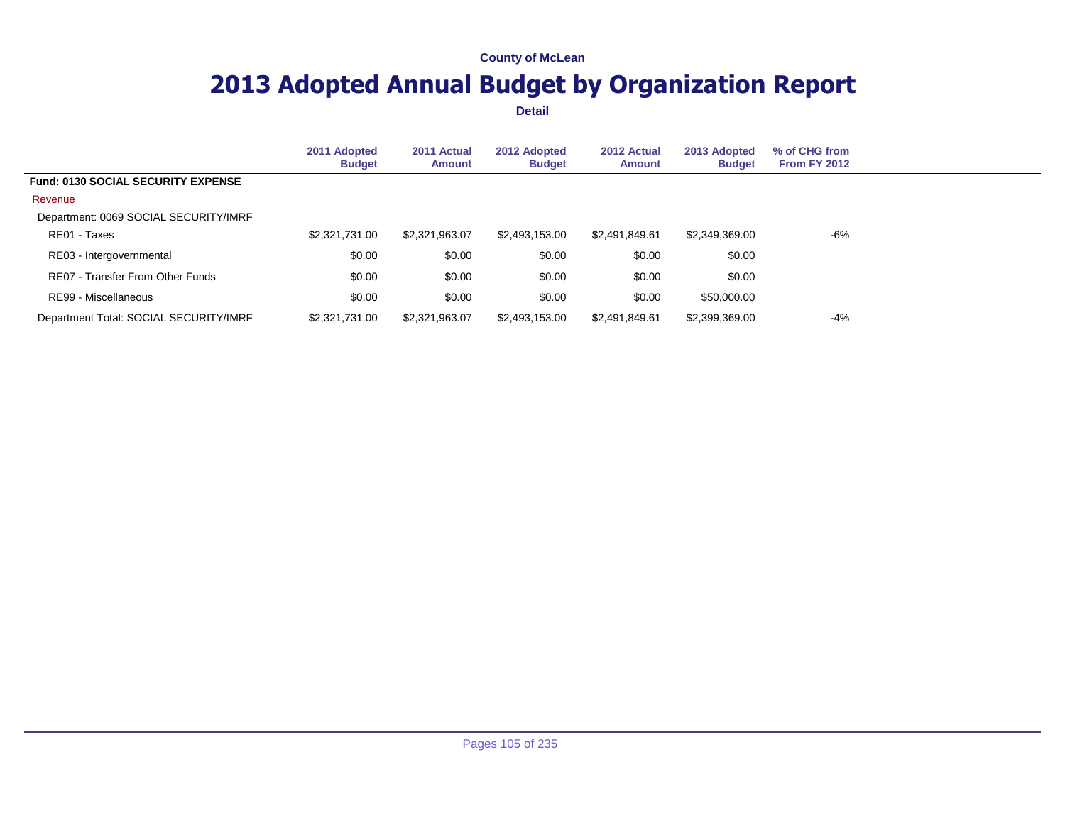County of McLean

# 2013 Adopted Annual Budget by Organization Report

**Detail**

| | 2011 Adopted Budget | 2011 Actual Amount | 2012 Adopted Budget | 2012 Actual Amount | 2013 Adopted Budget | % of CHG from From FY 2012 |
|---|---|---|---|---|---|---|
| **Fund: 0130 SOCIAL SECURITY EXPENSE** | | | | | | |
| Revenue | | | | | | |
| Department: 0069 SOCIAL SECURITY/IMRF | | | | | | |
| RE01 - Taxes | $2,321,731.00 | $2,321,963.07 | $2,493,153.00 | $2,491,849.61 | $2,349,369.00 | -6% |
| RE03 - Intergovernmental | $0.00 | $0.00 | $0.00 | $0.00 | $0.00 | |
| RE07 - Transfer From Other Funds | $0.00 | $0.00 | $0.00 | $0.00 | $0.00 | |
| RE99 - Miscellaneous | $0.00 | $0.00 | $0.00 | $0.00 | $50,000.00 | |
| Department Total: SOCIAL SECURITY/IMRF | $2,321,731.00 | $2,321,963.07 | $2,493,153.00 | $2,491,849.61 | $2,399,369.00 | -4% |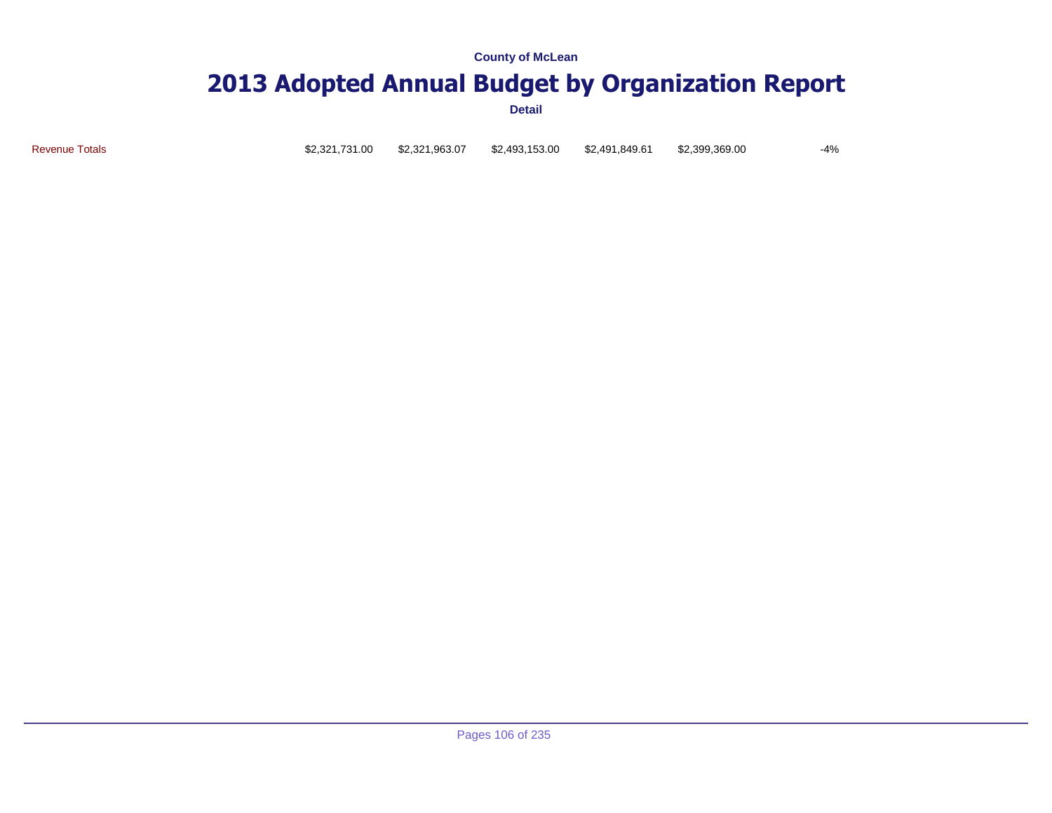County of McLean

# 2013 Adopted Annual Budget by Organization Report

Detail

| | | | | | | |
|---|---|---|---|---|---|---|
| Revenue Totals | $2,321,731.00 | $2,321,963.07 | $2,493,153.00 | $2,491,849.61 | $2,399,369.00 | -4% |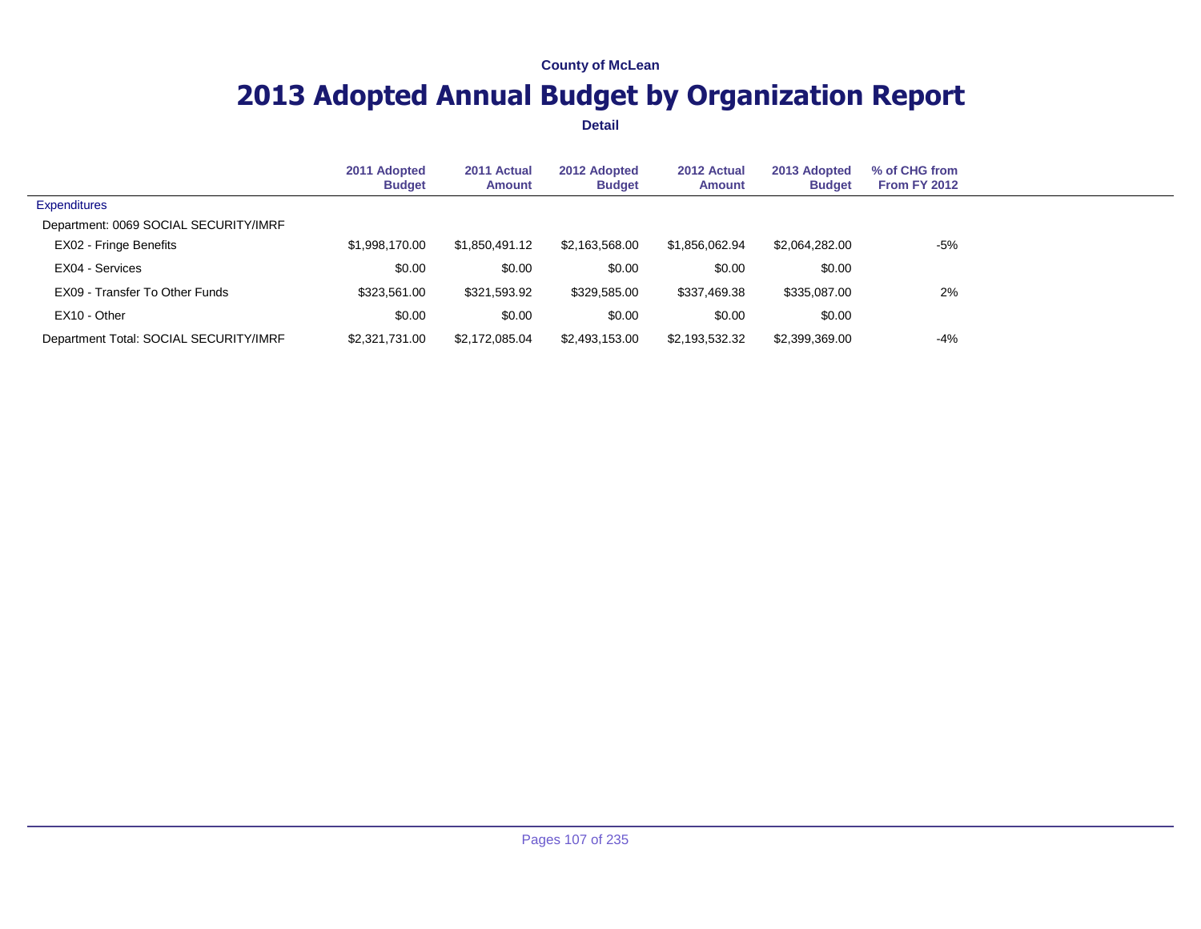County of McLean

# 2013 Adopted Annual Budget by Organization Report

**Detail**

| | 2011 Adopted Budget | 2011 Actual Amount | 2012 Adopted Budget | 2012 Actual Amount | 2013 Adopted Budget | % of CHG from From FY 2012 |
|---|---|---|---|---|---|---|
| Expenditures | | | | | | |
| Department: 0069 SOCIAL SECURITY/IMRF | | | | | | |
| EX02 - Fringe Benefits | $1,998,170.00 | $1,850,491.12 | $2,163,568.00 | $1,856,062.94 | $2,064,282.00 | -5% |
| EX04 - Services | $0.00 | $0.00 | $0.00 | $0.00 | $0.00 | |
| EX09 - Transfer To Other Funds | $323,561.00 | $321,593.92 | $329,585.00 | $337,469.38 | $335,087.00 | 2% |
| EX10 - Other | $0.00 | $0.00 | $0.00 | $0.00 | $0.00 | |
| Department Total: SOCIAL SECURITY/IMRF | $2,321,731.00 | $2,172,085.04 | $2,493,153.00 | $2,193,532.32 | $2,399,369.00 | -4% |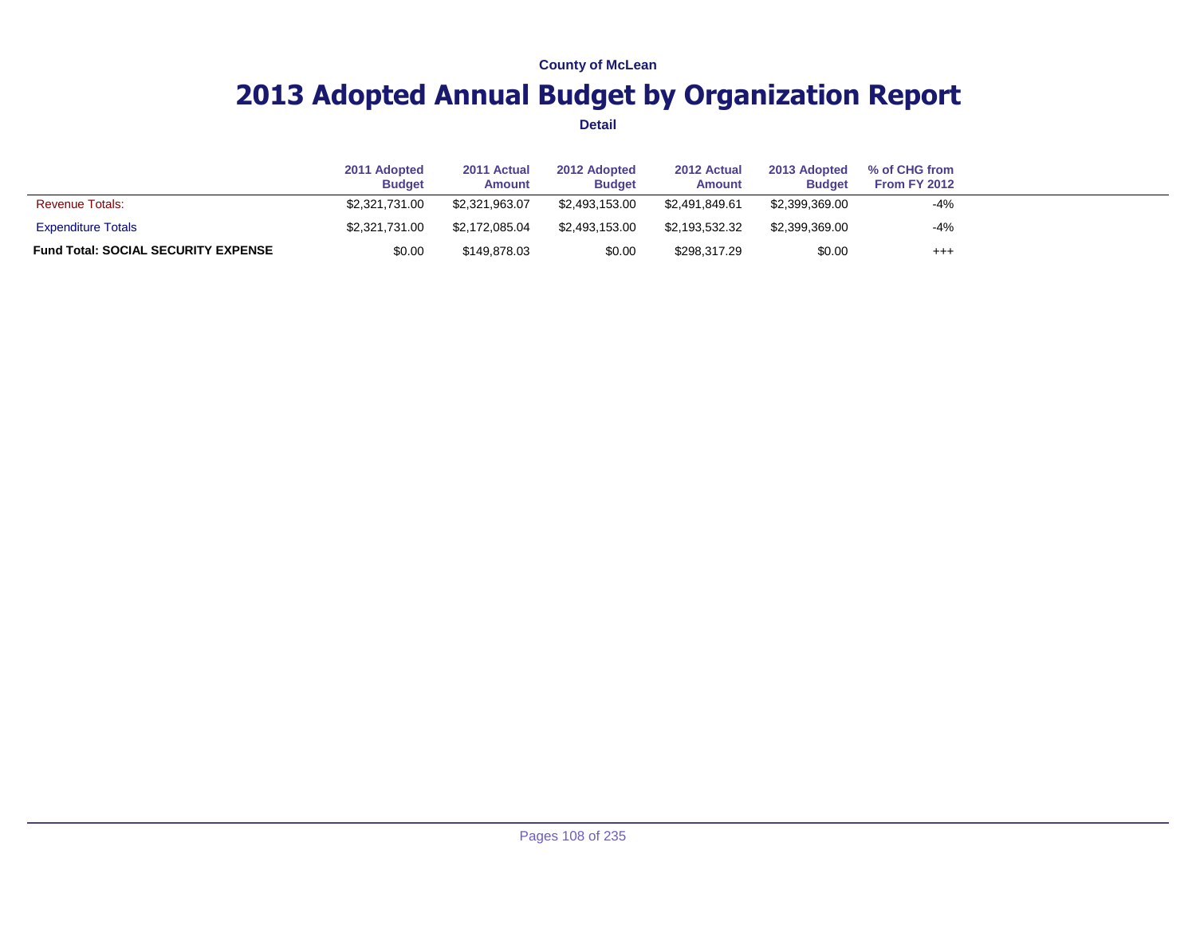County of McLean

# 2013 Adopted Annual Budget by Organization Report

**Detail**

| | 2011 Adopted Budget | 2011 Actual Amount | 2012 Adopted Budget | 2012 Actual Amount | 2013 Adopted Budget | % of CHG from From FY 2012 |
|---|---|---|---|---|---|---|
| Revenue Totals: | $2,321,731.00 | $2,321,963.07 | $2,493,153.00 | $2,491,849.61 | $2,399,369.00 | -4% |
| Expenditure Totals | $2,321,731.00 | $2,172,085.04 | $2,493,153.00 | $2,193,532.32 | $2,399,369.00 | -4% |
| **Fund Total: SOCIAL SECURITY EXPENSE** | $0.00 | $149,878.03 | $0.00 | $298,317.29 | $0.00 | +++ |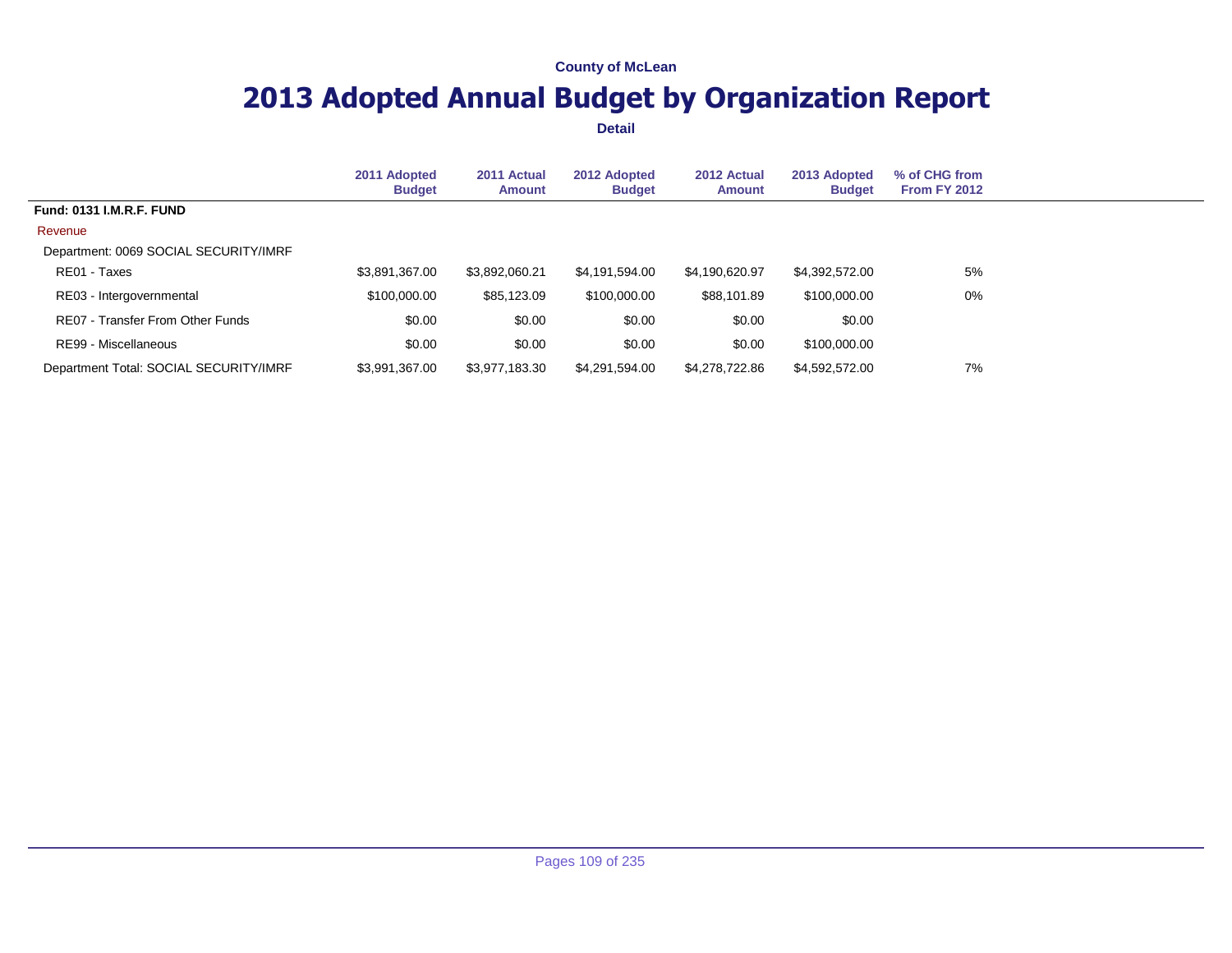County of McLean

# 2013 Adopted Annual Budget by Organization Report

**Detail**

| | 2011 Adopted Budget | 2011 Actual Amount | 2012 Adopted Budget | 2012 Actual Amount | 2013 Adopted Budget | % of CHG from From FY 2012 |
|---|---|---|---|---|---|---|
| **Fund: 0131 I.M.R.F. FUND** | | | | | | |
| Revenue | | | | | | |
| Department: 0069 SOCIAL SECURITY/IMRF | | | | | | |
| RE01 - Taxes | $3,891,367.00 | $3,892,060.21 | $4,191,594.00 | $4,190,620.97 | $4,392,572.00 | 5% |
| RE03 - Intergovernmental | $100,000.00 | $85,123.09 | $100,000.00 | $88,101.89 | $100,000.00 | 0% |
| RE07 - Transfer From Other Funds | $0.00 | $0.00 | $0.00 | $0.00 | $0.00 | |
| RE99 - Miscellaneous | $0.00 | $0.00 | $0.00 | $0.00 | $100,000.00 | |
| Department Total: SOCIAL SECURITY/IMRF | $3,991,367.00 | $3,977,183.30 | $4,291,594.00 | $4,278,722.86 | $4,592,572.00 | 7% |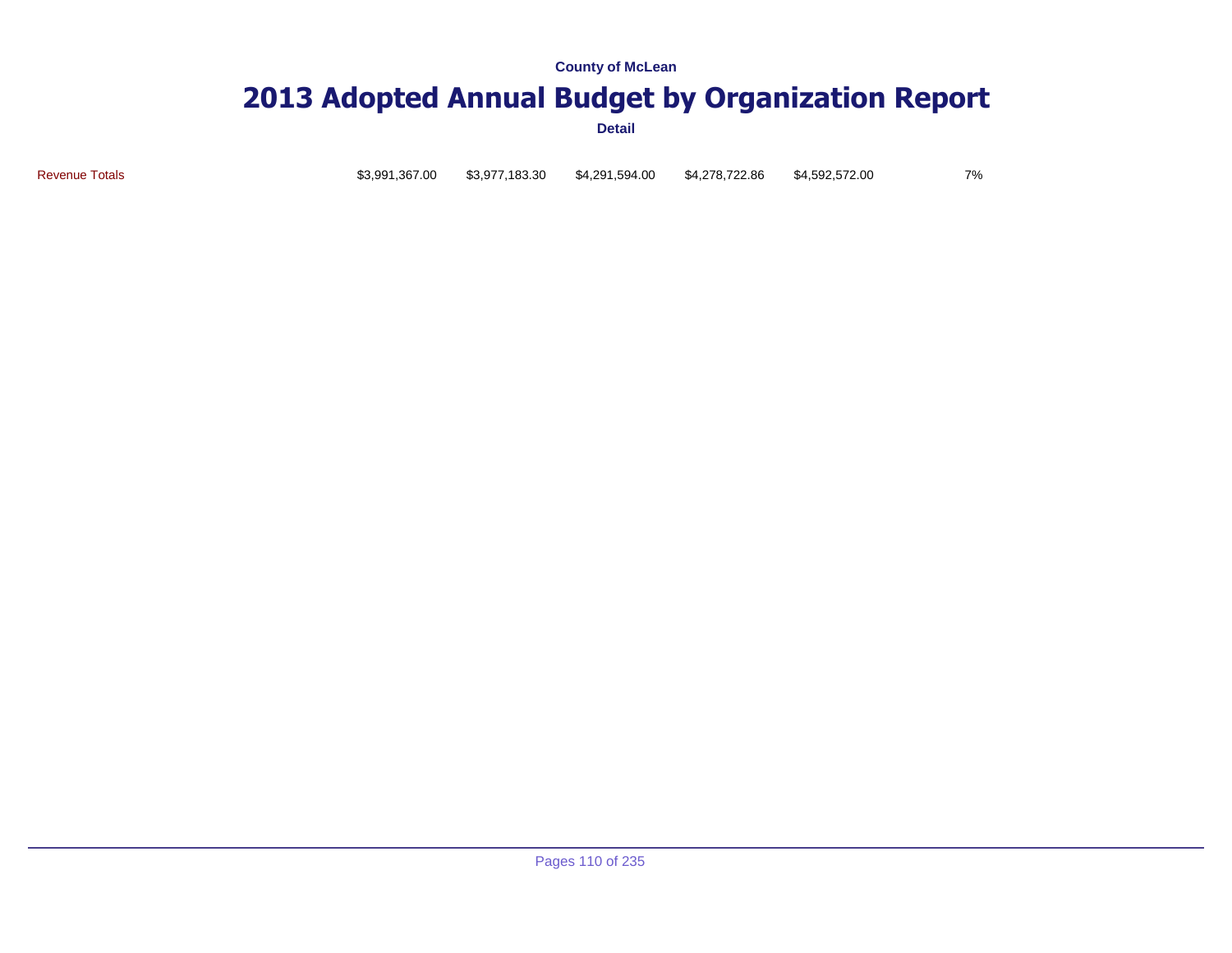County of McLean

# 2013 Adopted Annual Budget by Organization Report

**Detail**

| | | | | | | |
|---|---|---|---|---|---|---|
| Revenue Totals | $3,991,367.00 | $3,977,183.30 | $4,291,594.00 | $4,278,722.86 | $4,592,572.00 | 7% |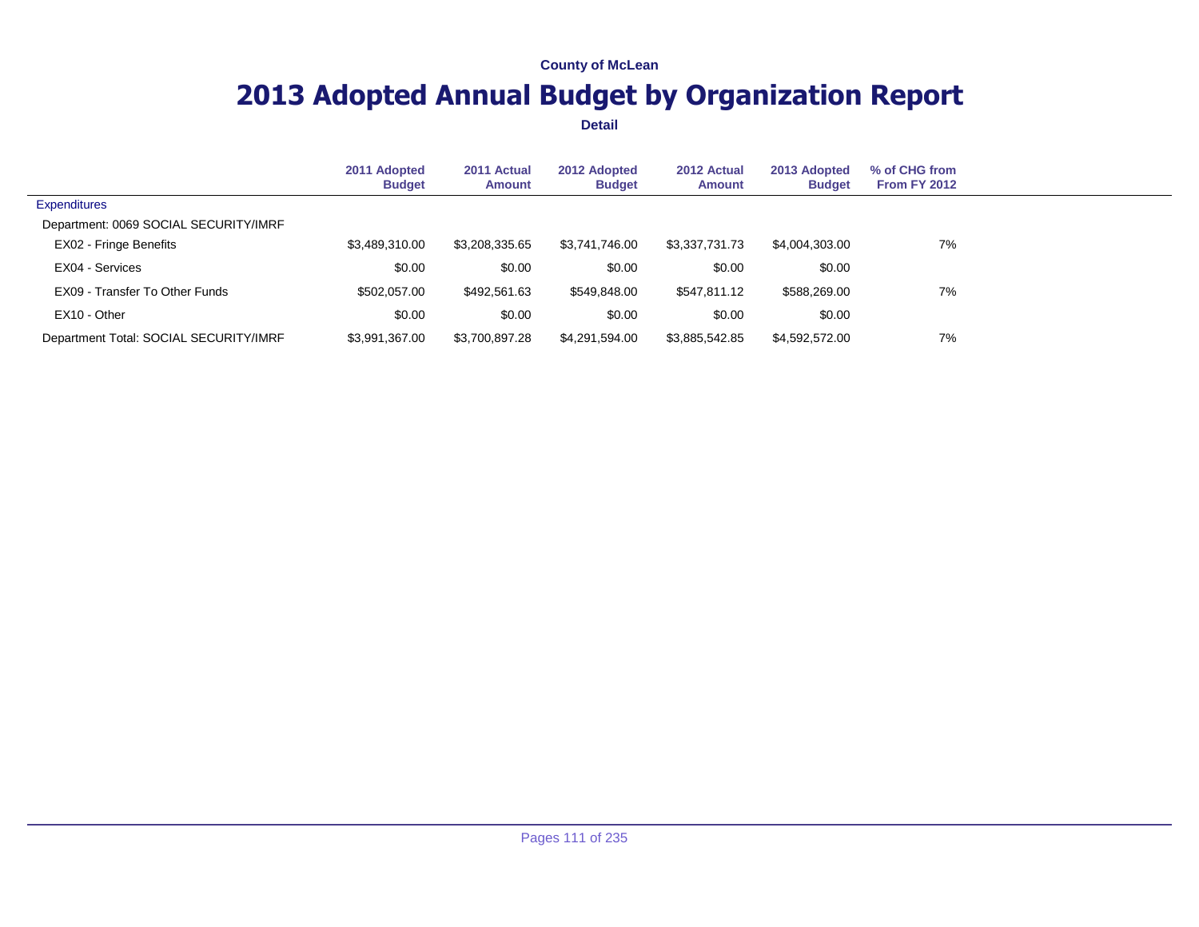County of McLean

# 2013 Adopted Annual Budget by Organization Report

**Detail**

| | 2011 Adopted Budget | 2011 Actual Amount | 2012 Adopted Budget | 2012 Actual Amount | 2013 Adopted Budget | % of CHG from From FY 2012 |
|---|---|---|---|---|---|---|
| Expenditures | | | | | | |
| Department: 0069 SOCIAL SECURITY/IMRF | | | | | | |
| EX02 - Fringe Benefits | $3,489,310.00 | $3,208,335.65 | $3,741,746.00 | $3,337,731.73 | $4,004,303.00 | 7% |
| EX04 - Services | $0.00 | $0.00 | $0.00 | $0.00 | $0.00 | |
| EX09 - Transfer To Other Funds | $502,057.00 | $492,561.63 | $549,848.00 | $547,811.12 | $588,269.00 | 7% |
| EX10 - Other | $0.00 | $0.00 | $0.00 | $0.00 | $0.00 | |
| Department Total: SOCIAL SECURITY/IMRF | $3,991,367.00 | $3,700,897.28 | $4,291,594.00 | $3,885,542.85 | $4,592,572.00 | 7% |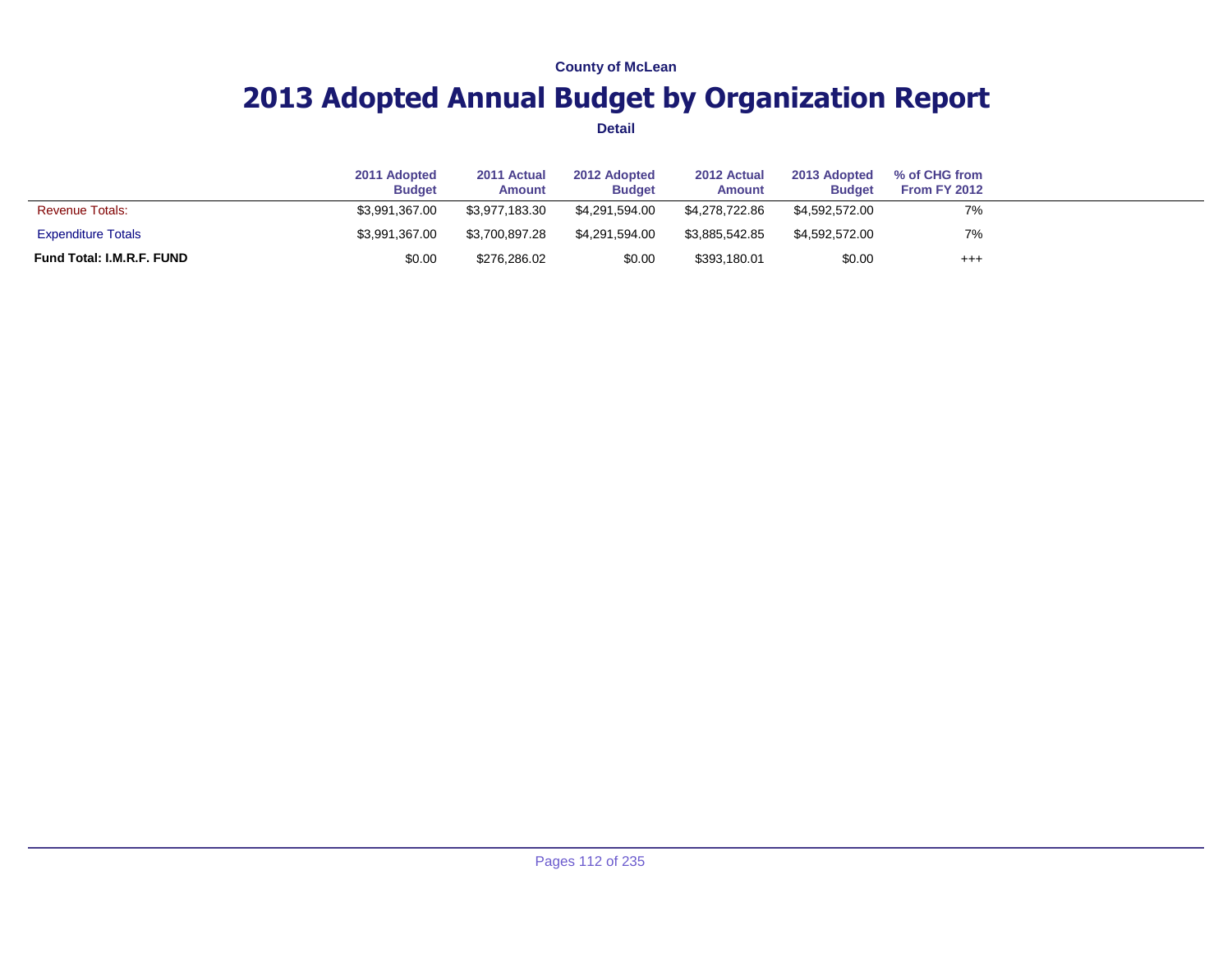County of McLean

# 2013 Adopted Annual Budget by Organization Report

**Detail**

| | 2011 Adopted Budget | 2011 Actual Amount | 2012 Adopted Budget | 2012 Actual Amount | 2013 Adopted Budget | % of CHG from From FY 2012 |
|---|---|---|---|---|---|---|
| Revenue Totals: | $3,991,367.00 | $3,977,183.30 | $4,291,594.00 | $4,278,722.86 | $4,592,572.00 | 7% |
| Expenditure Totals | $3,991,367.00 | $3,700,897.28 | $4,291,594.00 | $3,885,542.85 | $4,592,572.00 | 7% |
| **Fund Total: I.M.R.F. FUND** | $0.00 | $276,286.02 | $0.00 | $393,180.01 | $0.00 | +++ |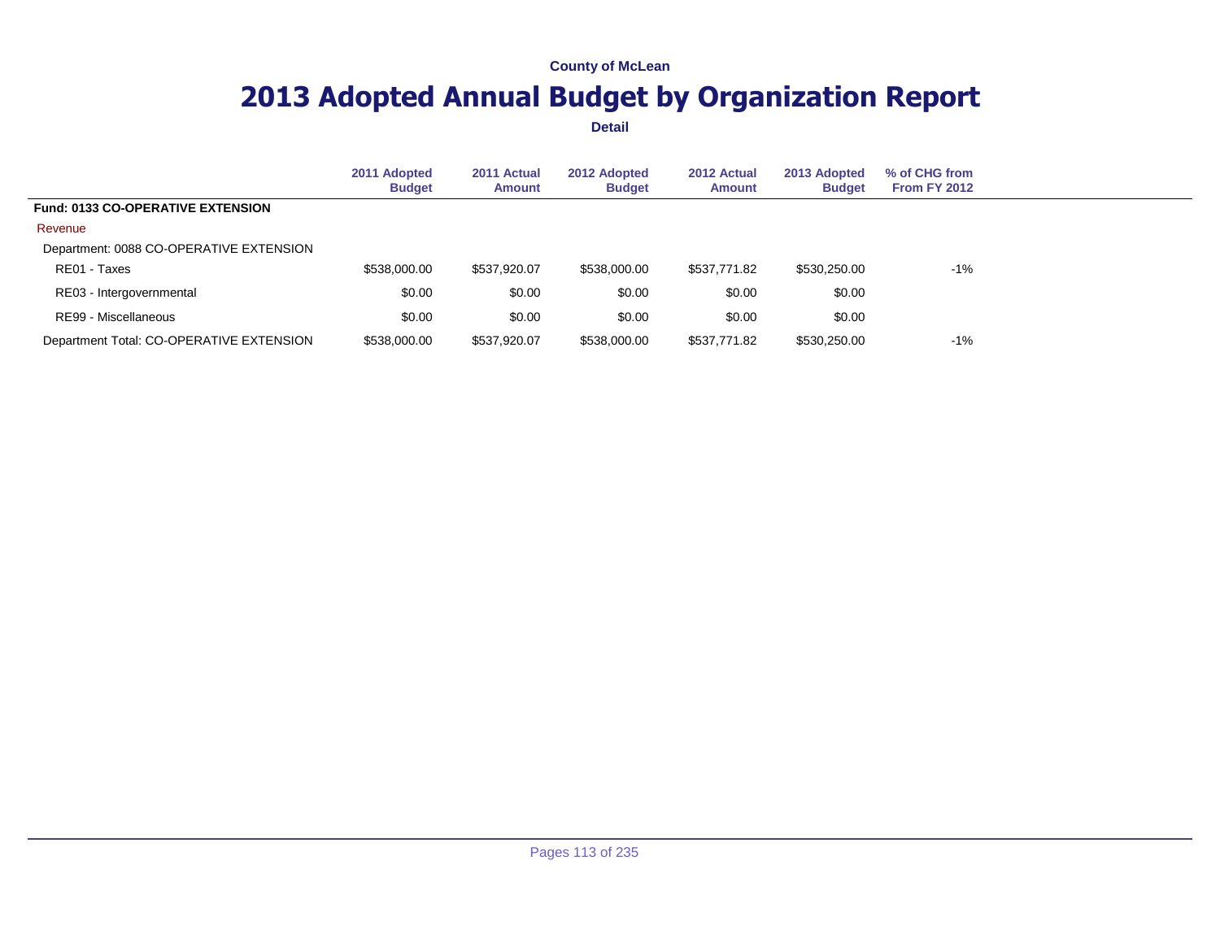County of McLean

# 2013 Adopted Annual Budget by Organization Report

**Detail**

| | 2011 Adopted Budget | 2011 Actual Amount | 2012 Adopted Budget | 2012 Actual Amount | 2013 Adopted Budget | % of CHG from From FY 2012 |
|---|---|---|---|---|---|---|
| **Fund: 0133 CO-OPERATIVE EXTENSION** | | | | | | |
| Revenue | | | | | | |
| Department: 0088 CO-OPERATIVE EXTENSION | | | | | | |
| RE01 - Taxes | $538,000.00 | $537,920.07 | $538,000.00 | $537,771.82 | $530,250.00 | -1% |
| RE03 - Intergovernmental | $0.00 | $0.00 | $0.00 | $0.00 | $0.00 | |
| RE99 - Miscellaneous | $0.00 | $0.00 | $0.00 | $0.00 | $0.00 | |
| Department Total: CO-OPERATIVE EXTENSION | $538,000.00 | $537,920.07 | $538,000.00 | $537,771.82 | $530,250.00 | -1% |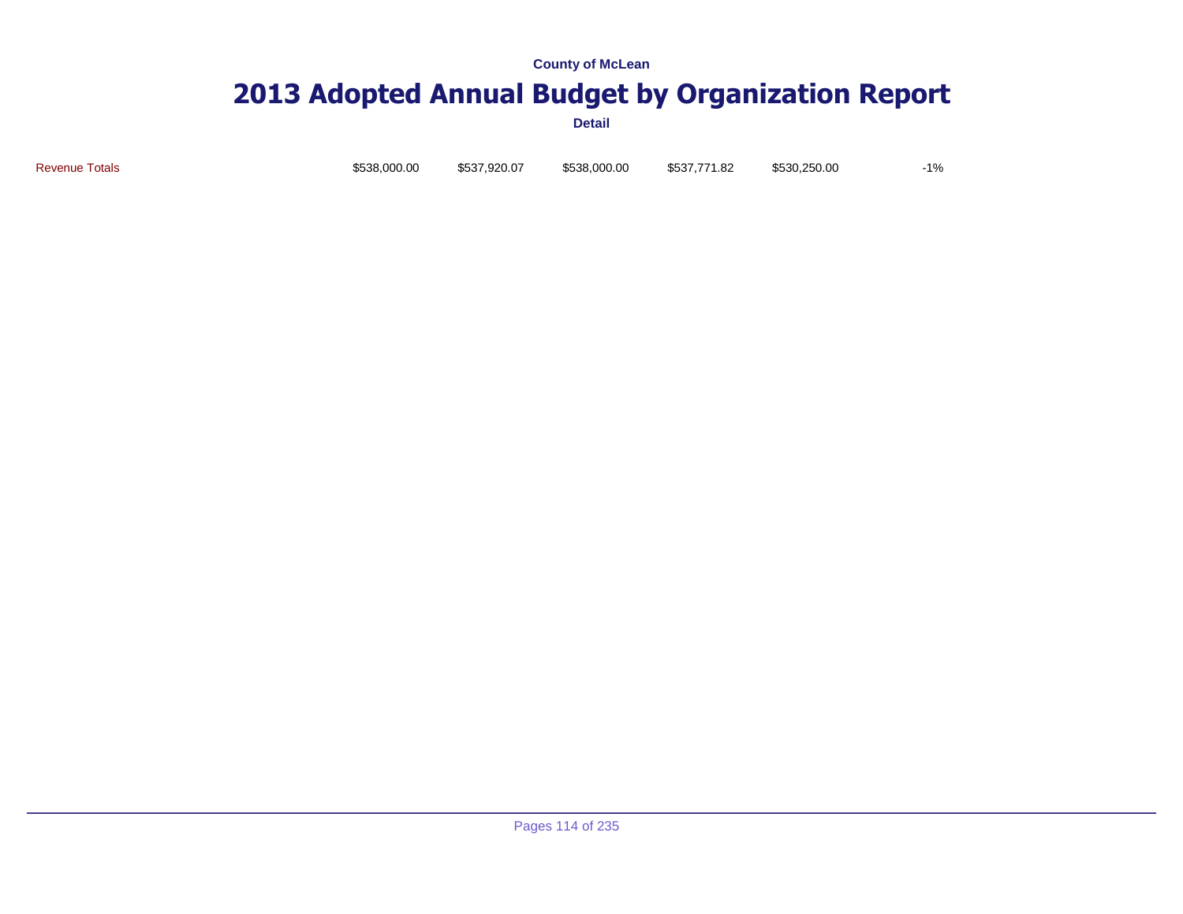County of McLean

# 2013 Adopted Annual Budget by Organization Report

**Detail**

| | | | | | | |
|---|---|---|---|---|---|---|
| Revenue Totals | $538,000.00 | $537,920.07 | $538,000.00 | $537,771.82 | $530,250.00 | -1% |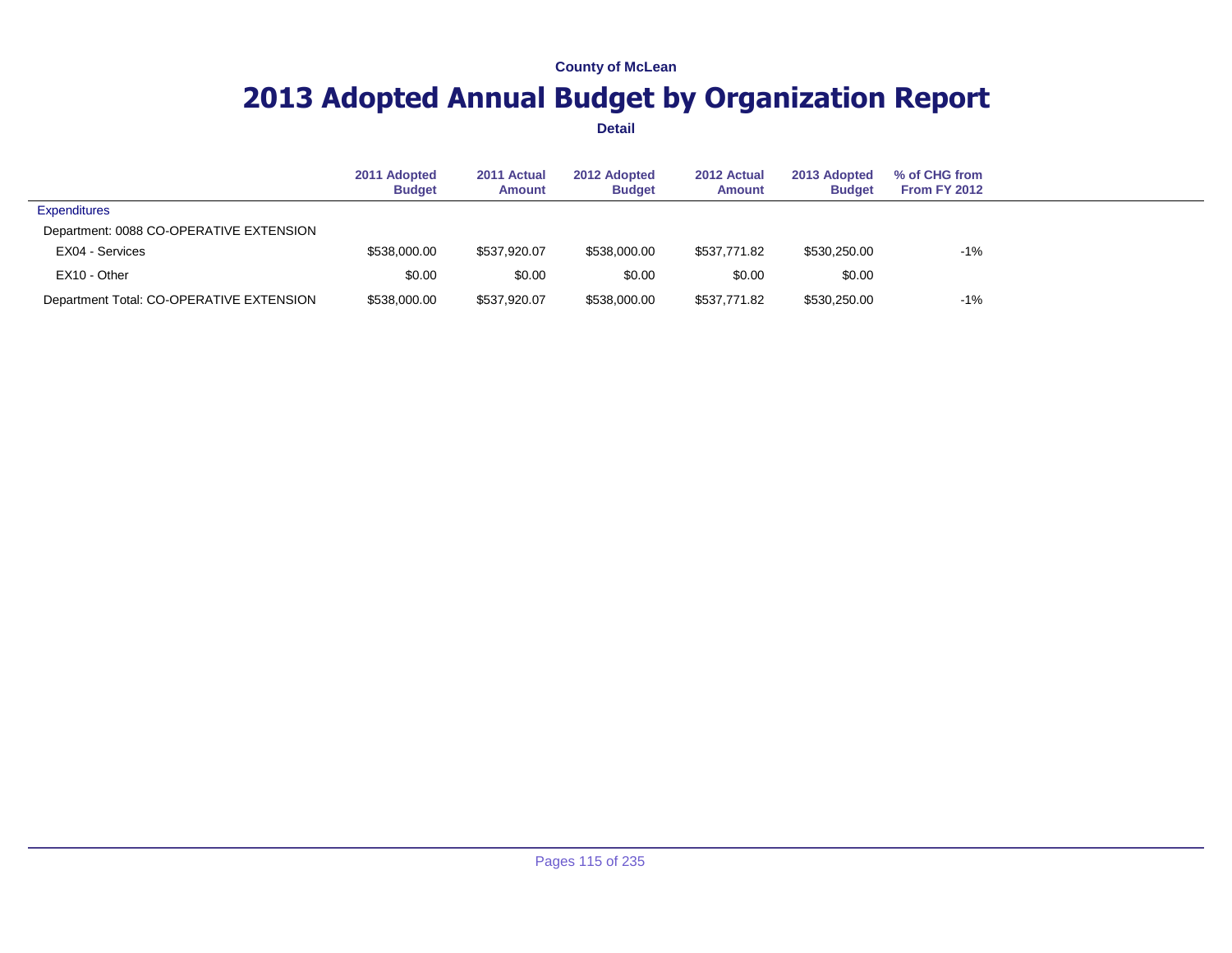**County of McLean**

# 2013 Adopted Annual Budget by Organization Report

**Detail**

| | 2011 Adopted Budget | 2011 Actual Amount | 2012 Adopted Budget | 2012 Actual Amount | 2013 Adopted Budget | % of CHG from From FY 2012 |
|---|---|---|---|---|---|---|
| Expenditures | | | | | | |
| Department: 0088 CO-OPERATIVE EXTENSION | | | | | | |
| EX04 - Services | $538,000.00 | $537,920.07 | $538,000.00 | $537,771.82 | $530,250.00 | -1% |
| EX10 - Other | $0.00 | $0.00 | $0.00 | $0.00 | $0.00 | |
| Department Total: CO-OPERATIVE EXTENSION | $538,000.00 | $537,920.07 | $538,000.00 | $537,771.82 | $530,250.00 | -1% |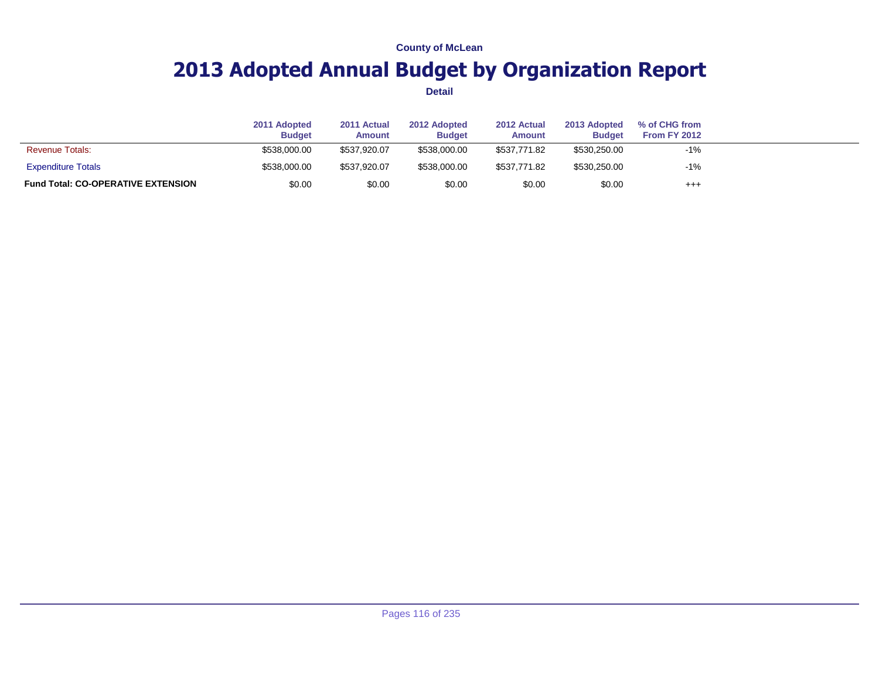County of McLean

# 2013 Adopted Annual Budget by Organization Report

**Detail**

| | 2011 Adopted Budget | 2011 Actual Amount | 2012 Adopted Budget | 2012 Actual Amount | 2013 Adopted Budget | % of CHG from From FY 2012 |
|---|---|---|---|---|---|---|
| Revenue Totals: | $538,000.00 | $537,920.07 | $538,000.00 | $537,771.82 | $530,250.00 | -1% |
| Expenditure Totals | $538,000.00 | $537,920.07 | $538,000.00 | $537,771.82 | $530,250.00 | -1% |
| **Fund Total: CO-OPERATIVE EXTENSION** | $0.00 | $0.00 | $0.00 | $0.00 | $0.00 | +++ |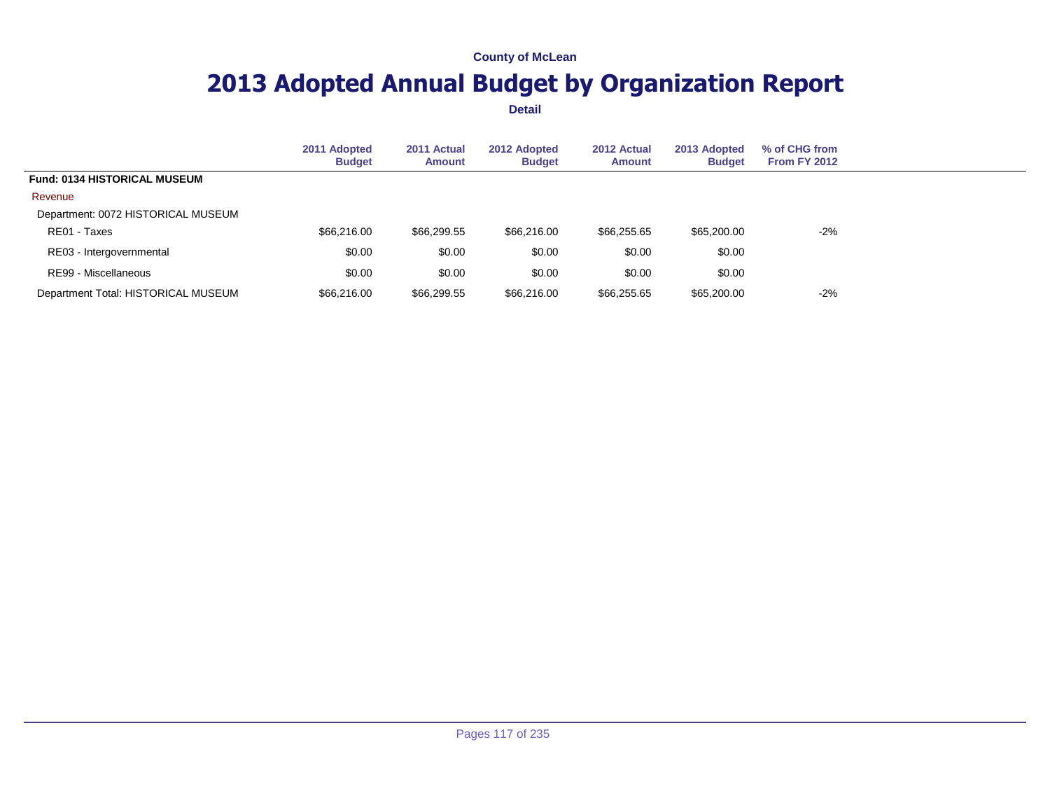County of McLean

# 2013 Adopted Annual Budget by Organization Report

**Detail**

| | 2011 Adopted Budget | 2011 Actual Amount | 2012 Adopted Budget | 2012 Actual Amount | 2013 Adopted Budget | % of CHG from From FY 2012 |
|---|---|---|---|---|---|---|
| **Fund: 0134 HISTORICAL MUSEUM** | | | | | | |
| Revenue | | | | | | |
| Department: 0072 HISTORICAL MUSEUM | | | | | | |
| RE01 - Taxes | $66,216.00 | $66,299.55 | $66,216.00 | $66,255.65 | $65,200.00 | -2% |
| RE03 - Intergovernmental | $0.00 | $0.00 | $0.00 | $0.00 | $0.00 | |
| RE99 - Miscellaneous | $0.00 | $0.00 | $0.00 | $0.00 | $0.00 | |
| Department Total: HISTORICAL MUSEUM | $66,216.00 | $66,299.55 | $66,216.00 | $66,255.65 | $65,200.00 | -2% |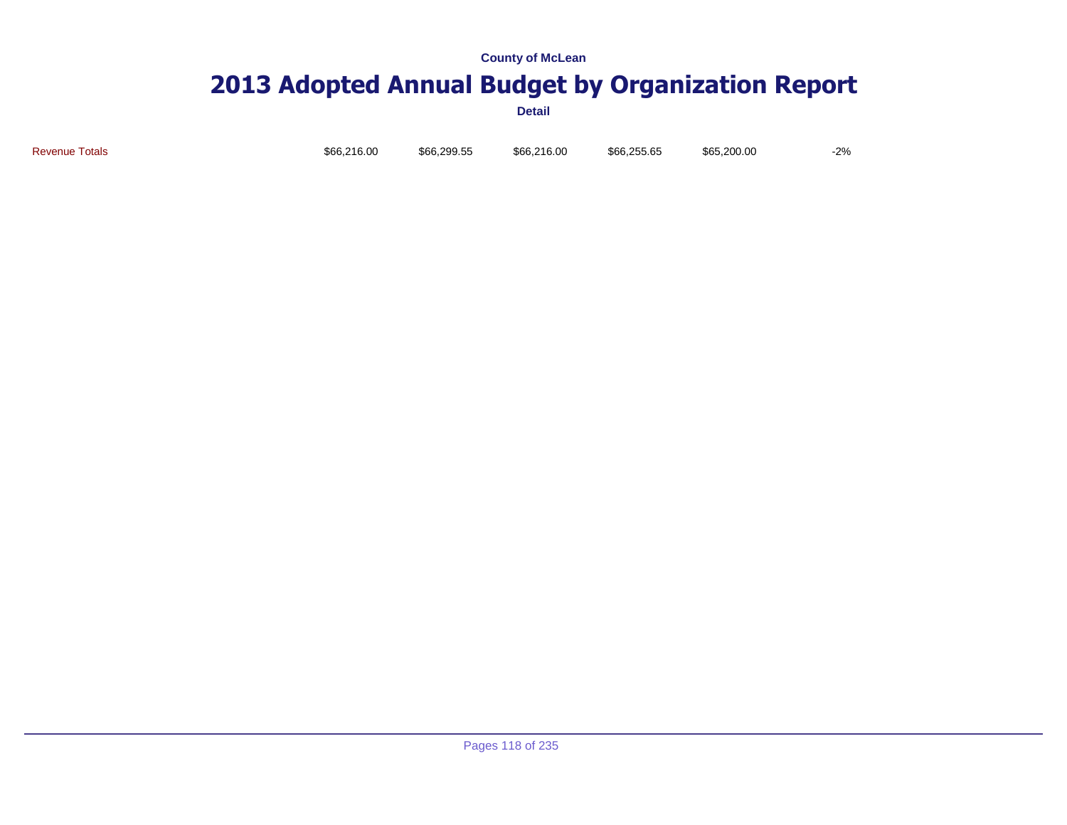County of McLean

# 2013 Adopted Annual Budget by Organization Report

Detail

| Revenue Totals | $66,216.00 | $66,299.55 | $66,216.00 | $66,255.65 | $65,200.00 | -2% |
|---|---|---|---|---|---|---|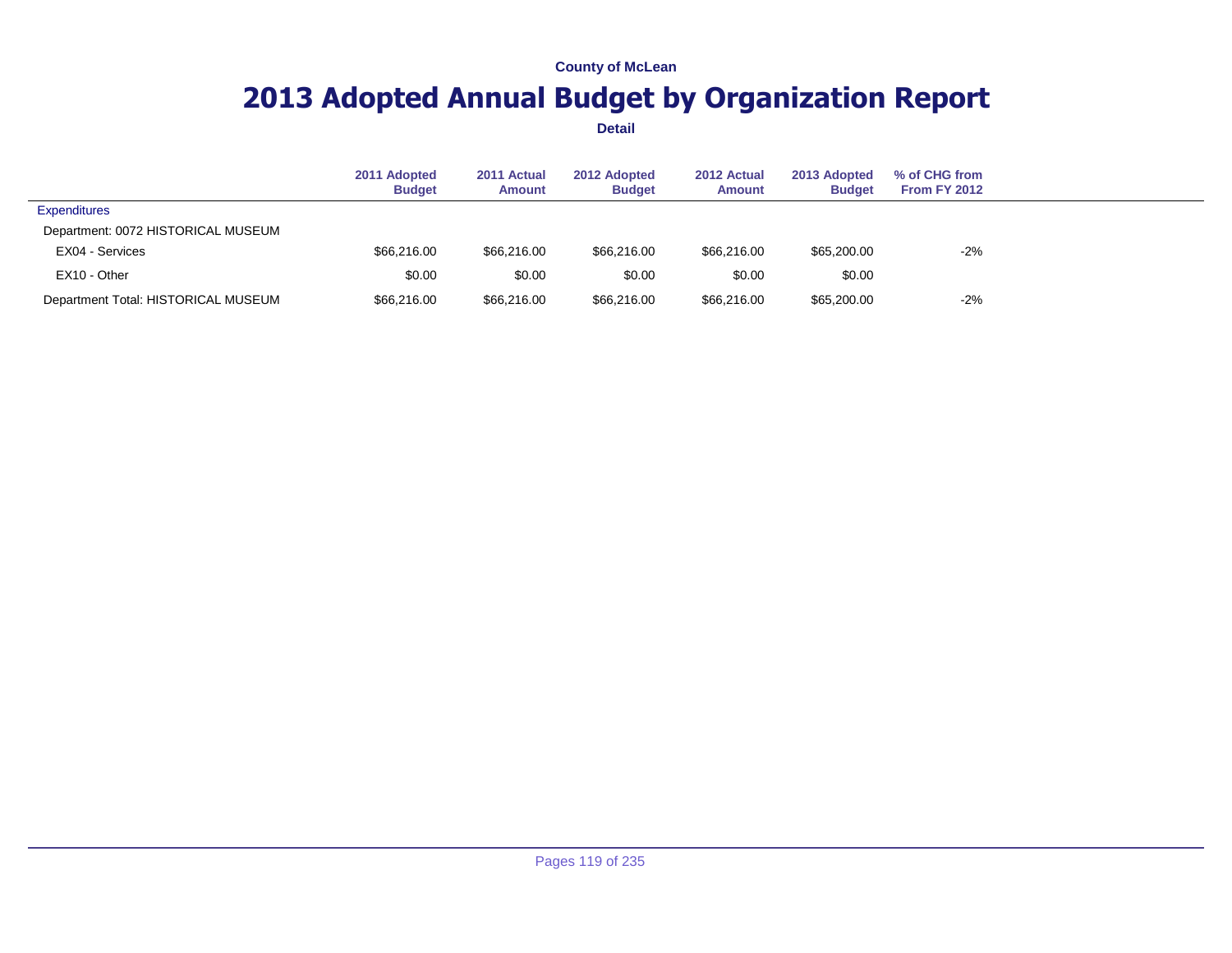County of McLean

# 2013 Adopted Annual Budget by Organization Report

**Detail**

| | 2011 Adopted Budget | 2011 Actual Amount | 2012 Adopted Budget | 2012 Actual Amount | 2013 Adopted Budget | % of CHG from From FY 2012 |
|---|---|---|---|---|---|---|
| Expenditures | | | | | | |
| Department: 0072 HISTORICAL MUSEUM | | | | | | |
| EX04 - Services | $66,216.00 | $66,216.00 | $66,216.00 | $66,216.00 | $65,200.00 | -2% |
| EX10 - Other | $0.00 | $0.00 | $0.00 | $0.00 | $0.00 | |
| Department Total: HISTORICAL MUSEUM | $66,216.00 | $66,216.00 | $66,216.00 | $66,216.00 | $65,200.00 | -2% |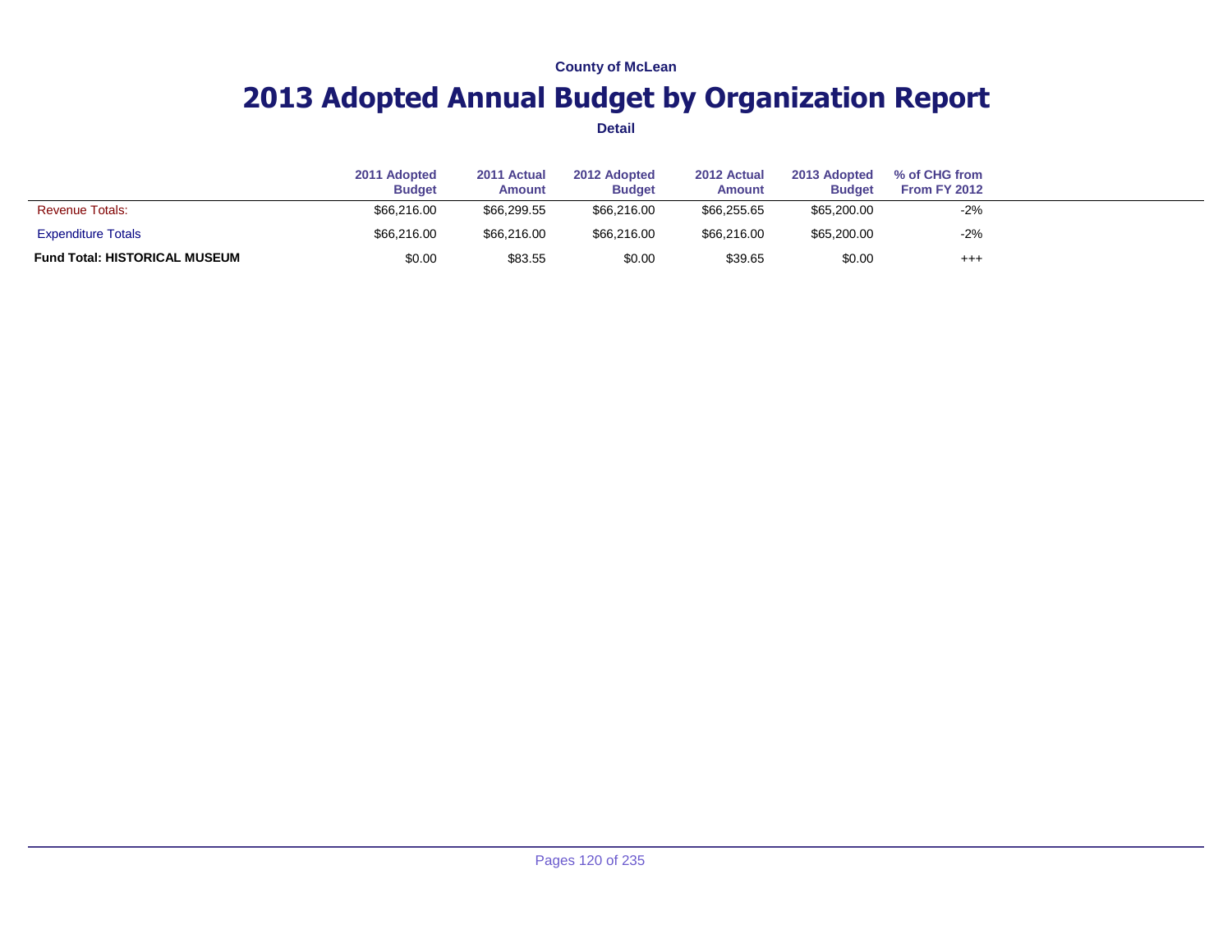County of McLean

# 2013 Adopted Annual Budget by Organization Report

**Detail**

| | 2011 Adopted Budget | 2011 Actual Amount | 2012 Adopted Budget | 2012 Actual Amount | 2013 Adopted Budget | % of CHG from From FY 2012 |
|---|---|---|---|---|---|---|
| Revenue Totals: | $66,216.00 | $66,299.55 | $66,216.00 | $66,255.65 | $65,200.00 | -2% |
| Expenditure Totals | $66,216.00 | $66,216.00 | $66,216.00 | $66,216.00 | $65,200.00 | -2% |
| **Fund Total: HISTORICAL MUSEUM** | $0.00 | $83.55 | $0.00 | $39.65 | $0.00 | +++ |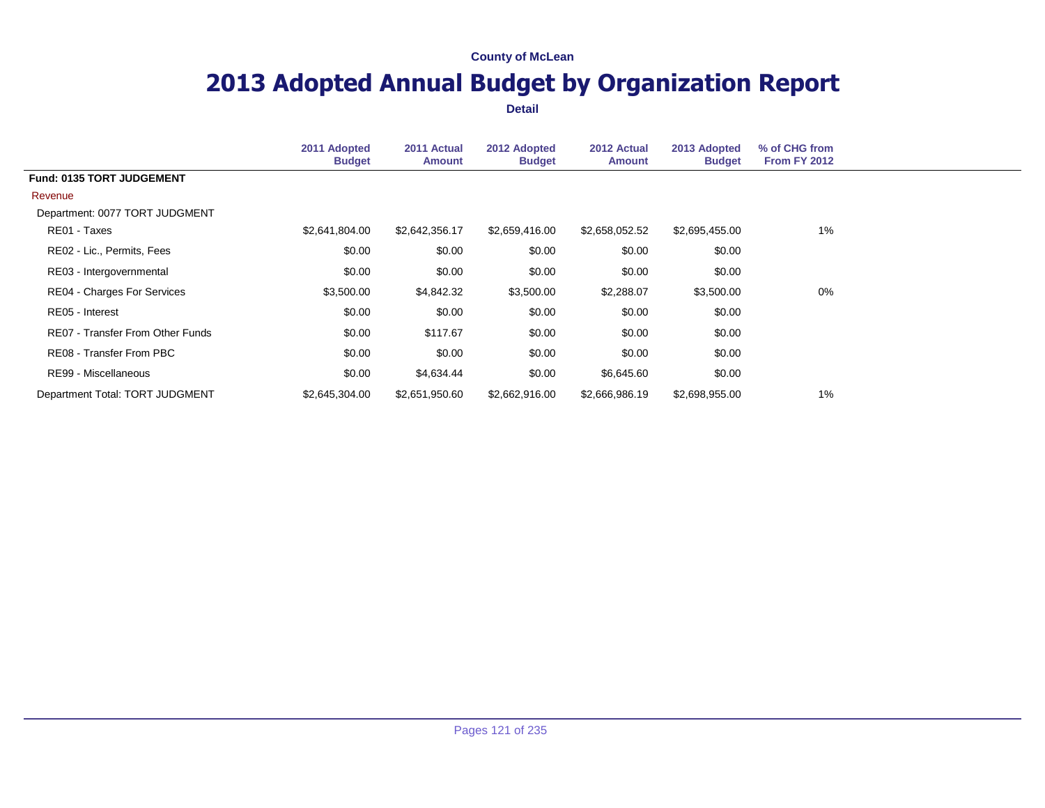County of McLean

# 2013 Adopted Annual Budget by Organization Report

**Detail**

| | 2011 Adopted Budget | 2011 Actual Amount | 2012 Adopted Budget | 2012 Actual Amount | 2013 Adopted Budget | % of CHG from From FY 2012 |
|---|---|---|---|---|---|---|
| **Fund: 0135 TORT JUDGEMENT** | | | | | | |
| Revenue | | | | | | |
| Department: 0077 TORT JUDGMENT | | | | | | |
| RE01 - Taxes | $2,641,804.00 | $2,642,356.17 | $2,659,416.00 | $2,658,052.52 | $2,695,455.00 | 1% |
| RE02 - Lic., Permits, Fees | $0.00 | $0.00 | $0.00 | $0.00 | $0.00 | |
| RE03 - Intergovernmental | $0.00 | $0.00 | $0.00 | $0.00 | $0.00 | |
| RE04 - Charges For Services | $3,500.00 | $4,842.32 | $3,500.00 | $2,288.07 | $3,500.00 | 0% |
| RE05 - Interest | $0.00 | $0.00 | $0.00 | $0.00 | $0.00 | |
| RE07 - Transfer From Other Funds | $0.00 | $117.67 | $0.00 | $0.00 | $0.00 | |
| RE08 - Transfer From PBC | $0.00 | $0.00 | $0.00 | $0.00 | $0.00 | |
| RE99 - Miscellaneous | $0.00 | $4,634.44 | $0.00 | $6,645.60 | $0.00 | |
| Department Total: TORT JUDGMENT | $2,645,304.00 | $2,651,950.60 | $2,662,916.00 | $2,666,986.19 | $2,698,955.00 | 1% |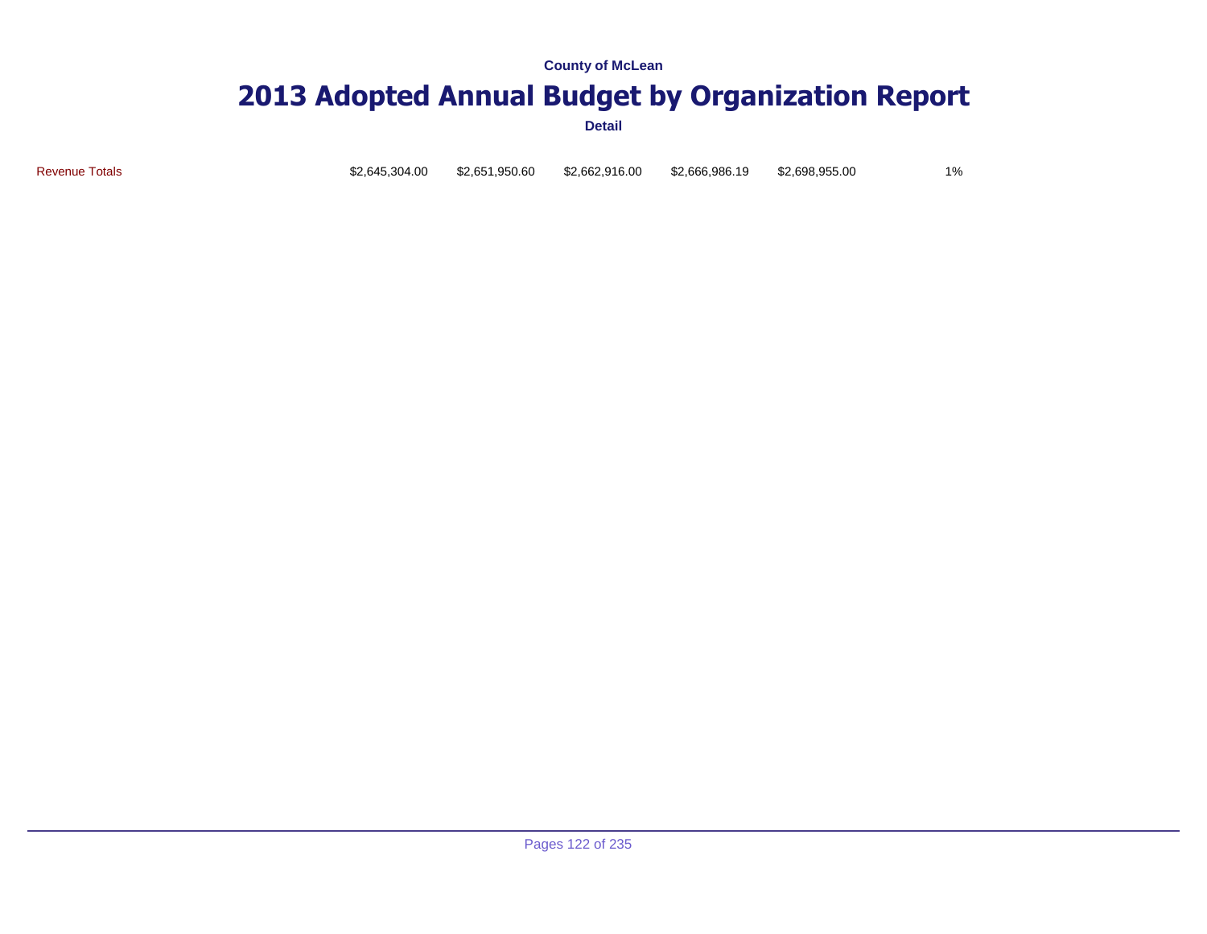County of McLean

# 2013 Adopted Annual Budget by Organization Report

Detail

| | | | | | | |
|---|---|---|---|---|---|---|
| Revenue Totals | $2,645,304.00 | $2,651,950.60 | $2,662,916.00 | $2,666,986.19 | $2,698,955.00 | 1% |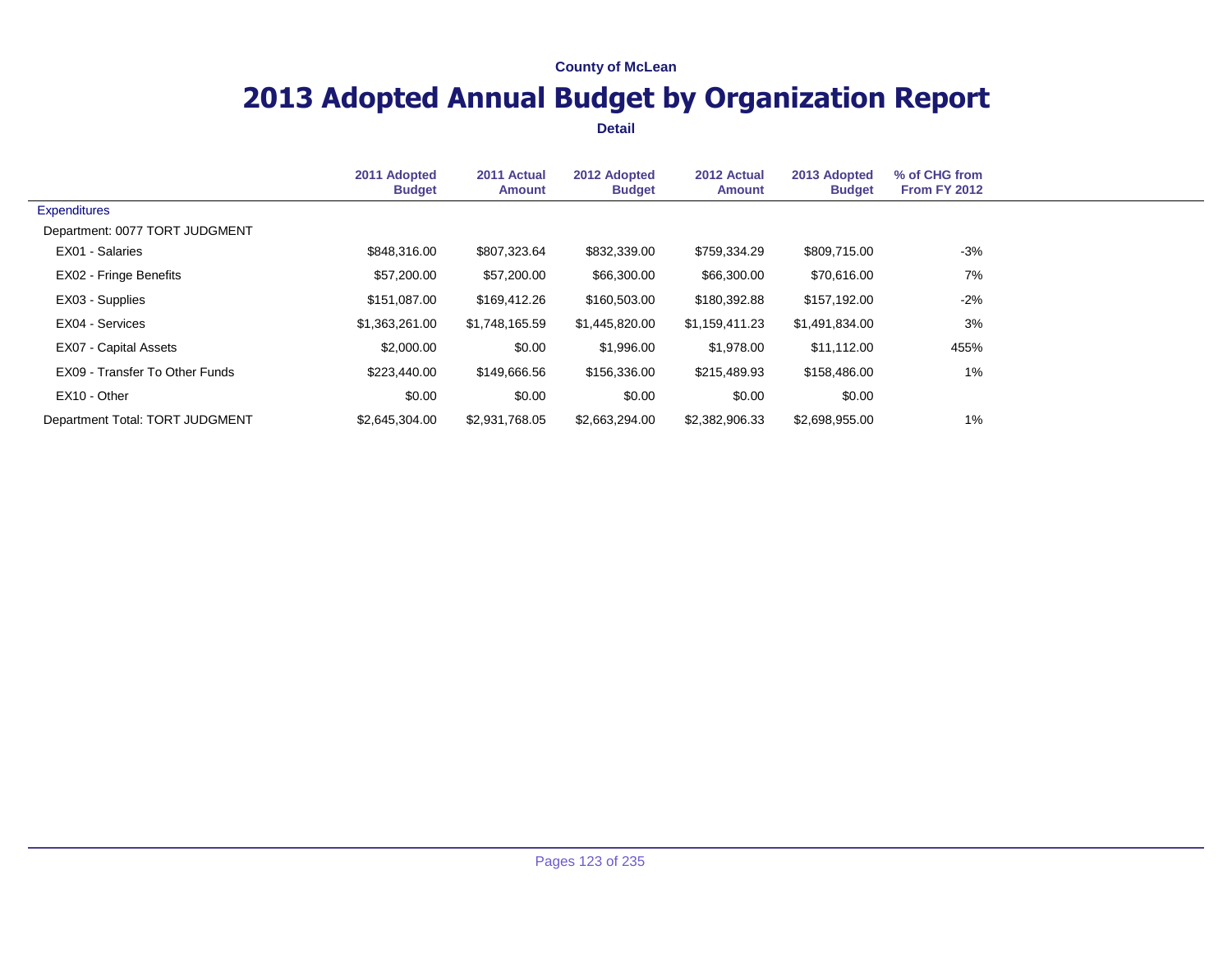County of McLean

# 2013 Adopted Annual Budget by Organization Report

**Detail**

| | 2011 Adopted Budget | 2011 Actual Amount | 2012 Adopted Budget | 2012 Actual Amount | 2013 Adopted Budget | % of CHG from From FY 2012 |
|---|---|---|---|---|---|---|
| Expenditures | | | | | | |
| Department: 0077 TORT JUDGMENT | | | | | | |
| EX01 - Salaries | $848,316.00 | $807,323.64 | $832,339.00 | $759,334.29 | $809,715.00 | -3% |
| EX02 - Fringe Benefits | $57,200.00 | $57,200.00 | $66,300.00 | $66,300.00 | $70,616.00 | 7% |
| EX03 - Supplies | $151,087.00 | $169,412.26 | $160,503.00 | $180,392.88 | $157,192.00 | -2% |
| EX04 - Services | $1,363,261.00 | $1,748,165.59 | $1,445,820.00 | $1,159,411.23 | $1,491,834.00 | 3% |
| EX07 - Capital Assets | $2,000.00 | $0.00 | $1,996.00 | $1,978.00 | $11,112.00 | 455% |
| EX09 - Transfer To Other Funds | $223,440.00 | $149,666.56 | $156,336.00 | $215,489.93 | $158,486.00 | 1% |
| EX10 - Other | $0.00 | $0.00 | $0.00 | $0.00 | $0.00 | |
| Department Total: TORT JUDGMENT | $2,645,304.00 | $2,931,768.05 | $2,663,294.00 | $2,382,906.33 | $2,698,955.00 | 1% |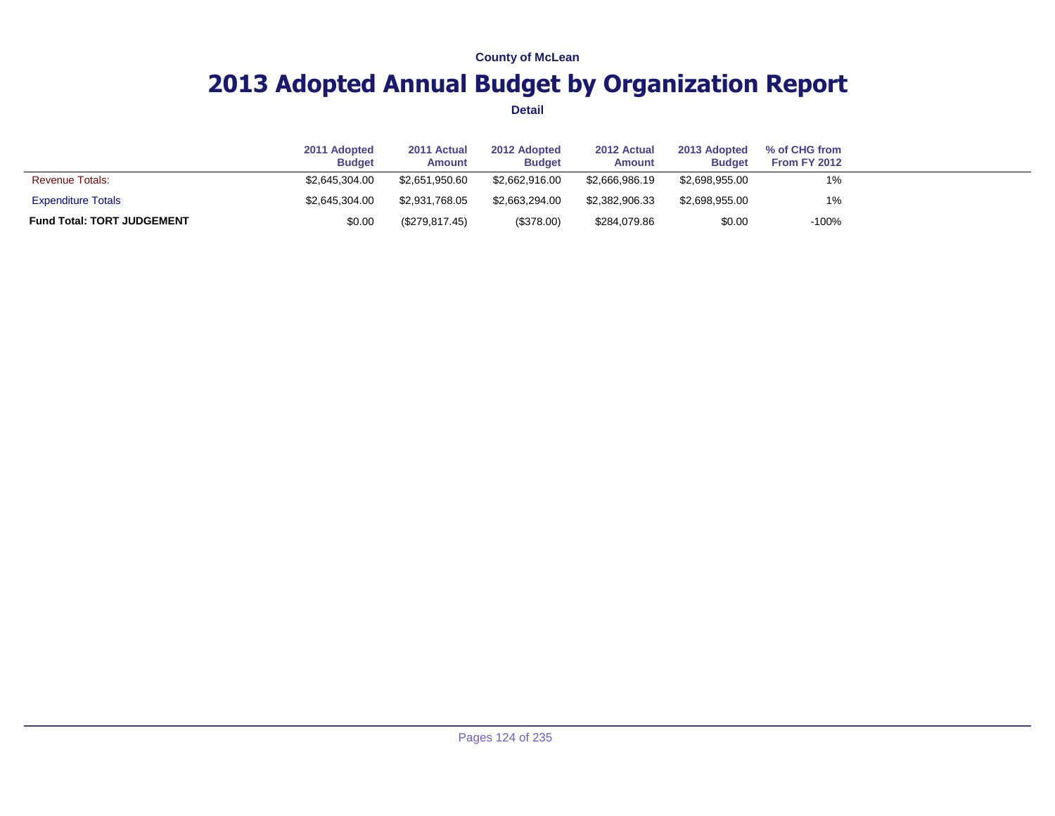County of McLean

# 2013 Adopted Annual Budget by Organization Report

**Detail**

| | 2011 Adopted Budget | 2011 Actual Amount | 2012 Adopted Budget | 2012 Actual Amount | 2013 Adopted Budget | % of CHG from From FY 2012 |
|---|---|---|---|---|---|---|
| Revenue Totals: | $2,645,304.00 | $2,651,950.60 | $2,662,916.00 | $2,666,986.19 | $2,698,955.00 | 1% |
| Expenditure Totals | $2,645,304.00 | $2,931,768.05 | $2,663,294.00 | $2,382,906.33 | $2,698,955.00 | 1% |
| **Fund Total: TORT JUDGEMENT** | $0.00 | ($279,817.45) | ($378.00) | $284,079.86 | $0.00 | -100% |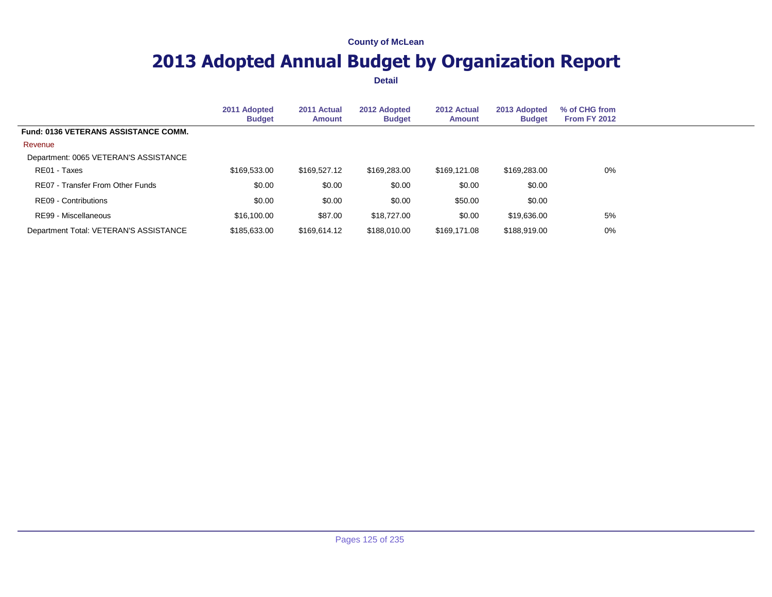County of McLean

# 2013 Adopted Annual Budget by Organization Report

**Detail**

| | 2011 Adopted Budget | 2011 Actual Amount | 2012 Adopted Budget | 2012 Actual Amount | 2013 Adopted Budget | % of CHG from From FY 2012 |
|---|---|---|---|---|---|---|
| **Fund: 0136 VETERANS ASSISTANCE COMM.** | | | | | | |
| Revenue | | | | | | |
| Department: 0065 VETERAN'S ASSISTANCE | | | | | | |
| RE01 - Taxes | $169,533.00 | $169,527.12 | $169,283.00 | $169,121.08 | $169,283.00 | 0% |
| RE07 - Transfer From Other Funds | $0.00 | $0.00 | $0.00 | $0.00 | $0.00 | |
| RE09 - Contributions | $0.00 | $0.00 | $0.00 | $50.00 | $0.00 | |
| RE99 - Miscellaneous | $16,100.00 | $87.00 | $18,727.00 | $0.00 | $19,636.00 | 5% |
| Department Total: VETERAN'S ASSISTANCE | $185,633.00 | $169,614.12 | $188,010.00 | $169,171.08 | $188,919.00 | 0% |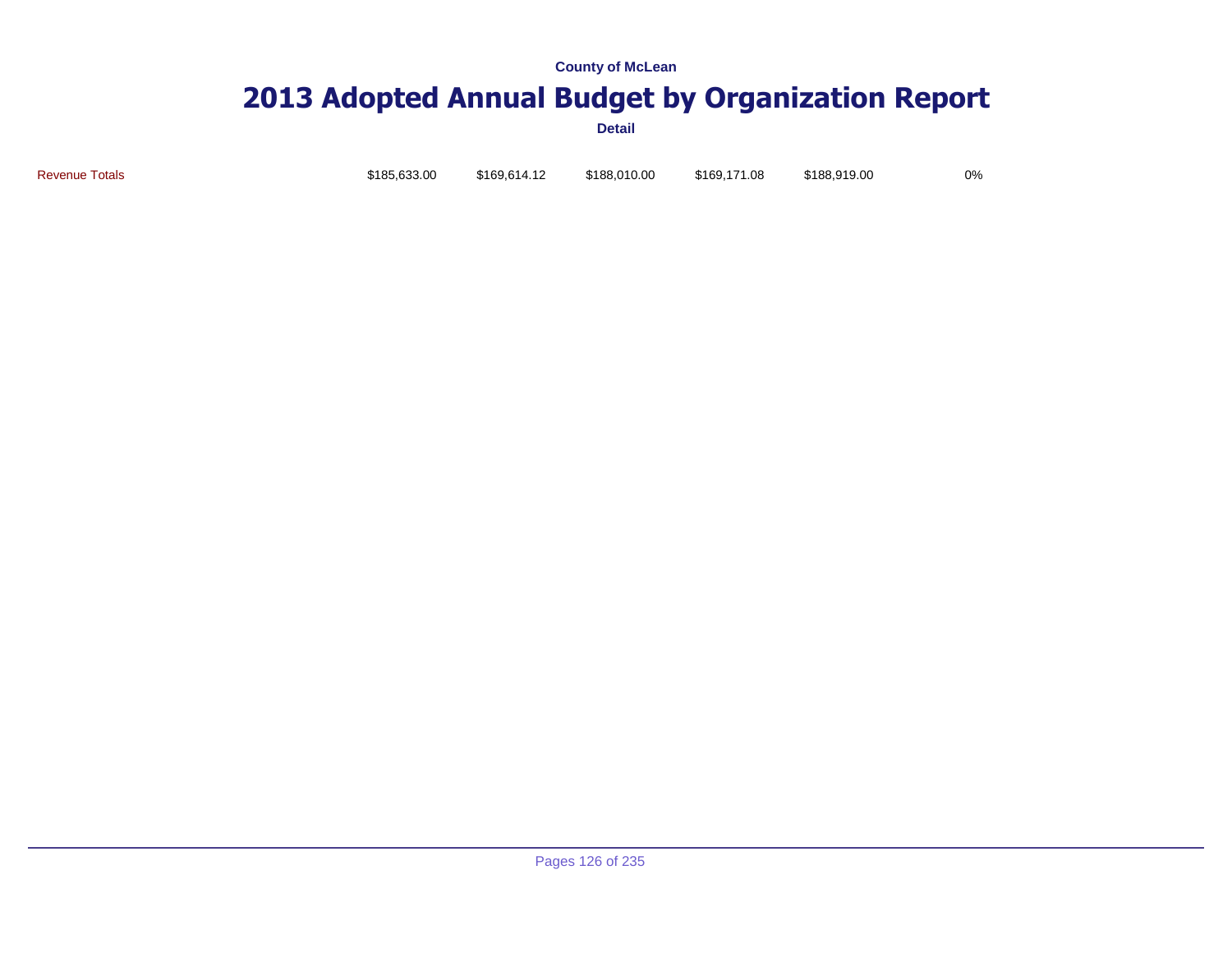County of McLean

# 2013 Adopted Annual Budget by Organization Report

**Detail**

| | | | | | | |
|---|---|---|---|---|---|---|
| Revenue Totals | $185,633.00 | $169,614.12 | $188,010.00 | $169,171.08 | $188,919.00 | 0% |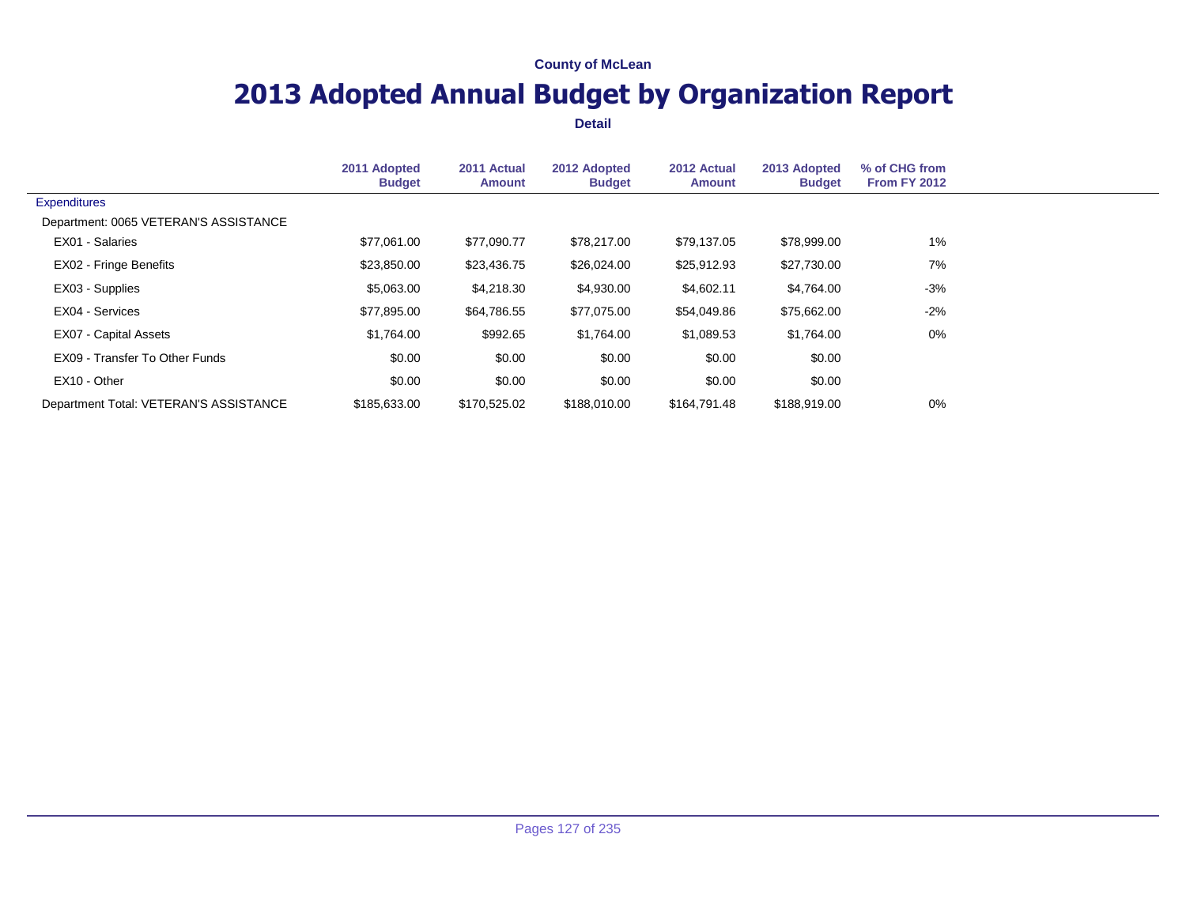County of McLean

# 2013 Adopted Annual Budget by Organization Report

**Detail**

| | 2011 Adopted Budget | 2011 Actual Amount | 2012 Adopted Budget | 2012 Actual Amount | 2013 Adopted Budget | % of CHG from From FY 2012 |
|---|---|---|---|---|---|---|
| Expenditures | | | | | | |
| Department: 0065 VETERAN'S ASSISTANCE | | | | | | |
| EX01 - Salaries | $77,061.00 | $77,090.77 | $78,217.00 | $79,137.05 | $78,999.00 | 1% |
| EX02 - Fringe Benefits | $23,850.00 | $23,436.75 | $26,024.00 | $25,912.93 | $27,730.00 | 7% |
| EX03 - Supplies | $5,063.00 | $4,218.30 | $4,930.00 | $4,602.11 | $4,764.00 | -3% |
| EX04 - Services | $77,895.00 | $64,786.55 | $77,075.00 | $54,049.86 | $75,662.00 | -2% |
| EX07 - Capital Assets | $1,764.00 | $992.65 | $1,764.00 | $1,089.53 | $1,764.00 | 0% |
| EX09 - Transfer To Other Funds | $0.00 | $0.00 | $0.00 | $0.00 | $0.00 | |
| EX10 - Other | $0.00 | $0.00 | $0.00 | $0.00 | $0.00 | |
| Department Total: VETERAN'S ASSISTANCE | $185,633.00 | $170,525.02 | $188,010.00 | $164,791.48 | $188,919.00 | 0% |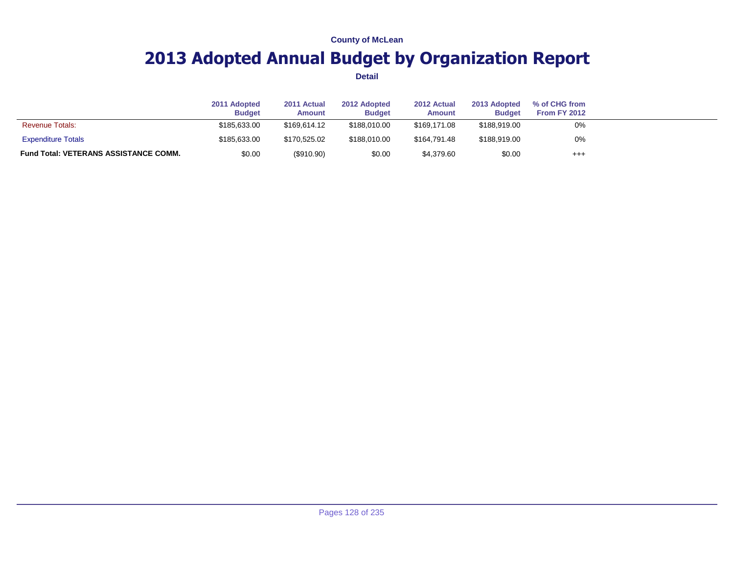**County of McLean**

# 2013 Adopted Annual Budget by Organization Report

**Detail**

| | 2011 Adopted Budget | 2011 Actual Amount | 2012 Adopted Budget | 2012 Actual Amount | 2013 Adopted Budget | % of CHG from From FY 2012 |
|---|---|---|---|---|---|---|
| Revenue Totals: | $185,633.00 | $169,614.12 | $188,010.00 | $169,171.08 | $188,919.00 | 0% |
| Expenditure Totals | $185,633.00 | $170,525.02 | $188,010.00 | $164,791.48 | $188,919.00 | 0% |
| **Fund Total: VETERANS ASSISTANCE COMM.** | $0.00 | ($910.90) | $0.00 | $4,379.60 | $0.00 | +++ |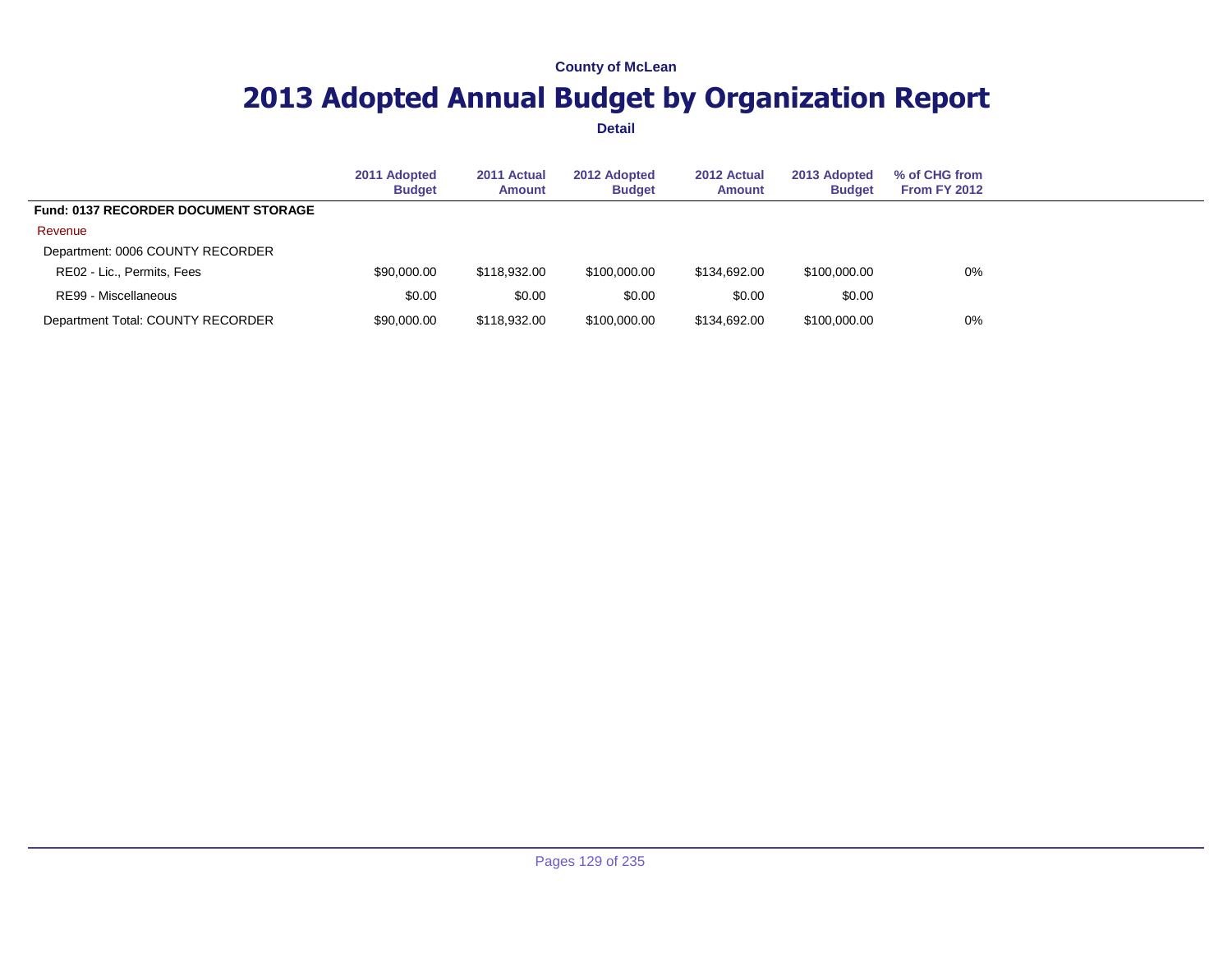County of McLean

# 2013 Adopted Annual Budget by Organization Report

**Detail**

| | 2011 Adopted Budget | 2011 Actual Amount | 2012 Adopted Budget | 2012 Actual Amount | 2013 Adopted Budget | % of CHG from From FY 2012 |
|---|---|---|---|---|---|---|
| **Fund: 0137 RECORDER DOCUMENT STORAGE** | | | | | | |
| Revenue | | | | | | |
| Department: 0006 COUNTY RECORDER | | | | | | |
| RE02 - Lic., Permits, Fees | $90,000.00 | $118,932.00 | $100,000.00 | $134,692.00 | $100,000.00 | 0% |
| RE99 - Miscellaneous | $0.00 | $0.00 | $0.00 | $0.00 | $0.00 | |
| Department Total: COUNTY RECORDER | $90,000.00 | $118,932.00 | $100,000.00 | $134,692.00 | $100,000.00 | 0% |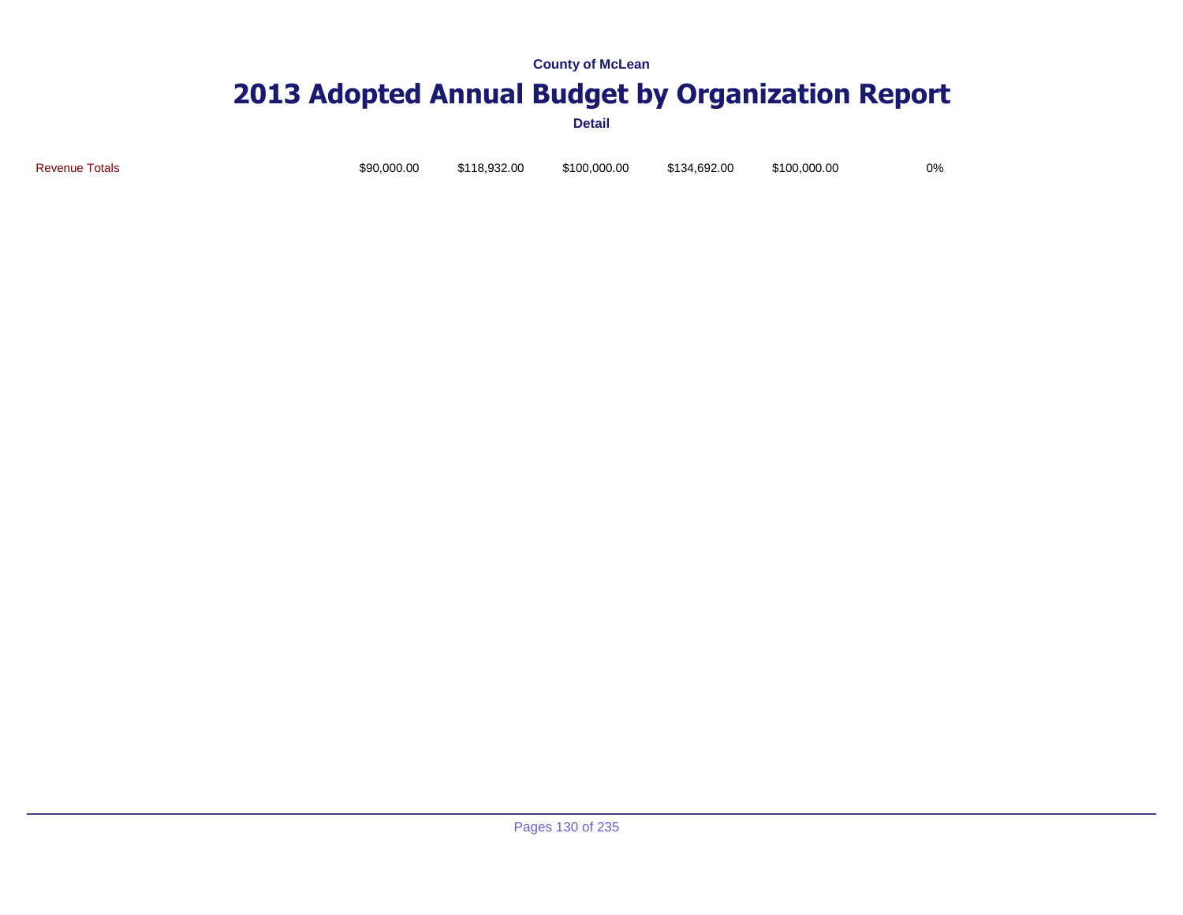County of McLean

# 2013 Adopted Annual Budget by Organization Report

Detail

| Revenue Totals | $90,000.00 | $118,932.00 | $100,000.00 | $134,692.00 | $100,000.00 | 0% |
|---|---|---|---|---|---|---|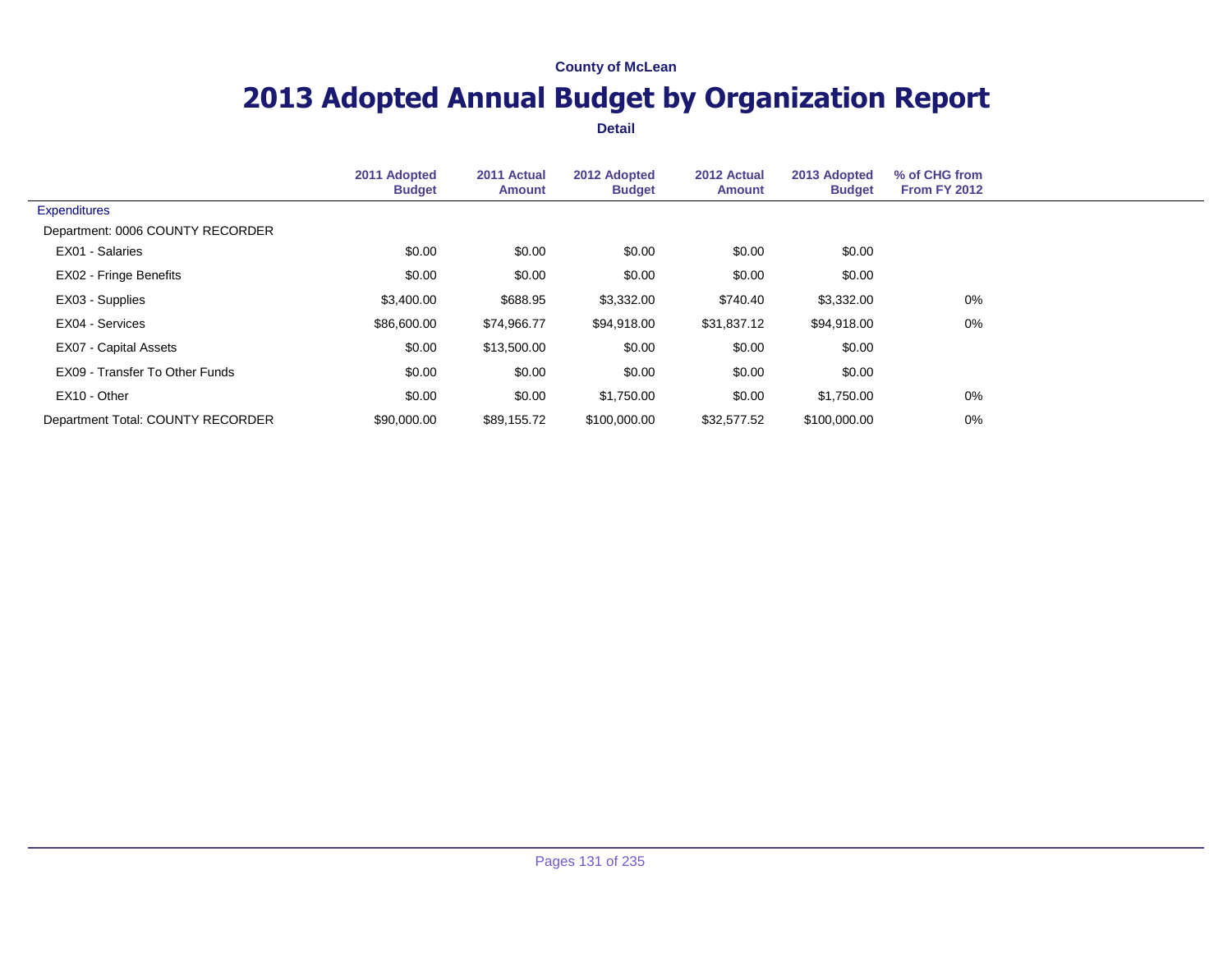County of McLean

# 2013 Adopted Annual Budget by Organization Report

**Detail**

| | 2011 Adopted Budget | 2011 Actual Amount | 2012 Adopted Budget | 2012 Actual Amount | 2013 Adopted Budget | % of CHG from From FY 2012 |
|---|---|---|---|---|---|---|
| Expenditures | | | | | | |
| Department: 0006 COUNTY RECORDER | | | | | | |
| EX01 - Salaries | $0.00 | $0.00 | $0.00 | $0.00 | $0.00 | |
| EX02 - Fringe Benefits | $0.00 | $0.00 | $0.00 | $0.00 | $0.00 | |
| EX03 - Supplies | $3,400.00 | $688.95 | $3,332.00 | $740.40 | $3,332.00 | 0% |
| EX04 - Services | $86,600.00 | $74,966.77 | $94,918.00 | $31,837.12 | $94,918.00 | 0% |
| EX07 - Capital Assets | $0.00 | $13,500.00 | $0.00 | $0.00 | $0.00 | |
| EX09 - Transfer To Other Funds | $0.00 | $0.00 | $0.00 | $0.00 | $0.00 | |
| EX10 - Other | $0.00 | $0.00 | $1,750.00 | $0.00 | $1,750.00 | 0% |
| Department Total: COUNTY RECORDER | $90,000.00 | $89,155.72 | $100,000.00 | $32,577.52 | $100,000.00 | 0% |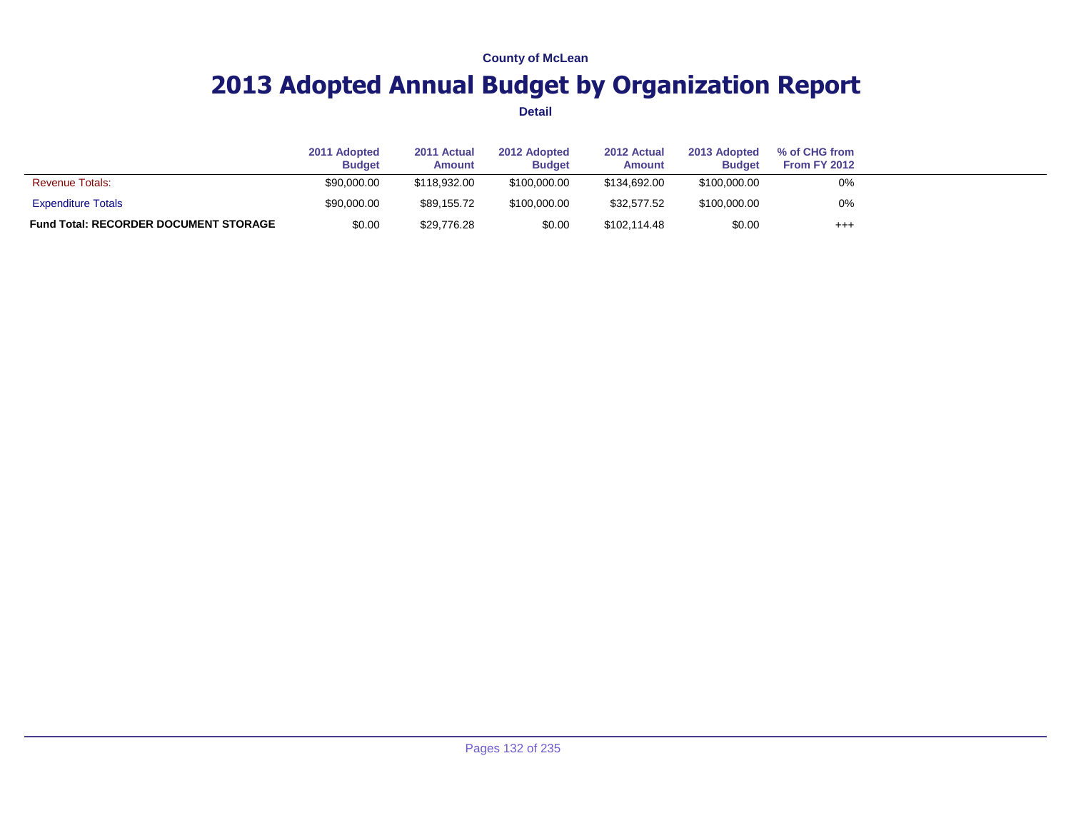County of McLean

# 2013 Adopted Annual Budget by Organization Report

**Detail**

| | 2011 Adopted Budget | 2011 Actual Amount | 2012 Adopted Budget | 2012 Actual Amount | 2013 Adopted Budget | % of CHG from From FY 2012 |
|---|---|---|---|---|---|---|
| Revenue Totals: | $90,000.00 | $118,932.00 | $100,000.00 | $134,692.00 | $100,000.00 | 0% |
| Expenditure Totals | $90,000.00 | $89,155.72 | $100,000.00 | $32,577.52 | $100,000.00 | 0% |
| **Fund Total: RECORDER DOCUMENT STORAGE** | $0.00 | $29,776.28 | $0.00 | $102,114.48 | $0.00 | +++ |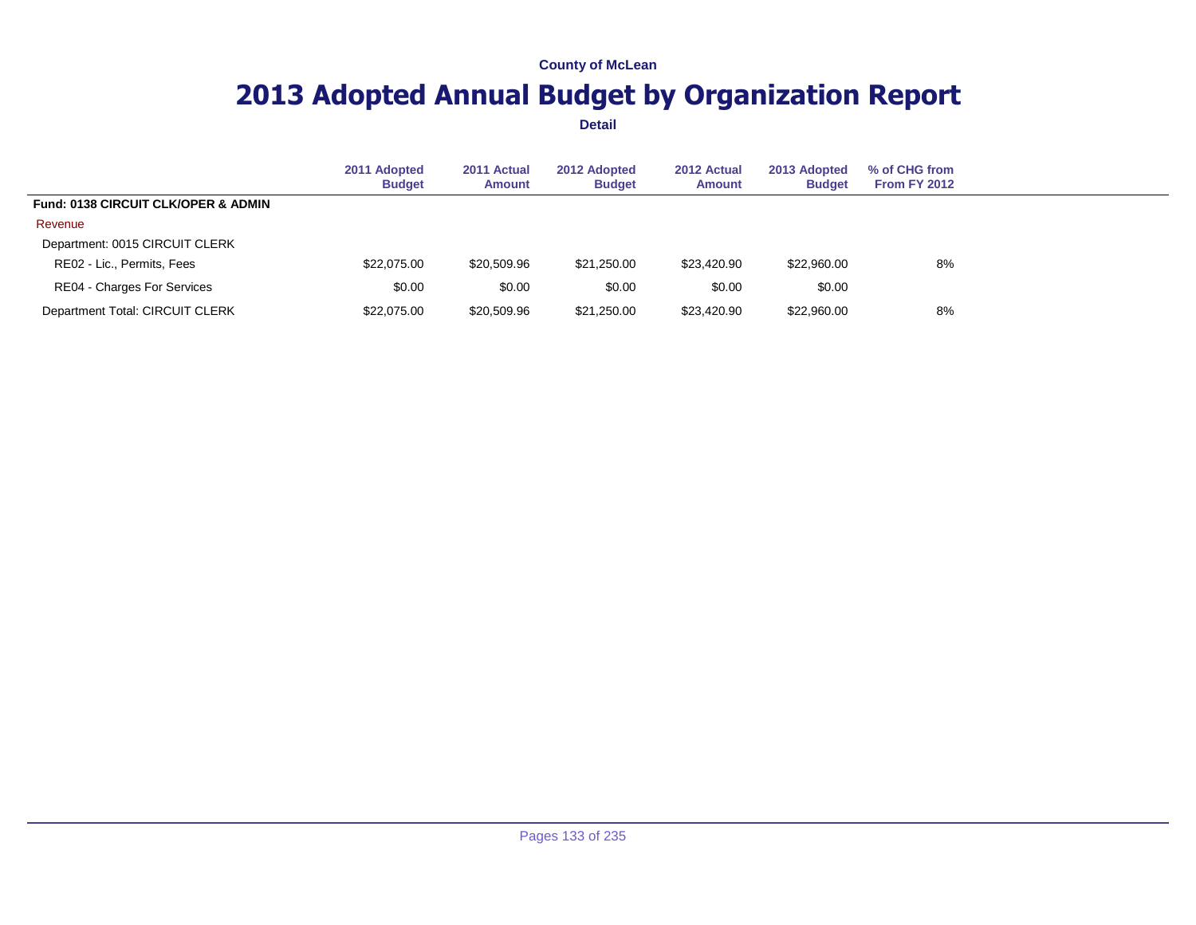County of McLean

# 2013 Adopted Annual Budget by Organization Report

**Detail**

| | 2011 Adopted Budget | 2011 Actual Amount | 2012 Adopted Budget | 2012 Actual Amount | 2013 Adopted Budget | % of CHG from From FY 2012 |
|---|---|---|---|---|---|---|
| **Fund: 0138 CIRCUIT CLK/OPER & ADMIN** | | | | | | |
| Revenue | | | | | | |
| Department: 0015 CIRCUIT CLERK | | | | | | |
| RE02 - Lic., Permits, Fees | $22,075.00 | $20,509.96 | $21,250.00 | $23,420.90 | $22,960.00 | 8% |
| RE04 - Charges For Services | $0.00 | $0.00 | $0.00 | $0.00 | $0.00 | |
| Department Total: CIRCUIT CLERK | $22,075.00 | $20,509.96 | $21,250.00 | $23,420.90 | $22,960.00 | 8% |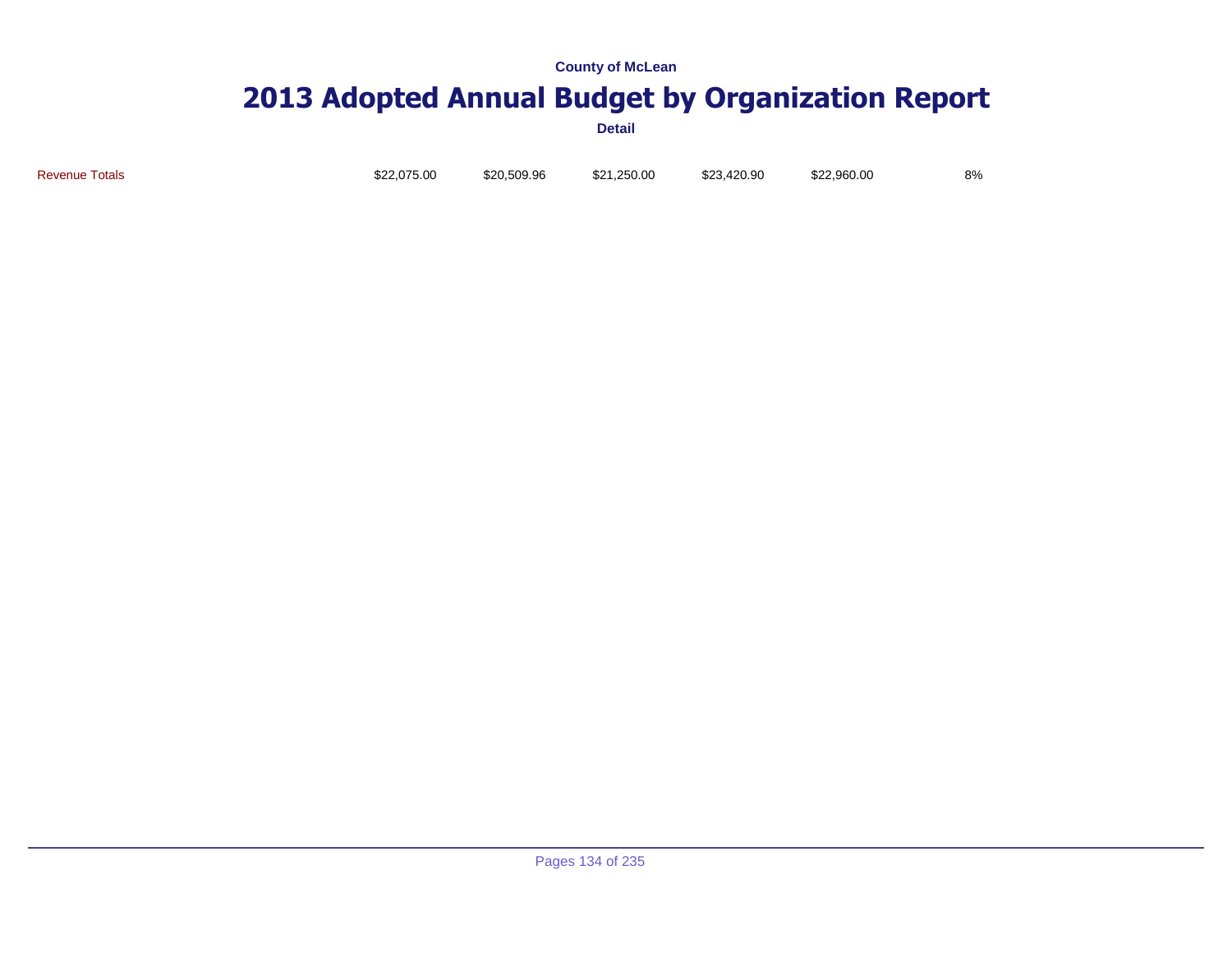| Revenue Totals | $22,075.00 | $20,509.96 | $21,250.00 | $23,420.90 | $22,960.00 | 8% |
|---|---|---|---|---|---|---|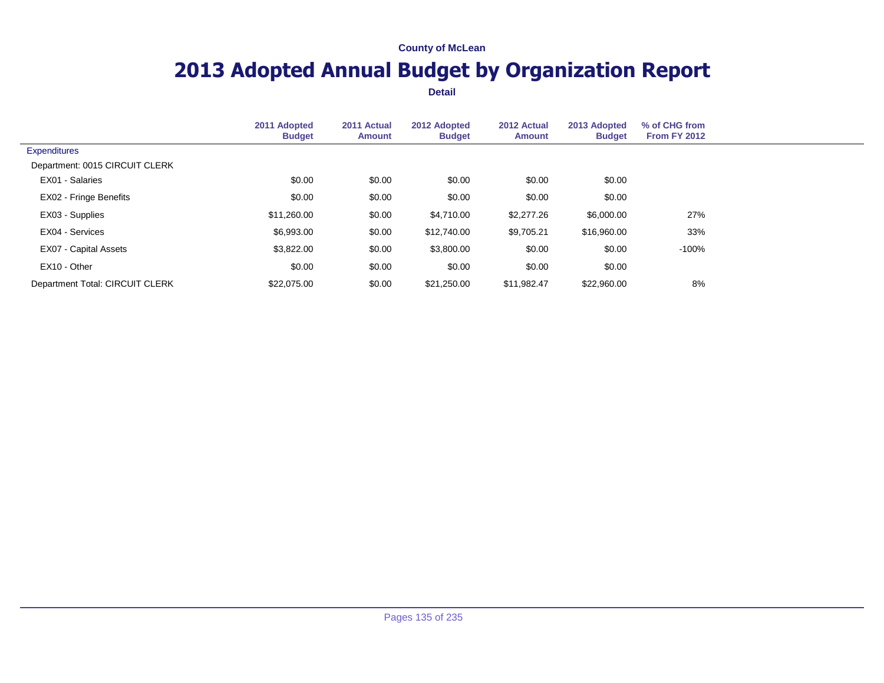County of McLean

# 2013 Adopted Annual Budget by Organization Report

**Detail**

| | 2011 Adopted Budget | 2011 Actual Amount | 2012 Adopted Budget | 2012 Actual Amount | 2013 Adopted Budget | % of CHG from From FY 2012 |
|---|---|---|---|---|---|---|
| Expenditures | | | | | | |
| Department: 0015 CIRCUIT CLERK | | | | | | |
| EX01 - Salaries | $0.00 | $0.00 | $0.00 | $0.00 | $0.00 | |
| EX02 - Fringe Benefits | $0.00 | $0.00 | $0.00 | $0.00 | $0.00 | |
| EX03 - Supplies | $11,260.00 | $0.00 | $4,710.00 | $2,277.26 | $6,000.00 | 27% |
| EX04 - Services | $6,993.00 | $0.00 | $12,740.00 | $9,705.21 | $16,960.00 | 33% |
| EX07 - Capital Assets | $3,822.00 | $0.00 | $3,800.00 | $0.00 | $0.00 | -100% |
| EX10 - Other | $0.00 | $0.00 | $0.00 | $0.00 | $0.00 | |
| Department Total: CIRCUIT CLERK | $22,075.00 | $0.00 | $21,250.00 | $11,982.47 | $22,960.00 | 8% |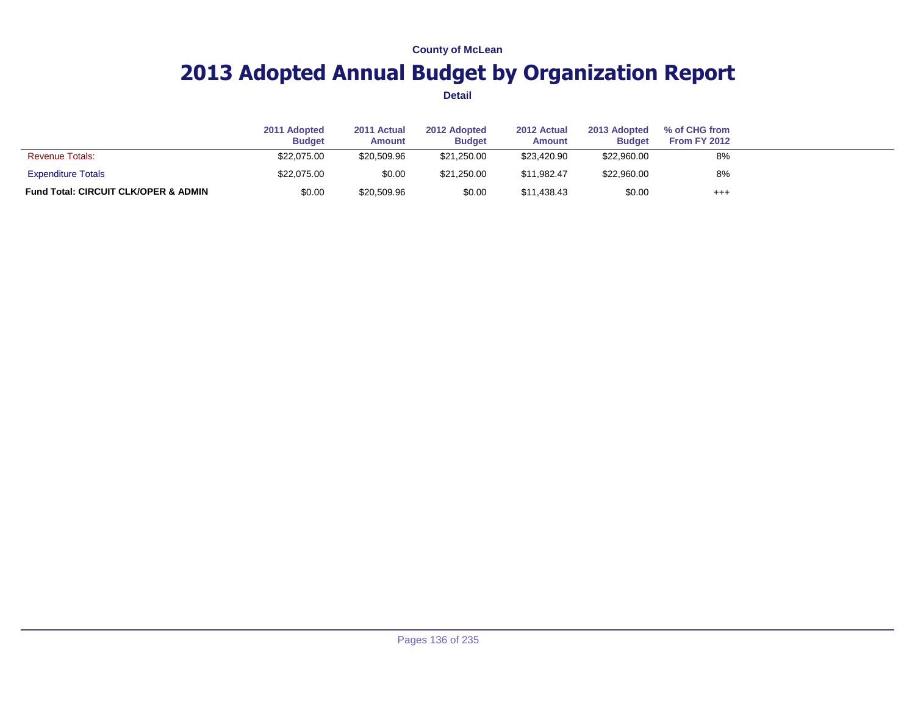County of McLean

# 2013 Adopted Annual Budget by Organization Report

**Detail**

| | 2011 Adopted Budget | 2011 Actual Amount | 2012 Adopted Budget | 2012 Actual Amount | 2013 Adopted Budget | % of CHG from From FY 2012 |
|---|---|---|---|---|---|---|
| Revenue Totals: | $22,075.00 | $20,509.96 | $21,250.00 | $23,420.90 | $22,960.00 | 8% |
| Expenditure Totals | $22,075.00 | $0.00 | $21,250.00 | $11,982.47 | $22,960.00 | 8% |
| **Fund Total: CIRCUIT CLK/OPER & ADMIN** | $0.00 | $20,509.96 | $0.00 | $11,438.43 | $0.00 | +++ |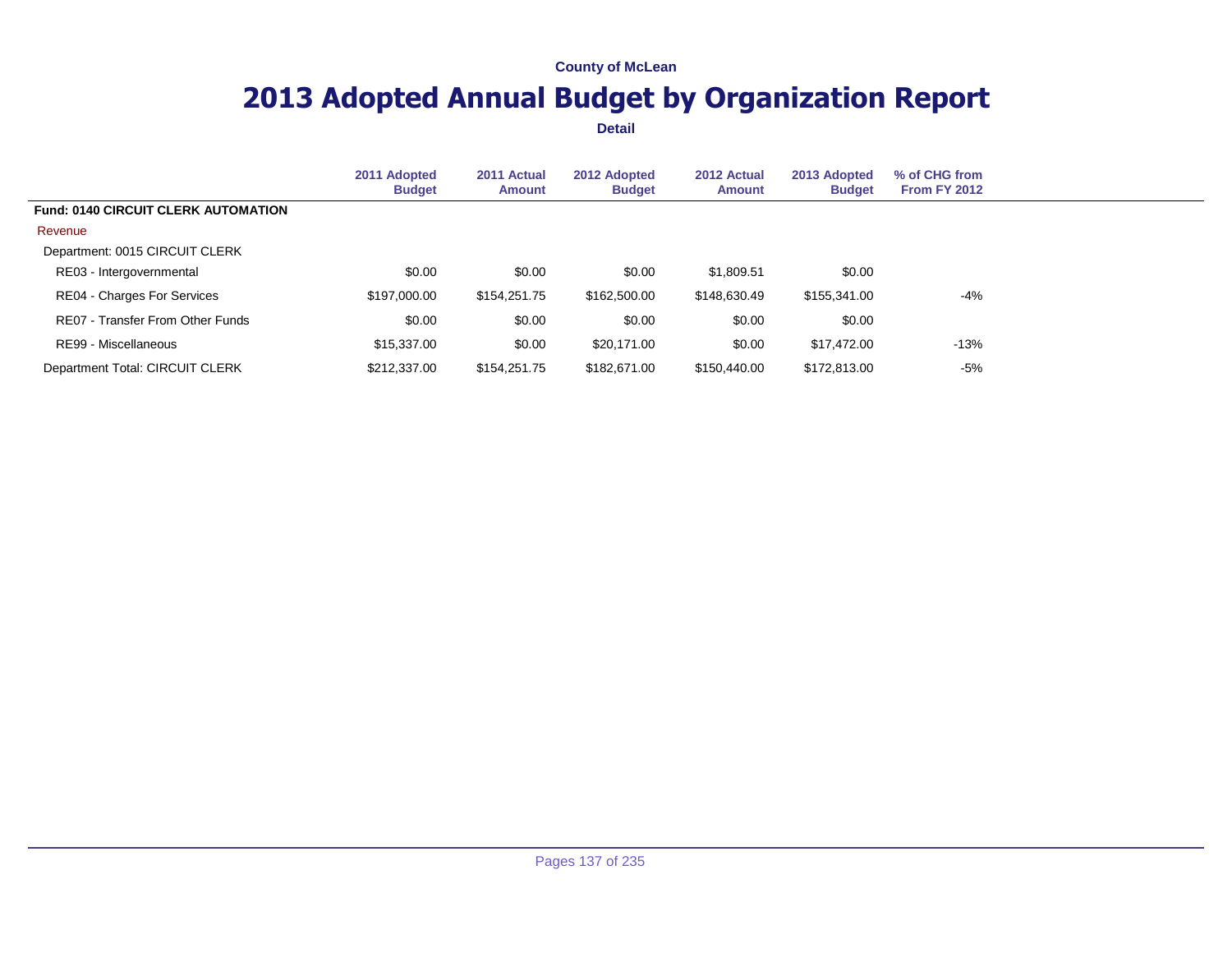County of McLean

# 2013 Adopted Annual Budget by Organization Report

**Detail**

| | 2011 Adopted Budget | 2011 Actual Amount | 2012 Adopted Budget | 2012 Actual Amount | 2013 Adopted Budget | % of CHG from From FY 2012 |
|---|---|---|---|---|---|---|
| **Fund: 0140 CIRCUIT CLERK AUTOMATION** | | | | | | |
| Revenue | | | | | | |
| Department: 0015 CIRCUIT CLERK | | | | | | |
| RE03 - Intergovernmental | $0.00 | $0.00 | $0.00 | $1,809.51 | $0.00 | |
| RE04 - Charges For Services | $197,000.00 | $154,251.75 | $162,500.00 | $148,630.49 | $155,341.00 | -4% |
| RE07 - Transfer From Other Funds | $0.00 | $0.00 | $0.00 | $0.00 | $0.00 | |
| RE99 - Miscellaneous | $15,337.00 | $0.00 | $20,171.00 | $0.00 | $17,472.00 | -13% |
| Department Total: CIRCUIT CLERK | $212,337.00 | $154,251.75 | $182,671.00 | $150,440.00 | $172,813.00 | -5% |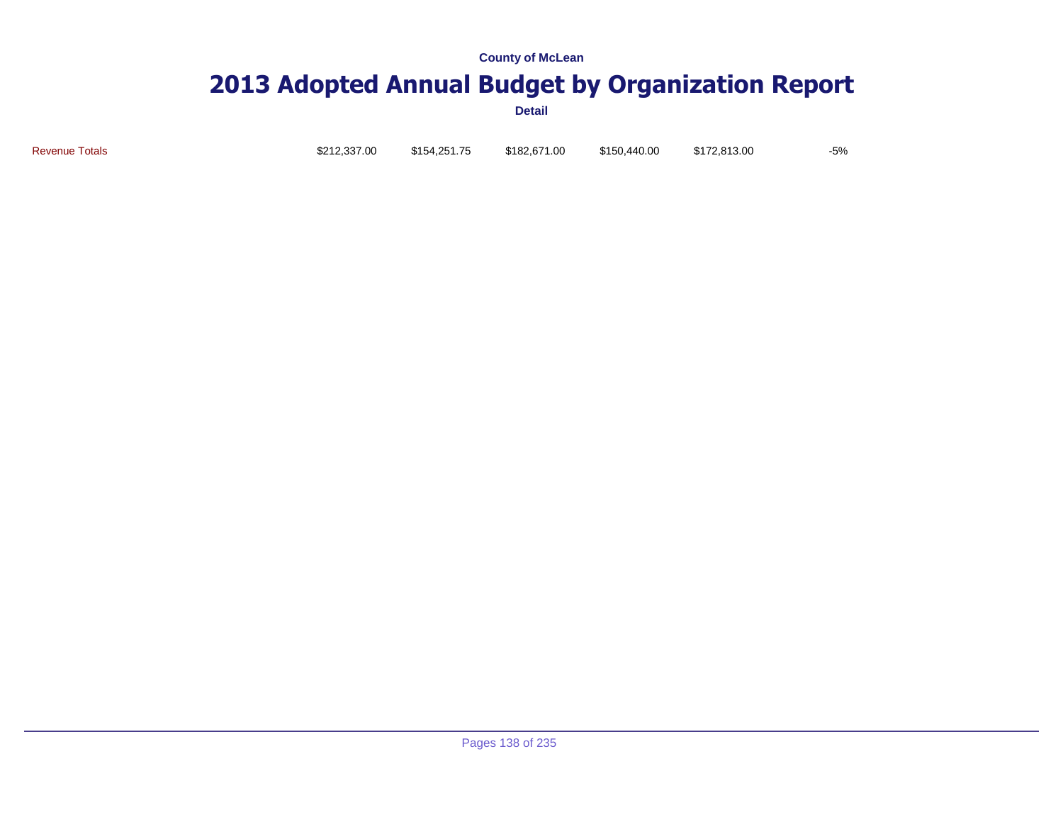| Revenue Totals | $212,337.00 | $154,251.75 | $182,671.00 | $150,440.00 | $172,813.00 | -5% |
|---|---|---|---|---|---|---|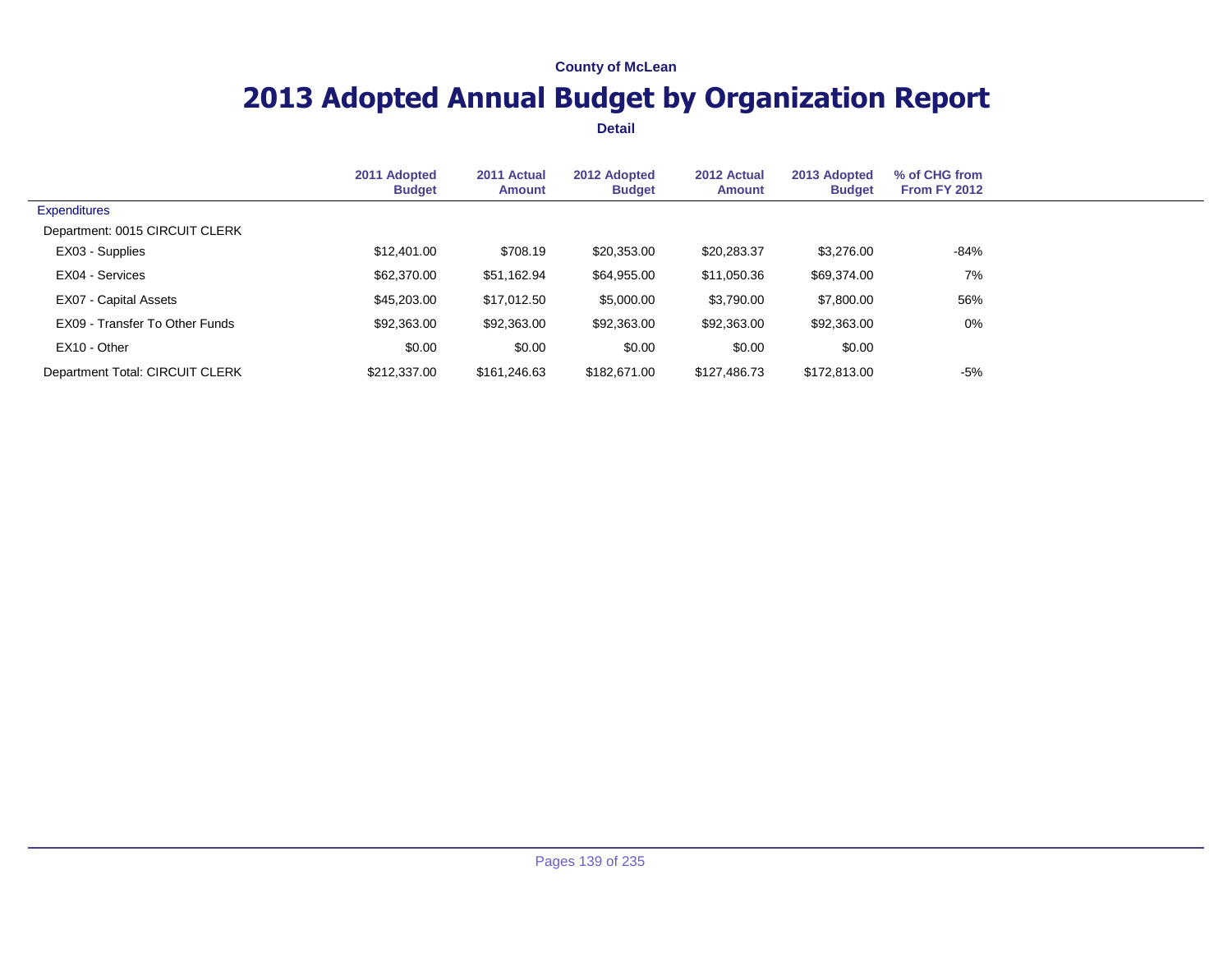County of McLean

# 2013 Adopted Annual Budget by Organization Report

**Detail**

| | 2011 Adopted Budget | 2011 Actual Amount | 2012 Adopted Budget | 2012 Actual Amount | 2013 Adopted Budget | % of CHG from From FY 2012 |
|---|---|---|---|---|---|---|
| Expenditures | | | | | | |
| Department: 0015 CIRCUIT CLERK | | | | | | |
| EX03 - Supplies | $12,401.00 | $708.19 | $20,353.00 | $20,283.37 | $3,276.00 | -84% |
| EX04 - Services | $62,370.00 | $51,162.94 | $64,955.00 | $11,050.36 | $69,374.00 | 7% |
| EX07 - Capital Assets | $45,203.00 | $17,012.50 | $5,000.00 | $3,790.00 | $7,800.00 | 56% |
| EX09 - Transfer To Other Funds | $92,363.00 | $92,363.00 | $92,363.00 | $92,363.00 | $92,363.00 | 0% |
| EX10 - Other | $0.00 | $0.00 | $0.00 | $0.00 | $0.00 | |
| Department Total: CIRCUIT CLERK | $212,337.00 | $161,246.63 | $182,671.00 | $127,486.73 | $172,813.00 | -5% |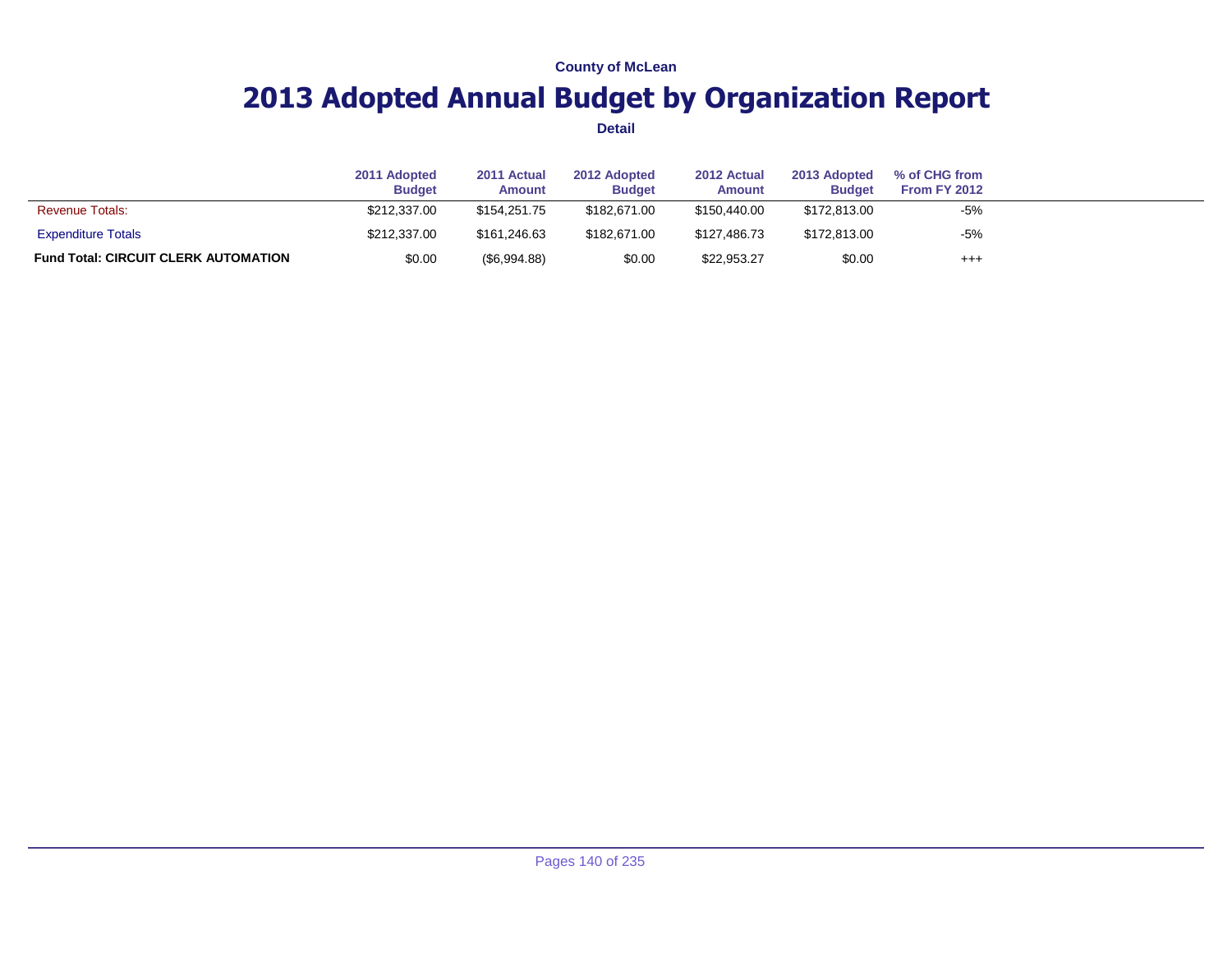County of McLean

# 2013 Adopted Annual Budget by Organization Report

**Detail**

| | 2011 Adopted Budget | 2011 Actual Amount | 2012 Adopted Budget | 2012 Actual Amount | 2013 Adopted Budget | % of CHG from From FY 2012 |
|---|---|---|---|---|---|---|
| Revenue Totals: | $212,337.00 | $154,251.75 | $182,671.00 | $150,440.00 | $172,813.00 | -5% |
| Expenditure Totals | $212,337.00 | $161,246.63 | $182,671.00 | $127,486.73 | $172,813.00 | -5% |
| **Fund Total: CIRCUIT CLERK AUTOMATION** | $0.00 | ($6,994.88) | $0.00 | $22,953.27 | $0.00 | +++ |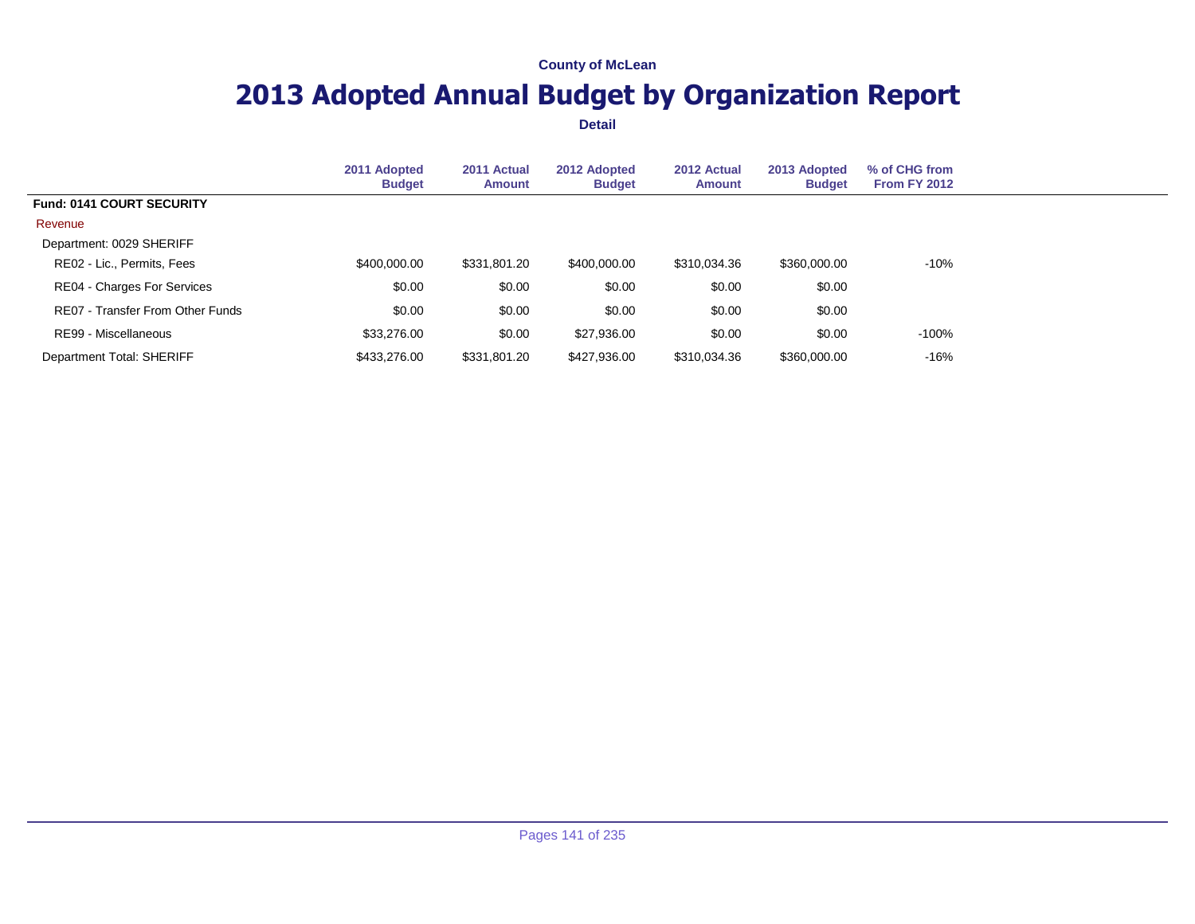County of McLean

# 2013 Adopted Annual Budget by Organization Report

**Detail**

| | 2011 Adopted Budget | 2011 Actual Amount | 2012 Adopted Budget | 2012 Actual Amount | 2013 Adopted Budget | % of CHG from From FY 2012 |
|---|---|---|---|---|---|---|
| **Fund: 0141 COURT SECURITY** | | | | | | |
| Revenue | | | | | | |
| Department: 0029 SHERIFF | | | | | | |
| RE02 - Lic., Permits, Fees | $400,000.00 | $331,801.20 | $400,000.00 | $310,034.36 | $360,000.00 | -10% |
| RE04 - Charges For Services | $0.00 | $0.00 | $0.00 | $0.00 | $0.00 | |
| RE07 - Transfer From Other Funds | $0.00 | $0.00 | $0.00 | $0.00 | $0.00 | |
| RE99 - Miscellaneous | $33,276.00 | $0.00 | $27,936.00 | $0.00 | $0.00 | -100% |
| Department Total: SHERIFF | $433,276.00 | $331,801.20 | $427,936.00 | $310,034.36 | $360,000.00 | -16% |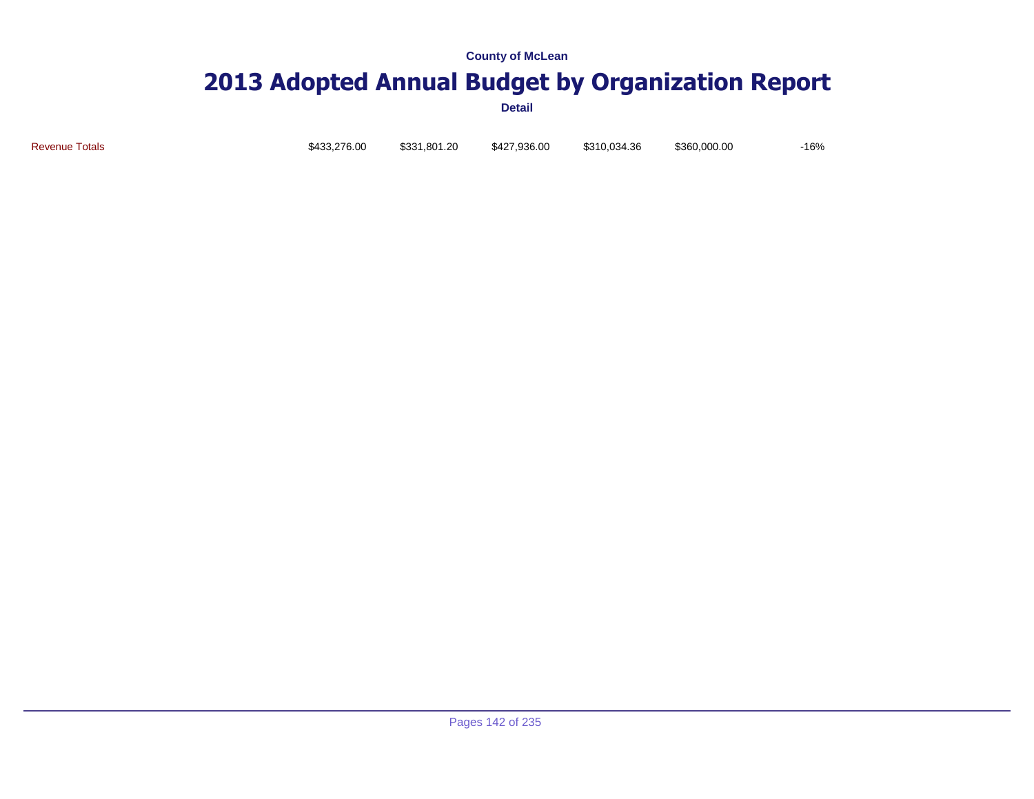County of McLean

# 2013 Adopted Annual Budget by Organization Report

**Detail**

| Revenue Totals | $433,276.00 | $331,801.20 | $427,936.00 | $310,034.36 | $360,000.00 | -16% |
|---|---|---|---|---|---|---|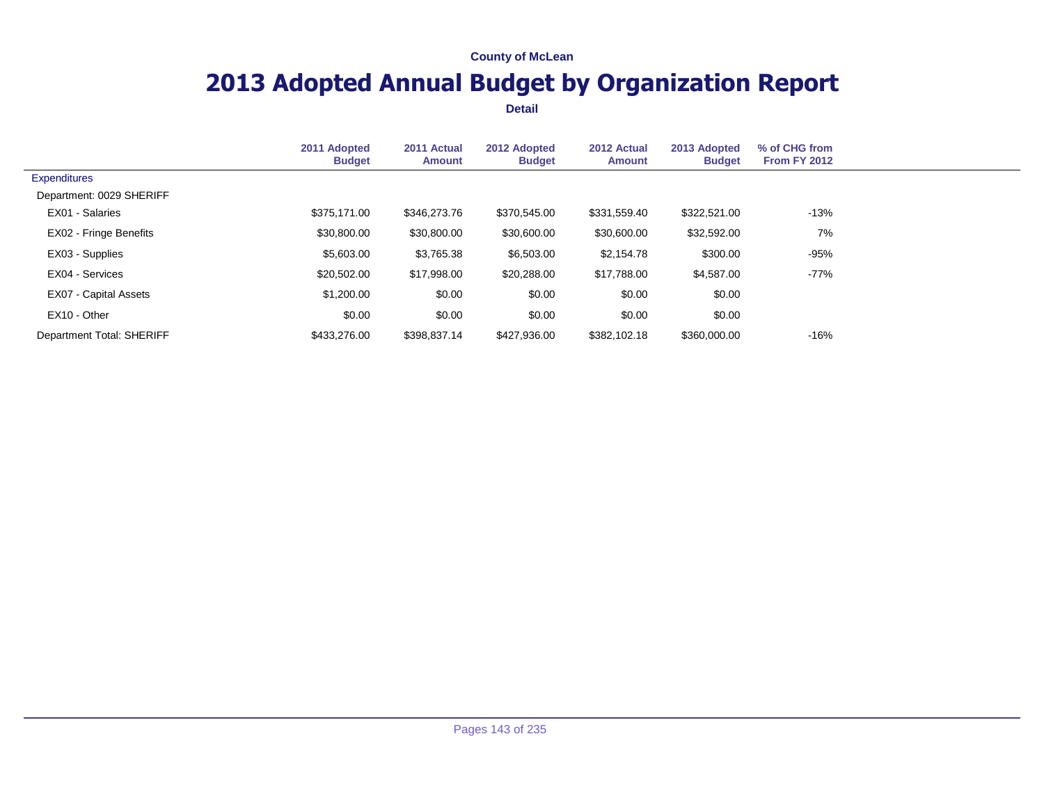County of McLean

# 2013 Adopted Annual Budget by Organization Report

**Detail**

| | 2011 Adopted Budget | 2011 Actual Amount | 2012 Adopted Budget | 2012 Actual Amount | 2013 Adopted Budget | % of CHG from From FY 2012 |
|---|---|---|---|---|---|---|
| Expenditures | | | | | | |
| Department: 0029 SHERIFF | | | | | | |
| EX01 - Salaries | $375,171.00 | $346,273.76 | $370,545.00 | $331,559.40 | $322,521.00 | -13% |
| EX02 - Fringe Benefits | $30,800.00 | $30,800.00 | $30,600.00 | $30,600.00 | $32,592.00 | 7% |
| EX03 - Supplies | $5,603.00 | $3,765.38 | $6,503.00 | $2,154.78 | $300.00 | -95% |
| EX04 - Services | $20,502.00 | $17,998.00 | $20,288.00 | $17,788.00 | $4,587.00 | -77% |
| EX07 - Capital Assets | $1,200.00 | $0.00 | $0.00 | $0.00 | $0.00 | |
| EX10 - Other | $0.00 | $0.00 | $0.00 | $0.00 | $0.00 | |
| Department Total: SHERIFF | $433,276.00 | $398,837.14 | $427,936.00 | $382,102.18 | $360,000.00 | -16% |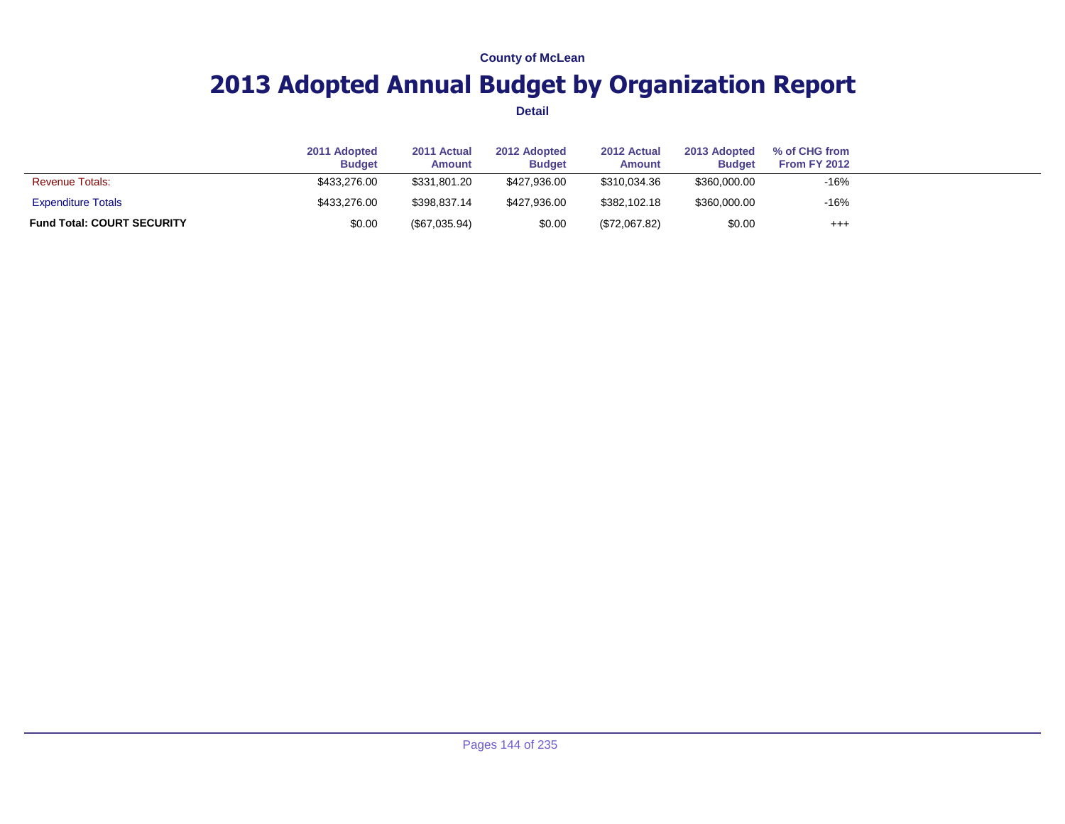County of McLean

# 2013 Adopted Annual Budget by Organization Report

Detail

| | 2011 Adopted Budget | 2011 Actual Amount | 2012 Adopted Budget | 2012 Actual Amount | 2013 Adopted Budget | % of CHG from From FY 2012 |
|---|---|---|---|---|---|---|
| Revenue Totals: | $433,276.00 | $331,801.20 | $427,936.00 | $310,034.36 | $360,000.00 | -16% |
| Expenditure Totals | $433,276.00 | $398,837.14 | $427,936.00 | $382,102.18 | $360,000.00 | -16% |
| **Fund Total: COURT SECURITY** | $0.00 | ($67,035.94) | $0.00 | ($72,067.82) | $0.00 | +++ |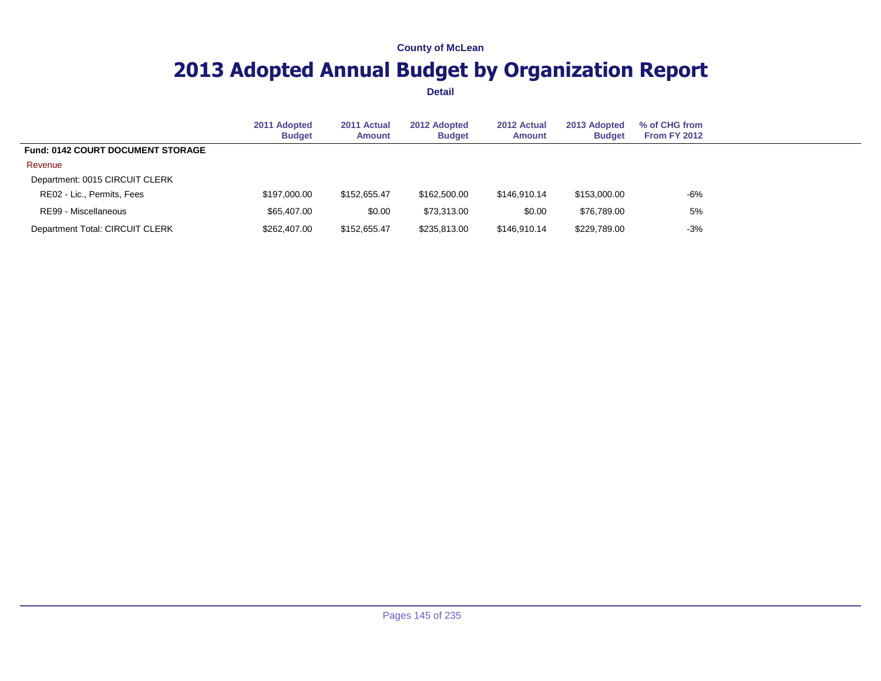County of McLean

# 2013 Adopted Annual Budget by Organization Report

**Detail**

| | 2011 Adopted Budget | 2011 Actual Amount | 2012 Adopted Budget | 2012 Actual Amount | 2013 Adopted Budget | % of CHG from From FY 2012 |
|---|---|---|---|---|---|---|
| **Fund: 0142 COURT DOCUMENT STORAGE** | | | | | | |
| Revenue | | | | | | |
| Department: 0015 CIRCUIT CLERK | | | | | | |
| RE02 - Lic., Permits, Fees | $197,000.00 | $152,655.47 | $162,500.00 | $146,910.14 | $153,000.00 | -6% |
| RE99 - Miscellaneous | $65,407.00 | $0.00 | $73,313.00 | $0.00 | $76,789.00 | 5% |
| Department Total: CIRCUIT CLERK | $262,407.00 | $152,655.47 | $235,813.00 | $146,910.14 | $229,789.00 | -3% |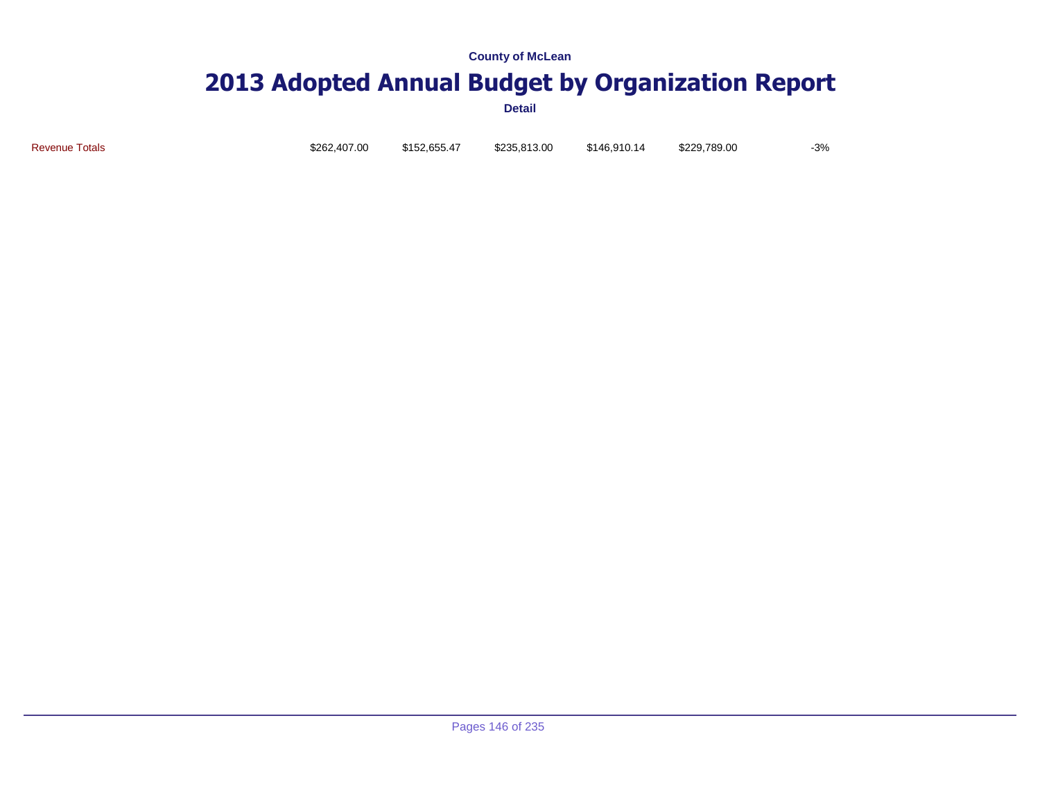County of McLean

# 2013 Adopted Annual Budget by Organization Report

**Detail**

| | | | | | | |
|---|---|---|---|---|---|---|
| Revenue Totals | $262,407.00 | $152,655.47 | $235,813.00 | $146,910.14 | $229,789.00 | -3% |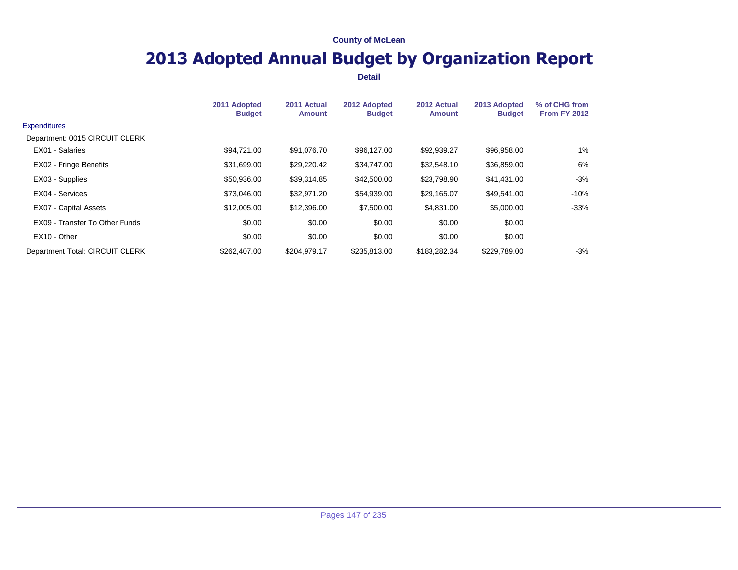County of McLean

# 2013 Adopted Annual Budget by Organization Report

**Detail**

| | 2011 Adopted Budget | 2011 Actual Amount | 2012 Adopted Budget | 2012 Actual Amount | 2013 Adopted Budget | % of CHG from From FY 2012 |
|---|---|---|---|---|---|---|
| Expenditures | | | | | | |
| Department: 0015 CIRCUIT CLERK | | | | | | |
| EX01 - Salaries | $94,721.00 | $91,076.70 | $96,127.00 | $92,939.27 | $96,958.00 | 1% |
| EX02 - Fringe Benefits | $31,699.00 | $29,220.42 | $34,747.00 | $32,548.10 | $36,859.00 | 6% |
| EX03 - Supplies | $50,936.00 | $39,314.85 | $42,500.00 | $23,798.90 | $41,431.00 | -3% |
| EX04 - Services | $73,046.00 | $32,971.20 | $54,939.00 | $29,165.07 | $49,541.00 | -10% |
| EX07 - Capital Assets | $12,005.00 | $12,396.00 | $7,500.00 | $4,831.00 | $5,000.00 | -33% |
| EX09 - Transfer To Other Funds | $0.00 | $0.00 | $0.00 | $0.00 | $0.00 | |
| EX10 - Other | $0.00 | $0.00 | $0.00 | $0.00 | $0.00 | |
| Department Total: CIRCUIT CLERK | $262,407.00 | $204,979.17 | $235,813.00 | $183,282.34 | $229,789.00 | -3% |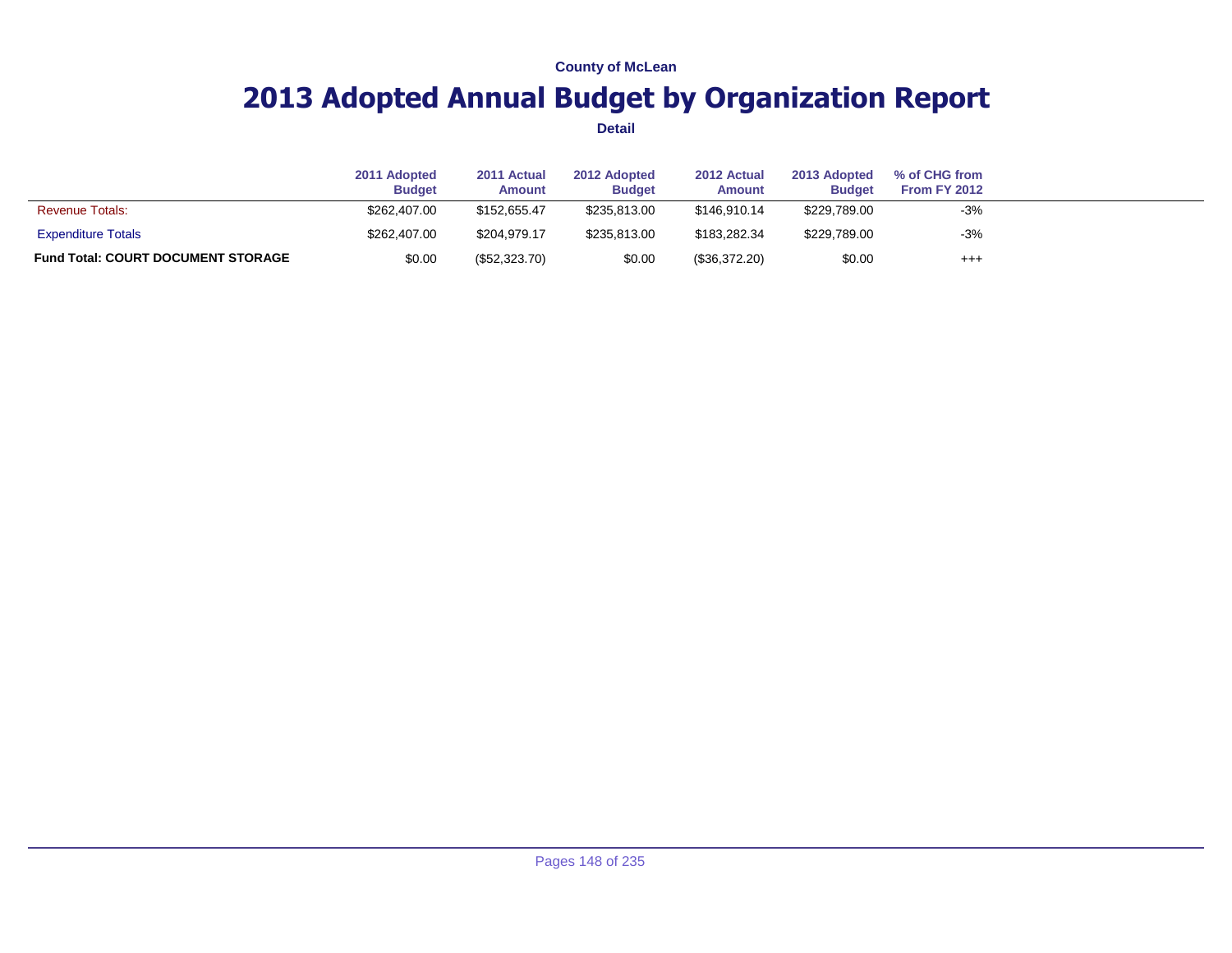County of McLean

# 2013 Adopted Annual Budget by Organization Report

**Detail**

| | 2011 Adopted Budget | 2011 Actual Amount | 2012 Adopted Budget | 2012 Actual Amount | 2013 Adopted Budget | % of CHG from From FY 2012 |
|---|---|---|---|---|---|---|
| Revenue Totals: | $262,407.00 | $152,655.47 | $235,813.00 | $146,910.14 | $229,789.00 | -3% |
| Expenditure Totals | $262,407.00 | $204,979.17 | $235,813.00 | $183,282.34 | $229,789.00 | -3% |
| **Fund Total: COURT DOCUMENT STORAGE** | $0.00 | ($52,323.70) | $0.00 | ($36,372.20) | $0.00 | +++ |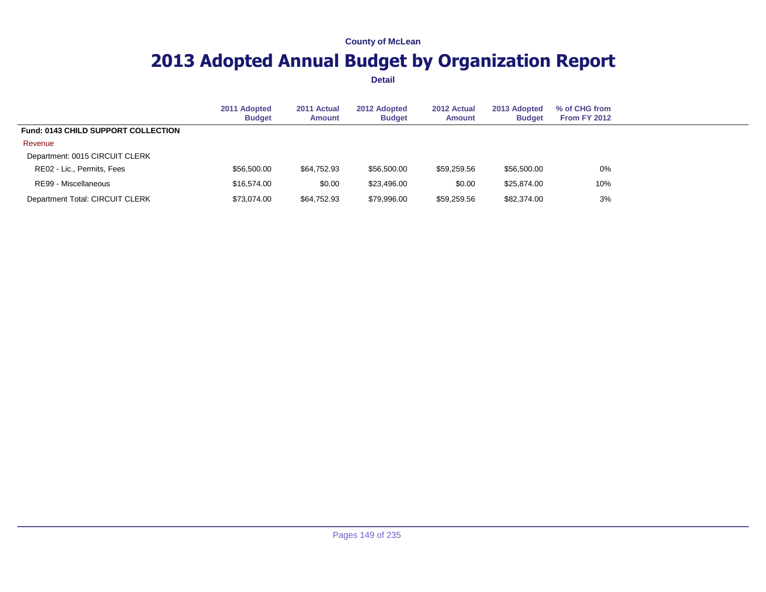County of McLean

# 2013 Adopted Annual Budget by Organization Report

**Detail**

| | 2011 Adopted Budget | 2011 Actual Amount | 2012 Adopted Budget | 2012 Actual Amount | 2013 Adopted Budget | % of CHG from From FY 2012 |
|---|---|---|---|---|---|---|
| **Fund: 0143 CHILD SUPPORT COLLECTION** | | | | | | |
| Revenue | | | | | | |
| Department: 0015 CIRCUIT CLERK | | | | | | |
| RE02 - Lic., Permits, Fees | $56,500.00 | $64,752.93 | $56,500.00 | $59,259.56 | $56,500.00 | 0% |
| RE99 - Miscellaneous | $16,574.00 | $0.00 | $23,496.00 | $0.00 | $25,874.00 | 10% |
| Department Total: CIRCUIT CLERK | $73,074.00 | $64,752.93 | $79,996.00 | $59,259.56 | $82,374.00 | 3% |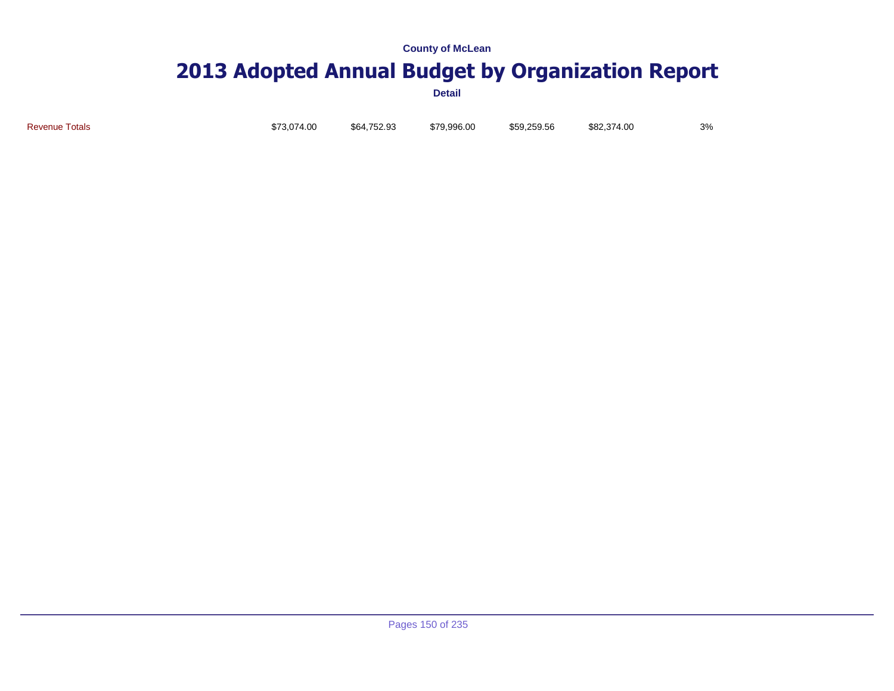County of McLean

# 2013 Adopted Annual Budget by Organization Report

**Detail**

| | | | | | | |
|---|---|---|---|---|---|---|
| Revenue Totals | $73,074.00 | $64,752.93 | $79,996.00 | $59,259.56 | $82,374.00 | 3% |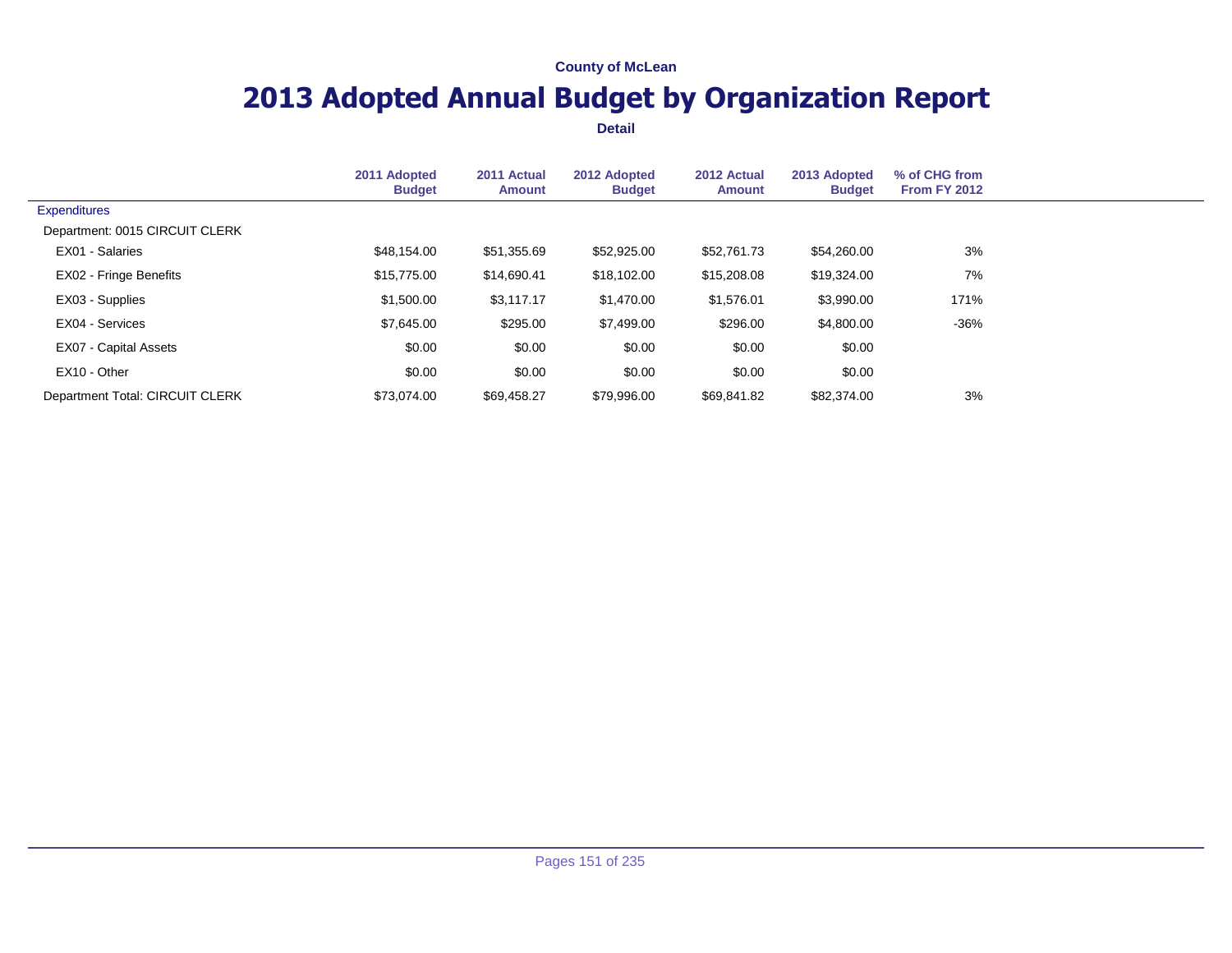County of McLean

# 2013 Adopted Annual Budget by Organization Report

**Detail**

| | 2011 Adopted Budget | 2011 Actual Amount | 2012 Adopted Budget | 2012 Actual Amount | 2013 Adopted Budget | % of CHG from From FY 2012 |
|---|---|---|---|---|---|---|
| Expenditures | | | | | | |
| Department: 0015 CIRCUIT CLERK | | | | | | |
| EX01 - Salaries | $48,154.00 | $51,355.69 | $52,925.00 | $52,761.73 | $54,260.00 | 3% |
| EX02 - Fringe Benefits | $15,775.00 | $14,690.41 | $18,102.00 | $15,208.08 | $19,324.00 | 7% |
| EX03 - Supplies | $1,500.00 | $3,117.17 | $1,470.00 | $1,576.01 | $3,990.00 | 171% |
| EX04 - Services | $7,645.00 | $295.00 | $7,499.00 | $296.00 | $4,800.00 | -36% |
| EX07 - Capital Assets | $0.00 | $0.00 | $0.00 | $0.00 | $0.00 | |
| EX10 - Other | $0.00 | $0.00 | $0.00 | $0.00 | $0.00 | |
| Department Total: CIRCUIT CLERK | $73,074.00 | $69,458.27 | $79,996.00 | $69,841.82 | $82,374.00 | 3% |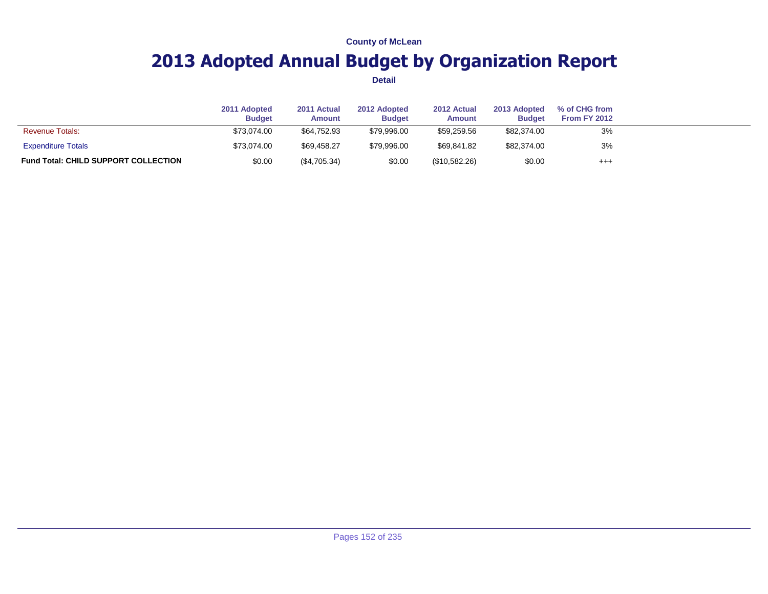County of McLean

# 2013 Adopted Annual Budget by Organization Report

**Detail**

| | 2011 Adopted Budget | 2011 Actual Amount | 2012 Adopted Budget | 2012 Actual Amount | 2013 Adopted Budget | % of CHG from From FY 2012 |
|---|---|---|---|---|---|---|
| Revenue Totals: | $73,074.00 | $64,752.93 | $79,996.00 | $59,259.56 | $82,374.00 | 3% |
| Expenditure Totals | $73,074.00 | $69,458.27 | $79,996.00 | $69,841.82 | $82,374.00 | 3% |
| **Fund Total: CHILD SUPPORT COLLECTION** | $0.00 | ($4,705.34) | $0.00 | ($10,582.26) | $0.00 | +++ |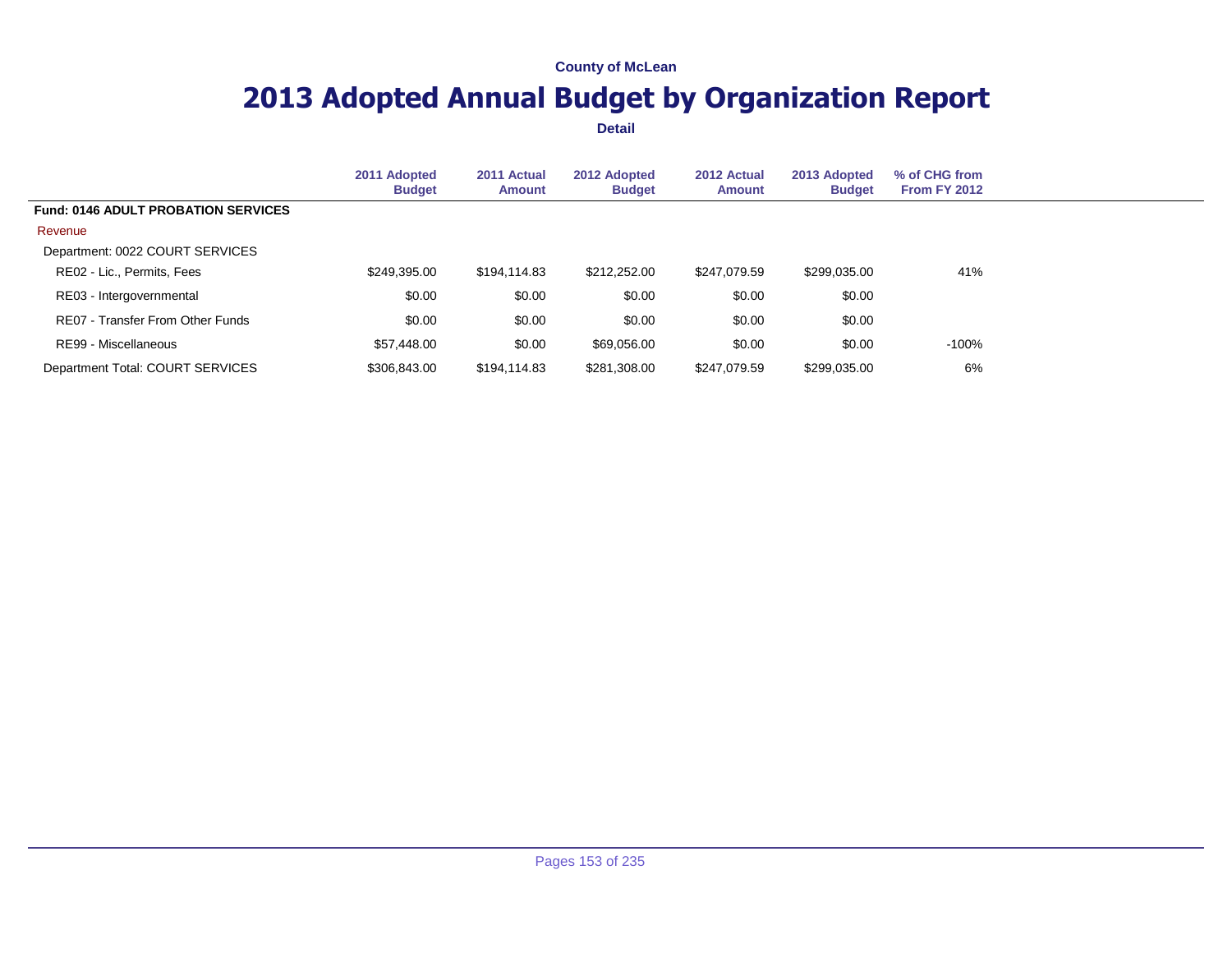County of McLean

# 2013 Adopted Annual Budget by Organization Report

**Detail**

| | 2011 Adopted Budget | 2011 Actual Amount | 2012 Adopted Budget | 2012 Actual Amount | 2013 Adopted Budget | % of CHG from From FY 2012 |
|---|---|---|---|---|---|---|
| **Fund: 0146 ADULT PROBATION SERVICES** | | | | | | |
| Revenue | | | | | | |
| Department: 0022 COURT SERVICES | | | | | | |
| RE02 - Lic., Permits, Fees | $249,395.00 | $194,114.83 | $212,252.00 | $247,079.59 | $299,035.00 | 41% |
| RE03 - Intergovernmental | $0.00 | $0.00 | $0.00 | $0.00 | $0.00 | |
| RE07 - Transfer From Other Funds | $0.00 | $0.00 | $0.00 | $0.00 | $0.00 | |
| RE99 - Miscellaneous | $57,448.00 | $0.00 | $69,056.00 | $0.00 | $0.00 | -100% |
| Department Total: COURT SERVICES | $306,843.00 | $194,114.83 | $281,308.00 | $247,079.59 | $299,035.00 | 6% |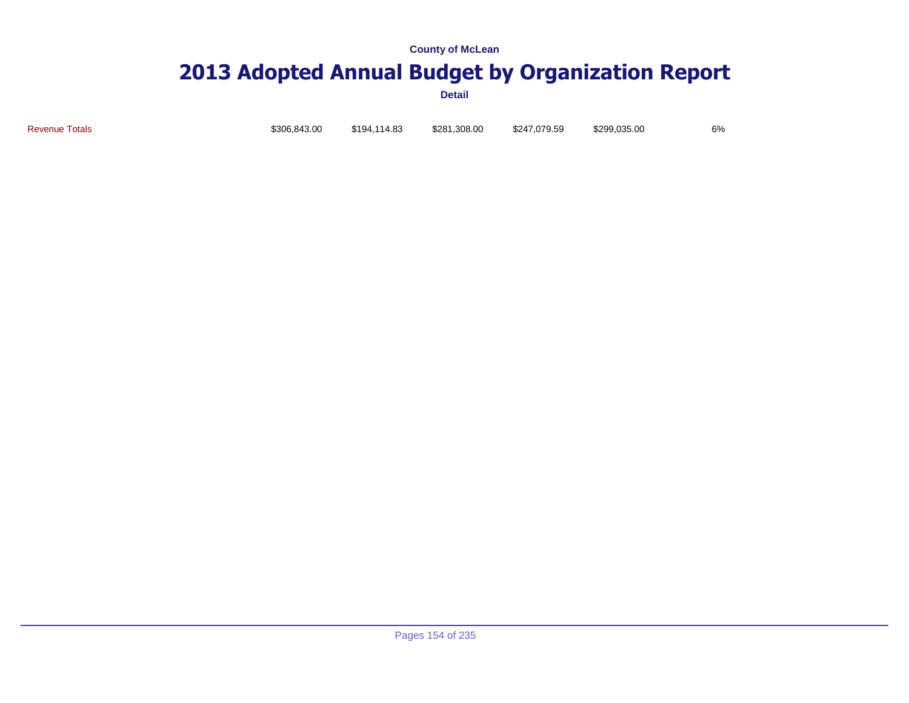County of McLean

# 2013 Adopted Annual Budget by Organization Report

**Detail**

| | | | | | | |
|---|---|---|---|---|---|---|
| Revenue Totals | $306,843.00 | $194,114.83 | $281,308.00 | $247,079.59 | $299,035.00 | 6% |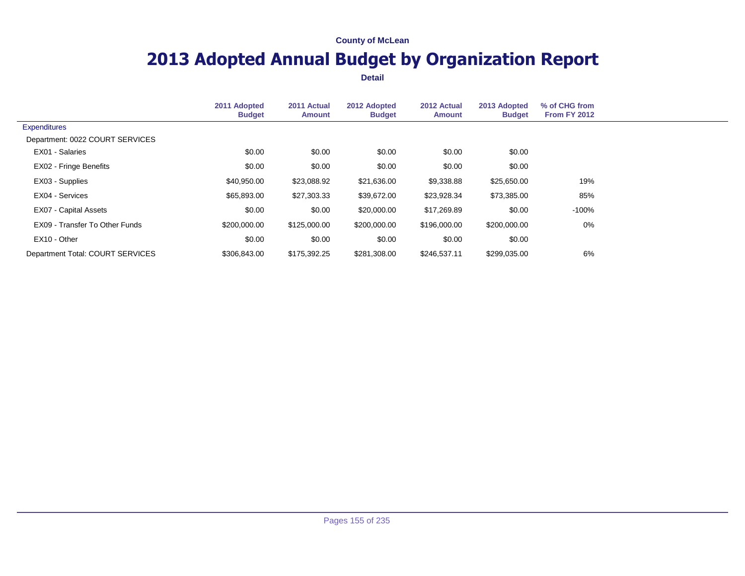County of McLean

# 2013 Adopted Annual Budget by Organization Report

**Detail**

| | 2011 Adopted Budget | 2011 Actual Amount | 2012 Adopted Budget | 2012 Actual Amount | 2013 Adopted Budget | % of CHG from From FY 2012 |
|---|---|---|---|---|---|---|
| Expenditures | | | | | | |
| Department: 0022 COURT SERVICES | | | | | | |
| EX01 - Salaries | $0.00 | $0.00 | $0.00 | $0.00 | $0.00 | |
| EX02 - Fringe Benefits | $0.00 | $0.00 | $0.00 | $0.00 | $0.00 | |
| EX03 - Supplies | $40,950.00 | $23,088.92 | $21,636.00 | $9,338.88 | $25,650.00 | 19% |
| EX04 - Services | $65,893.00 | $27,303.33 | $39,672.00 | $23,928.34 | $73,385.00 | 85% |
| EX07 - Capital Assets | $0.00 | $0.00 | $20,000.00 | $17,269.89 | $0.00 | -100% |
| EX09 - Transfer To Other Funds | $200,000.00 | $125,000.00 | $200,000.00 | $196,000.00 | $200,000.00 | 0% |
| EX10 - Other | $0.00 | $0.00 | $0.00 | $0.00 | $0.00 | |
| Department Total: COURT SERVICES | $306,843.00 | $175,392.25 | $281,308.00 | $246,537.11 | $299,035.00 | 6% |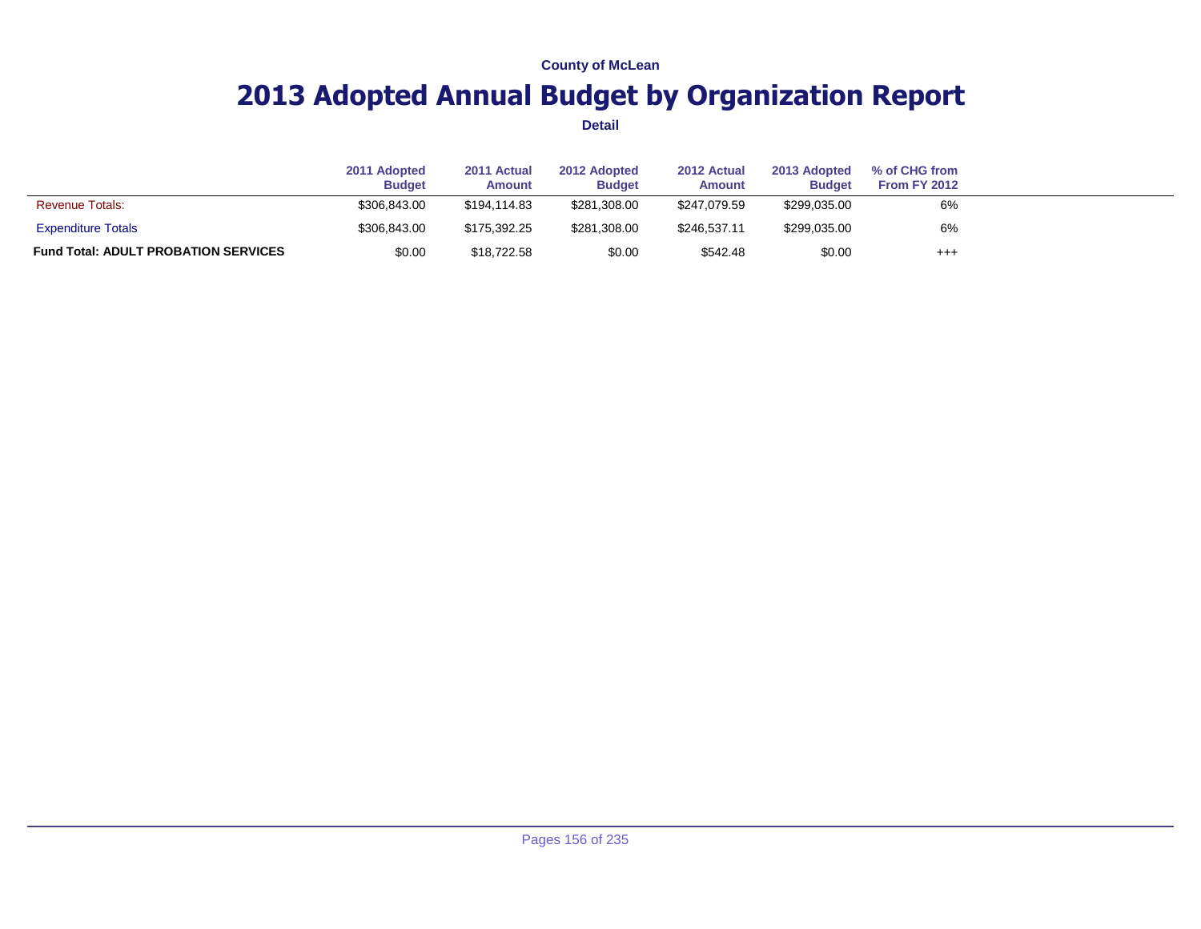County of McLean

# 2013 Adopted Annual Budget by Organization Report

**Detail**

| | 2011 Adopted Budget | 2011 Actual Amount | 2012 Adopted Budget | 2012 Actual Amount | 2013 Adopted Budget | % of CHG from From FY 2012 |
|---|---|---|---|---|---|---|
| Revenue Totals: | $306,843.00 | $194,114.83 | $281,308.00 | $247,079.59 | $299,035.00 | 6% |
| Expenditure Totals | $306,843.00 | $175,392.25 | $281,308.00 | $246,537.11 | $299,035.00 | 6% |
| **Fund Total: ADULT PROBATION SERVICES** | $0.00 | $18,722.58 | $0.00 | $542.48 | $0.00 | +++ |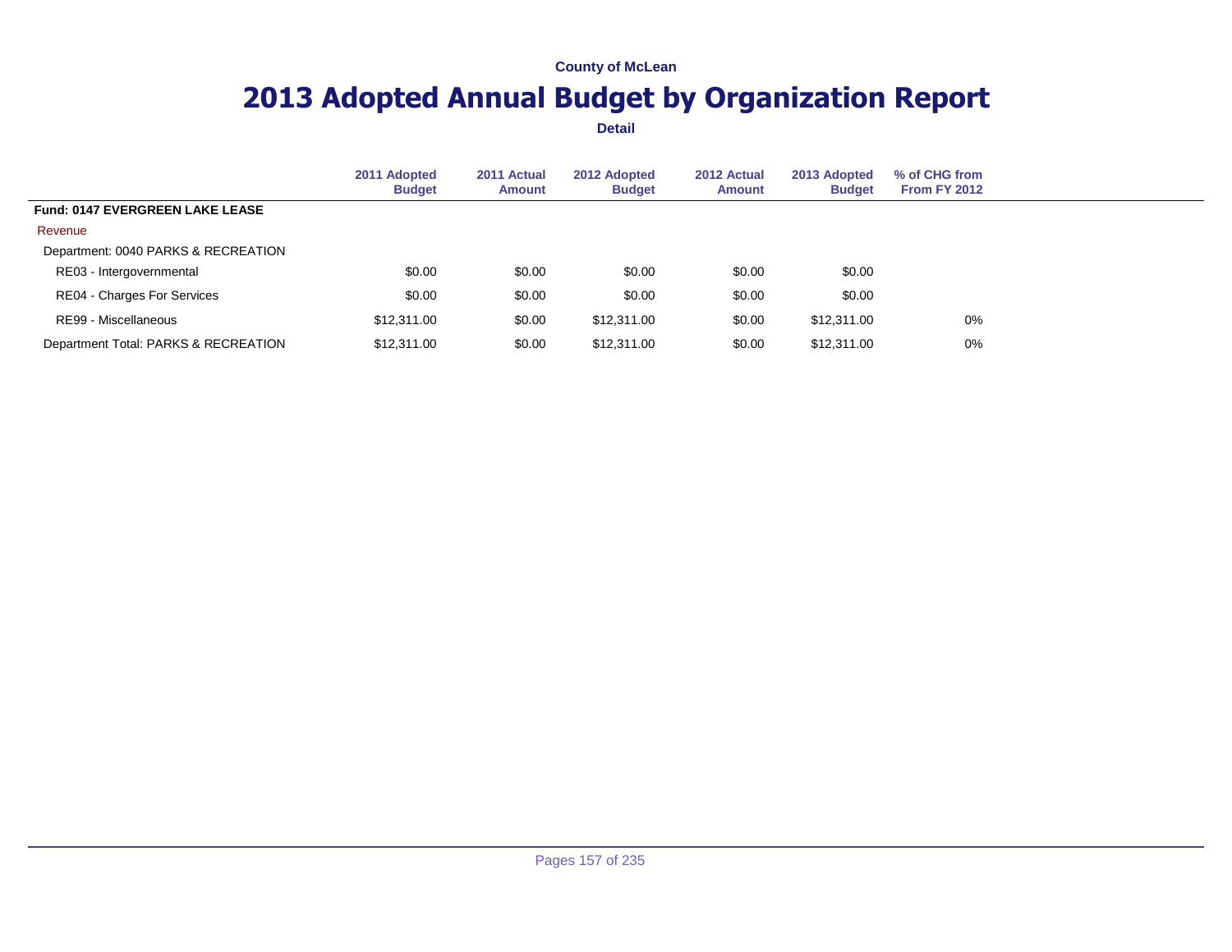County of McLean

# 2013 Adopted Annual Budget by Organization Report

**Detail**

| | 2011 Adopted Budget | 2011 Actual Amount | 2012 Adopted Budget | 2012 Actual Amount | 2013 Adopted Budget | % of CHG from From FY 2012 |
|---|---|---|---|---|---|---|
| **Fund: 0147 EVERGREEN LAKE LEASE** | | | | | | |
| Revenue | | | | | | |
| Department: 0040 PARKS & RECREATION | | | | | | |
| RE03 - Intergovernmental | $0.00 | $0.00 | $0.00 | $0.00 | $0.00 | |
| RE04 - Charges For Services | $0.00 | $0.00 | $0.00 | $0.00 | $0.00 | |
| RE99 - Miscellaneous | $12,311.00 | $0.00 | $12,311.00 | $0.00 | $12,311.00 | 0% |
| Department Total: PARKS & RECREATION | $12,311.00 | $0.00 | $12,311.00 | $0.00 | $12,311.00 | 0% |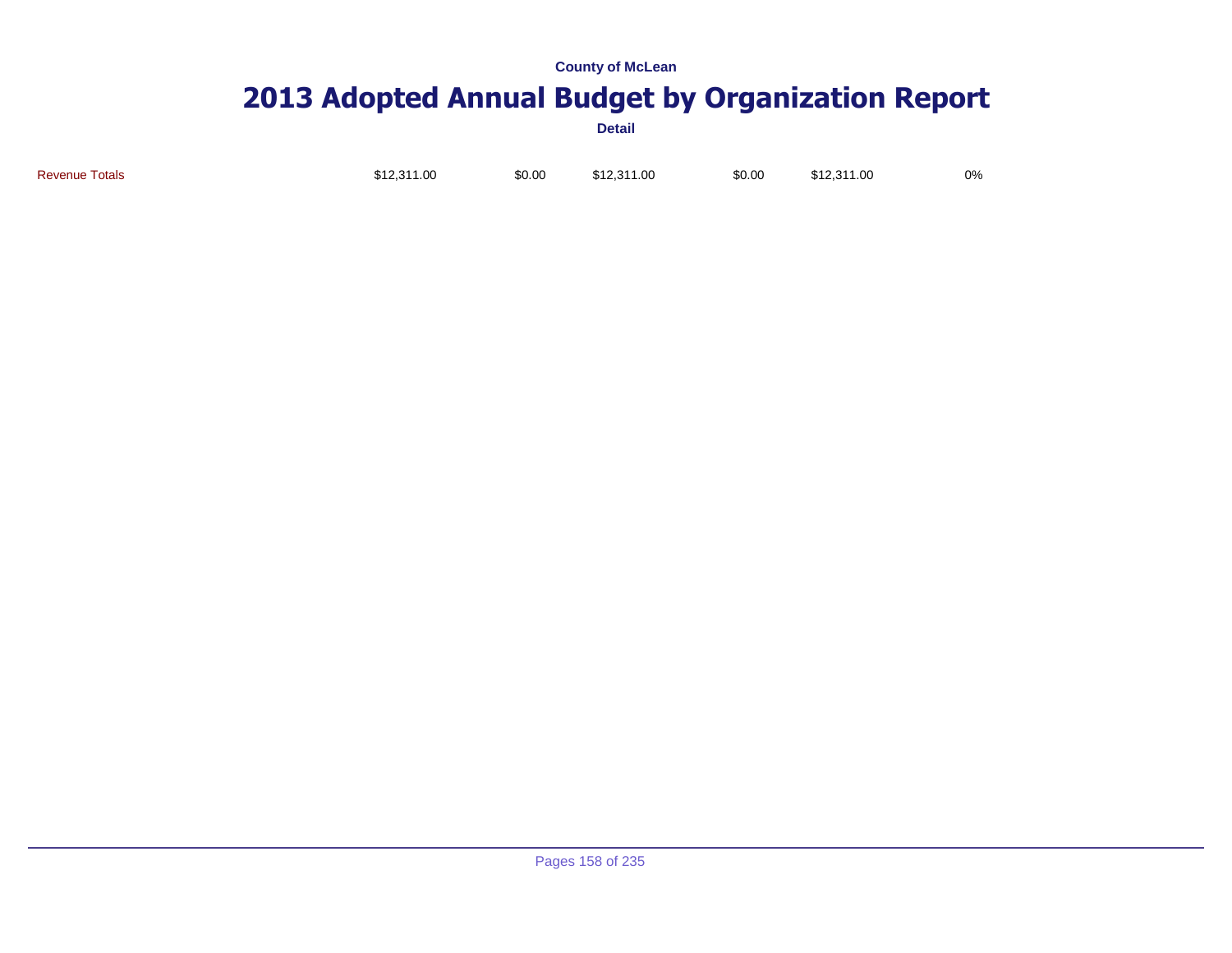County of McLean

# 2013 Adopted Annual Budget by Organization Report

**Detail**

| | | | | | | |
|---|---|---|---|---|---|---|
| Revenue Totals | $12,311.00 | $0.00 | $12,311.00 | $0.00 | $12,311.00 | 0% |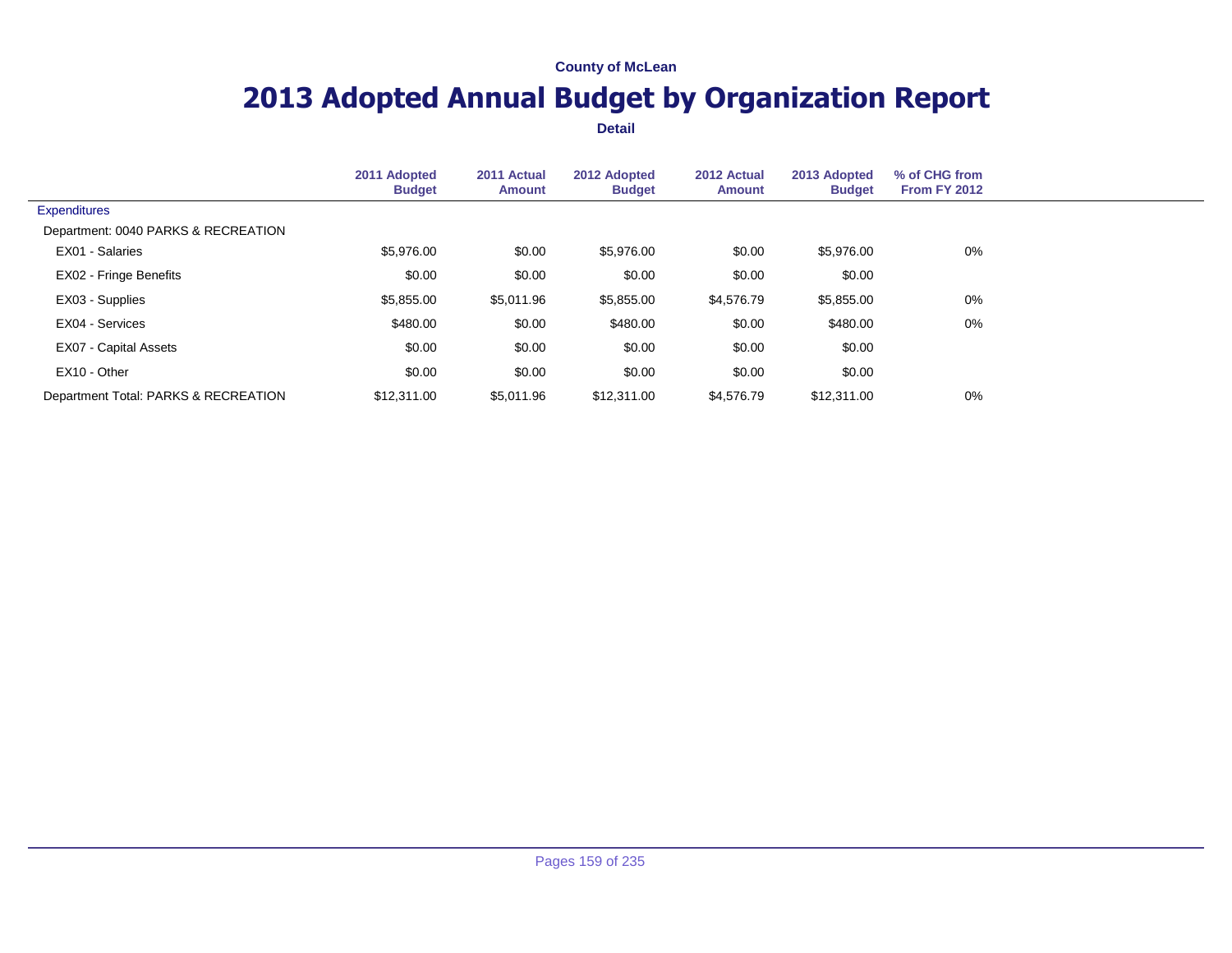County of McLean

# 2013 Adopted Annual Budget by Organization Report

**Detail**

| | 2011 Adopted Budget | 2011 Actual Amount | 2012 Adopted Budget | 2012 Actual Amount | 2013 Adopted Budget | % of CHG from From FY 2012 |
|---|---|---|---|---|---|---|
| Expenditures | | | | | | |
| Department: 0040 PARKS & RECREATION | | | | | | |
| EX01 - Salaries | $5,976.00 | $0.00 | $5,976.00 | $0.00 | $5,976.00 | 0% |
| EX02 - Fringe Benefits | $0.00 | $0.00 | $0.00 | $0.00 | $0.00 | |
| EX03 - Supplies | $5,855.00 | $5,011.96 | $5,855.00 | $4,576.79 | $5,855.00 | 0% |
| EX04 - Services | $480.00 | $0.00 | $480.00 | $0.00 | $480.00 | 0% |
| EX07 - Capital Assets | $0.00 | $0.00 | $0.00 | $0.00 | $0.00 | |
| EX10 - Other | $0.00 | $0.00 | $0.00 | $0.00 | $0.00 | |
| Department Total: PARKS & RECREATION | $12,311.00 | $5,011.96 | $12,311.00 | $4,576.79 | $12,311.00 | 0% |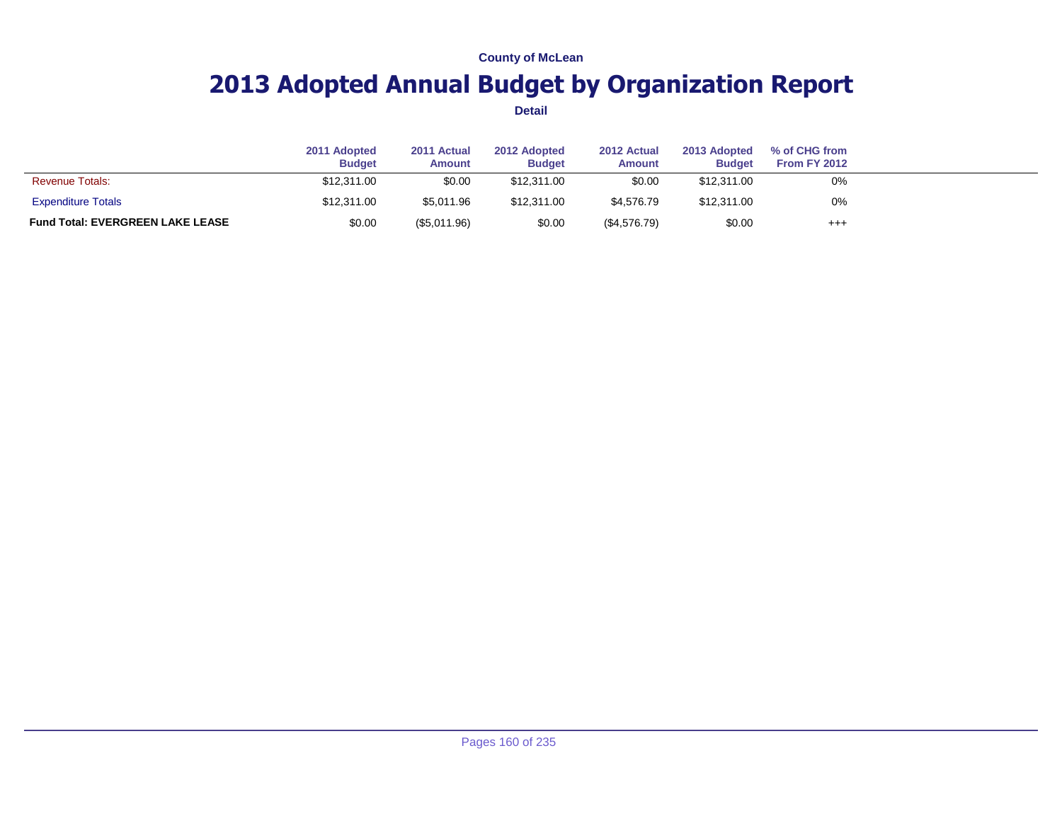County of McLean

# 2013 Adopted Annual Budget by Organization Report

**Detail**

| | 2011 Adopted Budget | 2011 Actual Amount | 2012 Adopted Budget | 2012 Actual Amount | 2013 Adopted Budget | % of CHG from From FY 2012 |
|---|---|---|---|---|---|---|
| Revenue Totals: | $12,311.00 | $0.00 | $12,311.00 | $0.00 | $12,311.00 | 0% |
| Expenditure Totals | $12,311.00 | $5,011.96 | $12,311.00 | $4,576.79 | $12,311.00 | 0% |
| **Fund Total: EVERGREEN LAKE LEASE** | $0.00 | ($5,011.96) | $0.00 | ($4,576.79) | $0.00 | +++ |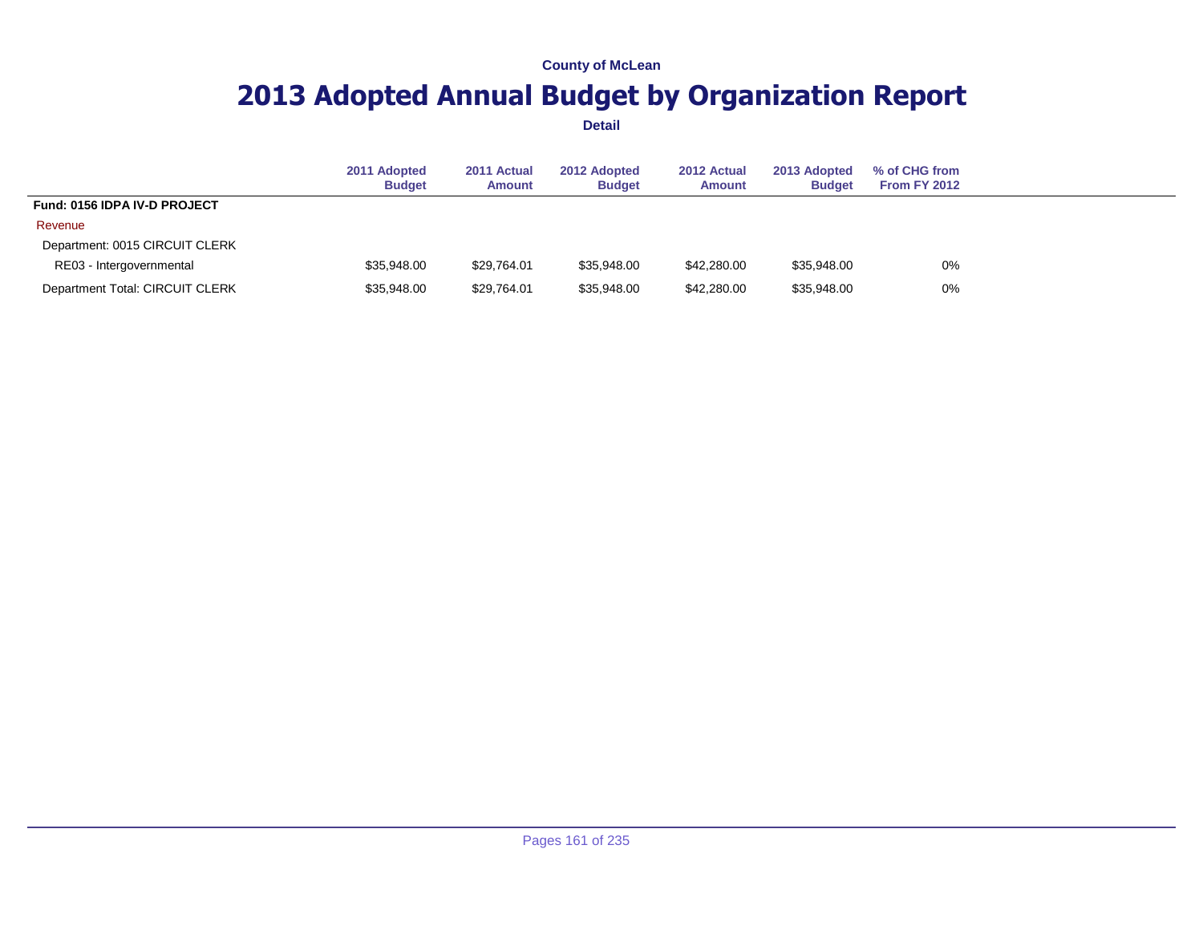County of McLean

# 2013 Adopted Annual Budget by Organization Report

**Detail**

| | 2011 Adopted Budget | 2011 Actual Amount | 2012 Adopted Budget | 2012 Actual Amount | 2013 Adopted Budget | % of CHG from From FY 2012 |
|---|---|---|---|---|---|---|
| **Fund: 0156 IDPA IV-D PROJECT** | | | | | | |
| Revenue | | | | | | |
| Department: 0015 CIRCUIT CLERK | | | | | | |
| RE03 - Intergovernmental | $35,948.00 | $29,764.01 | $35,948.00 | $42,280.00 | $35,948.00 | 0% |
| Department Total: CIRCUIT CLERK | $35,948.00 | $29,764.01 | $35,948.00 | $42,280.00 | $35,948.00 | 0% |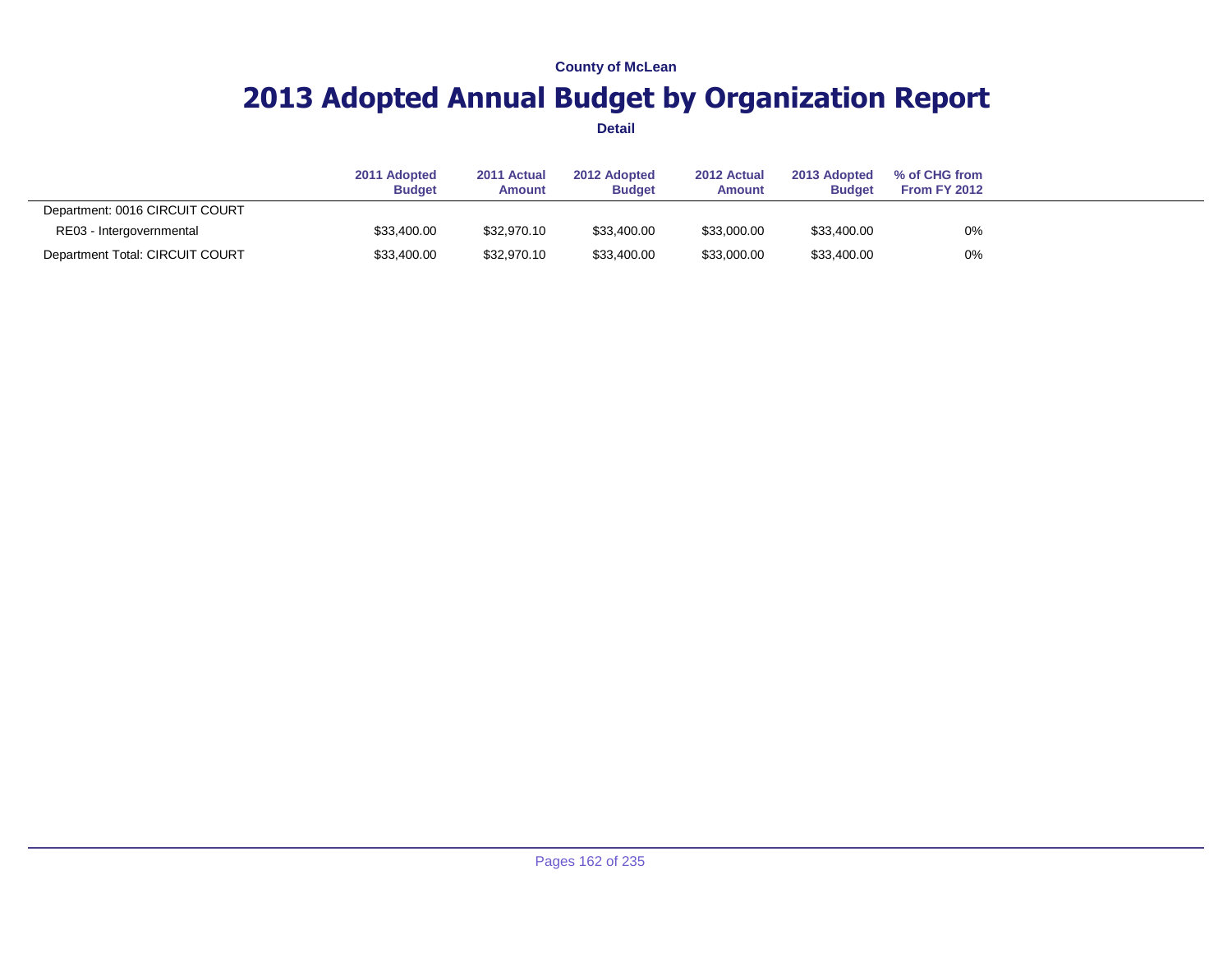County of McLean

# 2013 Adopted Annual Budget by Organization Report

**Detail**

| | 2011 Adopted Budget | 2011 Actual Amount | 2012 Adopted Budget | 2012 Actual Amount | 2013 Adopted Budget | % of CHG from From FY 2012 |
|---|---|---|---|---|---|---|
| Department: 0016 CIRCUIT COURT | | | | | | |
| RE03 - Intergovernmental | $33,400.00 | $32,970.10 | $33,400.00 | $33,000.00 | $33,400.00 | 0% |
| Department Total: CIRCUIT COURT | $33,400.00 | $32,970.10 | $33,400.00 | $33,000.00 | $33,400.00 | 0% |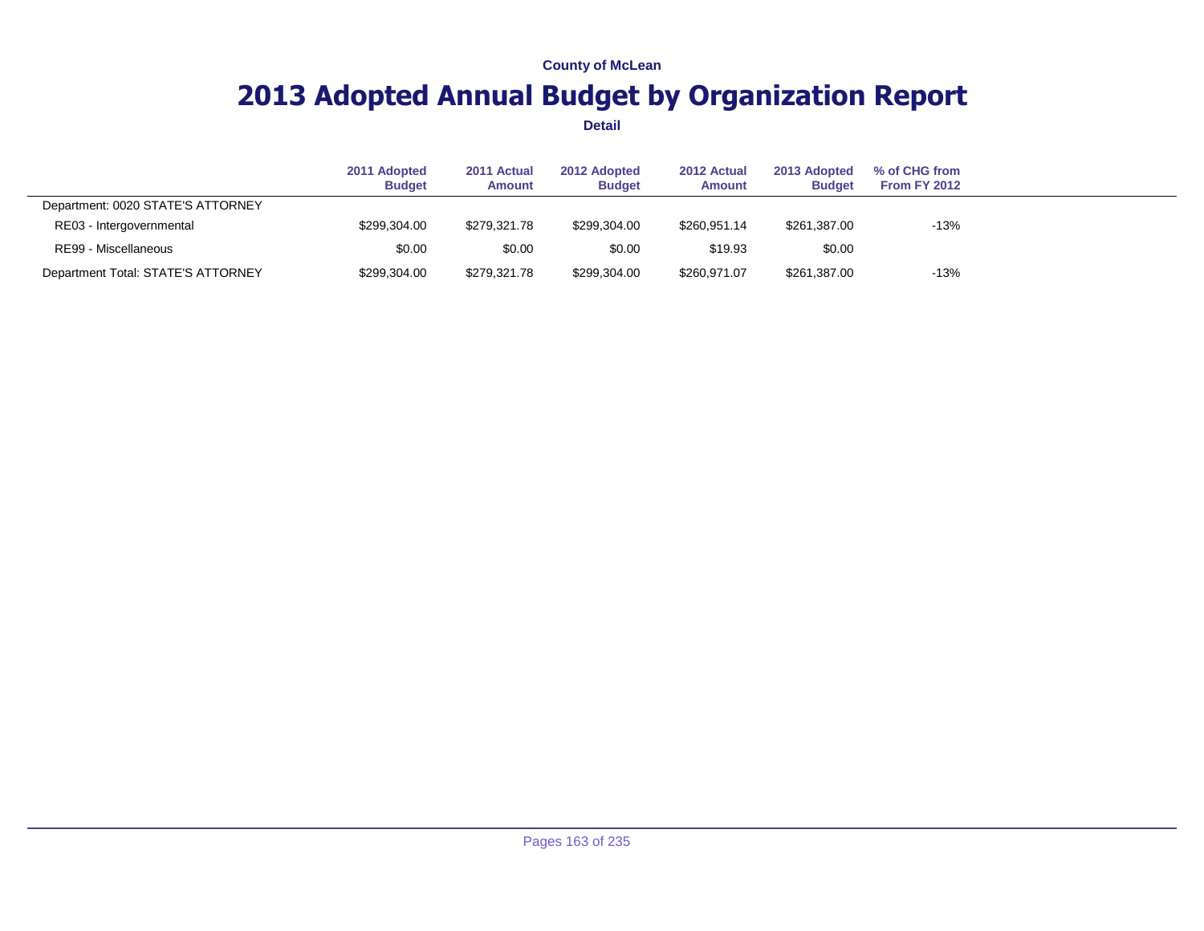County of McLean

# 2013 Adopted Annual Budget by Organization Report

**Detail**

| | 2011 Adopted Budget | 2011 Actual Amount | 2012 Adopted Budget | 2012 Actual Amount | 2013 Adopted Budget | % of CHG from From FY 2012 |
|---|---|---|---|---|---|---|
| Department: 0020 STATE'S ATTORNEY | | | | | | |
| RE03 - Intergovernmental | $299,304.00 | $279,321.78 | $299,304.00 | $260,951.14 | $261,387.00 | -13% |
| RE99 - Miscellaneous | $0.00 | $0.00 | $0.00 | $19.93 | $0.00 | |
| Department Total: STATE'S ATTORNEY | $299,304.00 | $279,321.78 | $299,304.00 | $260,971.07 | $261,387.00 | -13% |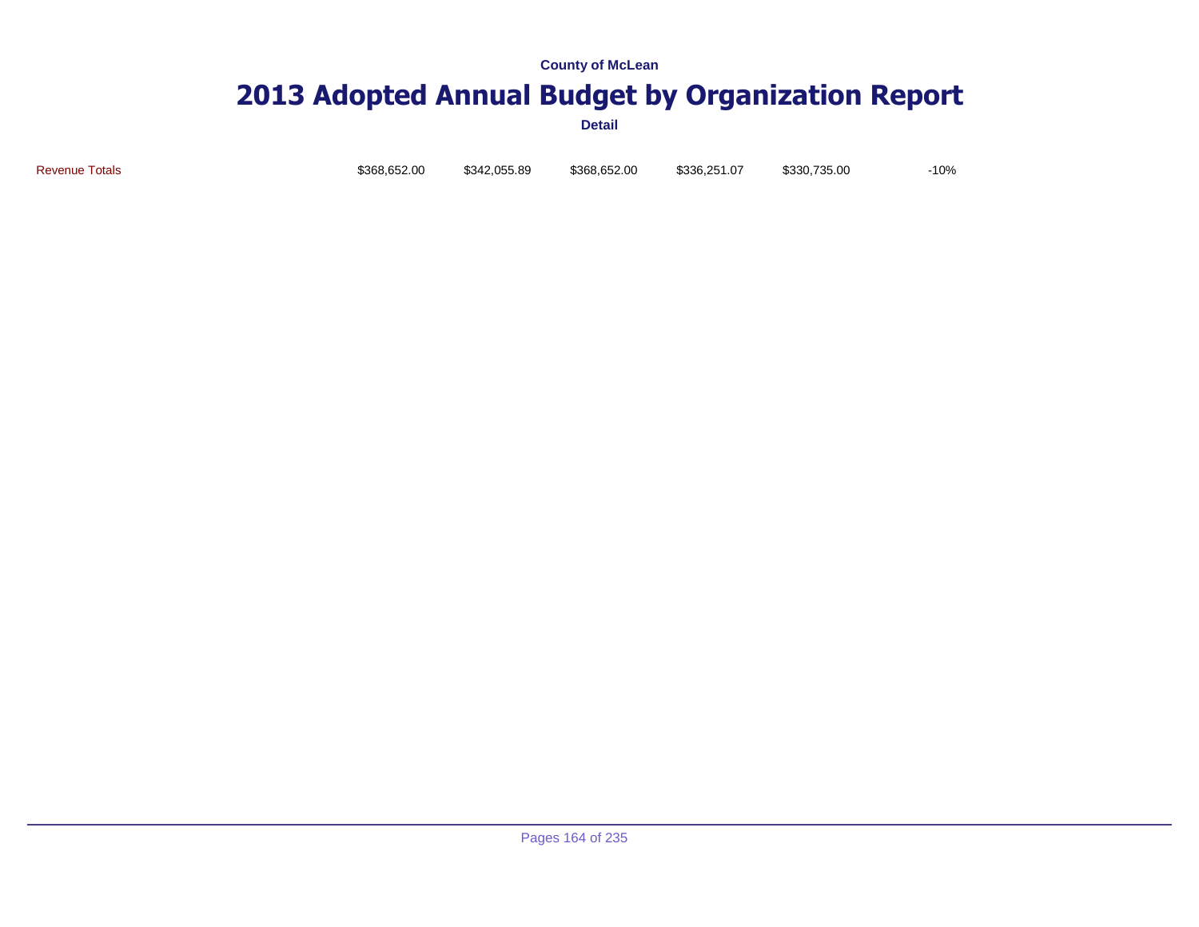| | | | | | | |
|---|---|---|---|---|---|---|
| Revenue Totals | $368,652.00 | $342,055.89 | $368,652.00 | $336,251.07 | $330,735.00 | -10% |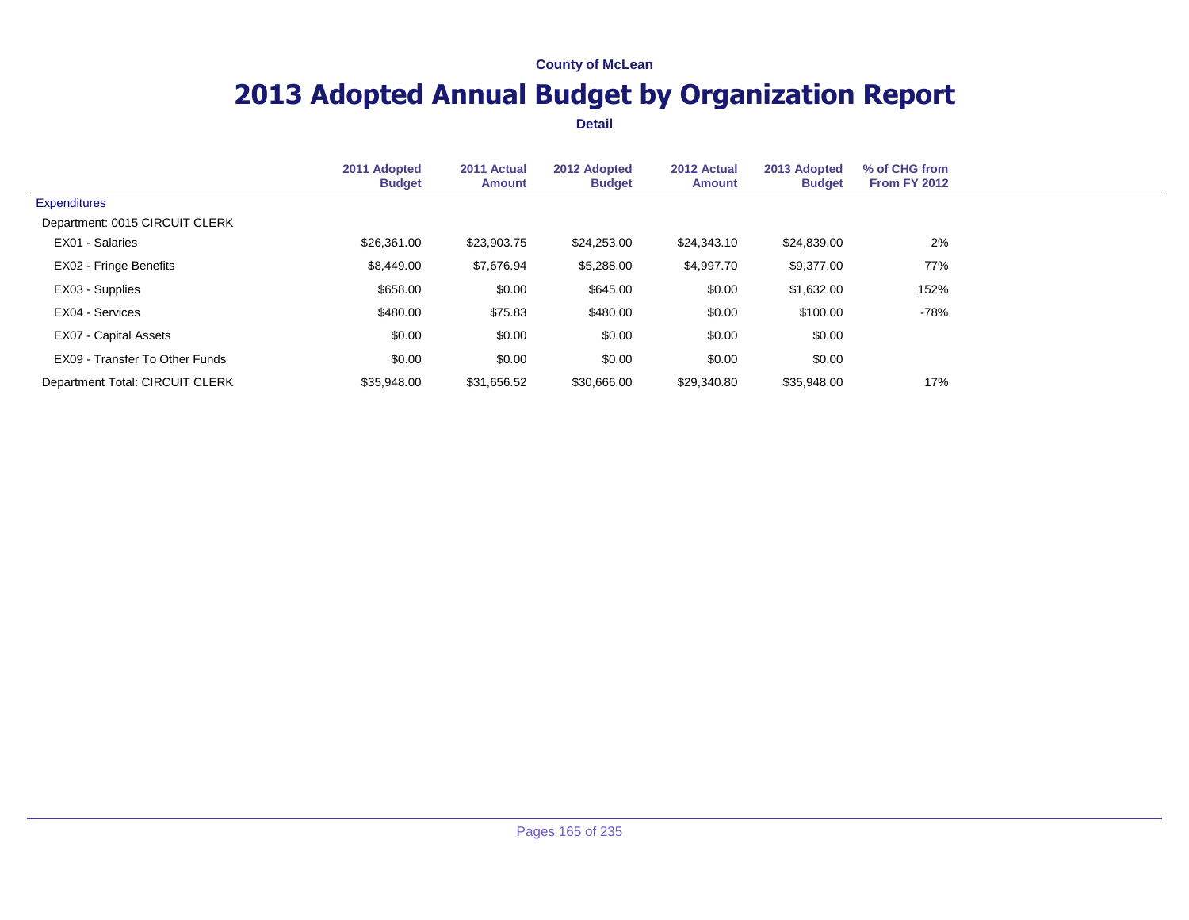County of McLean

# 2013 Adopted Annual Budget by Organization Report

**Detail**

| | 2011 Adopted Budget | 2011 Actual Amount | 2012 Adopted Budget | 2012 Actual Amount | 2013 Adopted Budget | % of CHG from From FY 2012 |
|---|---|---|---|---|---|---|
| Expenditures | | | | | | |
| Department: 0015 CIRCUIT CLERK | | | | | | |
| EX01 - Salaries | $26,361.00 | $23,903.75 | $24,253.00 | $24,343.10 | $24,839.00 | 2% |
| EX02 - Fringe Benefits | $8,449.00 | $7,676.94 | $5,288.00 | $4,997.70 | $9,377.00 | 77% |
| EX03 - Supplies | $658.00 | $0.00 | $645.00 | $0.00 | $1,632.00 | 152% |
| EX04 - Services | $480.00 | $75.83 | $480.00 | $0.00 | $100.00 | -78% |
| EX07 - Capital Assets | $0.00 | $0.00 | $0.00 | $0.00 | $0.00 | |
| EX09 - Transfer To Other Funds | $0.00 | $0.00 | $0.00 | $0.00 | $0.00 | |
| Department Total: CIRCUIT CLERK | $35,948.00 | $31,656.52 | $30,666.00 | $29,340.80 | $35,948.00 | 17% |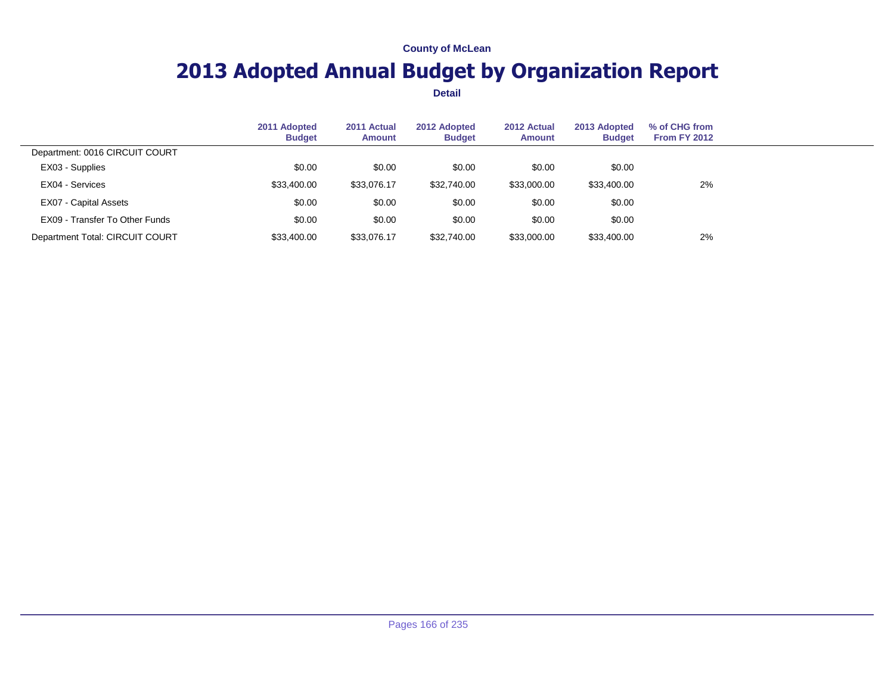County of McLean

# 2013 Adopted Annual Budget by Organization Report

**Detail**

| | 2011 Adopted Budget | 2011 Actual Amount | 2012 Adopted Budget | 2012 Actual Amount | 2013 Adopted Budget | % of CHG from From FY 2012 |
|---|---|---|---|---|---|---|
| Department: 0016 CIRCUIT COURT | | | | | | |
| EX03 - Supplies | $0.00 | $0.00 | $0.00 | $0.00 | $0.00 | |
| EX04 - Services | $33,400.00 | $33,076.17 | $32,740.00 | $33,000.00 | $33,400.00 | 2% |
| EX07 - Capital Assets | $0.00 | $0.00 | $0.00 | $0.00 | $0.00 | |
| EX09 - Transfer To Other Funds | $0.00 | $0.00 | $0.00 | $0.00 | $0.00 | |
| Department Total: CIRCUIT COURT | $33,400.00 | $33,076.17 | $32,740.00 | $33,000.00 | $33,400.00 | 2% |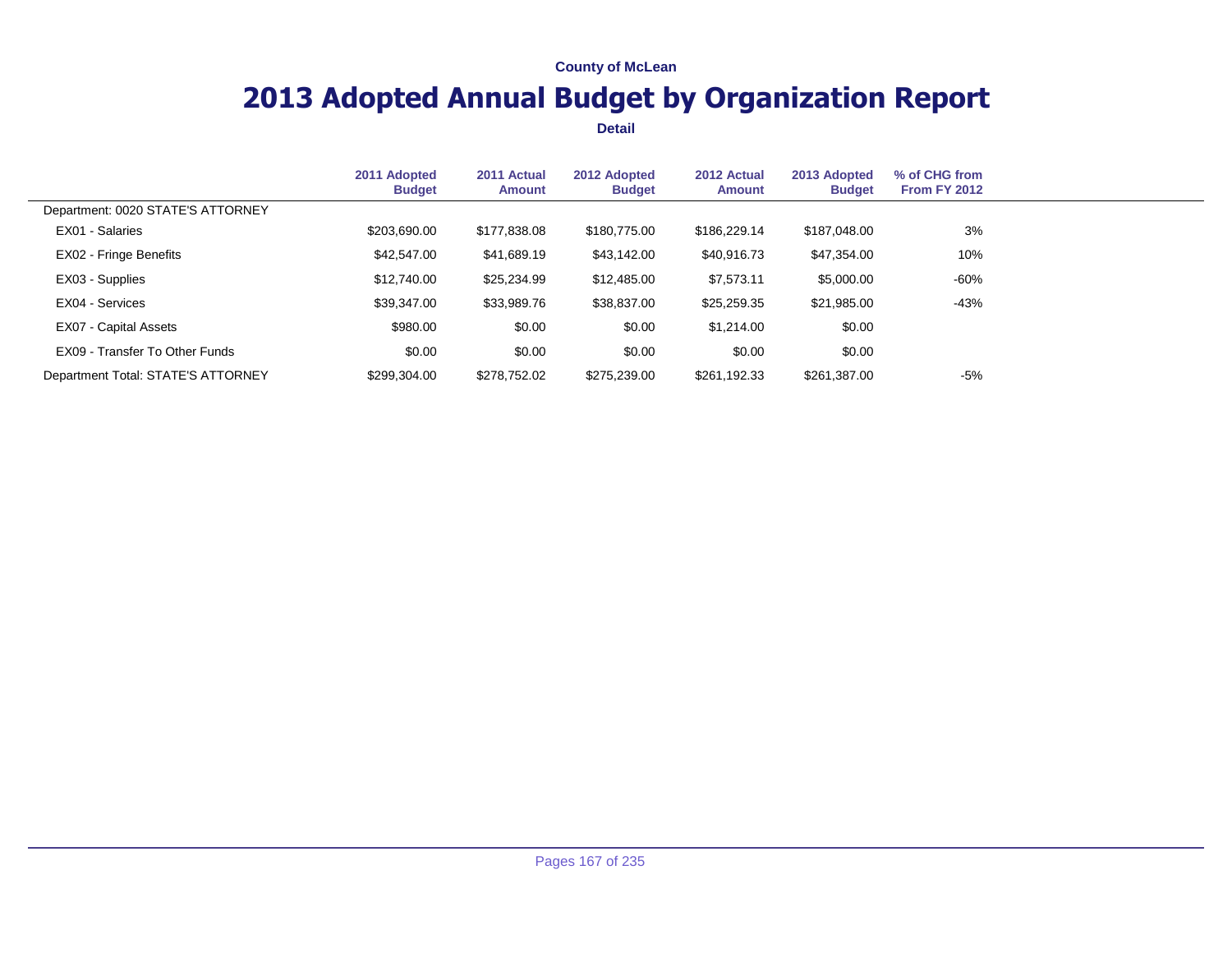County of McLean

# 2013 Adopted Annual Budget by Organization Report

**Detail**

| | 2011 Adopted Budget | 2011 Actual Amount | 2012 Adopted Budget | 2012 Actual Amount | 2013 Adopted Budget | % of CHG from From FY 2012 |
|---|---|---|---|---|---|---|
| Department: 0020 STATE'S ATTORNEY | | | | | | |
| EX01 - Salaries | $203,690.00 | $177,838.08 | $180,775.00 | $186,229.14 | $187,048.00 | 3% |
| EX02 - Fringe Benefits | $42,547.00 | $41,689.19 | $43,142.00 | $40,916.73 | $47,354.00 | 10% |
| EX03 - Supplies | $12,740.00 | $25,234.99 | $12,485.00 | $7,573.11 | $5,000.00 | -60% |
| EX04 - Services | $39,347.00 | $33,989.76 | $38,837.00 | $25,259.35 | $21,985.00 | -43% |
| EX07 - Capital Assets | $980.00 | $0.00 | $0.00 | $1,214.00 | $0.00 | |
| EX09 - Transfer To Other Funds | $0.00 | $0.00 | $0.00 | $0.00 | $0.00 | |
| Department Total: STATE'S ATTORNEY | $299,304.00 | $278,752.02 | $275,239.00 | $261,192.33 | $261,387.00 | -5% |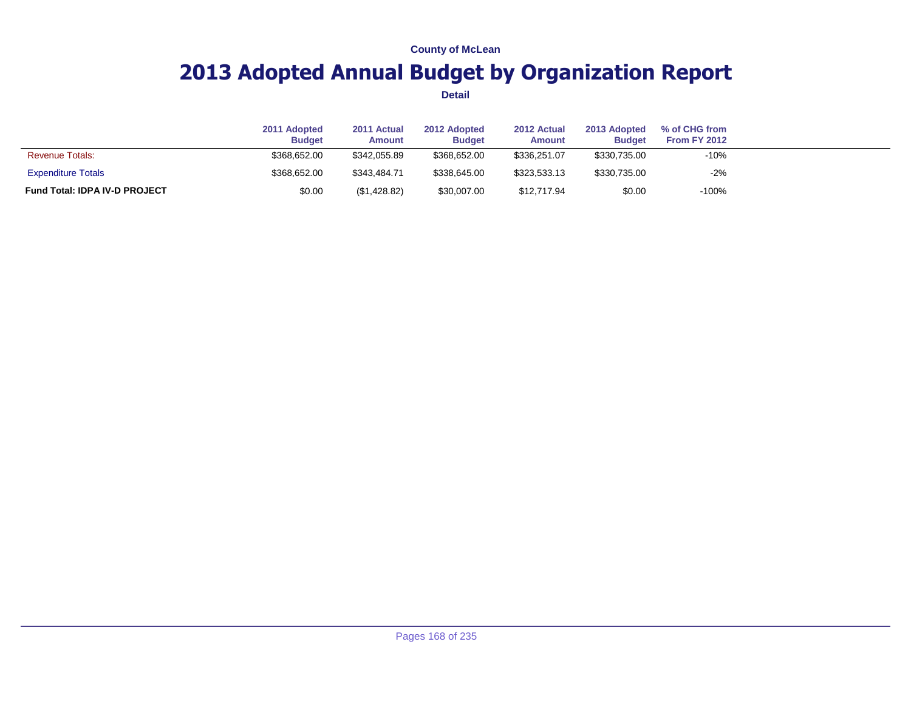County of McLean

# 2013 Adopted Annual Budget by Organization Report

**Detail**

| | 2011 Adopted Budget | 2011 Actual Amount | 2012 Adopted Budget | 2012 Actual Amount | 2013 Adopted Budget | % of CHG from From FY 2012 |
|---|---|---|---|---|---|---|
| Revenue Totals: | $368,652.00 | $342,055.89 | $368,652.00 | $336,251.07 | $330,735.00 | -10% |
| Expenditure Totals | $368,652.00 | $343,484.71 | $338,645.00 | $323,533.13 | $330,735.00 | -2% |
| **Fund Total: IDPA IV-D PROJECT** | $0.00 | ($1,428.82) | $30,007.00 | $12,717.94 | $0.00 | -100% |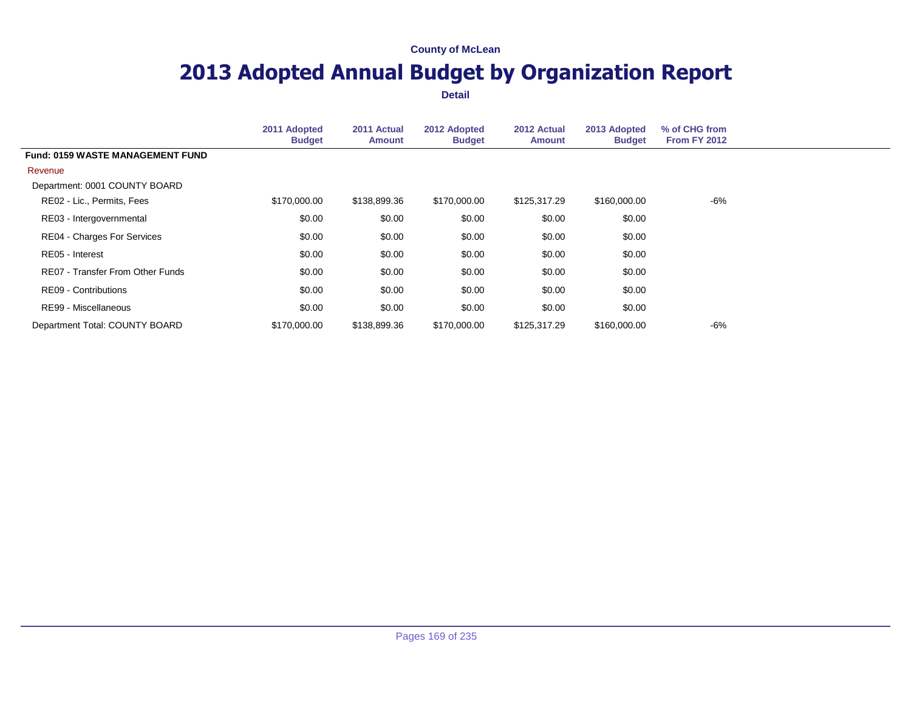County of McLean

# 2013 Adopted Annual Budget by Organization Report

**Detail**

| | 2011 Adopted Budget | 2011 Actual Amount | 2012 Adopted Budget | 2012 Actual Amount | 2013 Adopted Budget | % of CHG from From FY 2012 |
|---|---|---|---|---|---|---|
| **Fund: 0159 WASTE MANAGEMENT FUND** | | | | | | |
| Revenue | | | | | | |
| Department: 0001 COUNTY BOARD | | | | | | |
| RE02 - Lic., Permits, Fees | $170,000.00 | $138,899.36 | $170,000.00 | $125,317.29 | $160,000.00 | -6% |
| RE03 - Intergovernmental | $0.00 | $0.00 | $0.00 | $0.00 | $0.00 | |
| RE04 - Charges For Services | $0.00 | $0.00 | $0.00 | $0.00 | $0.00 | |
| RE05 - Interest | $0.00 | $0.00 | $0.00 | $0.00 | $0.00 | |
| RE07 - Transfer From Other Funds | $0.00 | $0.00 | $0.00 | $0.00 | $0.00 | |
| RE09 - Contributions | $0.00 | $0.00 | $0.00 | $0.00 | $0.00 | |
| RE99 - Miscellaneous | $0.00 | $0.00 | $0.00 | $0.00 | $0.00 | |
| Department Total: COUNTY BOARD | $170,000.00 | $138,899.36 | $170,000.00 | $125,317.29 | $160,000.00 | -6% |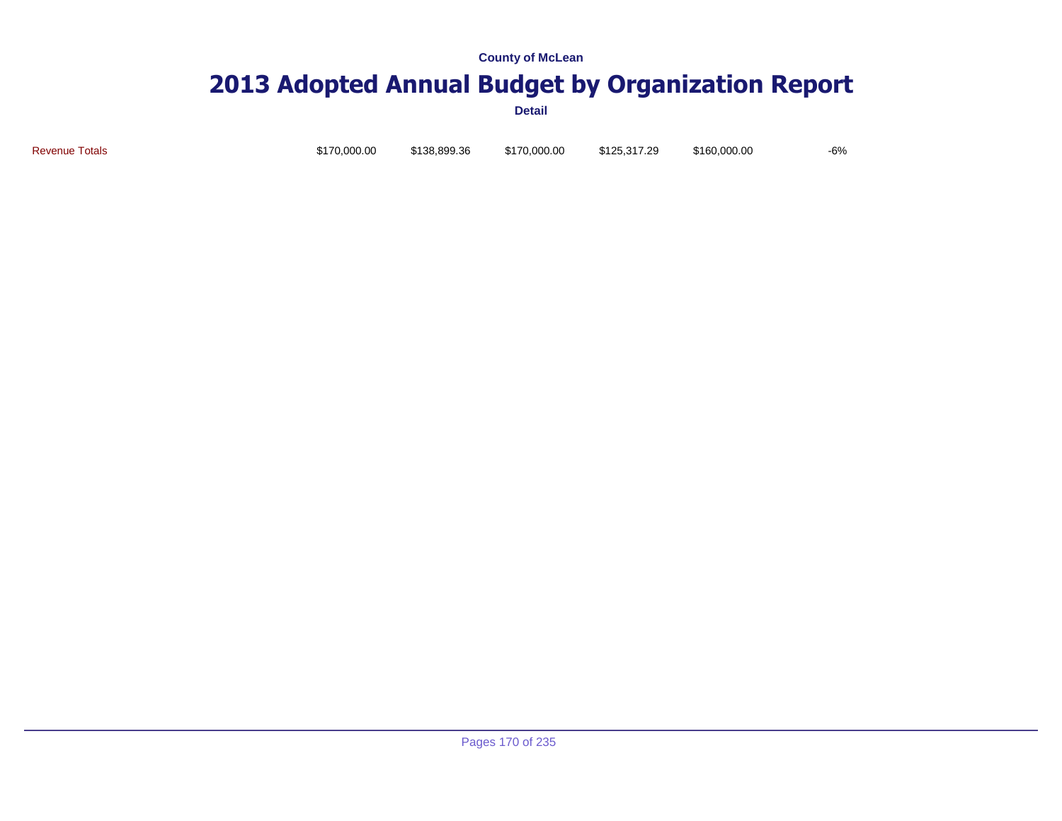| | | | | | | |
|---|---|---|---|---|---|---|
| Revenue Totals | $170,000.00 | $138,899.36 | $170,000.00 | $125,317.29 | $160,000.00 | -6% |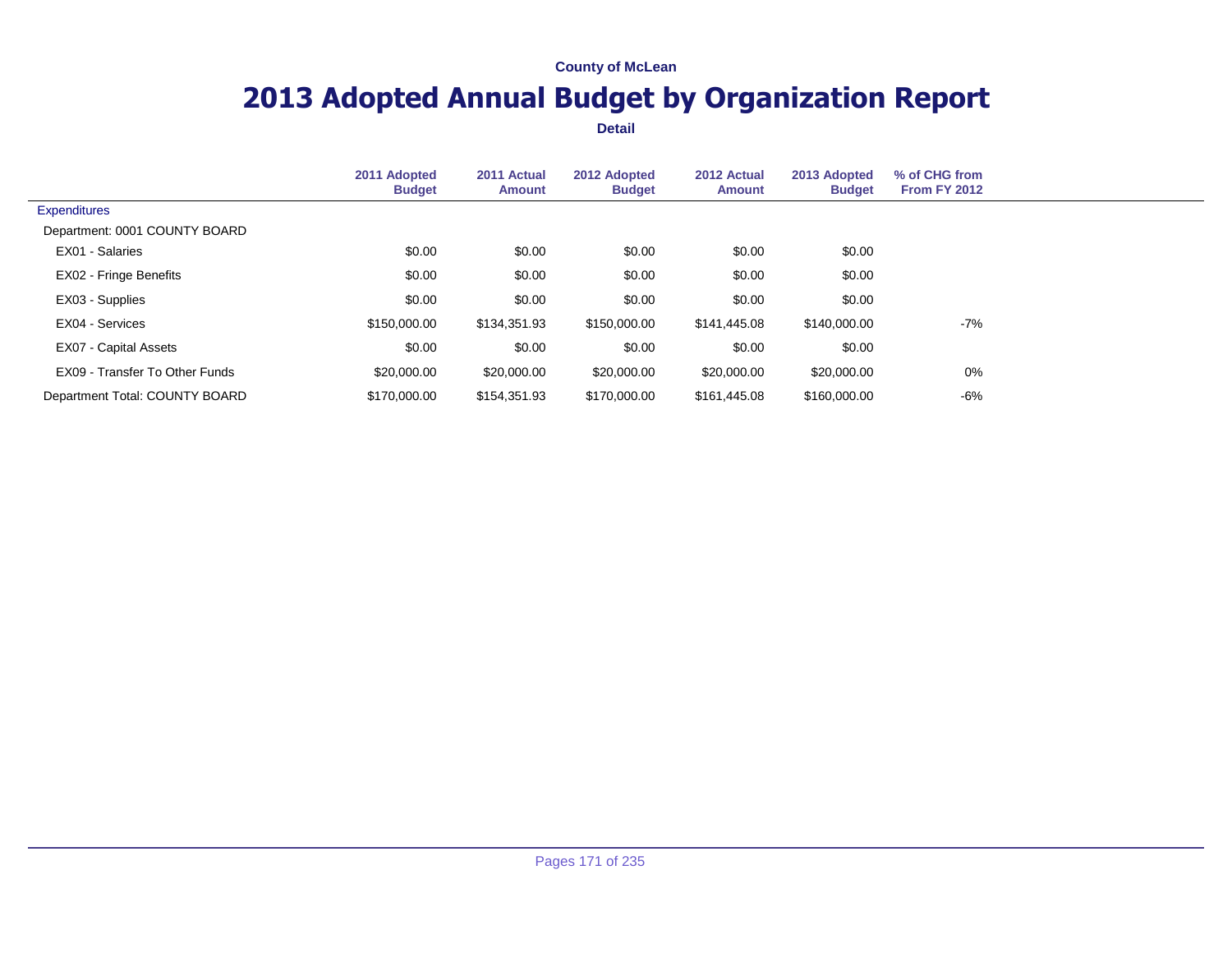**County of McLean**

# 2013 Adopted Annual Budget by Organization Report

**Detail**

| | 2011 Adopted Budget | 2011 Actual Amount | 2012 Adopted Budget | 2012 Actual Amount | 2013 Adopted Budget | % of CHG from From FY 2012 |
|---|---|---|---|---|---|---|
| Expenditures | | | | | | |
| Department: 0001 COUNTY BOARD | | | | | | |
| EX01 - Salaries | $0.00 | $0.00 | $0.00 | $0.00 | $0.00 | |
| EX02 - Fringe Benefits | $0.00 | $0.00 | $0.00 | $0.00 | $0.00 | |
| EX03 - Supplies | $0.00 | $0.00 | $0.00 | $0.00 | $0.00 | |
| EX04 - Services | $150,000.00 | $134,351.93 | $150,000.00 | $141,445.08 | $140,000.00 | -7% |
| EX07 - Capital Assets | $0.00 | $0.00 | $0.00 | $0.00 | $0.00 | |
| EX09 - Transfer To Other Funds | $20,000.00 | $20,000.00 | $20,000.00 | $20,000.00 | $20,000.00 | 0% |
| Department Total: COUNTY BOARD | $170,000.00 | $154,351.93 | $170,000.00 | $161,445.08 | $160,000.00 | -6% |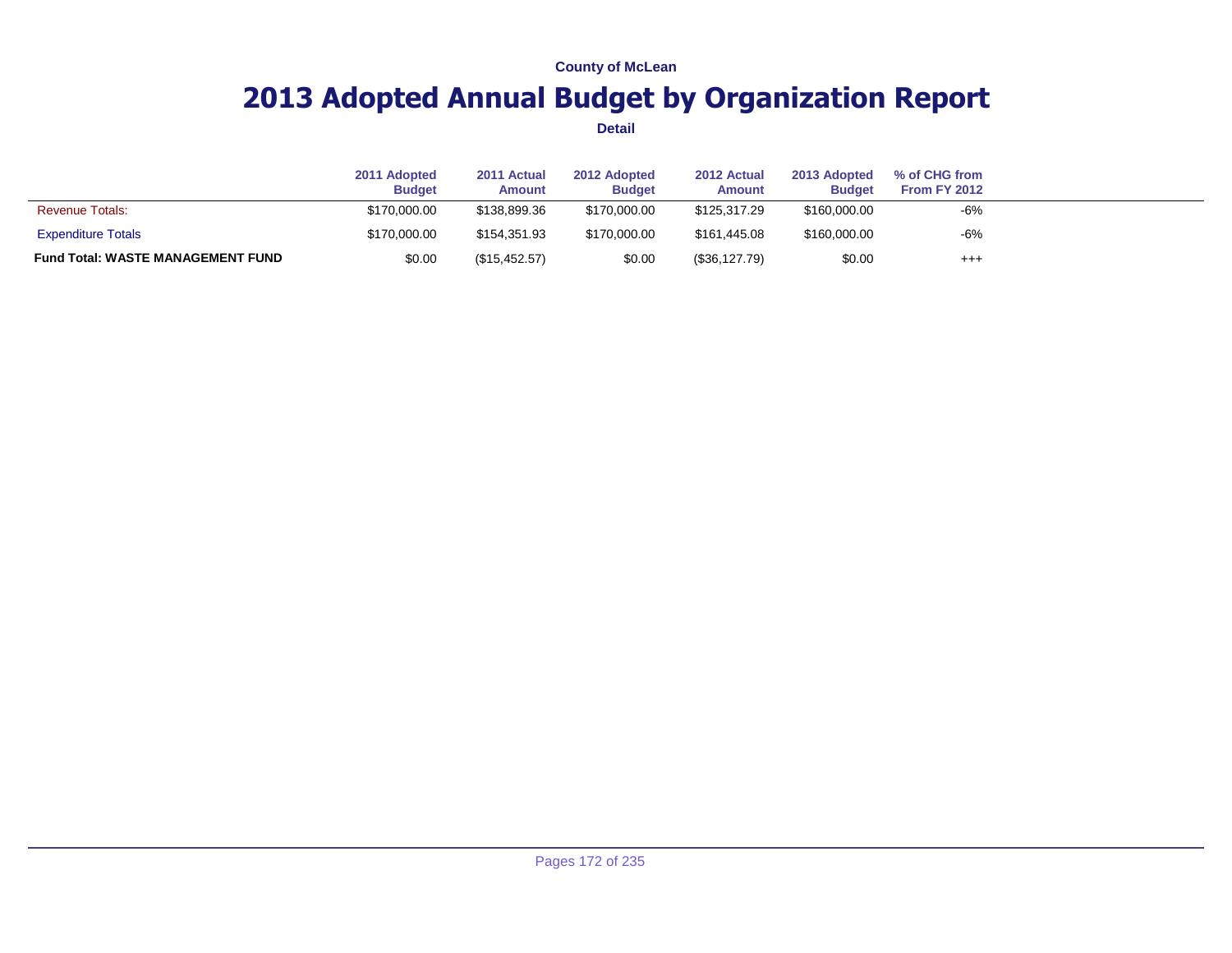County of McLean

# 2013 Adopted Annual Budget by Organization Report

Detail

| | 2011 Adopted Budget | 2011 Actual Amount | 2012 Adopted Budget | 2012 Actual Amount | 2013 Adopted Budget | % of CHG from From FY 2012 |
|---|---|---|---|---|---|---|
| Revenue Totals: | $170,000.00 | $138,899.36 | $170,000.00 | $125,317.29 | $160,000.00 | -6% |
| Expenditure Totals | $170,000.00 | $154,351.93 | $170,000.00 | $161,445.08 | $160,000.00 | -6% |
| **Fund Total: WASTE MANAGEMENT FUND** | $0.00 | ($15,452.57) | $0.00 | ($36,127.79) | $0.00 | +++ |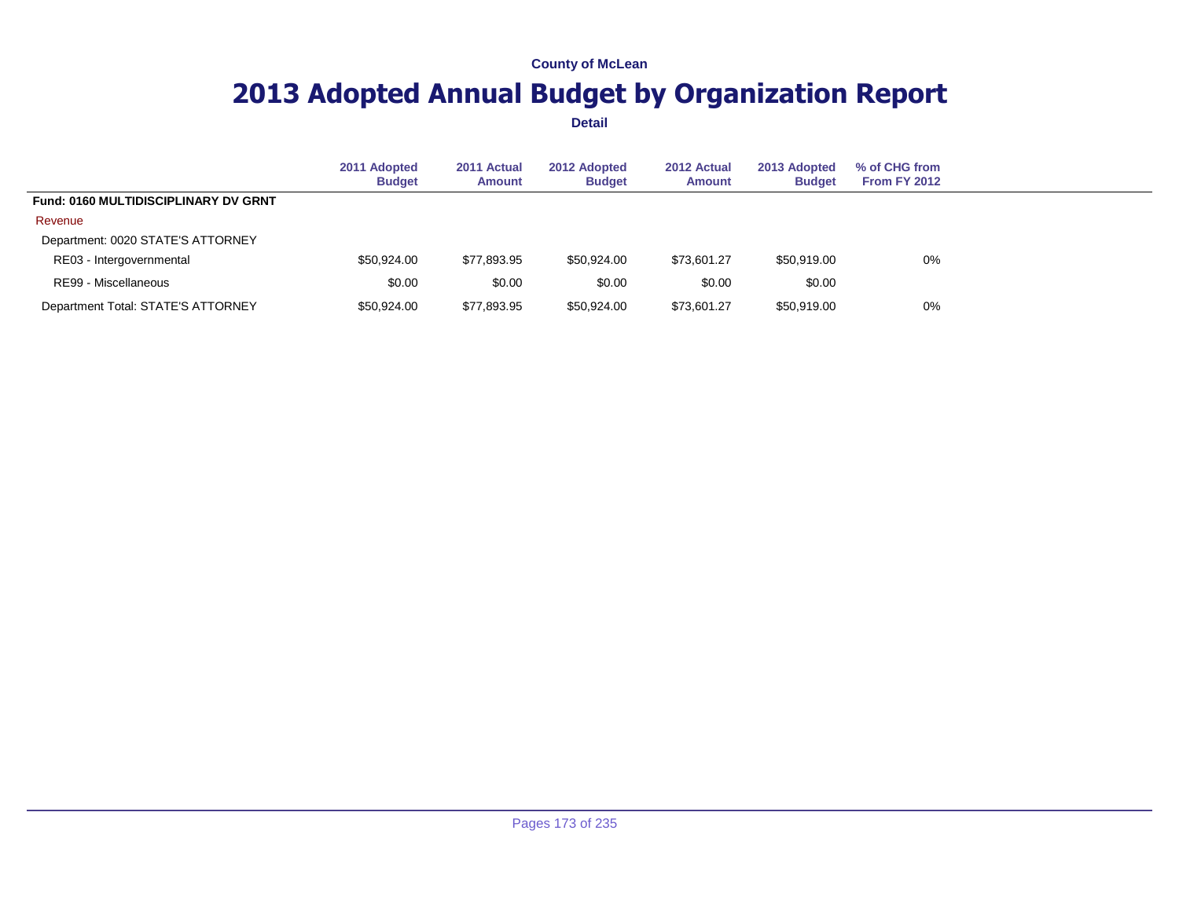County of McLean

# 2013 Adopted Annual Budget by Organization Report

**Detail**

| | 2011 Adopted Budget | 2011 Actual Amount | 2012 Adopted Budget | 2012 Actual Amount | 2013 Adopted Budget | % of CHG from From FY 2012 |
|---|---|---|---|---|---|---|
| **Fund: 0160 MULTIDISCIPLINARY DV GRNT** | | | | | | |
| Revenue | | | | | | |
| Department: 0020 STATE'S ATTORNEY | | | | | | |
| RE03 - Intergovernmental | $50,924.00 | $77,893.95 | $50,924.00 | $73,601.27 | $50,919.00 | 0% |
| RE99 - Miscellaneous | $0.00 | $0.00 | $0.00 | $0.00 | $0.00 | |
| Department Total: STATE'S ATTORNEY | $50,924.00 | $77,893.95 | $50,924.00 | $73,601.27 | $50,919.00 | 0% |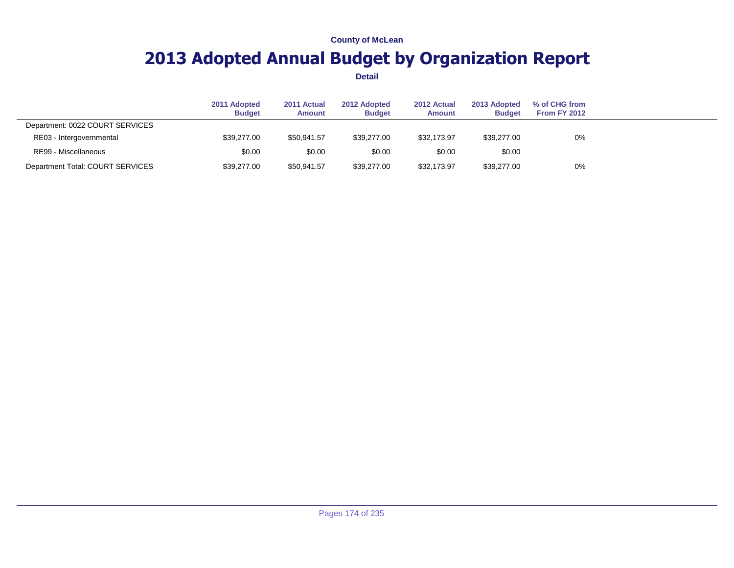County of McLean

# 2013 Adopted Annual Budget by Organization Report

**Detail**

| | 2011 Adopted Budget | 2011 Actual Amount | 2012 Adopted Budget | 2012 Actual Amount | 2013 Adopted Budget | % of CHG from From FY 2012 |
|---|---|---|---|---|---|---|
| Department: 0022 COURT SERVICES | | | | | | |
| RE03 - Intergovernmental | $39,277.00 | $50,941.57 | $39,277.00 | $32,173.97 | $39,277.00 | 0% |
| RE99 - Miscellaneous | $0.00 | $0.00 | $0.00 | $0.00 | $0.00 | |
| Department Total: COURT SERVICES | $39,277.00 | $50,941.57 | $39,277.00 | $32,173.97 | $39,277.00 | 0% |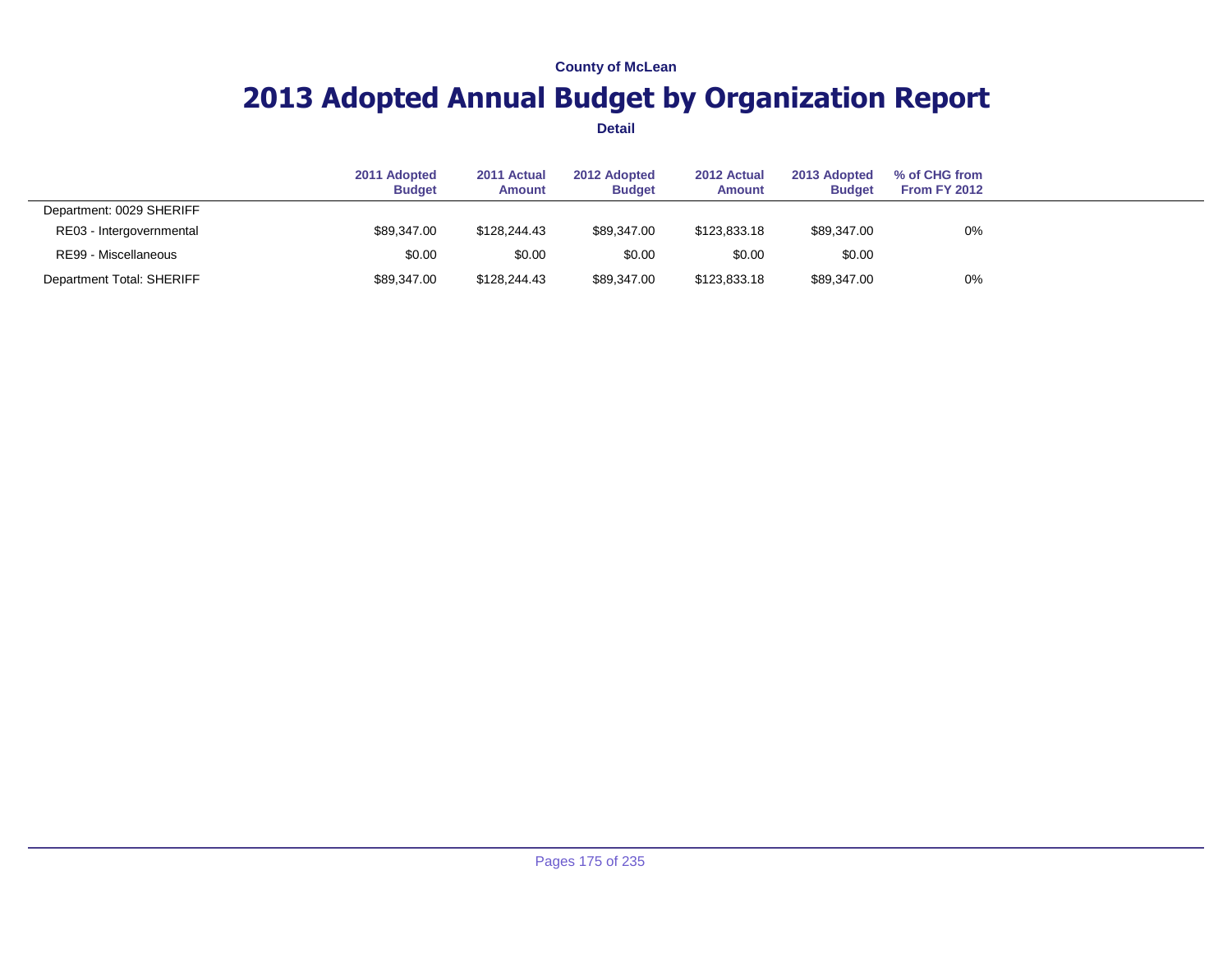County of McLean

# 2013 Adopted Annual Budget by Organization Report

**Detail**

| | 2011 Adopted Budget | 2011 Actual Amount | 2012 Adopted Budget | 2012 Actual Amount | 2013 Adopted Budget | % of CHG from From FY 2012 |
|---|---|---|---|---|---|---|
| Department: 0029 SHERIFF | | | | | | |
| RE03 - Intergovernmental | $89,347.00 | $128,244.43 | $89,347.00 | $123,833.18 | $89,347.00 | 0% |
| RE99 - Miscellaneous | $0.00 | $0.00 | $0.00 | $0.00 | $0.00 | |
| Department Total: SHERIFF | $89,347.00 | $128,244.43 | $89,347.00 | $123,833.18 | $89,347.00 | 0% |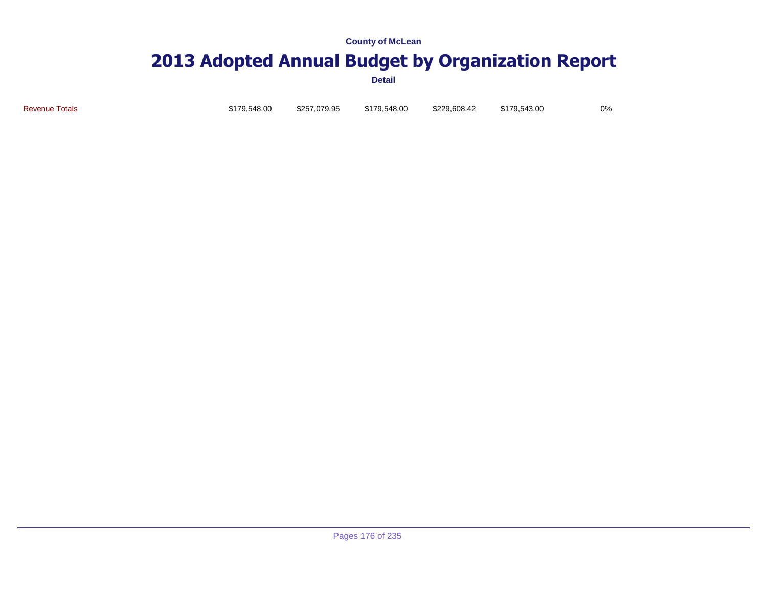County of McLean

# 2013 Adopted Annual Budget by Organization Report

**Detail**

| Revenue Totals | $179,548.00 | $257,079.95 | $179,548.00 | $229,608.42 | $179,543.00 | 0% |
|---|---|---|---|---|---|---|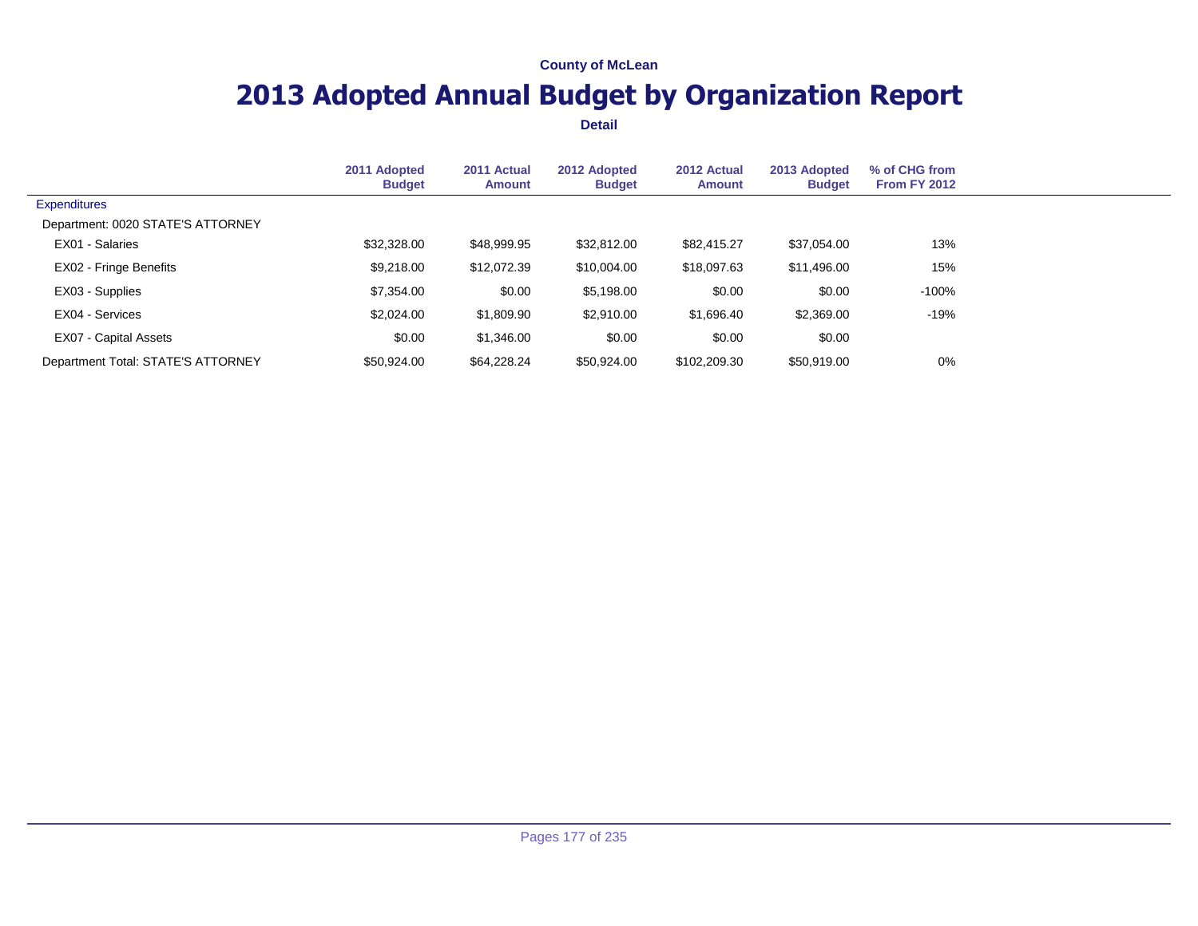**County of McLean**

# 2013 Adopted Annual Budget by Organization Report

**Detail**

| | 2011 Adopted Budget | 2011 Actual Amount | 2012 Adopted Budget | 2012 Actual Amount | 2013 Adopted Budget | % of CHG from From FY 2012 |
|---|---|---|---|---|---|---|
| Expenditures | | | | | | |
| Department: 0020 STATE'S ATTORNEY | | | | | | |
| EX01 - Salaries | $32,328.00 | $48,999.95 | $32,812.00 | $82,415.27 | $37,054.00 | 13% |
| EX02 - Fringe Benefits | $9,218.00 | $12,072.39 | $10,004.00 | $18,097.63 | $11,496.00 | 15% |
| EX03 - Supplies | $7,354.00 | $0.00 | $5,198.00 | $0.00 | $0.00 | -100% |
| EX04 - Services | $2,024.00 | $1,809.90 | $2,910.00 | $1,696.40 | $2,369.00 | -19% |
| EX07 - Capital Assets | $0.00 | $1,346.00 | $0.00 | $0.00 | $0.00 | |
| Department Total: STATE'S ATTORNEY | $50,924.00 | $64,228.24 | $50,924.00 | $102,209.30 | $50,919.00 | 0% |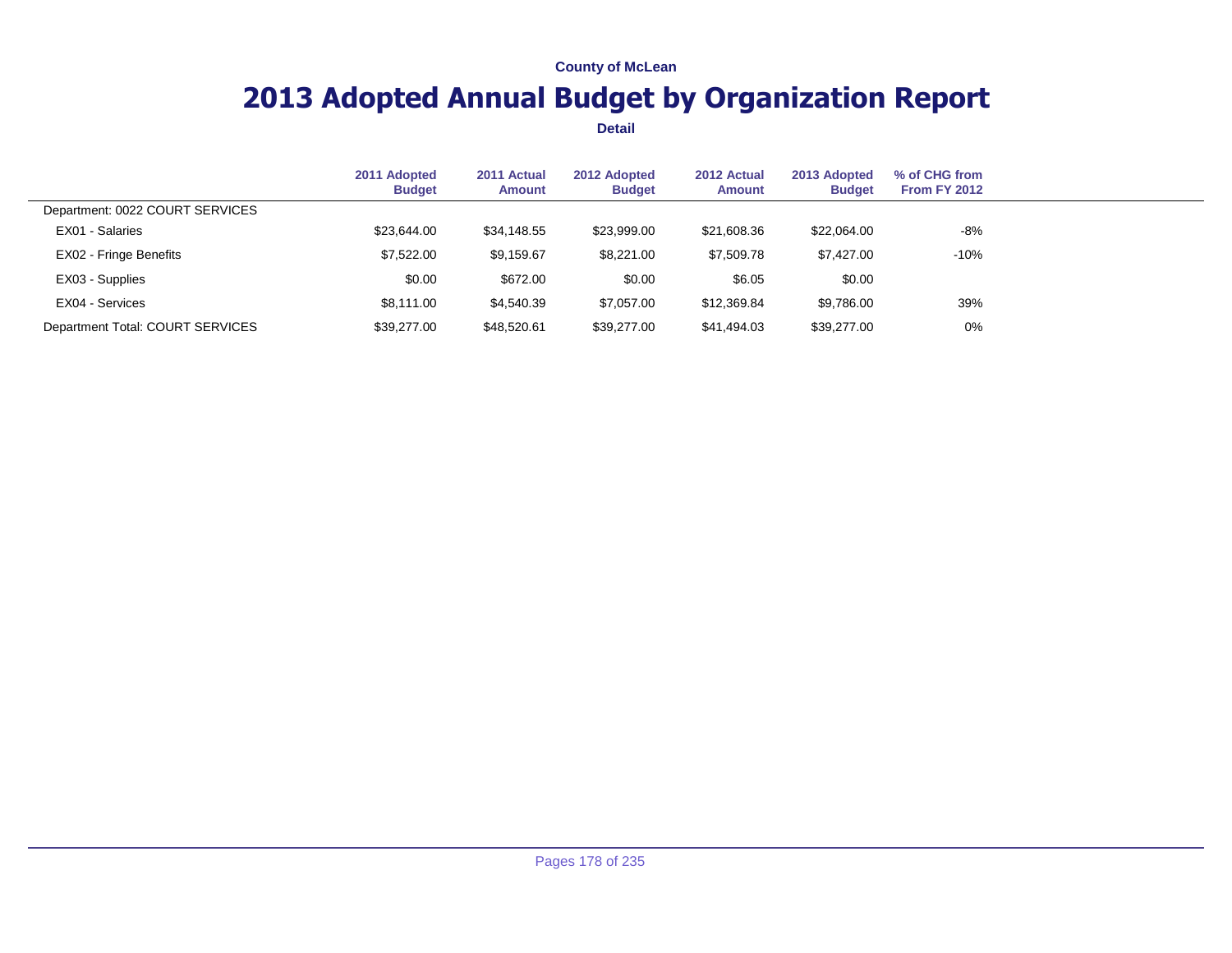County of McLean

# 2013 Adopted Annual Budget by Organization Report

**Detail**

| | 2011 Adopted Budget | 2011 Actual Amount | 2012 Adopted Budget | 2012 Actual Amount | 2013 Adopted Budget | % of CHG from From FY 2012 |
|---|---|---|---|---|---|---|
| Department: 0022 COURT SERVICES | | | | | | |
| EX01 - Salaries | $23,644.00 | $34,148.55 | $23,999.00 | $21,608.36 | $22,064.00 | -8% |
| EX02 - Fringe Benefits | $7,522.00 | $9,159.67 | $8,221.00 | $7,509.78 | $7,427.00 | -10% |
| EX03 - Supplies | $0.00 | $672.00 | $0.00 | $6.05 | $0.00 | |
| EX04 - Services | $8,111.00 | $4,540.39 | $7,057.00 | $12,369.84 | $9,786.00 | 39% |
| Department Total: COURT SERVICES | $39,277.00 | $48,520.61 | $39,277.00 | $41,494.03 | $39,277.00 | 0% |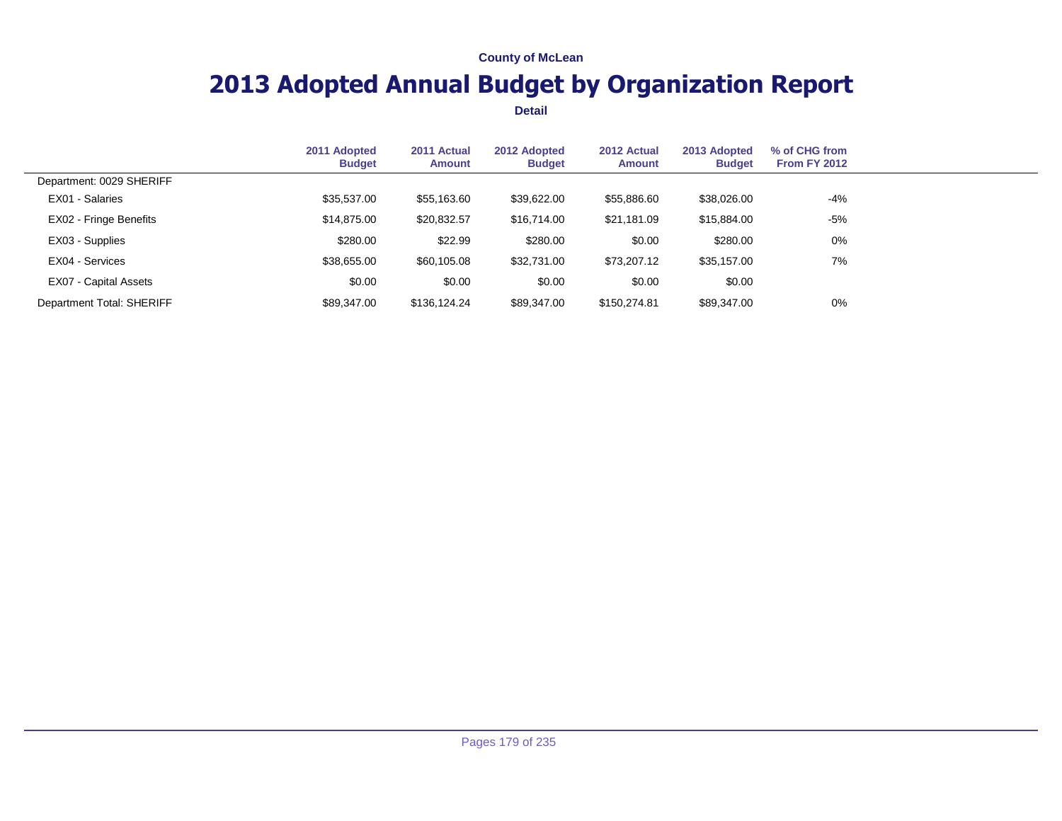County of McLean

# 2013 Adopted Annual Budget by Organization Report

**Detail**

| | 2011 Adopted Budget | 2011 Actual Amount | 2012 Adopted Budget | 2012 Actual Amount | 2013 Adopted Budget | % of CHG from From FY 2012 |
|---|---|---|---|---|---|---|
| Department: 0029 SHERIFF | | | | | | |
| EX01 - Salaries | $35,537.00 | $55,163.60 | $39,622.00 | $55,886.60 | $38,026.00 | -4% |
| EX02 - Fringe Benefits | $14,875.00 | $20,832.57 | $16,714.00 | $21,181.09 | $15,884.00 | -5% |
| EX03 - Supplies | $280.00 | $22.99 | $280.00 | $0.00 | $280.00 | 0% |
| EX04 - Services | $38,655.00 | $60,105.08 | $32,731.00 | $73,207.12 | $35,157.00 | 7% |
| EX07 - Capital Assets | $0.00 | $0.00 | $0.00 | $0.00 | $0.00 | |
| Department Total: SHERIFF | $89,347.00 | $136,124.24 | $89,347.00 | $150,274.81 | $89,347.00 | 0% |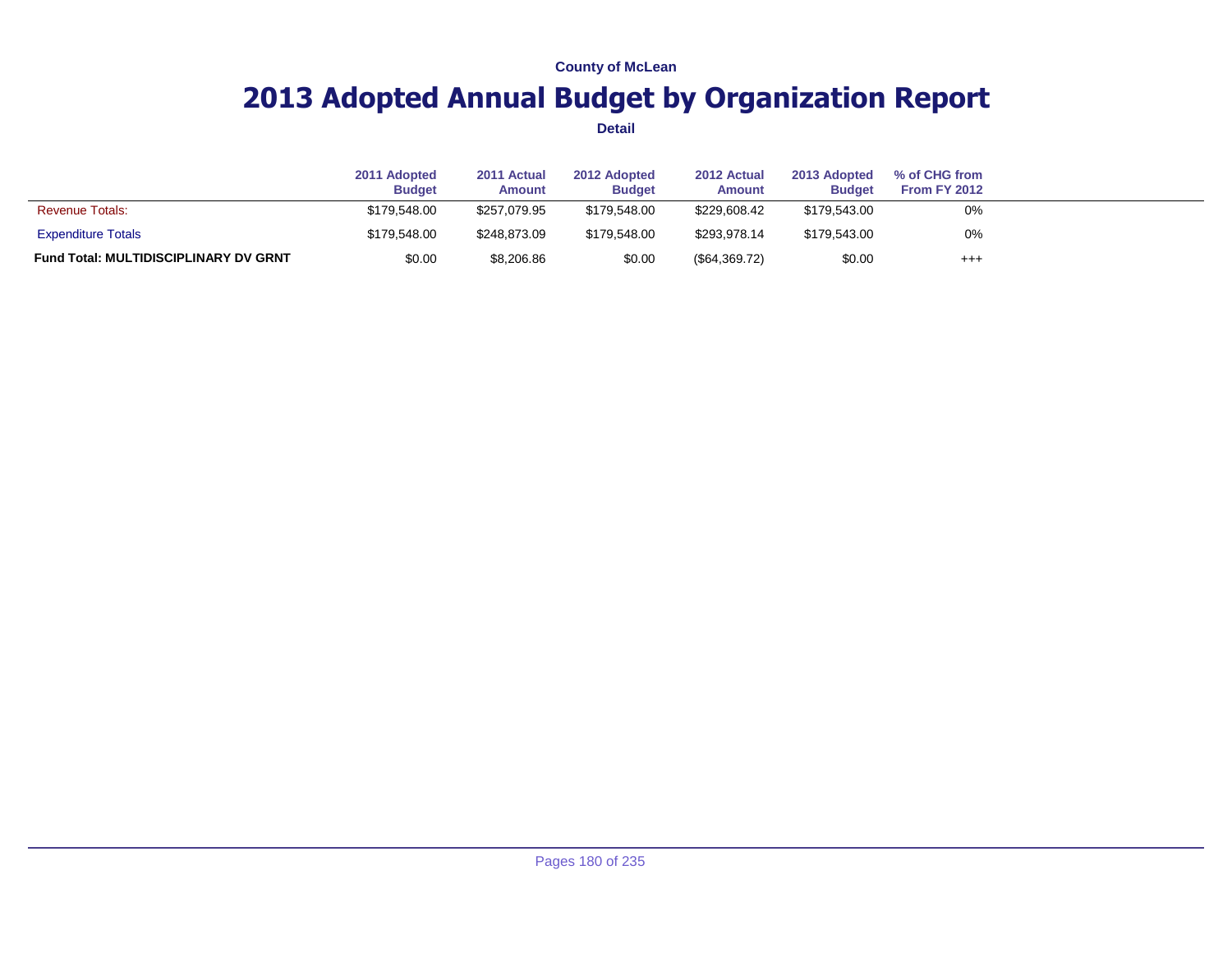County of McLean

# 2013 Adopted Annual Budget by Organization Report

Detail

| | 2011 Adopted Budget | 2011 Actual Amount | 2012 Adopted Budget | 2012 Actual Amount | 2013 Adopted Budget | % of CHG from From FY 2012 |
|---|---|---|---|---|---|---|
| Revenue Totals: | $179,548.00 | $257,079.95 | $179,548.00 | $229,608.42 | $179,543.00 | 0% |
| Expenditure Totals | $179,548.00 | $248,873.09 | $179,548.00 | $293,978.14 | $179,543.00 | 0% |
| **Fund Total: MULTIDISCIPLINARY DV GRNT** | $0.00 | $8,206.86 | $0.00 | ($64,369.72) | $0.00 | +++ |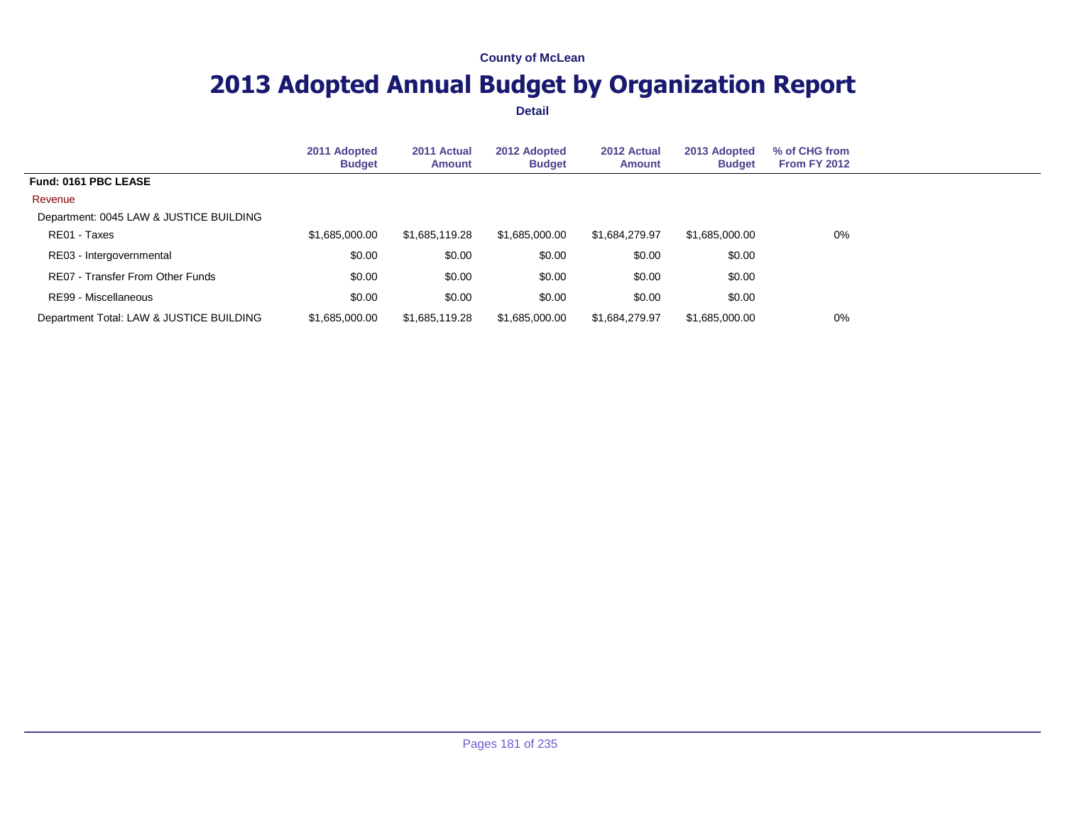County of McLean

# 2013 Adopted Annual Budget by Organization Report

**Detail**

| | 2011 Adopted Budget | 2011 Actual Amount | 2012 Adopted Budget | 2012 Actual Amount | 2013 Adopted Budget | % of CHG from From FY 2012 |
|---|---|---|---|---|---|---|
| **Fund: 0161 PBC LEASE** | | | | | | |
| Revenue | | | | | | |
| Department: 0045 LAW & JUSTICE BUILDING | | | | | | |
| RE01 - Taxes | $1,685,000.00 | $1,685,119.28 | $1,685,000.00 | $1,684,279.97 | $1,685,000.00 | 0% |
| RE03 - Intergovernmental | $0.00 | $0.00 | $0.00 | $0.00 | $0.00 | |
| RE07 - Transfer From Other Funds | $0.00 | $0.00 | $0.00 | $0.00 | $0.00 | |
| RE99 - Miscellaneous | $0.00 | $0.00 | $0.00 | $0.00 | $0.00 | |
| Department Total: LAW & JUSTICE BUILDING | $1,685,000.00 | $1,685,119.28 | $1,685,000.00 | $1,684,279.97 | $1,685,000.00 | 0% |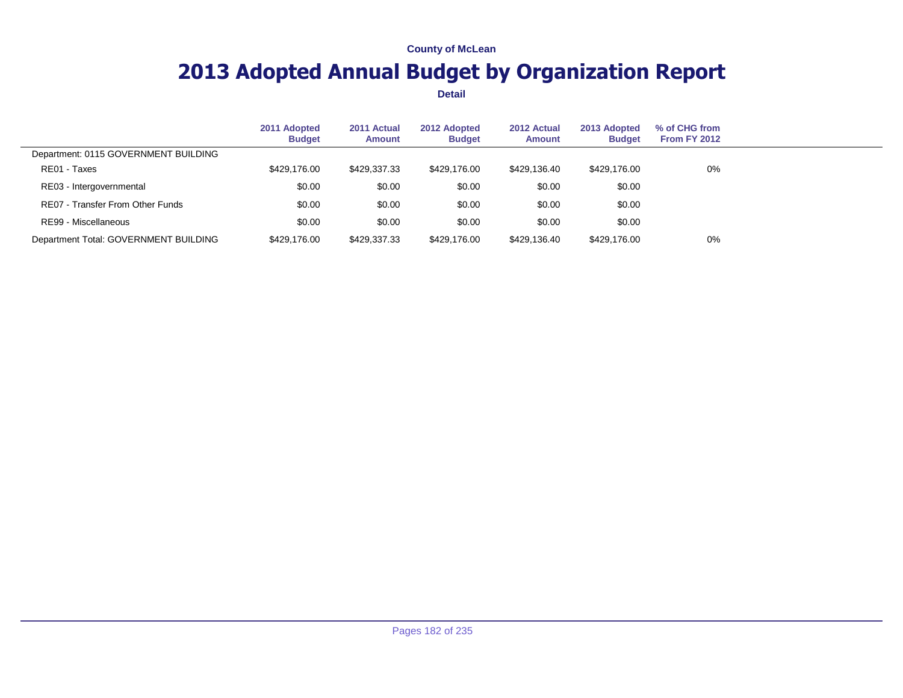County of McLean

# 2013 Adopted Annual Budget by Organization Report

**Detail**

| | 2011 Adopted Budget | 2011 Actual Amount | 2012 Adopted Budget | 2012 Actual Amount | 2013 Adopted Budget | % of CHG from From FY 2012 |
|---|---|---|---|---|---|---|
| Department: 0115 GOVERNMENT BUILDING | | | | | | |
| RE01 - Taxes | $429,176.00 | $429,337.33 | $429,176.00 | $429,136.40 | $429,176.00 | 0% |
| RE03 - Intergovernmental | $0.00 | $0.00 | $0.00 | $0.00 | $0.00 | |
| RE07 - Transfer From Other Funds | $0.00 | $0.00 | $0.00 | $0.00 | $0.00 | |
| RE99 - Miscellaneous | $0.00 | $0.00 | $0.00 | $0.00 | $0.00 | |
| Department Total: GOVERNMENT BUILDING | $429,176.00 | $429,337.33 | $429,176.00 | $429,136.40 | $429,176.00 | 0% |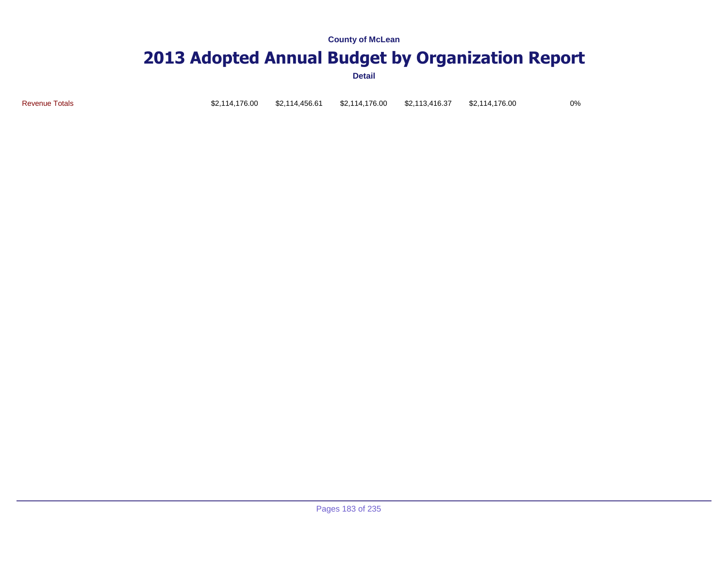County of McLean

# 2013 Adopted Annual Budget by Organization Report

Detail

| | | | | | | |
|---|---|---|---|---|---|---|
| Revenue Totals | $2,114,176.00 | $2,114,456.61 | $2,114,176.00 | $2,113,416.37 | $2,114,176.00 | 0% |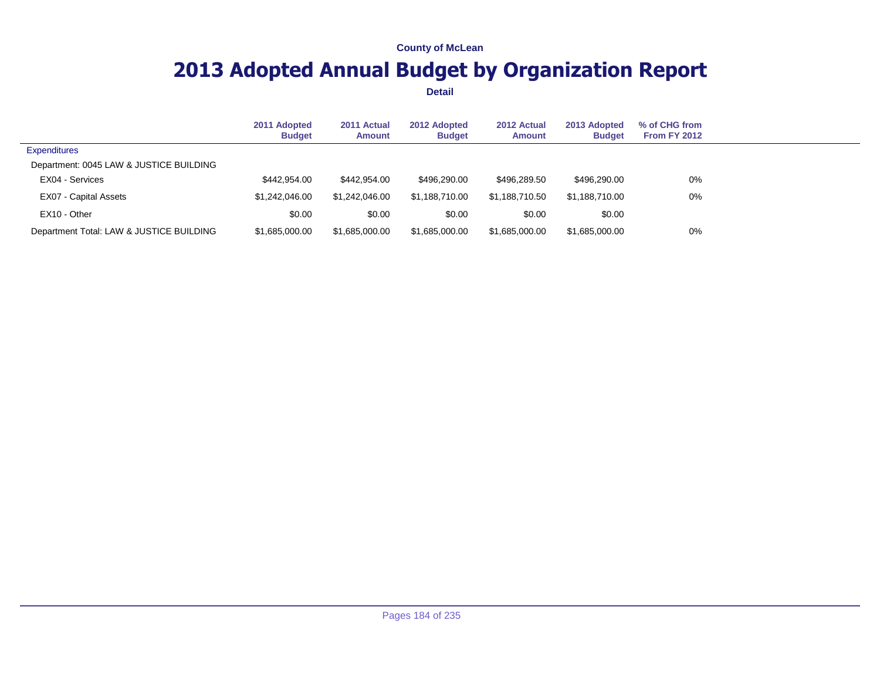**County of McLean**

# 2013 Adopted Annual Budget by Organization Report

**Detail**

| | 2011 Adopted Budget | 2011 Actual Amount | 2012 Adopted Budget | 2012 Actual Amount | 2013 Adopted Budget | % of CHG from From FY 2012 |
|---|---|---|---|---|---|---|
| Expenditures | | | | | | |
| Department: 0045 LAW & JUSTICE BUILDING | | | | | | |
| EX04 - Services | $442,954.00 | $442,954.00 | $496,290.00 | $496,289.50 | $496,290.00 | 0% |
| EX07 - Capital Assets | $1,242,046.00 | $1,242,046.00 | $1,188,710.00 | $1,188,710.50 | $1,188,710.00 | 0% |
| EX10 - Other | $0.00 | $0.00 | $0.00 | $0.00 | $0.00 | |
| Department Total: LAW & JUSTICE BUILDING | $1,685,000.00 | $1,685,000.00 | $1,685,000.00 | $1,685,000.00 | $1,685,000.00 | 0% |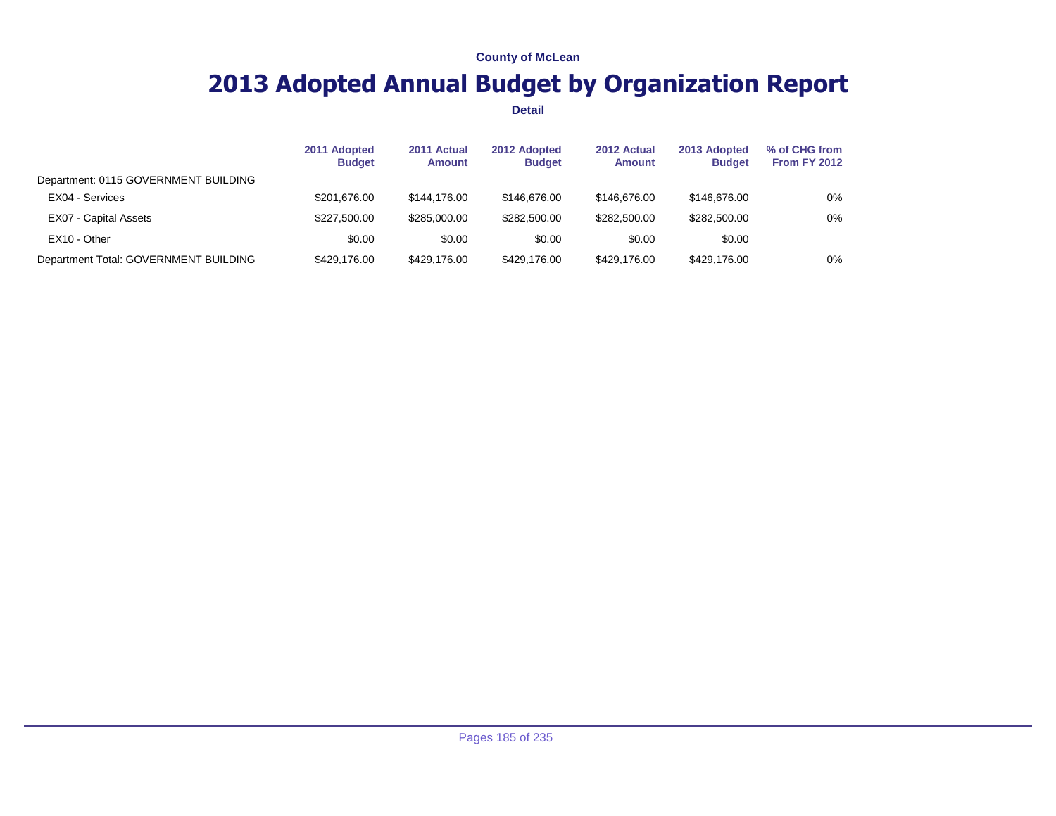County of McLean

# 2013 Adopted Annual Budget by Organization Report

**Detail**

| | 2011 Adopted Budget | 2011 Actual Amount | 2012 Adopted Budget | 2012 Actual Amount | 2013 Adopted Budget | % of CHG from From FY 2012 |
|---|---|---|---|---|---|---|
| Department: 0115 GOVERNMENT BUILDING | | | | | | |
| EX04 - Services | $201,676.00 | $144,176.00 | $146,676.00 | $146,676.00 | $146,676.00 | 0% |
| EX07 - Capital Assets | $227,500.00 | $285,000.00 | $282,500.00 | $282,500.00 | $282,500.00 | 0% |
| EX10 - Other | $0.00 | $0.00 | $0.00 | $0.00 | $0.00 | |
| Department Total: GOVERNMENT BUILDING | $429,176.00 | $429,176.00 | $429,176.00 | $429,176.00 | $429,176.00 | 0% |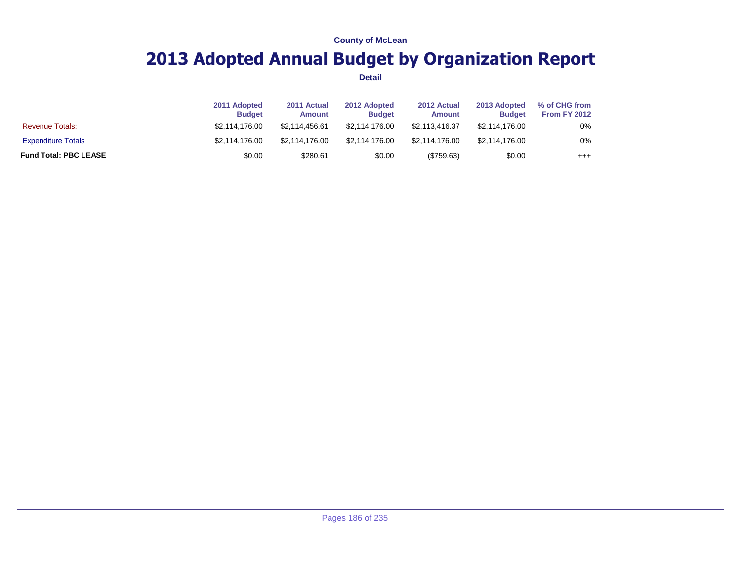**County of McLean**

# 2013 Adopted Annual Budget by Organization Report

**Detail**

| | 2011 Adopted Budget | 2011 Actual Amount | 2012 Adopted Budget | 2012 Actual Amount | 2013 Adopted Budget | % of CHG from From FY 2012 |
|---|---|---|---|---|---|---|
| Revenue Totals: | $2,114,176.00 | $2,114,456.61 | $2,114,176.00 | $2,113,416.37 | $2,114,176.00 | 0% |
| Expenditure Totals | $2,114,176.00 | $2,114,176.00 | $2,114,176.00 | $2,114,176.00 | $2,114,176.00 | 0% |
| **Fund Total: PBC LEASE** | $0.00 | $280.61 | $0.00 | ($759.63) | $0.00 | +++ |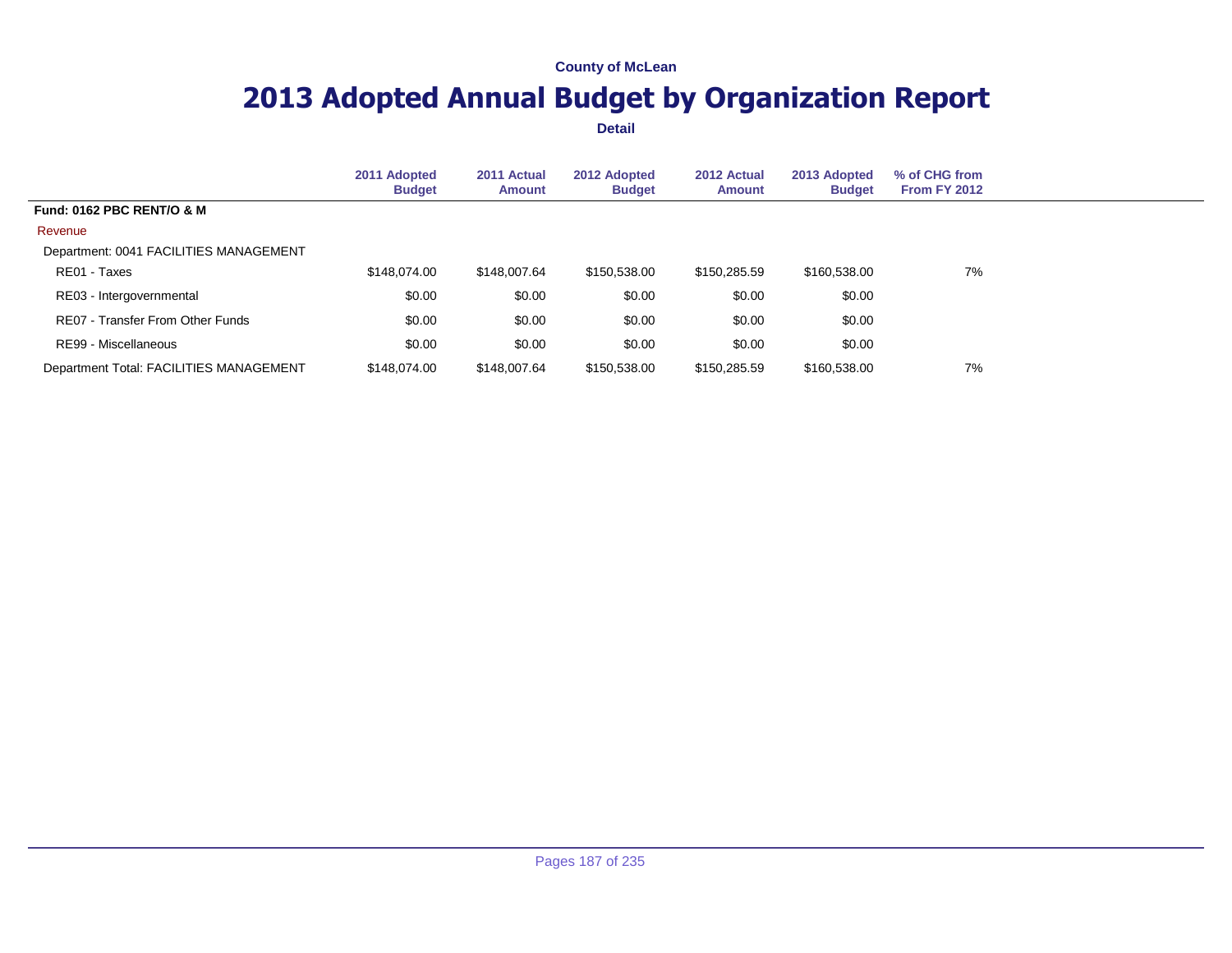County of McLean

# 2013 Adopted Annual Budget by Organization Report

**Detail**

| | 2011 Adopted Budget | 2011 Actual Amount | 2012 Adopted Budget | 2012 Actual Amount | 2013 Adopted Budget | % of CHG from From FY 2012 |
|---|---|---|---|---|---|---|
| **Fund: 0162 PBC RENT/O & M** | | | | | | |
| Revenue | | | | | | |
| Department: 0041 FACILITIES MANAGEMENT | | | | | | |
| RE01 - Taxes | $148,074.00 | $148,007.64 | $150,538.00 | $150,285.59 | $160,538.00 | 7% |
| RE03 - Intergovernmental | $0.00 | $0.00 | $0.00 | $0.00 | $0.00 | |
| RE07 - Transfer From Other Funds | $0.00 | $0.00 | $0.00 | $0.00 | $0.00 | |
| RE99 - Miscellaneous | $0.00 | $0.00 | $0.00 | $0.00 | $0.00 | |
| Department Total: FACILITIES MANAGEMENT | $148,074.00 | $148,007.64 | $150,538.00 | $150,285.59 | $160,538.00 | 7% |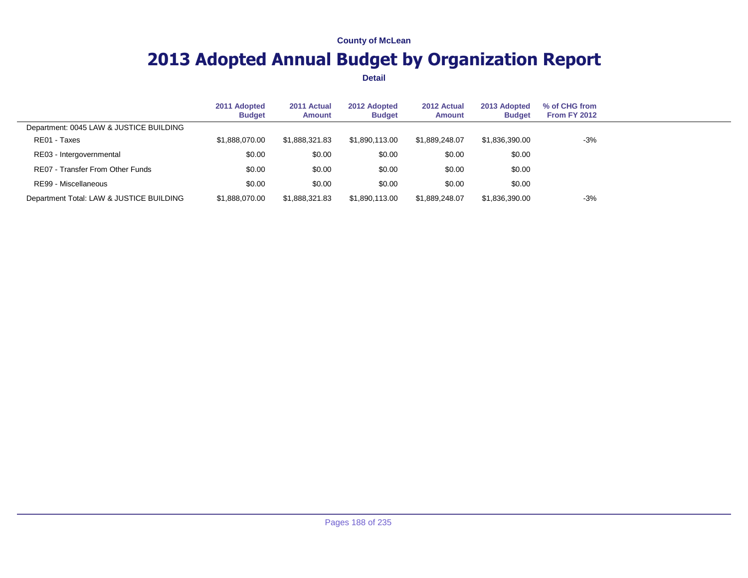County of McLean

# 2013 Adopted Annual Budget by Organization Report

**Detail**

| | 2011 Adopted Budget | 2011 Actual Amount | 2012 Adopted Budget | 2012 Actual Amount | 2013 Adopted Budget | % of CHG from From FY 2012 |
|---|---|---|---|---|---|---|
| Department: 0045 LAW & JUSTICE BUILDING | | | | | | |
| RE01 - Taxes | $1,888,070.00 | $1,888,321.83 | $1,890,113.00 | $1,889,248.07 | $1,836,390.00 | -3% |
| RE03 - Intergovernmental | $0.00 | $0.00 | $0.00 | $0.00 | $0.00 | |
| RE07 - Transfer From Other Funds | $0.00 | $0.00 | $0.00 | $0.00 | $0.00 | |
| RE99 - Miscellaneous | $0.00 | $0.00 | $0.00 | $0.00 | $0.00 | |
| Department Total: LAW & JUSTICE BUILDING | $1,888,070.00 | $1,888,321.83 | $1,890,113.00 | $1,889,248.07 | $1,836,390.00 | -3% |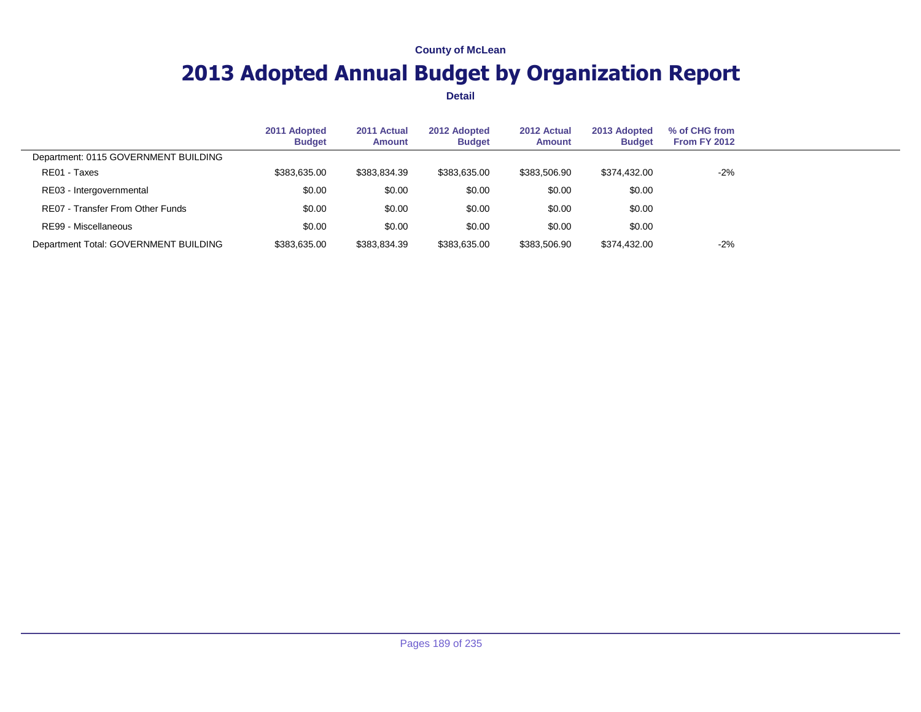County of McLean

# 2013 Adopted Annual Budget by Organization Report

**Detail**

| | 2011 Adopted Budget | 2011 Actual Amount | 2012 Adopted Budget | 2012 Actual Amount | 2013 Adopted Budget | % of CHG from From FY 2012 |
|---|---|---|---|---|---|---|
| Department: 0115 GOVERNMENT BUILDING | | | | | | |
| RE01 - Taxes | $383,635.00 | $383,834.39 | $383,635.00 | $383,506.90 | $374,432.00 | -2% |
| RE03 - Intergovernmental | $0.00 | $0.00 | $0.00 | $0.00 | $0.00 | |
| RE07 - Transfer From Other Funds | $0.00 | $0.00 | $0.00 | $0.00 | $0.00 | |
| RE99 - Miscellaneous | $0.00 | $0.00 | $0.00 | $0.00 | $0.00 | |
| Department Total: GOVERNMENT BUILDING | $383,635.00 | $383,834.39 | $383,635.00 | $383,506.90 | $374,432.00 | -2% |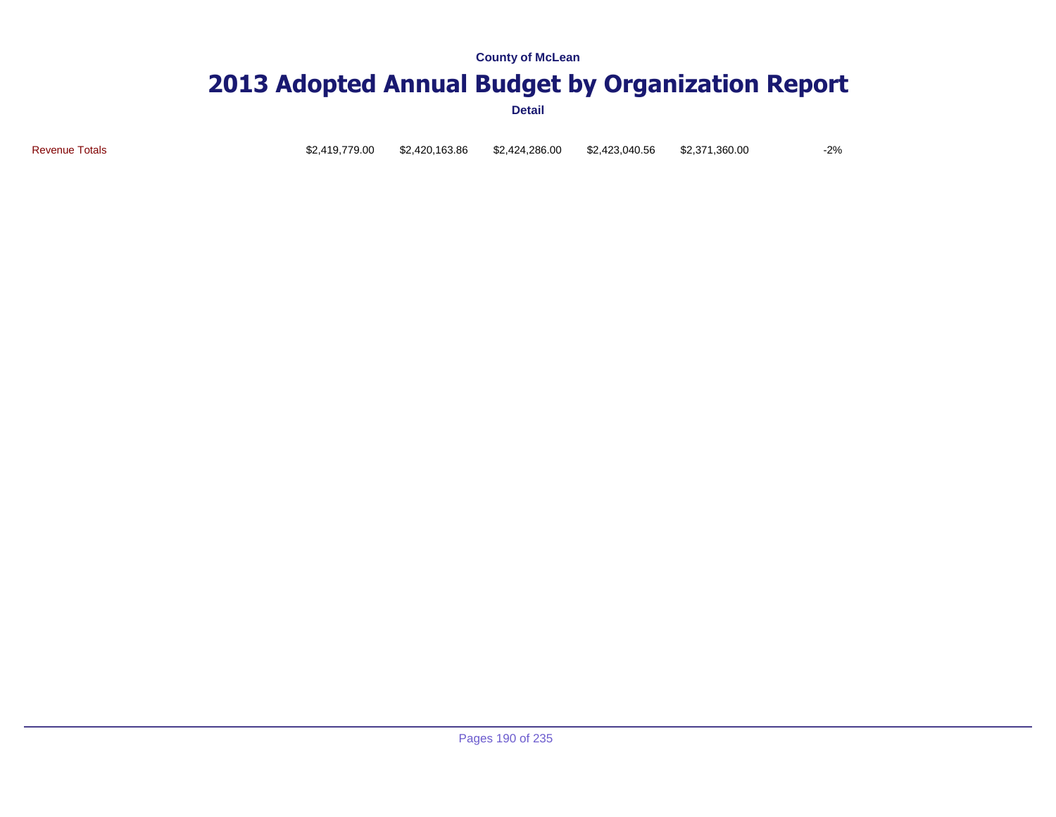County of McLean

# 2013 Adopted Annual Budget by Organization Report

Detail

| | | | | | | |
|---|---|---|---|---|---|---|
| Revenue Totals | $2,419,779.00 | $2,420,163.86 | $2,424,286.00 | $2,423,040.56 | $2,371,360.00 | -2% |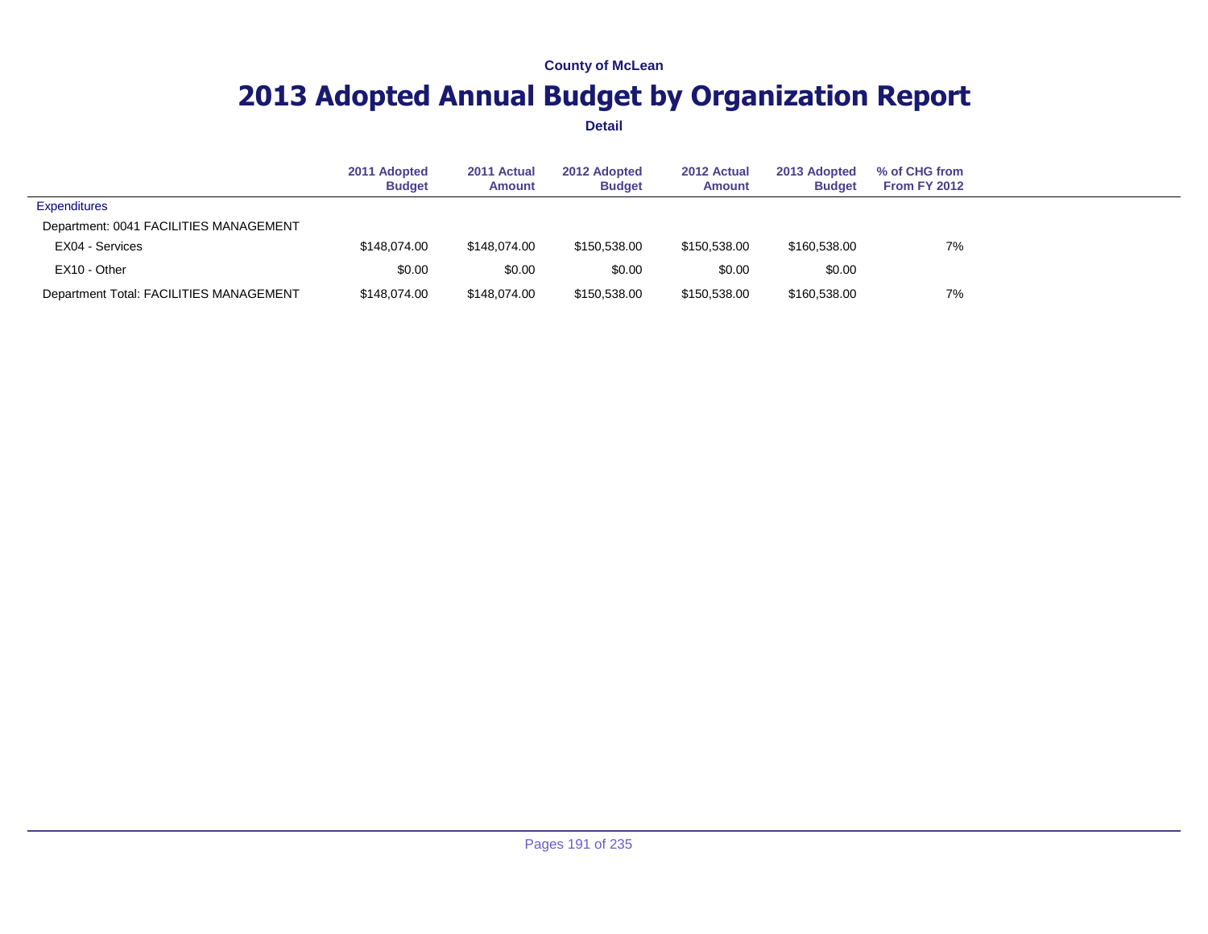County of McLean

# 2013 Adopted Annual Budget by Organization Report

**Detail**

| | 2011 Adopted Budget | 2011 Actual Amount | 2012 Adopted Budget | 2012 Actual Amount | 2013 Adopted Budget | % of CHG from From FY 2012 |
|---|---|---|---|---|---|---|
| Expenditures | | | | | | |
| Department: 0041 FACILITIES MANAGEMENT | | | | | | |
| EX04 - Services | $148,074.00 | $148,074.00 | $150,538.00 | $150,538.00 | $160,538.00 | 7% |
| EX10 - Other | $0.00 | $0.00 | $0.00 | $0.00 | $0.00 | |
| Department Total: FACILITIES MANAGEMENT | $148,074.00 | $148,074.00 | $150,538.00 | $150,538.00 | $160,538.00 | 7% |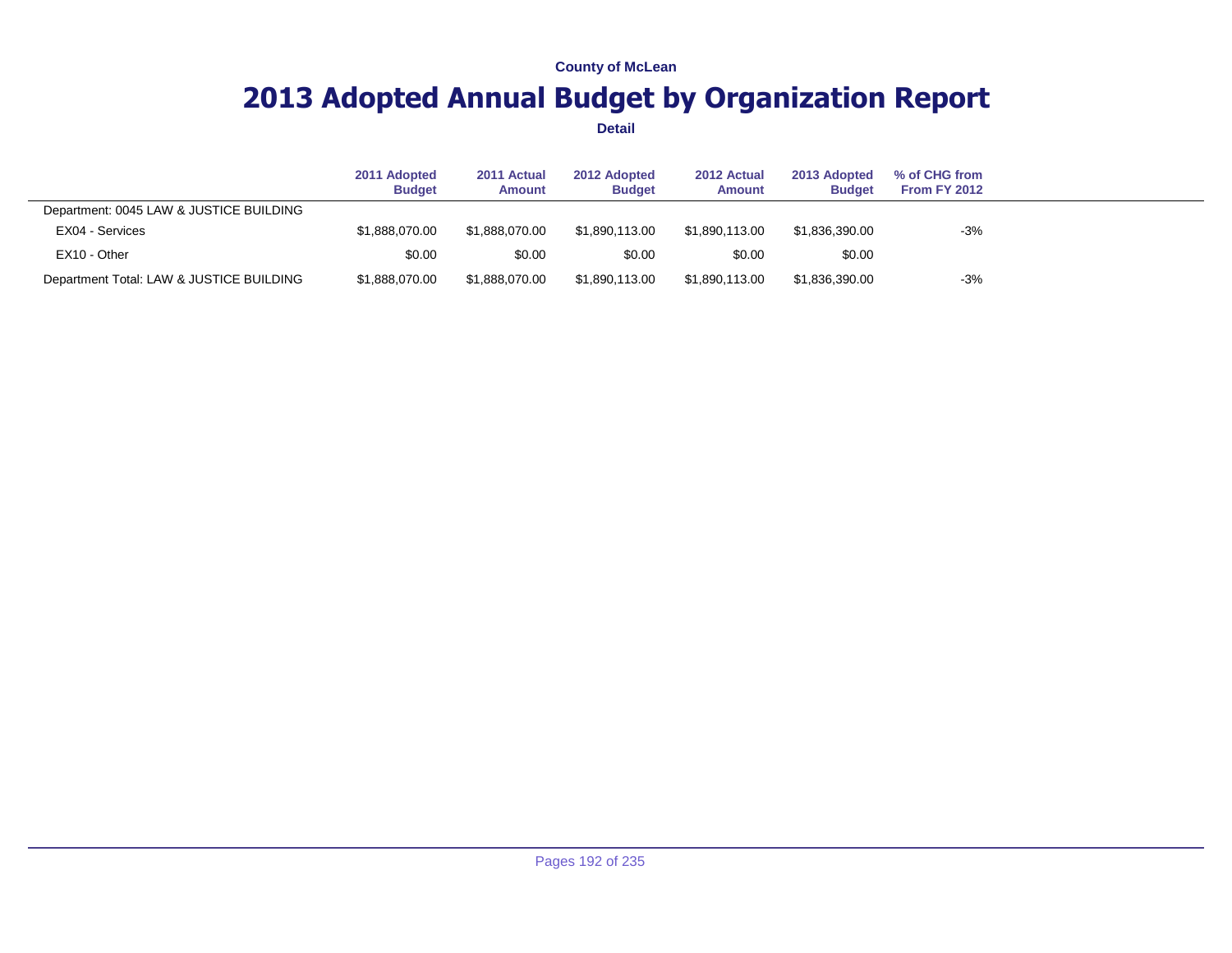County of McLean

# 2013 Adopted Annual Budget by Organization Report

**Detail**

| | 2011 Adopted Budget | 2011 Actual Amount | 2012 Adopted Budget | 2012 Actual Amount | 2013 Adopted Budget | % of CHG from From FY 2012 |
|---|---|---|---|---|---|---|
| Department: 0045 LAW & JUSTICE BUILDING | | | | | | |
| EX04 - Services | $1,888,070.00 | $1,888,070.00 | $1,890,113.00 | $1,890,113.00 | $1,836,390.00 | -3% |
| EX10 - Other | $0.00 | $0.00 | $0.00 | $0.00 | $0.00 | |
| Department Total: LAW & JUSTICE BUILDING | $1,888,070.00 | $1,888,070.00 | $1,890,113.00 | $1,890,113.00 | $1,836,390.00 | -3% |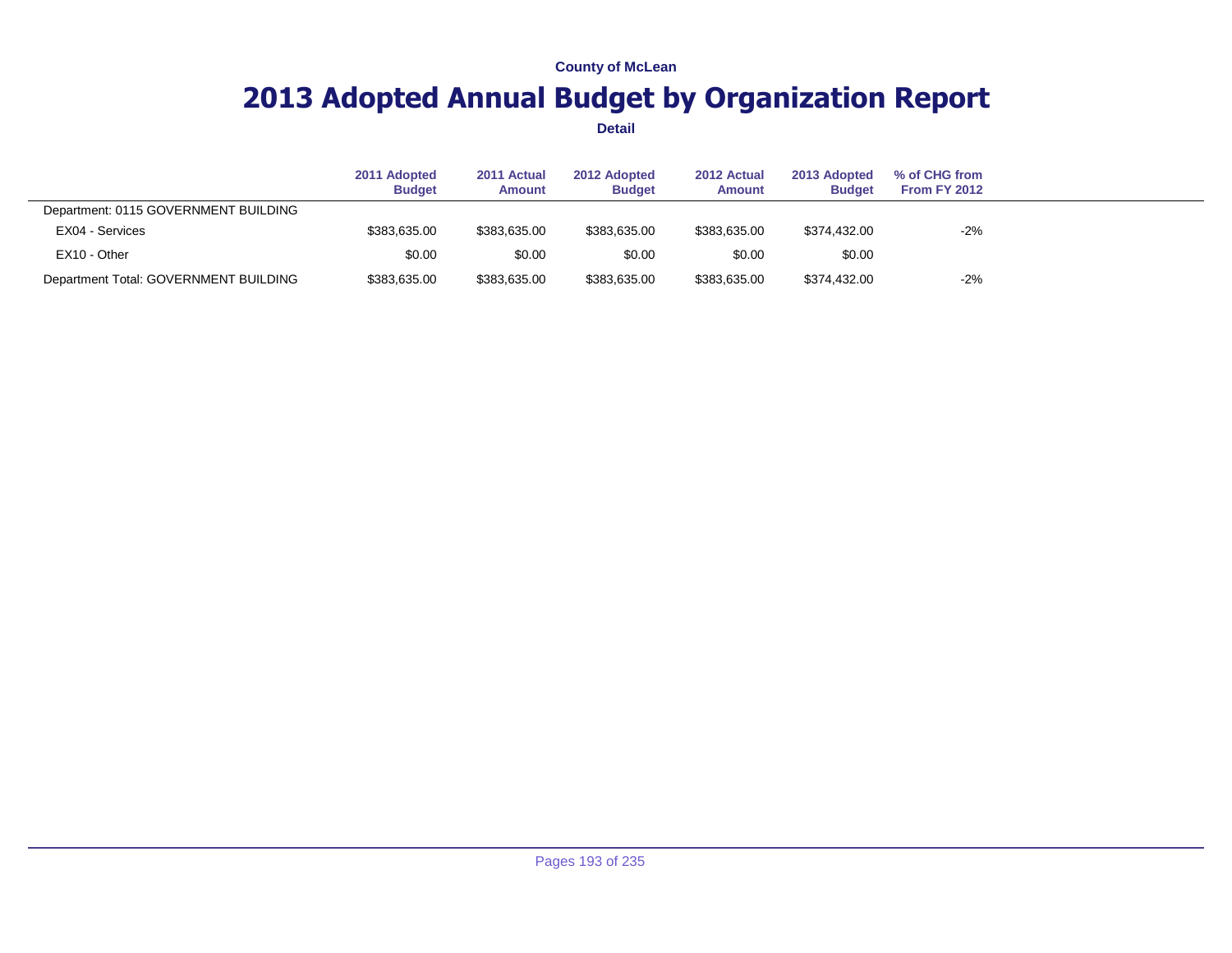County of McLean

# 2013 Adopted Annual Budget by Organization Report

**Detail**

| | 2011 Adopted Budget | 2011 Actual Amount | 2012 Adopted Budget | 2012 Actual Amount | 2013 Adopted Budget | % of CHG from From FY 2012 |
|---|---|---|---|---|---|---|
| Department: 0115 GOVERNMENT BUILDING | | | | | | |
| EX04 - Services | $383,635.00 | $383,635.00 | $383,635.00 | $383,635.00 | $374,432.00 | -2% |
| EX10 - Other | $0.00 | $0.00 | $0.00 | $0.00 | $0.00 | |
| Department Total: GOVERNMENT BUILDING | $383,635.00 | $383,635.00 | $383,635.00 | $383,635.00 | $374,432.00 | -2% |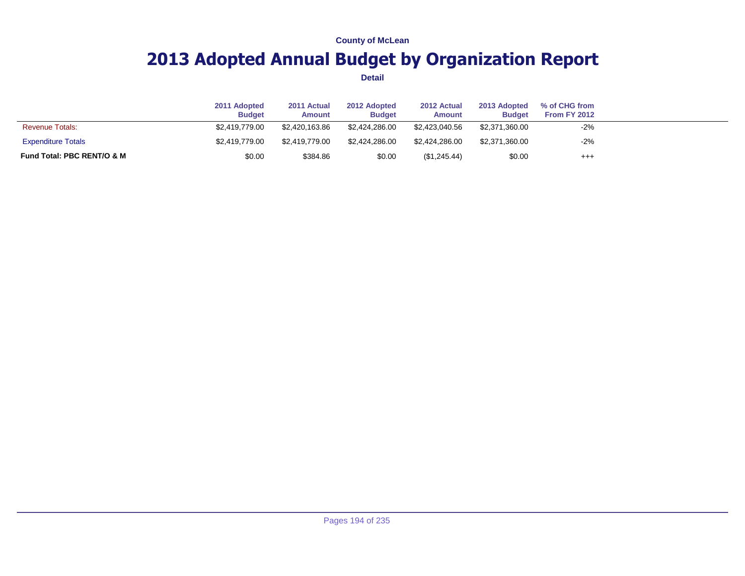County of McLean

# 2013 Adopted Annual Budget by Organization Report

Detail

| | 2011 Adopted Budget | 2011 Actual Amount | 2012 Adopted Budget | 2012 Actual Amount | 2013 Adopted Budget | % of CHG from From FY 2012 |
|---|---|---|---|---|---|---|
| Revenue Totals: | $2,419,779.00 | $2,420,163.86 | $2,424,286.00 | $2,423,040.56 | $2,371,360.00 | -2% |
| Expenditure Totals | $2,419,779.00 | $2,419,779.00 | $2,424,286.00 | $2,424,286.00 | $2,371,360.00 | -2% |
| **Fund Total: PBC RENT/O & M** | $0.00 | $384.86 | $0.00 | ($1,245.44) | $0.00 | +++ |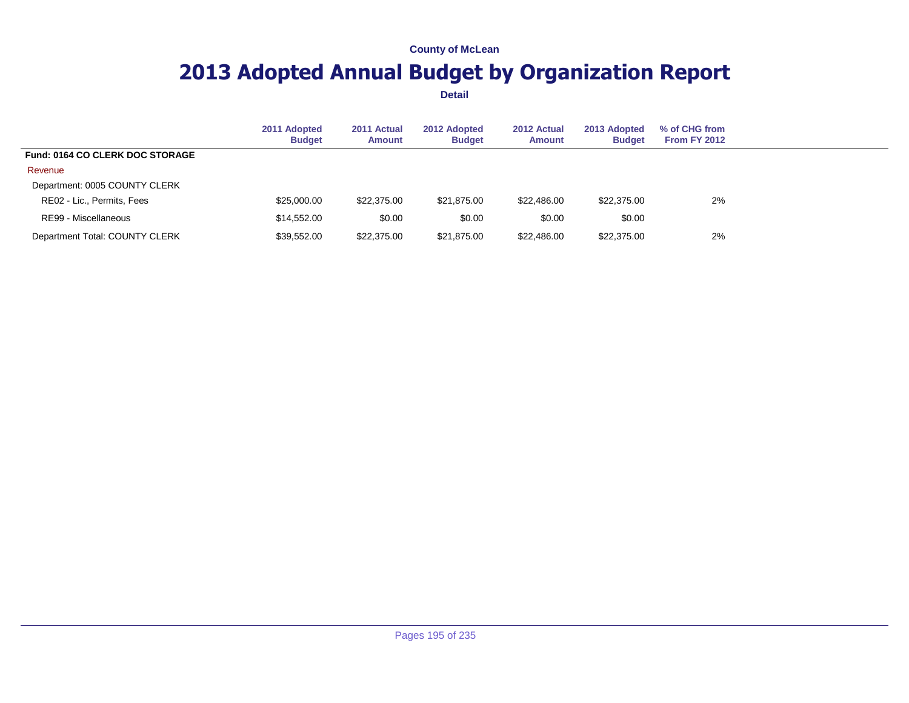County of McLean

# 2013 Adopted Annual Budget by Organization Report

**Detail**

| | 2011 Adopted Budget | 2011 Actual Amount | 2012 Adopted Budget | 2012 Actual Amount | 2013 Adopted Budget | % of CHG from From FY 2012 |
|---|---|---|---|---|---|---|
| **Fund: 0164 CO CLERK DOC STORAGE** | | | | | | |
| Revenue | | | | | | |
| Department: 0005 COUNTY CLERK | | | | | | |
| RE02 - Lic., Permits, Fees | $25,000.00 | $22,375.00 | $21,875.00 | $22,486.00 | $22,375.00 | 2% |
| RE99 - Miscellaneous | $14,552.00 | $0.00 | $0.00 | $0.00 | $0.00 | |
| Department Total: COUNTY CLERK | $39,552.00 | $22,375.00 | $21,875.00 | $22,486.00 | $22,375.00 | 2% |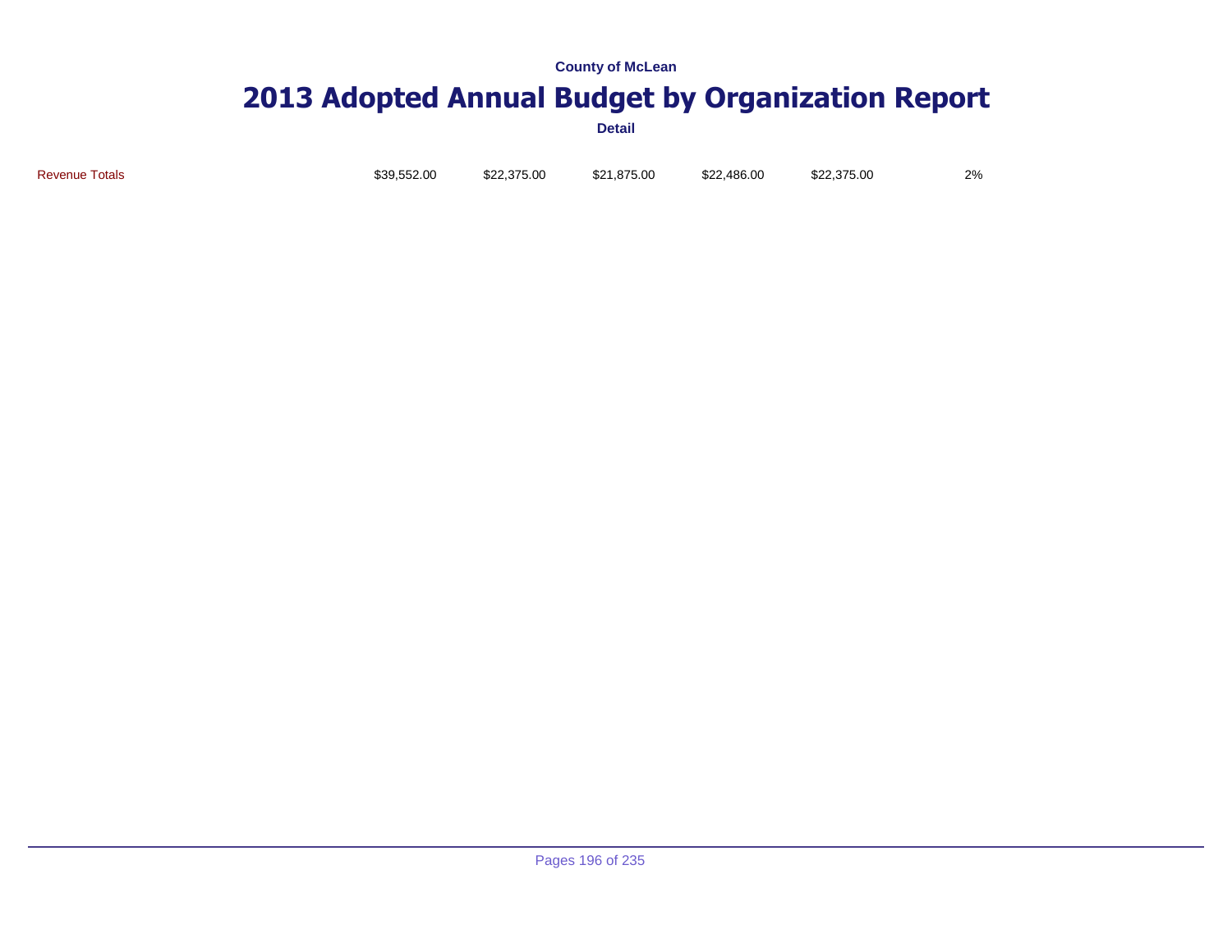County of McLean

# 2013 Adopted Annual Budget by Organization Report

**Detail**

| | | | | | | |
|---|---|---|---|---|---|---|
| Revenue Totals | $39,552.00 | $22,375.00 | $21,875.00 | $22,486.00 | $22,375.00 | 2% |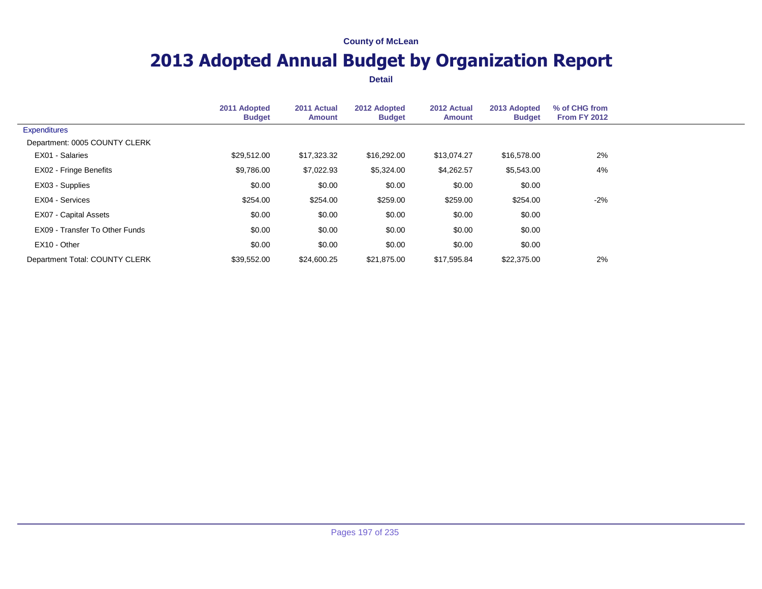County of McLean

# 2013 Adopted Annual Budget by Organization Report

**Detail**

| | 2011 Adopted Budget | 2011 Actual Amount | 2012 Adopted Budget | 2012 Actual Amount | 2013 Adopted Budget | % of CHG from From FY 2012 |
|---|---|---|---|---|---|---|
| Expenditures | | | | | | |
| Department: 0005 COUNTY CLERK | | | | | | |
| EX01 - Salaries | $29,512.00 | $17,323.32 | $16,292.00 | $13,074.27 | $16,578.00 | 2% |
| EX02 - Fringe Benefits | $9,786.00 | $7,022.93 | $5,324.00 | $4,262.57 | $5,543.00 | 4% |
| EX03 - Supplies | $0.00 | $0.00 | $0.00 | $0.00 | $0.00 | |
| EX04 - Services | $254.00 | $254.00 | $259.00 | $259.00 | $254.00 | -2% |
| EX07 - Capital Assets | $0.00 | $0.00 | $0.00 | $0.00 | $0.00 | |
| EX09 - Transfer To Other Funds | $0.00 | $0.00 | $0.00 | $0.00 | $0.00 | |
| EX10 - Other | $0.00 | $0.00 | $0.00 | $0.00 | $0.00 | |
| Department Total: COUNTY CLERK | $39,552.00 | $24,600.25 | $21,875.00 | $17,595.84 | $22,375.00 | 2% |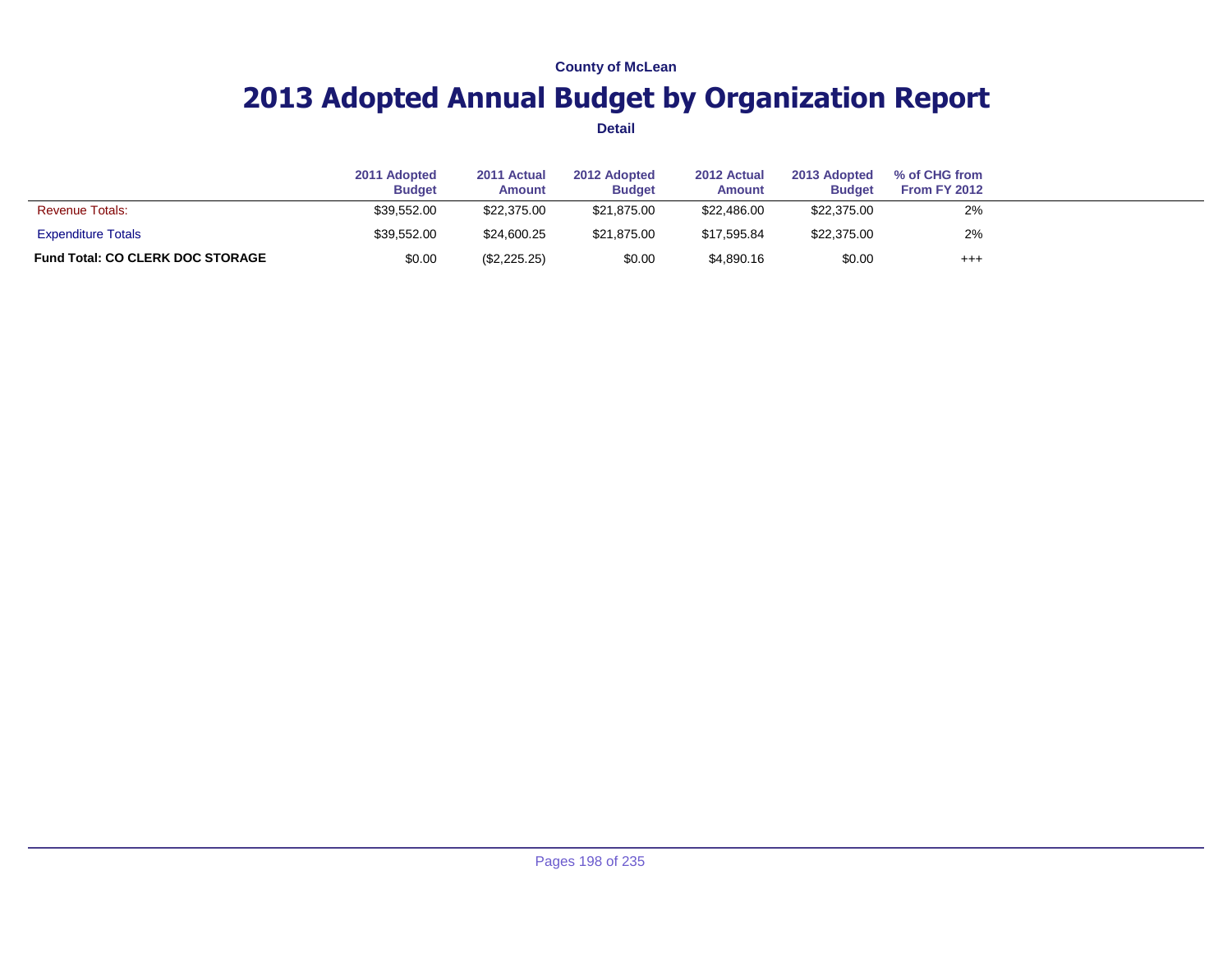County of McLean

# 2013 Adopted Annual Budget by Organization Report

**Detail**

| | 2011 Adopted Budget | 2011 Actual Amount | 2012 Adopted Budget | 2012 Actual Amount | 2013 Adopted Budget | % of CHG from From FY 2012 |
|---|---|---|---|---|---|---|
| Revenue Totals: | $39,552.00 | $22,375.00 | $21,875.00 | $22,486.00 | $22,375.00 | 2% |
| Expenditure Totals | $39,552.00 | $24,600.25 | $21,875.00 | $17,595.84 | $22,375.00 | 2% |
| **Fund Total: CO CLERK DOC STORAGE** | $0.00 | ($2,225.25) | $0.00 | $4,890.16 | $0.00 | +++ |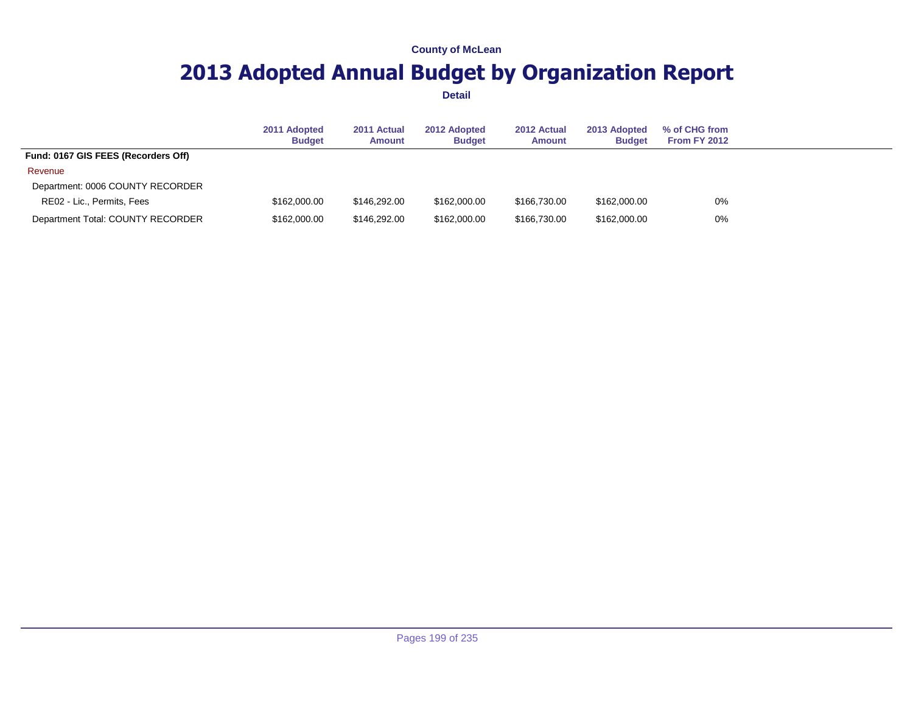County of McLean

# 2013 Adopted Annual Budget by Organization Report

**Detail**

| | 2011 Adopted Budget | 2011 Actual Amount | 2012 Adopted Budget | 2012 Actual Amount | 2013 Adopted Budget | % of CHG from From FY 2012 |
|---|---|---|---|---|---|---|
| **Fund: 0167 GIS FEES (Recorders Off)** | | | | | | |
| Revenue | | | | | | |
| Department: 0006 COUNTY RECORDER | | | | | | |
| RE02 - Lic., Permits, Fees | $162,000.00 | $146,292.00 | $162,000.00 | $166,730.00 | $162,000.00 | 0% |
| Department Total: COUNTY RECORDER | $162,000.00 | $146,292.00 | $162,000.00 | $166,730.00 | $162,000.00 | 0% |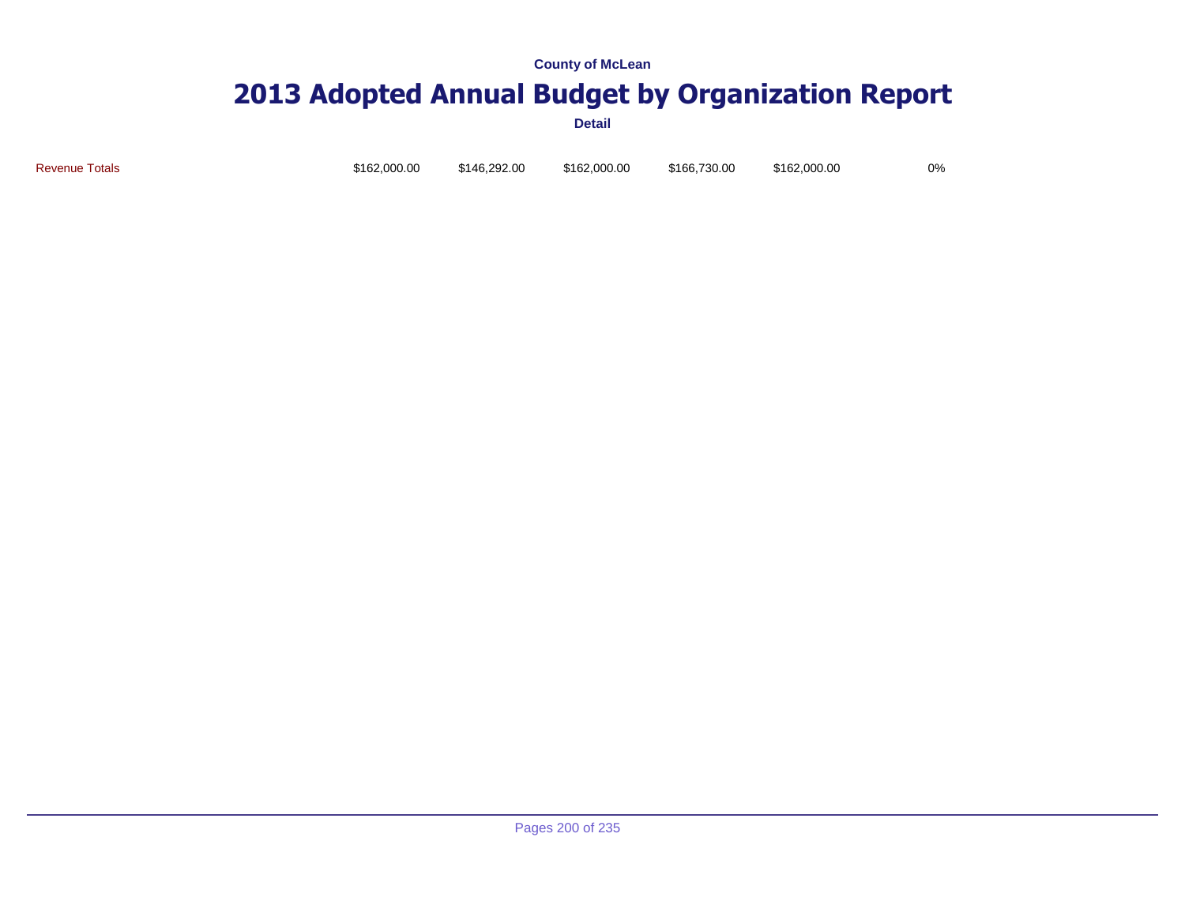County of McLean

# 2013 Adopted Annual Budget by Organization Report

**Detail**

| | | | | | | |
|---|---|---|---|---|---|---|
| Revenue Totals | $162,000.00 | $146,292.00 | $162,000.00 | $166,730.00 | $162,000.00 | 0% |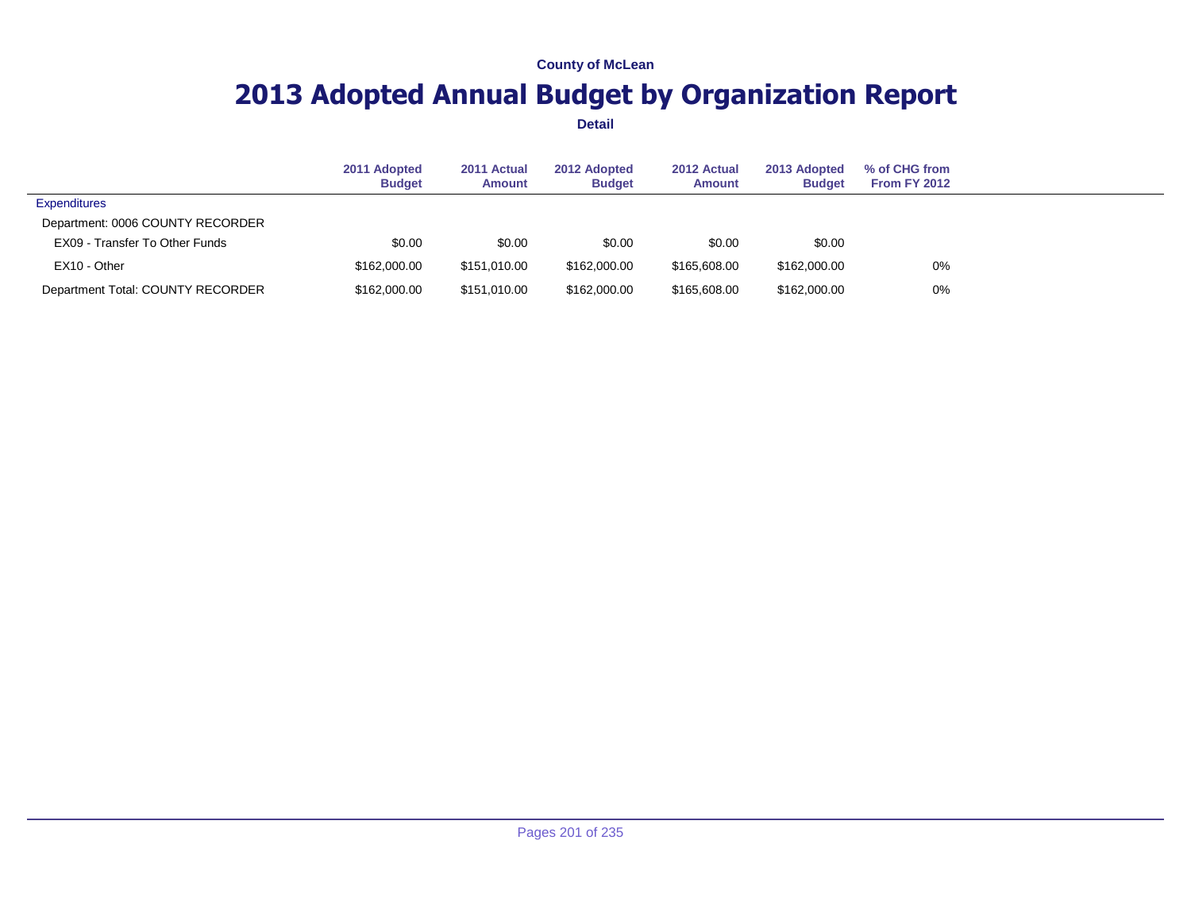County of McLean

# 2013 Adopted Annual Budget by Organization Report

**Detail**

| | 2011 Adopted Budget | 2011 Actual Amount | 2012 Adopted Budget | 2012 Actual Amount | 2013 Adopted Budget | % of CHG from From FY 2012 |
|---|---|---|---|---|---|---|
| Expenditures | | | | | | |
| Department: 0006 COUNTY RECORDER | | | | | | |
| EX09 - Transfer To Other Funds | $0.00 | $0.00 | $0.00 | $0.00 | $0.00 | |
| EX10 - Other | $162,000.00 | $151,010.00 | $162,000.00 | $165,608.00 | $162,000.00 | 0% |
| Department Total: COUNTY RECORDER | $162,000.00 | $151,010.00 | $162,000.00 | $165,608.00 | $162,000.00 | 0% |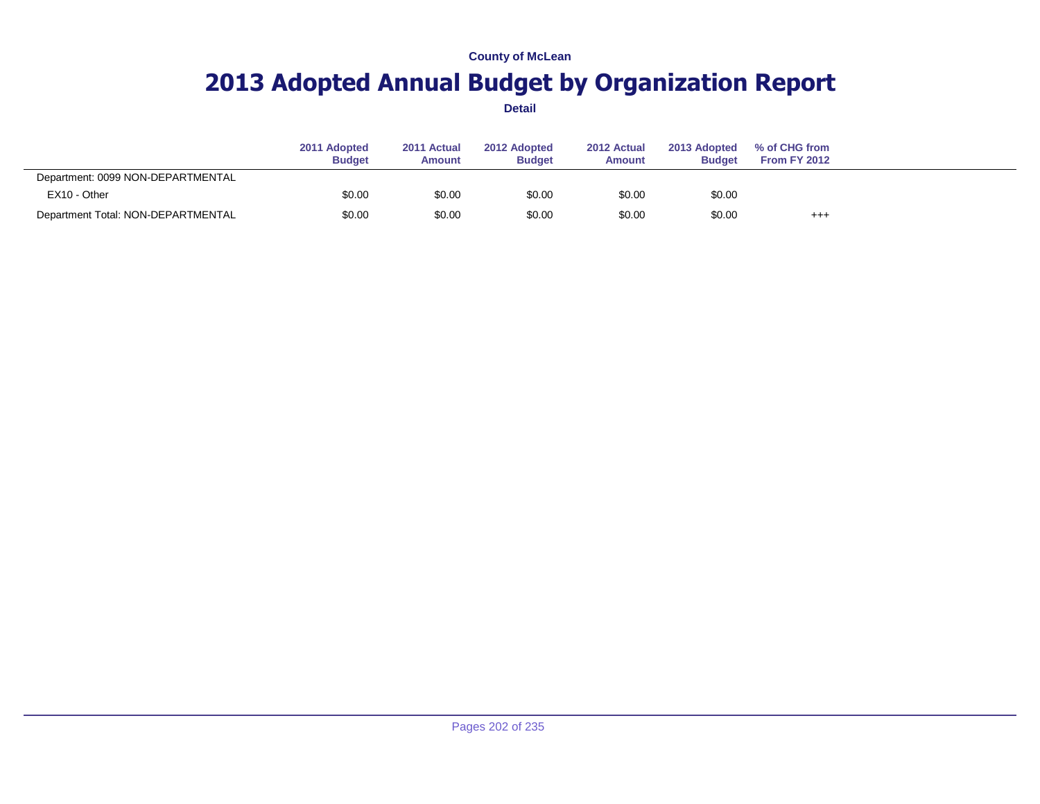County of McLean

# 2013 Adopted Annual Budget by Organization Report

**Detail**

| | 2011 Adopted Budget | 2011 Actual Amount | 2012 Adopted Budget | 2012 Actual Amount | 2013 Adopted Budget | % of CHG from From FY 2012 |
|---|---|---|---|---|---|---|
| Department: 0099 NON-DEPARTMENTAL | | | | | | |
| EX10 - Other | $0.00 | $0.00 | $0.00 | $0.00 | $0.00 | |
| Department Total: NON-DEPARTMENTAL | $0.00 | $0.00 | $0.00 | $0.00 | $0.00 | +++ |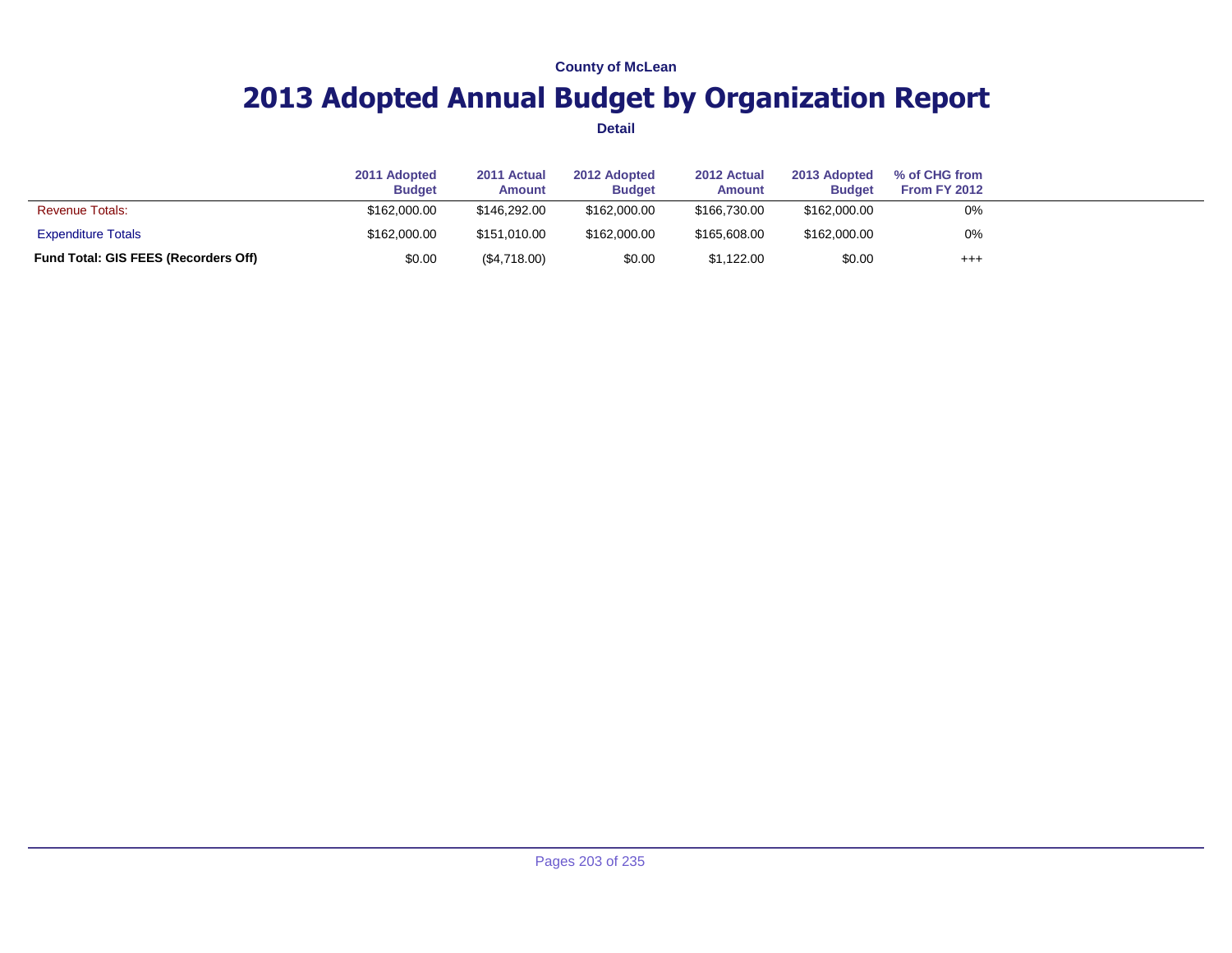County of McLean

# 2013 Adopted Annual Budget by Organization Report

**Detail**

| | 2011 Adopted Budget | 2011 Actual Amount | 2012 Adopted Budget | 2012 Actual Amount | 2013 Adopted Budget | % of CHG from From FY 2012 |
|---|---|---|---|---|---|---|
| Revenue Totals: | $162,000.00 | $146,292.00 | $162,000.00 | $166,730.00 | $162,000.00 | 0% |
| Expenditure Totals | $162,000.00 | $151,010.00 | $162,000.00 | $165,608.00 | $162,000.00 | 0% |
| **Fund Total: GIS FEES (Recorders Off)** | $0.00 | ($4,718.00) | $0.00 | $1,122.00 | $0.00 | +++ |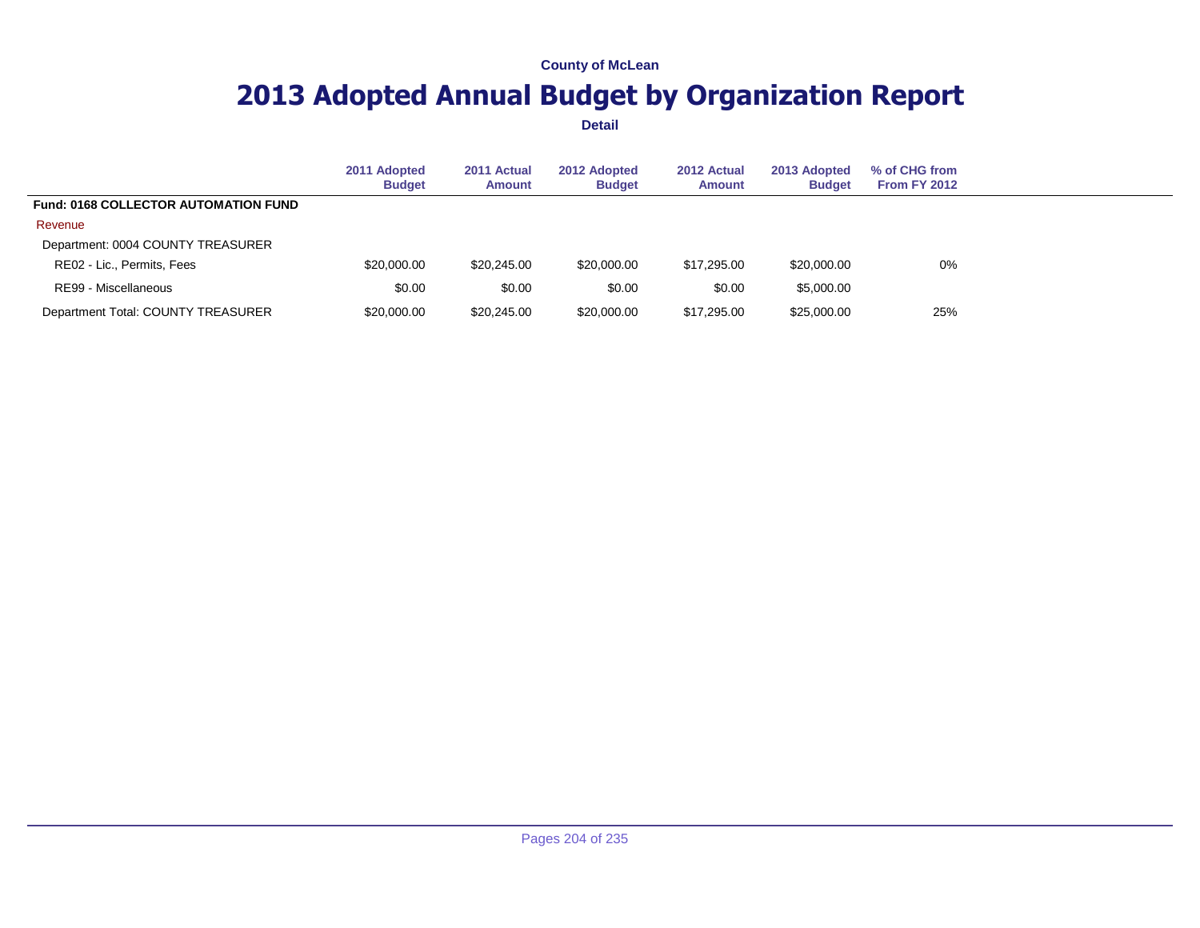County of McLean

# 2013 Adopted Annual Budget by Organization Report

**Detail**

| | 2011 Adopted Budget | 2011 Actual Amount | 2012 Adopted Budget | 2012 Actual Amount | 2013 Adopted Budget | % of CHG from From FY 2012 |
|---|---|---|---|---|---|---|
| **Fund: 0168 COLLECTOR AUTOMATION FUND** | | | | | | |
| Revenue | | | | | | |
| Department: 0004 COUNTY TREASURER | | | | | | |
| RE02 - Lic., Permits, Fees | $20,000.00 | $20,245.00 | $20,000.00 | $17,295.00 | $20,000.00 | 0% |
| RE99 - Miscellaneous | $0.00 | $0.00 | $0.00 | $0.00 | $5,000.00 | |
| Department Total: COUNTY TREASURER | $20,000.00 | $20,245.00 | $20,000.00 | $17,295.00 | $25,000.00 | 25% |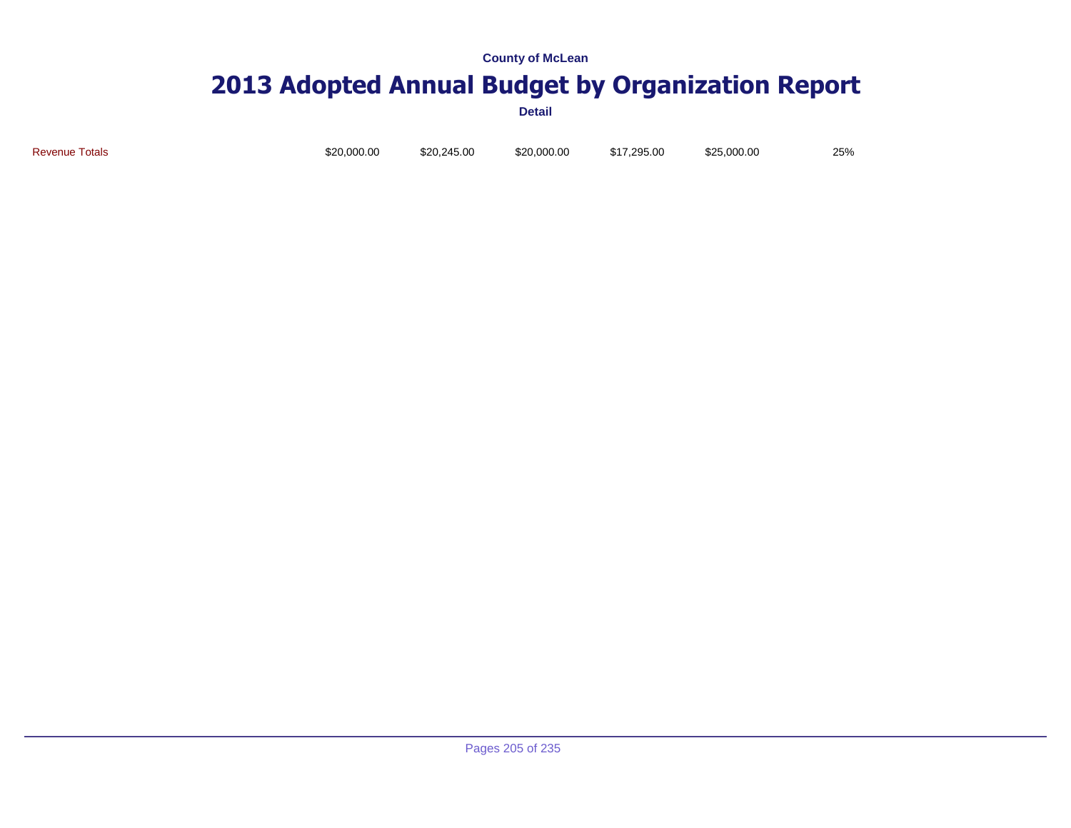| | | | | | | |
|---|---|---|---|---|---|---|
| Revenue Totals | $20,000.00 | $20,245.00 | $20,000.00 | $17,295.00 | $25,000.00 | 25% |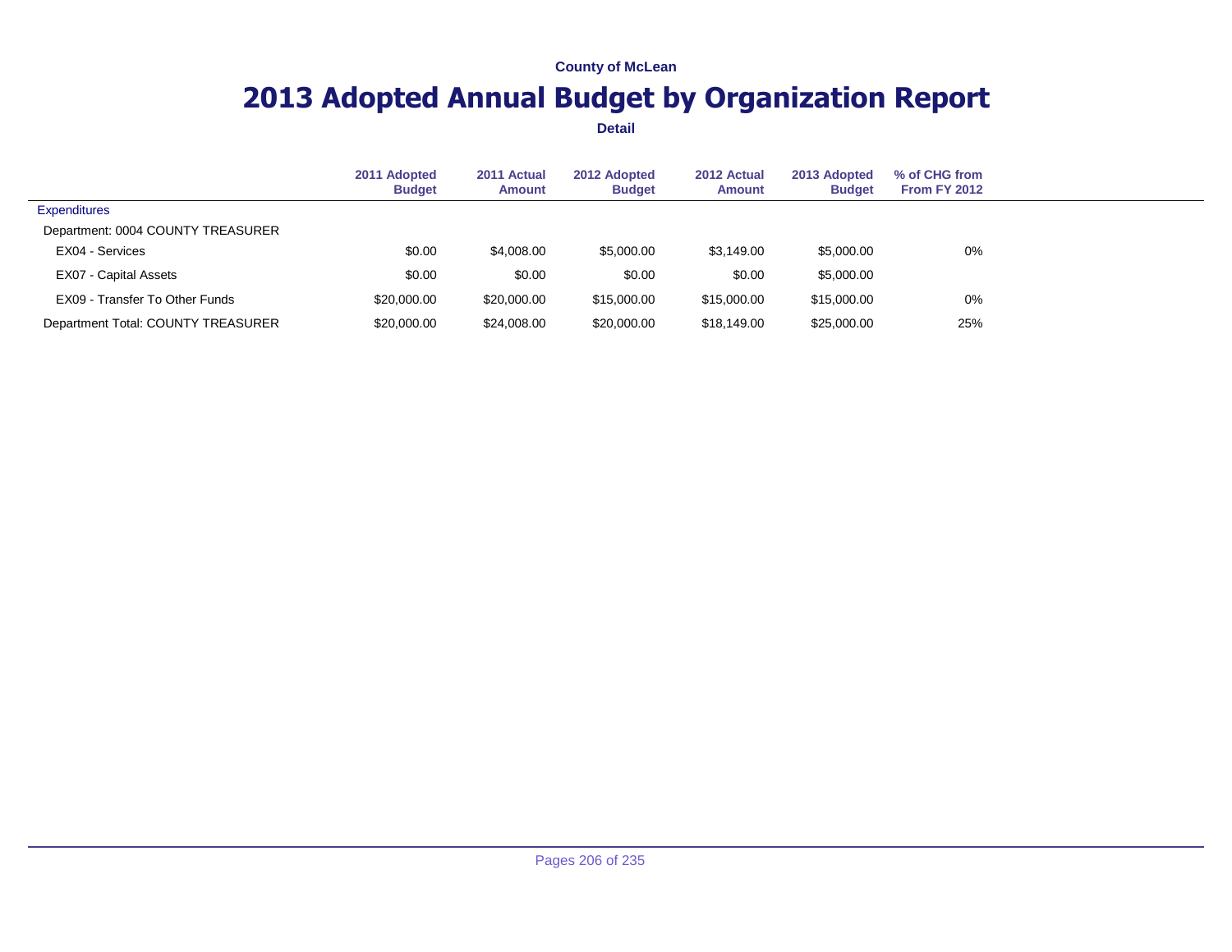County of McLean

# 2013 Adopted Annual Budget by Organization Report

**Detail**

| | 2011 Adopted Budget | 2011 Actual Amount | 2012 Adopted Budget | 2012 Actual Amount | 2013 Adopted Budget | % of CHG from From FY 2012 |
|---|---|---|---|---|---|---|
| Expenditures | | | | | | |
| Department: 0004 COUNTY TREASURER | | | | | | |
| EX04 - Services | $0.00 | $4,008.00 | $5,000.00 | $3,149.00 | $5,000.00 | 0% |
| EX07 - Capital Assets | $0.00 | $0.00 | $0.00 | $0.00 | $5,000.00 | |
| EX09 - Transfer To Other Funds | $20,000.00 | $20,000.00 | $15,000.00 | $15,000.00 | $15,000.00 | 0% |
| Department Total: COUNTY TREASURER | $20,000.00 | $24,008.00 | $20,000.00 | $18,149.00 | $25,000.00 | 25% |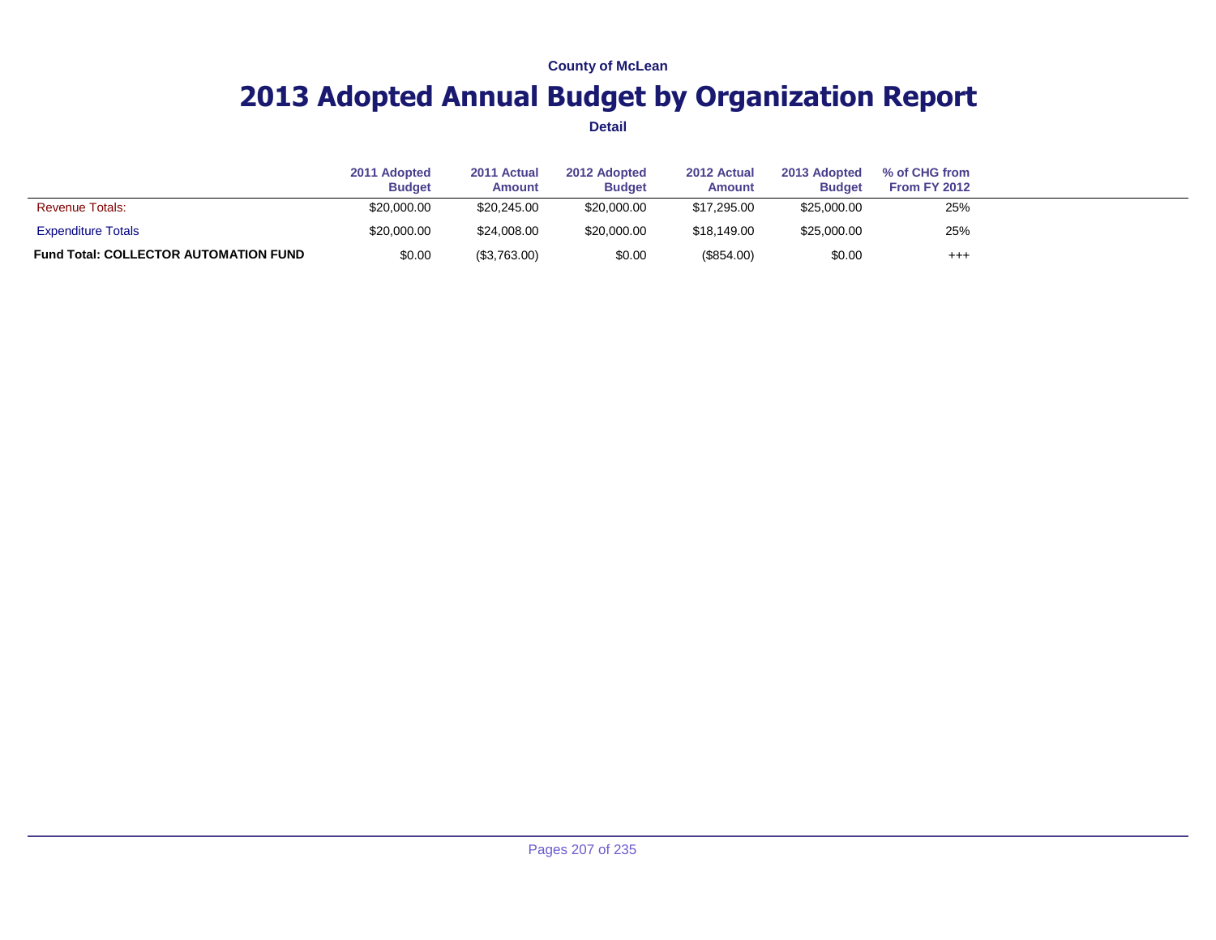County of McLean

# 2013 Adopted Annual Budget by Organization Report

Detail

| | 2011 Adopted Budget | 2011 Actual Amount | 2012 Adopted Budget | 2012 Actual Amount | 2013 Adopted Budget | % of CHG from From FY 2012 |
|---|---|---|---|---|---|---|
| Revenue Totals: | $20,000.00 | $20,245.00 | $20,000.00 | $17,295.00 | $25,000.00 | 25% |
| Expenditure Totals | $20,000.00 | $24,008.00 | $20,000.00 | $18,149.00 | $25,000.00 | 25% |
| **Fund Total: COLLECTOR AUTOMATION FUND** | $0.00 | ($3,763.00) | $0.00 | ($854.00) | $0.00 | +++ |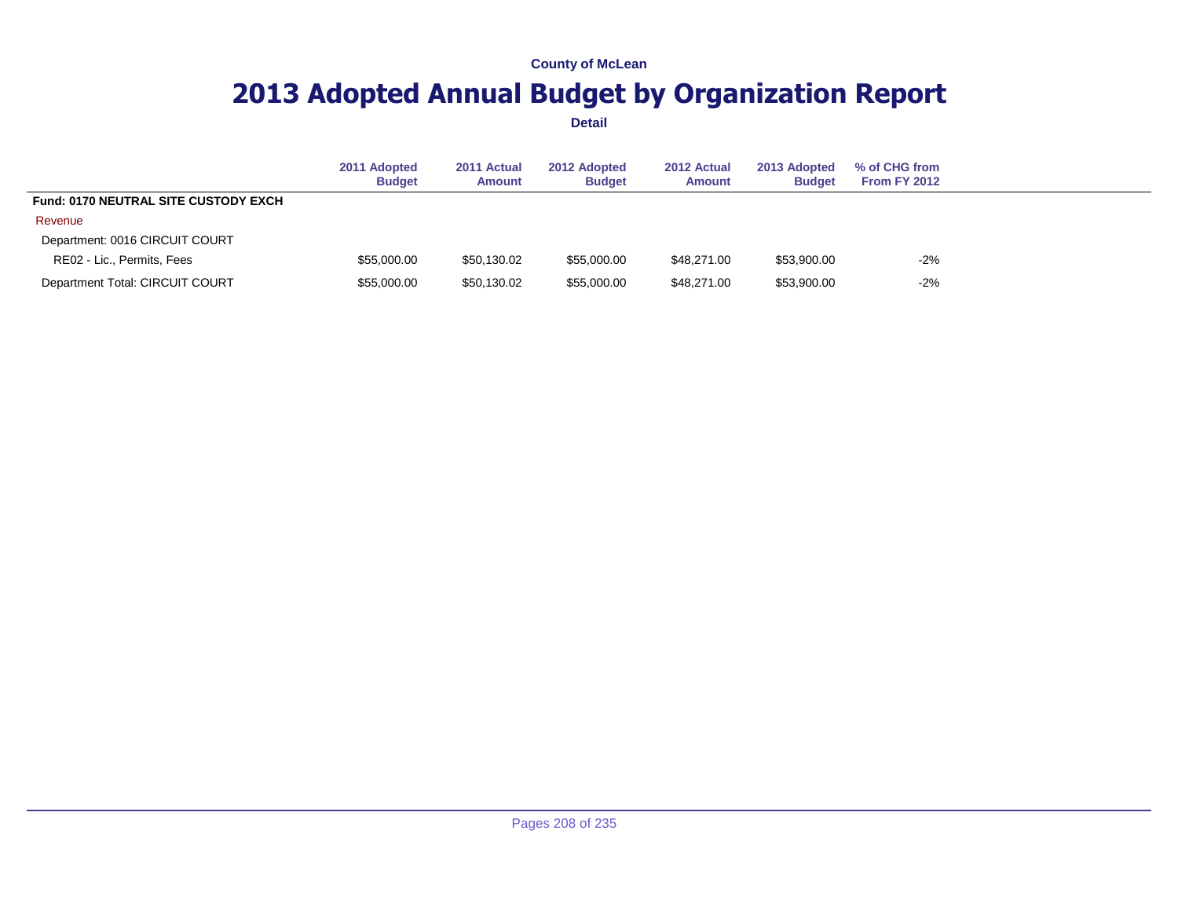County of McLean

# 2013 Adopted Annual Budget by Organization Report

**Detail**

| | 2011 Adopted Budget | 2011 Actual Amount | 2012 Adopted Budget | 2012 Actual Amount | 2013 Adopted Budget | % of CHG from From FY 2012 |
|---|---|---|---|---|---|---|
| **Fund: 0170 NEUTRAL SITE CUSTODY EXCH** | | | | | | |
| Revenue | | | | | | |
| Department: 0016 CIRCUIT COURT | | | | | | |
| RE02 - Lic., Permits, Fees | $55,000.00 | $50,130.02 | $55,000.00 | $48,271.00 | $53,900.00 | -2% |
| Department Total: CIRCUIT COURT | $55,000.00 | $50,130.02 | $55,000.00 | $48,271.00 | $53,900.00 | -2% |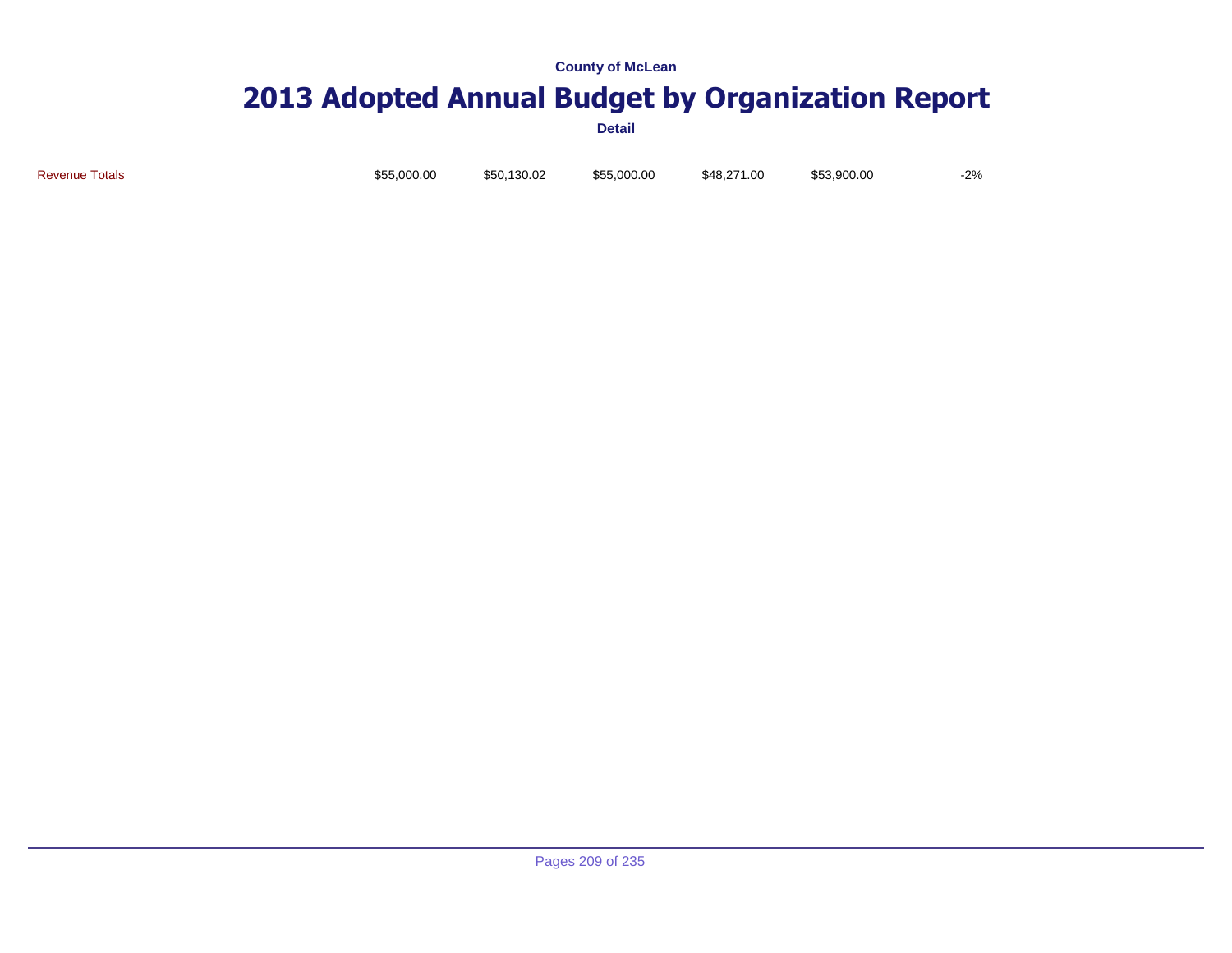County of McLean

# 2013 Adopted Annual Budget by Organization Report

Detail

| | | | | | | |
|---|---|---|---|---|---|---|
| Revenue Totals | $55,000.00 | $50,130.02 | $55,000.00 | $48,271.00 | $53,900.00 | -2% |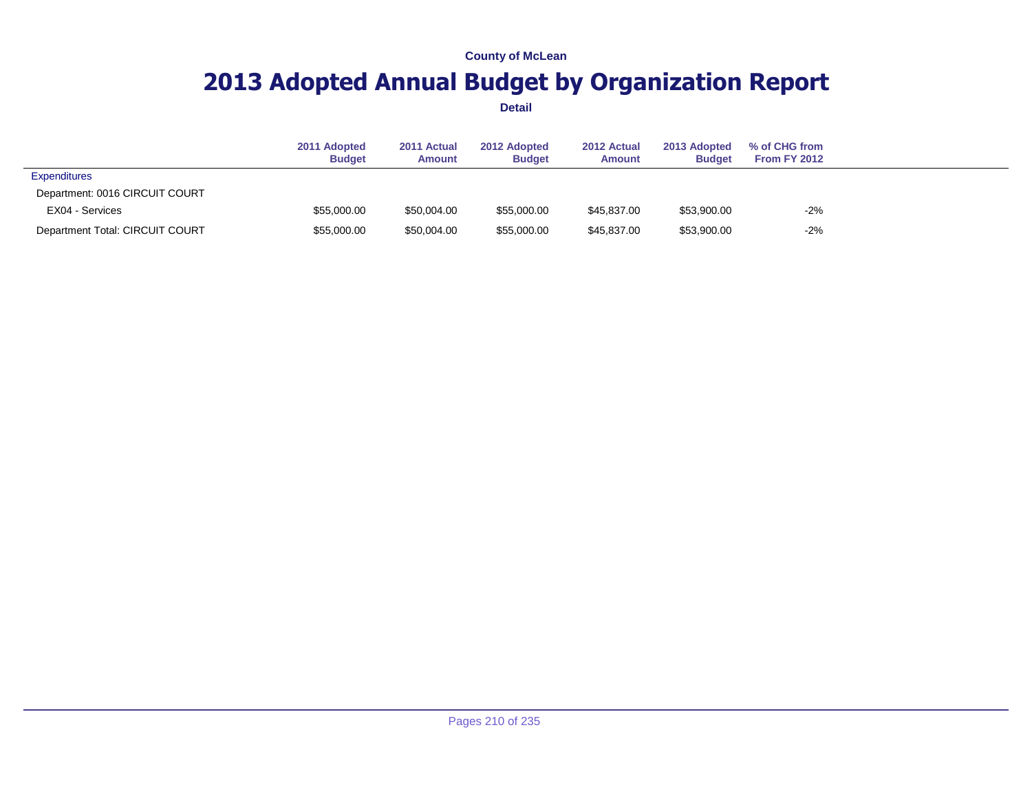County of McLean

# 2013 Adopted Annual Budget by Organization Report

**Detail**

| | 2011 Adopted Budget | 2011 Actual Amount | 2012 Adopted Budget | 2012 Actual Amount | 2013 Adopted Budget | % of CHG from From FY 2012 |
|---|---|---|---|---|---|---|
| Expenditures | | | | | | |
| Department: 0016 CIRCUIT COURT | | | | | | |
| EX04 - Services | $55,000.00 | $50,004.00 | $55,000.00 | $45,837.00 | $53,900.00 | -2% |
| Department Total: CIRCUIT COURT | $55,000.00 | $50,004.00 | $55,000.00 | $45,837.00 | $53,900.00 | -2% |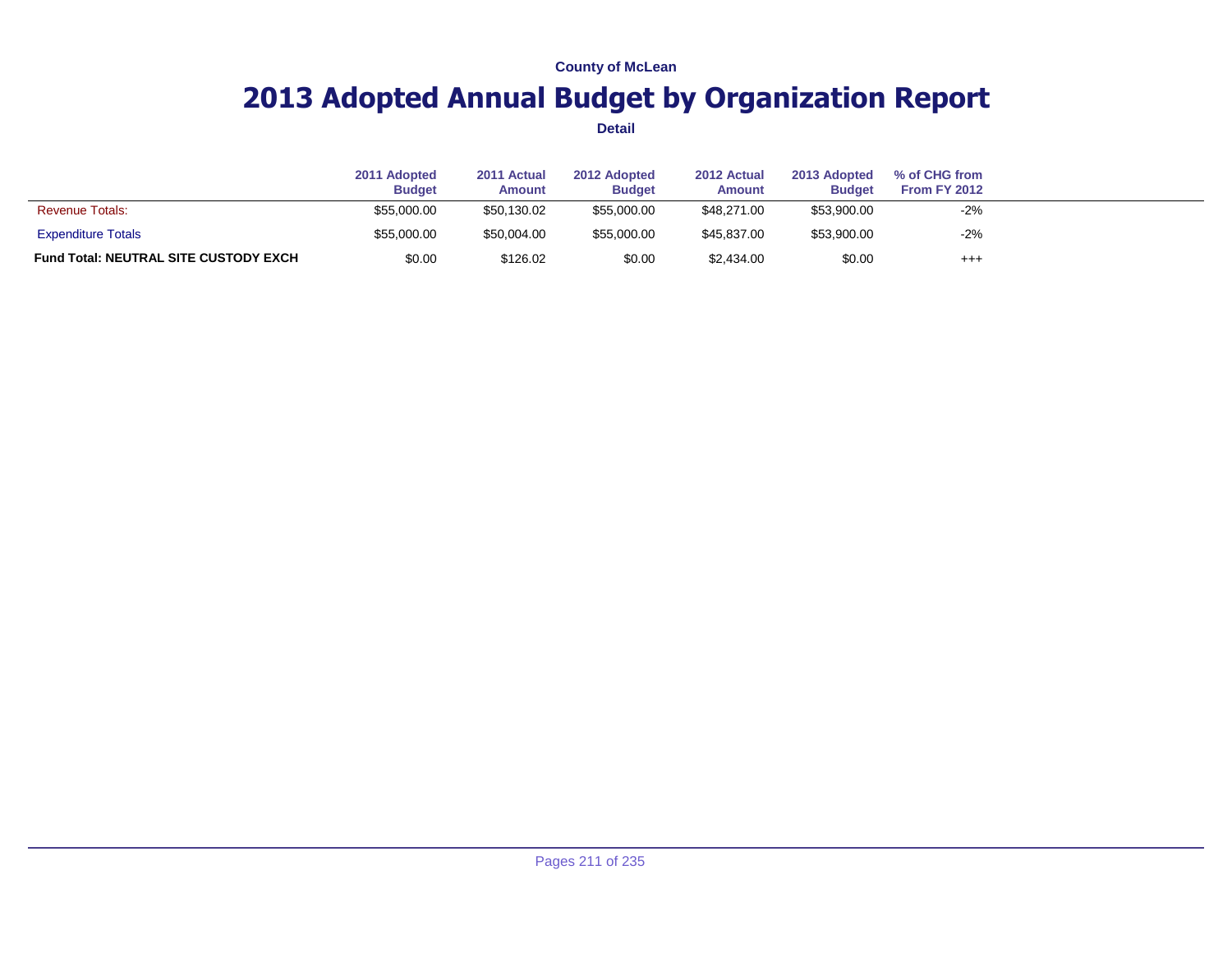County of McLean

# 2013 Adopted Annual Budget by Organization Report

Detail

| | 2011 Adopted Budget | 2011 Actual Amount | 2012 Adopted Budget | 2012 Actual Amount | 2013 Adopted Budget | % of CHG from From FY 2012 |
|---|---|---|---|---|---|---|
| Revenue Totals: | $55,000.00 | $50,130.02 | $55,000.00 | $48,271.00 | $53,900.00 | -2% |
| Expenditure Totals | $55,000.00 | $50,004.00 | $55,000.00 | $45,837.00 | $53,900.00 | -2% |
| **Fund Total: NEUTRAL SITE CUSTODY EXCH** | $0.00 | $126.02 | $0.00 | $2,434.00 | $0.00 | +++ |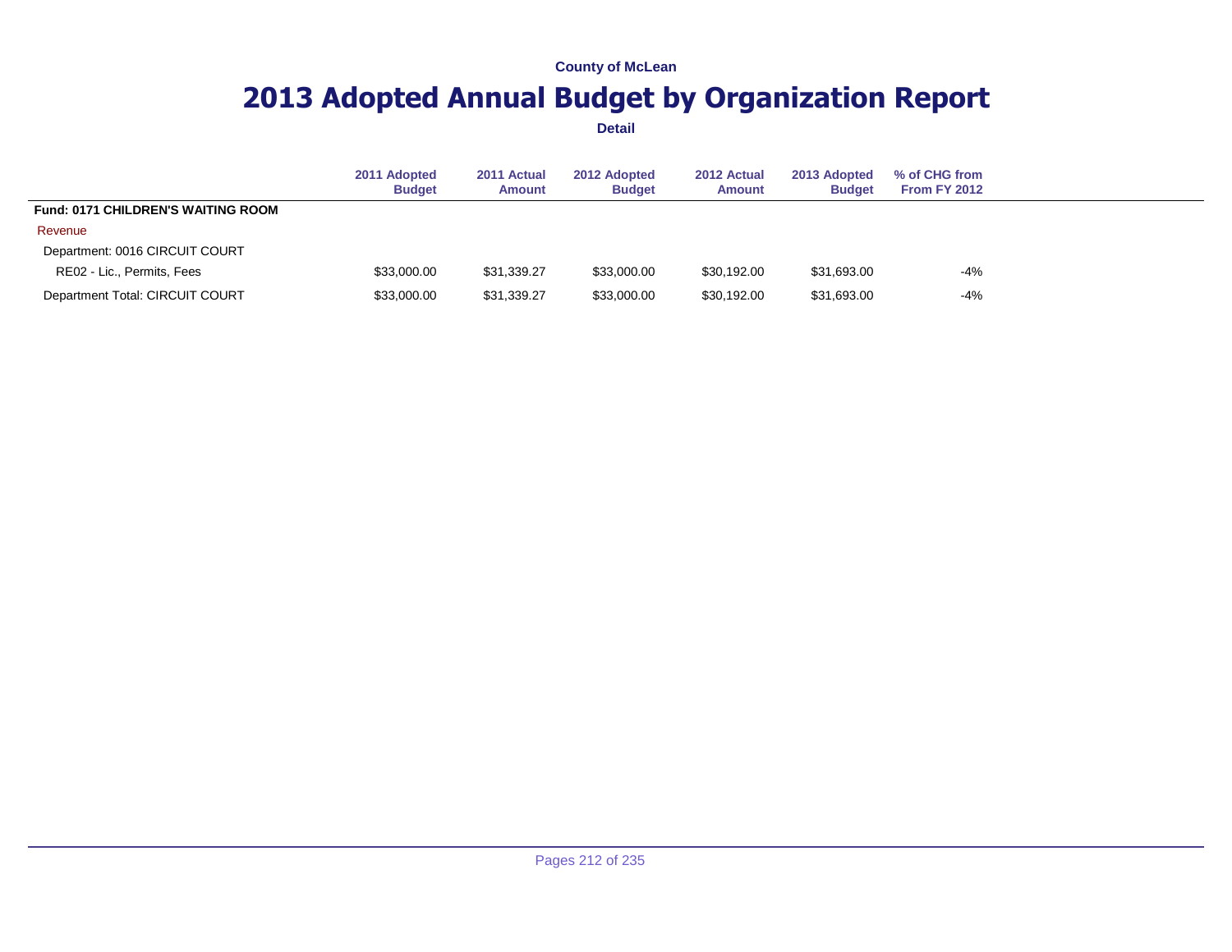County of McLean

# 2013 Adopted Annual Budget by Organization Report

**Detail**

| | 2011 Adopted Budget | 2011 Actual Amount | 2012 Adopted Budget | 2012 Actual Amount | 2013 Adopted Budget | % of CHG from From FY 2012 |
|---|---|---|---|---|---|---|
| **Fund: 0171 CHILDREN'S WAITING ROOM** | | | | | | |
| Revenue | | | | | | |
| Department: 0016 CIRCUIT COURT | | | | | | |
| RE02 - Lic., Permits, Fees | $33,000.00 | $31,339.27 | $33,000.00 | $30,192.00 | $31,693.00 | -4% |
| Department Total: CIRCUIT COURT | $33,000.00 | $31,339.27 | $33,000.00 | $30,192.00 | $31,693.00 | -4% |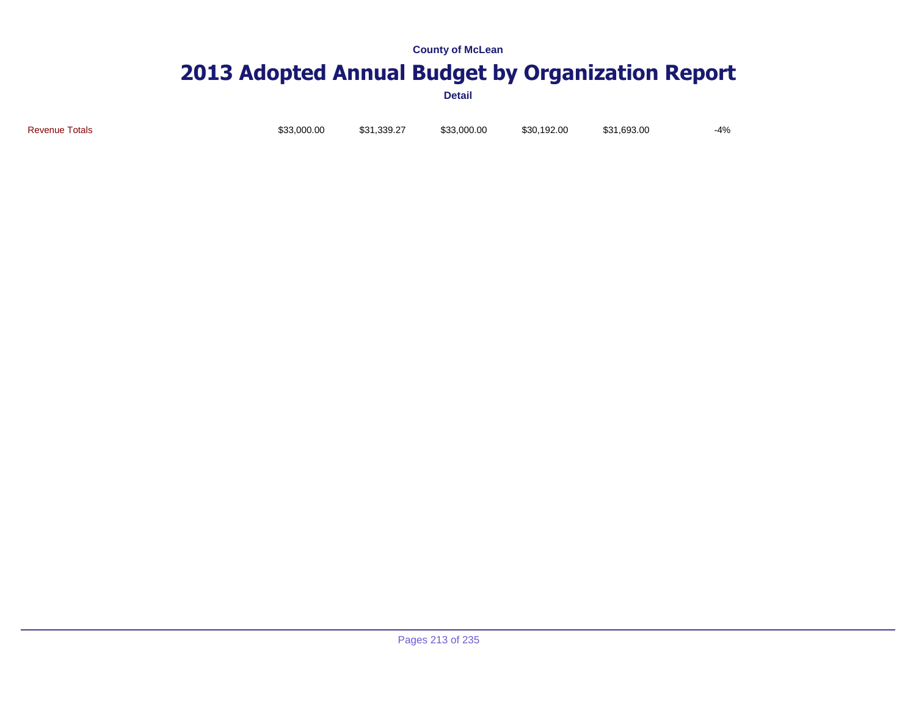County of McLean

# 2013 Adopted Annual Budget by Organization Report

Detail

| | | | | | | |
|---|---|---|---|---|---|---|
| Revenue Totals | $33,000.00 | $31,339.27 | $33,000.00 | $30,192.00 | $31,693.00 | -4% |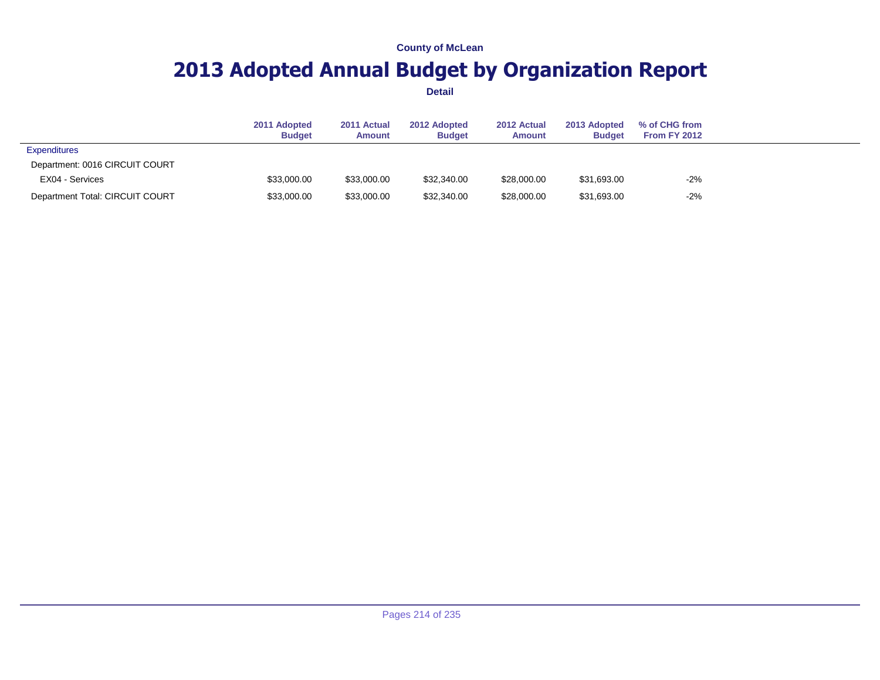County of McLean

# 2013 Adopted Annual Budget by Organization Report

**Detail**

| | 2011 Adopted Budget | 2011 Actual Amount | 2012 Adopted Budget | 2012 Actual Amount | 2013 Adopted Budget | % of CHG from From FY 2012 |
|---|---|---|---|---|---|---|
| Expenditures | | | | | | |
| Department: 0016 CIRCUIT COURT | | | | | | |
| EX04 - Services | $33,000.00 | $33,000.00 | $32,340.00 | $28,000.00 | $31,693.00 | -2% |
| Department Total: CIRCUIT COURT | $33,000.00 | $33,000.00 | $32,340.00 | $28,000.00 | $31,693.00 | -2% |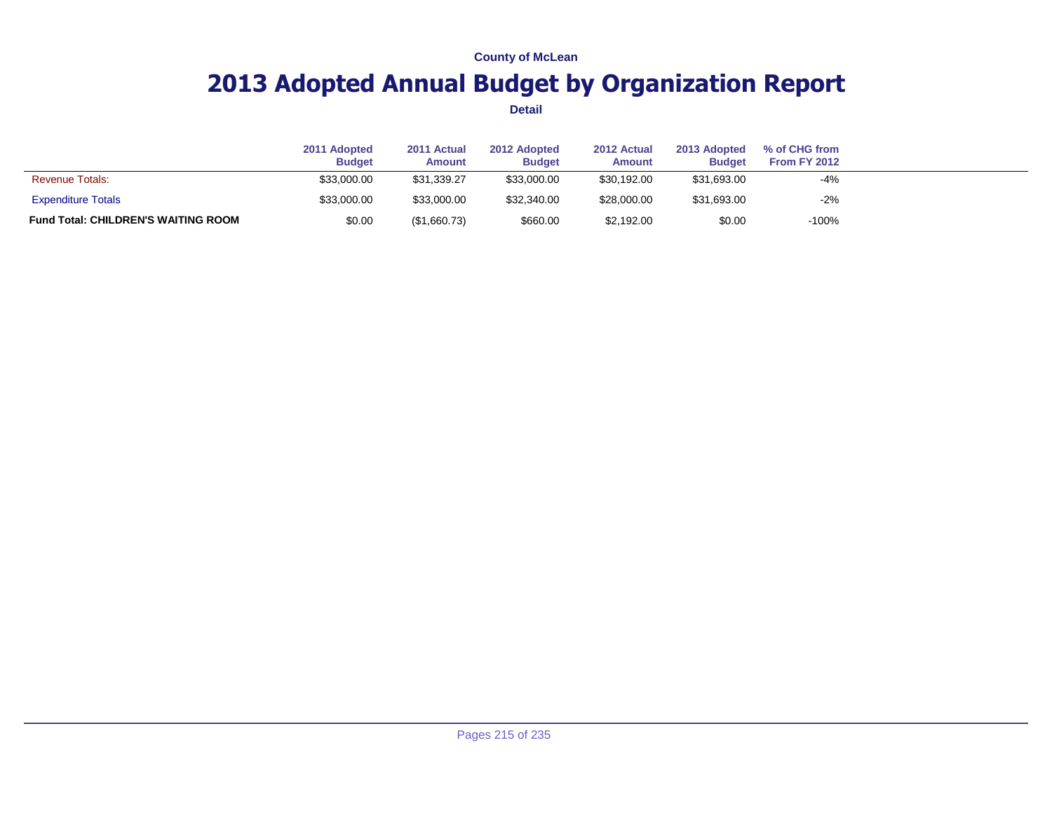**County of McLean**

# 2013 Adopted Annual Budget by Organization Report

**Detail**

| | 2011 Adopted Budget | 2011 Actual Amount | 2012 Adopted Budget | 2012 Actual Amount | 2013 Adopted Budget | % of CHG from From FY 2012 |
|---|---|---|---|---|---|---|
| Revenue Totals: | $33,000.00 | $31,339.27 | $33,000.00 | $30,192.00 | $31,693.00 | -4% |
| Expenditure Totals | $33,000.00 | $33,000.00 | $32,340.00 | $28,000.00 | $31,693.00 | -2% |
| **Fund Total: CHILDREN'S WAITING ROOM** | $0.00 | ($1,660.73) | $660.00 | $2,192.00 | $0.00 | -100% |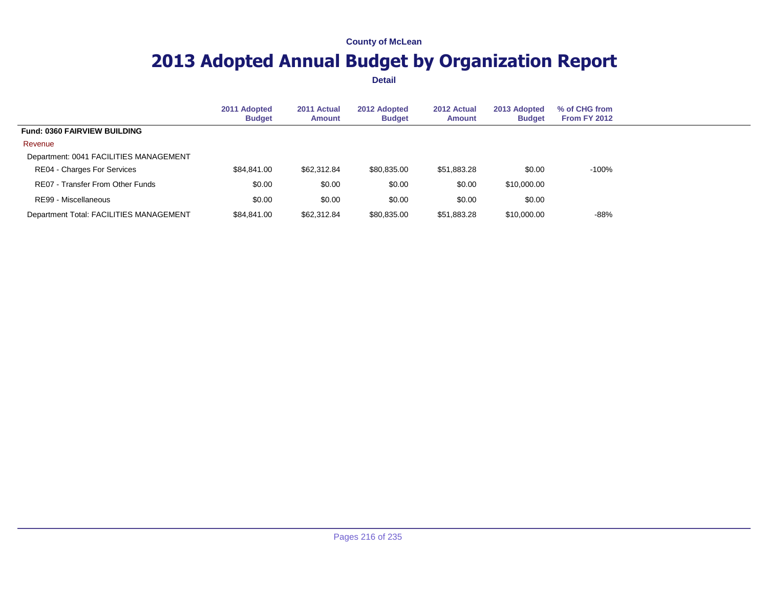County of McLean

# 2013 Adopted Annual Budget by Organization Report

**Detail**

| | 2011 Adopted Budget | 2011 Actual Amount | 2012 Adopted Budget | 2012 Actual Amount | 2013 Adopted Budget | % of CHG from From FY 2012 |
|---|---|---|---|---|---|---|
| **Fund: 0360 FAIRVIEW BUILDING** | | | | | | |
| Revenue | | | | | | |
| Department: 0041 FACILITIES MANAGEMENT | | | | | | |
| RE04 - Charges For Services | $84,841.00 | $62,312.84 | $80,835.00 | $51,883.28 | $0.00 | -100% |
| RE07 - Transfer From Other Funds | $0.00 | $0.00 | $0.00 | $0.00 | $10,000.00 | |
| RE99 - Miscellaneous | $0.00 | $0.00 | $0.00 | $0.00 | $0.00 | |
| Department Total: FACILITIES MANAGEMENT | $84,841.00 | $62,312.84 | $80,835.00 | $51,883.28 | $10,000.00 | -88% |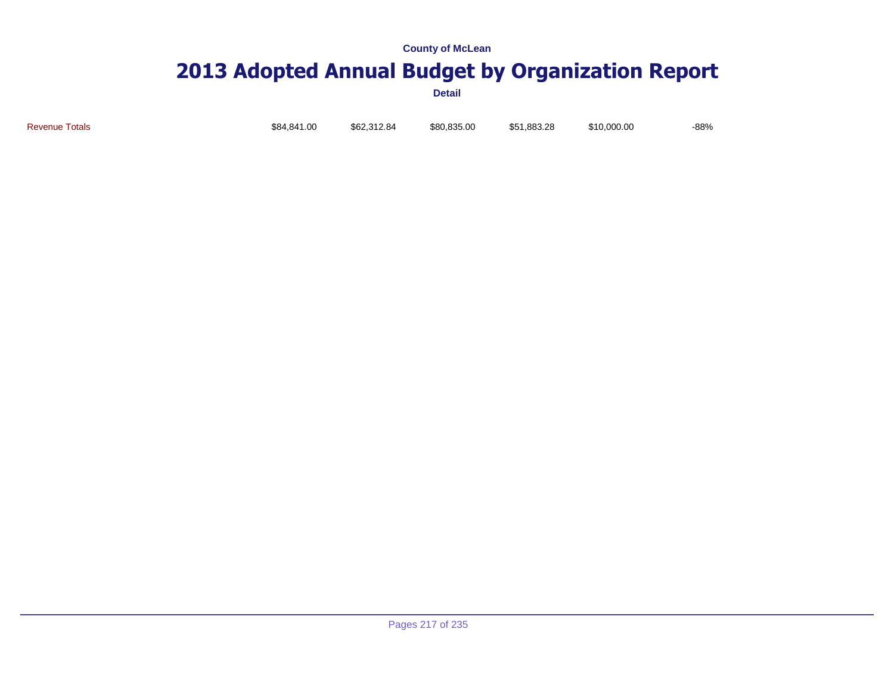County of McLean

# 2013 Adopted Annual Budget by Organization Report

Detail

| | | | | | | |
|---|---|---|---|---|---|---|
| Revenue Totals | $84,841.00 | $62,312.84 | $80,835.00 | $51,883.28 | $10,000.00 | -88% |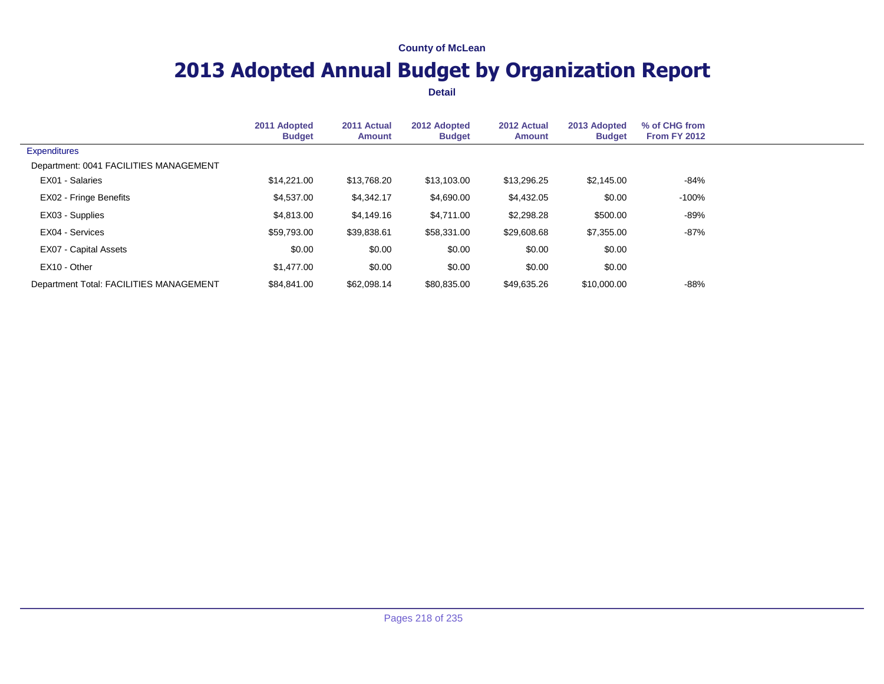County of McLean

# 2013 Adopted Annual Budget by Organization Report

**Detail**

| | 2011 Adopted Budget | 2011 Actual Amount | 2012 Adopted Budget | 2012 Actual Amount | 2013 Adopted Budget | % of CHG from From FY 2012 |
|---|---|---|---|---|---|---|
| Expenditures | | | | | | |
| Department: 0041 FACILITIES MANAGEMENT | | | | | | |
| EX01 - Salaries | $14,221.00 | $13,768.20 | $13,103.00 | $13,296.25 | $2,145.00 | -84% |
| EX02 - Fringe Benefits | $4,537.00 | $4,342.17 | $4,690.00 | $4,432.05 | $0.00 | -100% |
| EX03 - Supplies | $4,813.00 | $4,149.16 | $4,711.00 | $2,298.28 | $500.00 | -89% |
| EX04 - Services | $59,793.00 | $39,838.61 | $58,331.00 | $29,608.68 | $7,355.00 | -87% |
| EX07 - Capital Assets | $0.00 | $0.00 | $0.00 | $0.00 | $0.00 | |
| EX10 - Other | $1,477.00 | $0.00 | $0.00 | $0.00 | $0.00 | |
| Department Total: FACILITIES MANAGEMENT | $84,841.00 | $62,098.14 | $80,835.00 | $49,635.26 | $10,000.00 | -88% |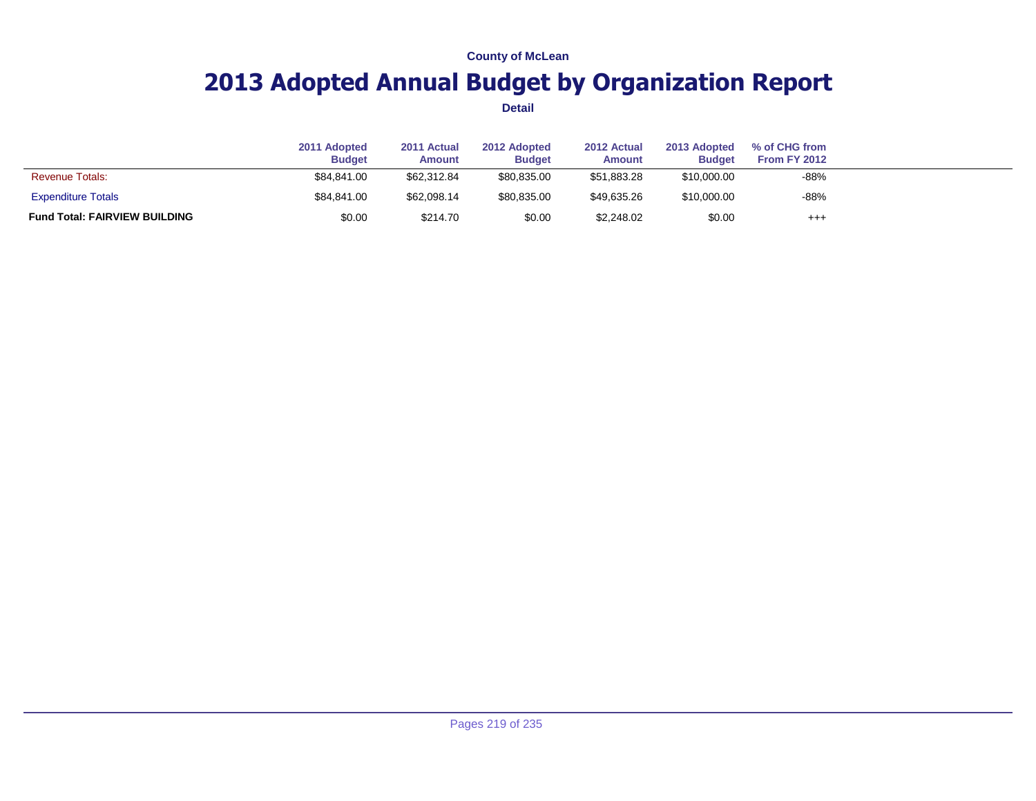County of McLean

# 2013 Adopted Annual Budget by Organization Report

Detail

| | 2011 Adopted Budget | 2011 Actual Amount | 2012 Adopted Budget | 2012 Actual Amount | 2013 Adopted Budget | % of CHG from From FY 2012 |
|---|---|---|---|---|---|---|
| Revenue Totals: | $84,841.00 | $62,312.84 | $80,835.00 | $51,883.28 | $10,000.00 | -88% |
| Expenditure Totals | $84,841.00 | $62,098.14 | $80,835.00 | $49,635.26 | $10,000.00 | -88% |
| **Fund Total: FAIRVIEW BUILDING** | $0.00 | $214.70 | $0.00 | $2,248.02 | $0.00 | +++ |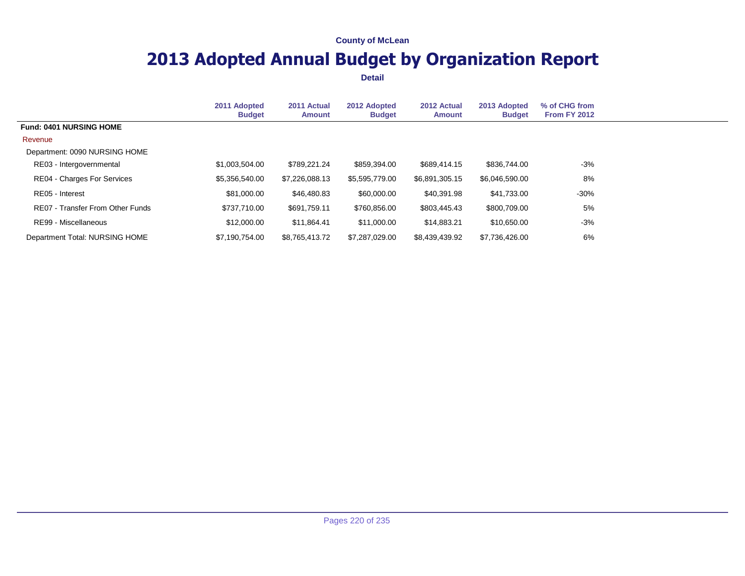County of McLean

# 2013 Adopted Annual Budget by Organization Report

**Detail**

| | 2011 Adopted Budget | 2011 Actual Amount | 2012 Adopted Budget | 2012 Actual Amount | 2013 Adopted Budget | % of CHG from From FY 2012 |
|---|---|---|---|---|---|---|
| **Fund: 0401 NURSING HOME** | | | | | | |
| Revenue | | | | | | |
| Department: 0090 NURSING HOME | | | | | | |
| RE03 - Intergovernmental | $1,003,504.00 | $789,221.24 | $859,394.00 | $689,414.15 | $836,744.00 | -3% |
| RE04 - Charges For Services | $5,356,540.00 | $7,226,088.13 | $5,595,779.00 | $6,891,305.15 | $6,046,590.00 | 8% |
| RE05 - Interest | $81,000.00 | $46,480.83 | $60,000.00 | $40,391.98 | $41,733.00 | -30% |
| RE07 - Transfer From Other Funds | $737,710.00 | $691,759.11 | $760,856.00 | $803,445.43 | $800,709.00 | 5% |
| RE99 - Miscellaneous | $12,000.00 | $11,864.41 | $11,000.00 | $14,883.21 | $10,650.00 | -3% |
| Department Total: NURSING HOME | $7,190,754.00 | $8,765,413.72 | $7,287,029.00 | $8,439,439.92 | $7,736,426.00 | 6% |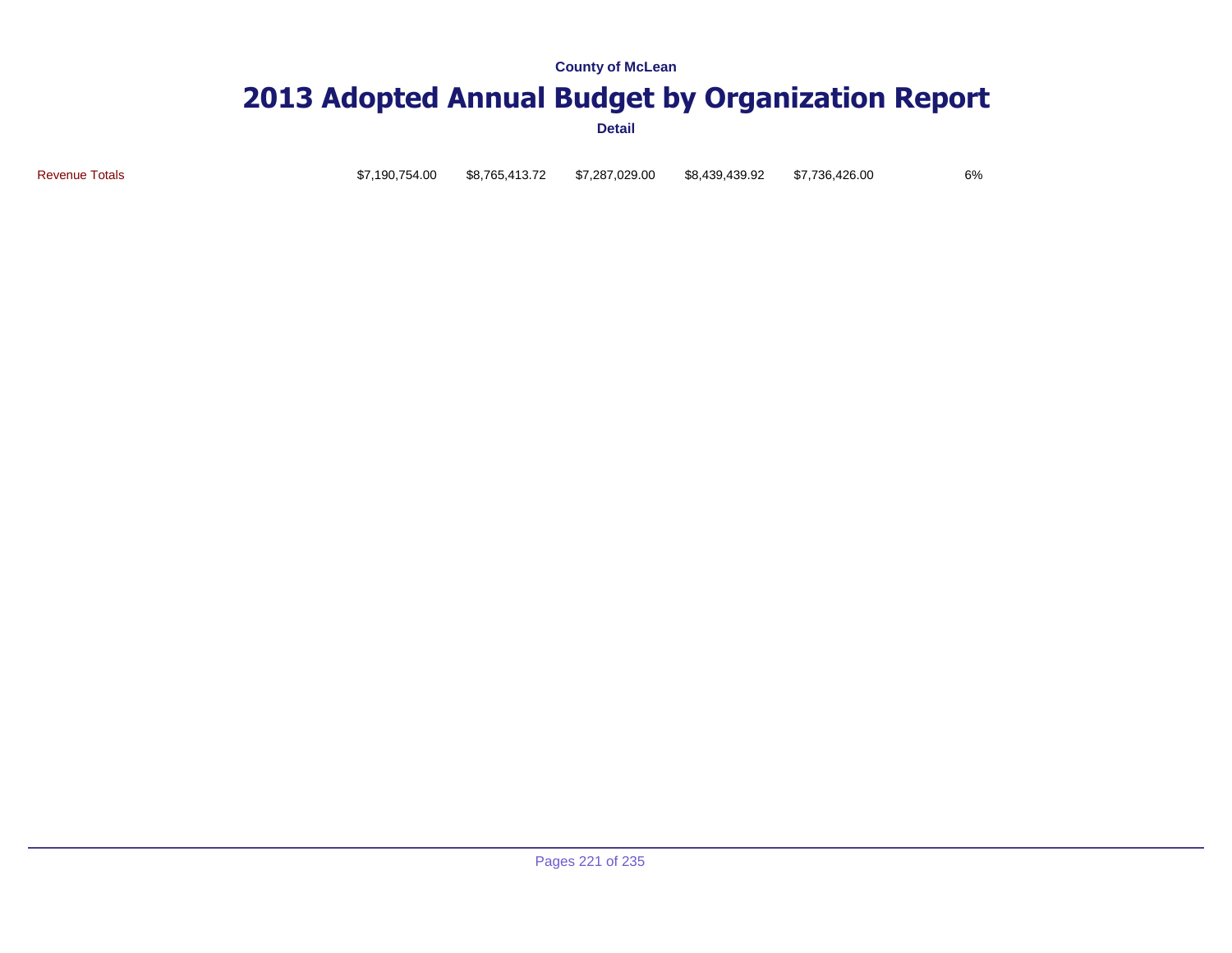County of McLean

# 2013 Adopted Annual Budget by Organization Report

Detail

| | | | | | | |
|---|---|---|---|---|---|---|
| Revenue Totals | $7,190,754.00 | $8,765,413.72 | $7,287,029.00 | $8,439,439.92 | $7,736,426.00 | 6% |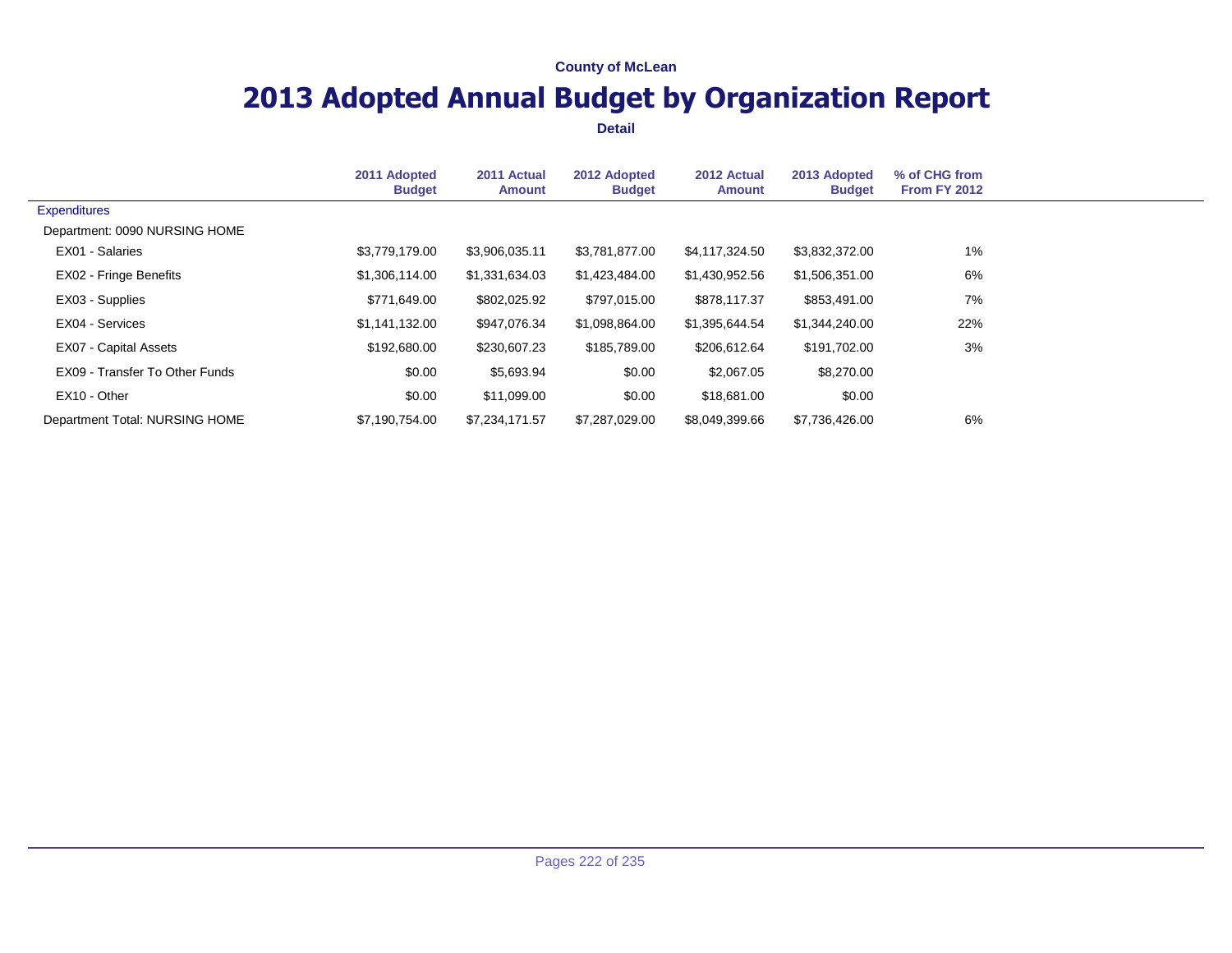County of McLean

# 2013 Adopted Annual Budget by Organization Report

**Detail**

| | 2011 Adopted Budget | 2011 Actual Amount | 2012 Adopted Budget | 2012 Actual Amount | 2013 Adopted Budget | % of CHG from From FY 2012 |
|---|---|---|---|---|---|---|
| Expenditures | | | | | | |
| Department: 0090 NURSING HOME | | | | | | |
| EX01 - Salaries | $3,779,179.00 | $3,906,035.11 | $3,781,877.00 | $4,117,324.50 | $3,832,372.00 | 1% |
| EX02 - Fringe Benefits | $1,306,114.00 | $1,331,634.03 | $1,423,484.00 | $1,430,952.56 | $1,506,351.00 | 6% |
| EX03 - Supplies | $771,649.00 | $802,025.92 | $797,015.00 | $878,117.37 | $853,491.00 | 7% |
| EX04 - Services | $1,141,132.00 | $947,076.34 | $1,098,864.00 | $1,395,644.54 | $1,344,240.00 | 22% |
| EX07 - Capital Assets | $192,680.00 | $230,607.23 | $185,789.00 | $206,612.64 | $191,702.00 | 3% |
| EX09 - Transfer To Other Funds | $0.00 | $5,693.94 | $0.00 | $2,067.05 | $8,270.00 | |
| EX10 - Other | $0.00 | $11,099.00 | $0.00 | $18,681.00 | $0.00 | |
| Department Total: NURSING HOME | $7,190,754.00 | $7,234,171.57 | $7,287,029.00 | $8,049,399.66 | $7,736,426.00 | 6% |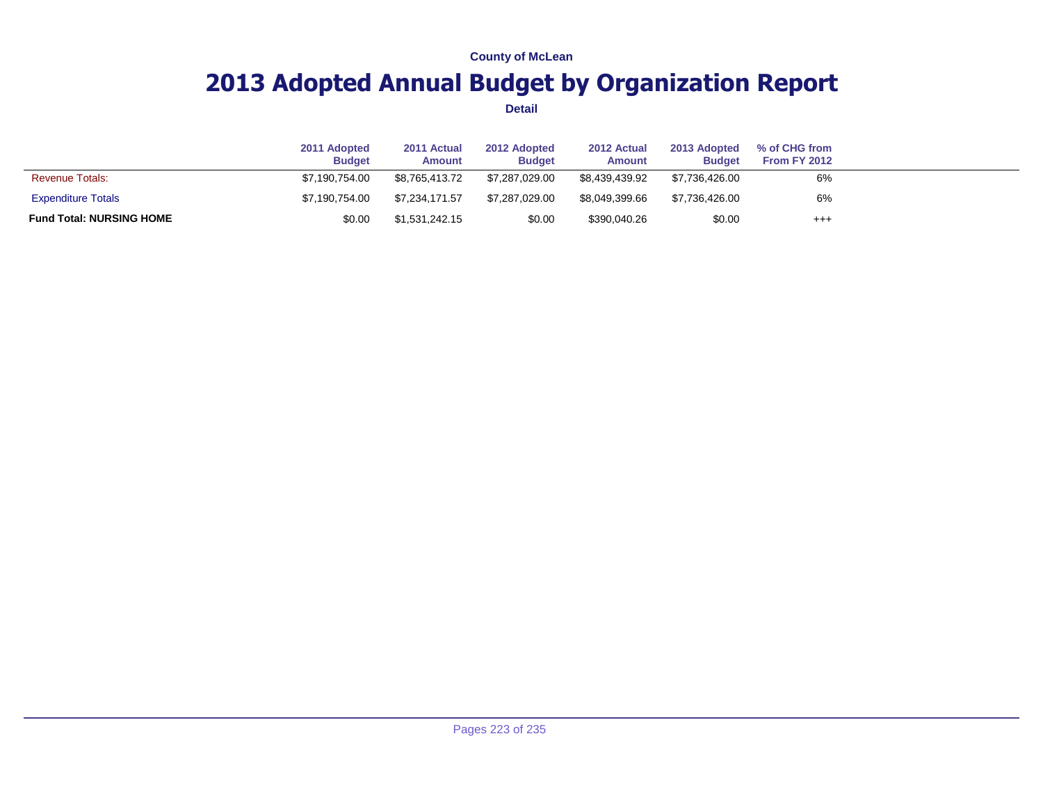County of McLean

# 2013 Adopted Annual Budget by Organization Report

**Detail**

| | 2011 Adopted Budget | 2011 Actual Amount | 2012 Adopted Budget | 2012 Actual Amount | 2013 Adopted Budget | % of CHG from From FY 2012 |
|---|---|---|---|---|---|---|
| Revenue Totals: | $7,190,754.00 | $8,765,413.72 | $7,287,029.00 | $8,439,439.92 | $7,736,426.00 | 6% |
| Expenditure Totals | $7,190,754.00 | $7,234,171.57 | $7,287,029.00 | $8,049,399.66 | $7,736,426.00 | 6% |
| **Fund Total: NURSING HOME** | $0.00 | $1,531,242.15 | $0.00 | $390,040.26 | $0.00 | +++ |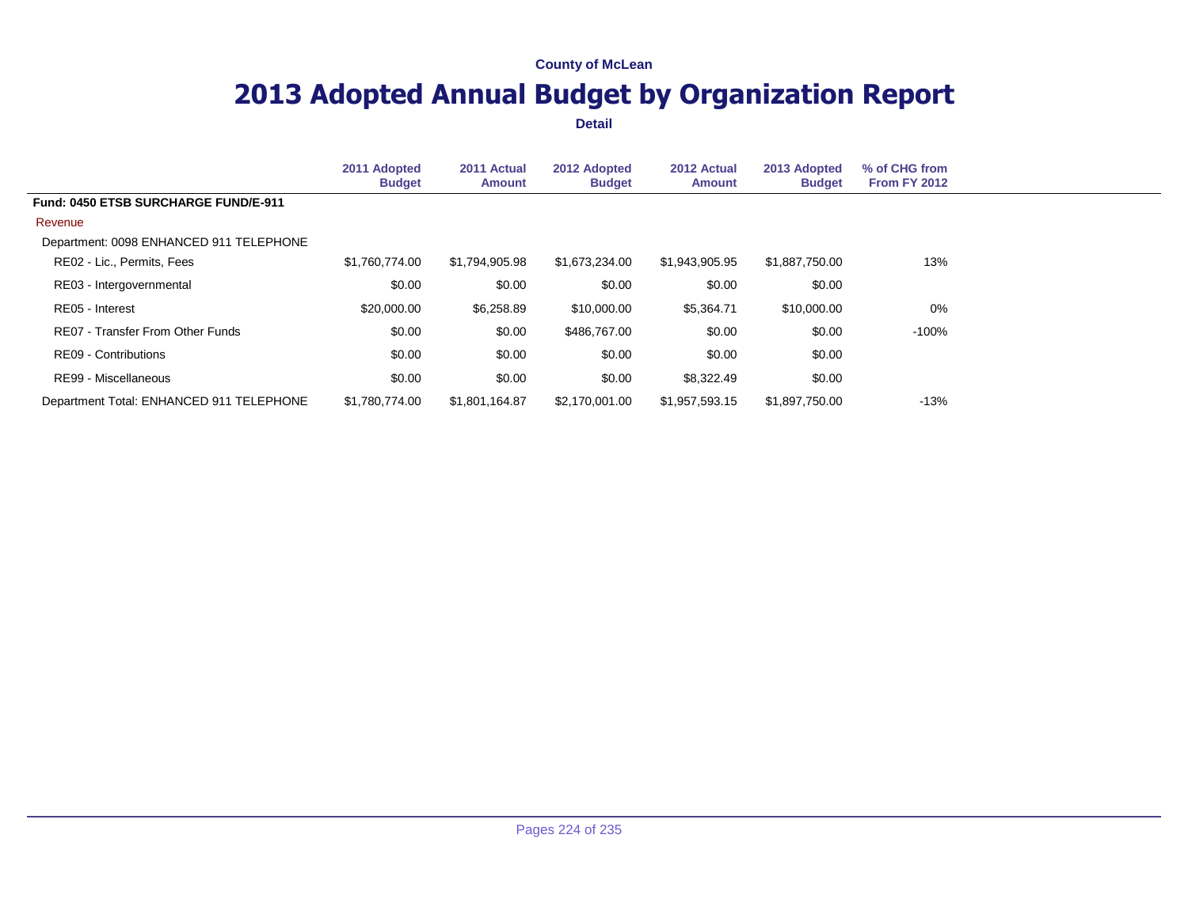County of McLean

# 2013 Adopted Annual Budget by Organization Report

**Detail**

| | 2011 Adopted Budget | 2011 Actual Amount | 2012 Adopted Budget | 2012 Actual Amount | 2013 Adopted Budget | % of CHG from From FY 2012 |
|---|---|---|---|---|---|---|
| **Fund: 0450 ETSB SURCHARGE FUND/E-911** | | | | | | |
| Revenue | | | | | | |
| Department: 0098 ENHANCED 911 TELEPHONE | | | | | | |
| RE02 - Lic., Permits, Fees | $1,760,774.00 | $1,794,905.98 | $1,673,234.00 | $1,943,905.95 | $1,887,750.00 | 13% |
| RE03 - Intergovernmental | $0.00 | $0.00 | $0.00 | $0.00 | $0.00 | |
| RE05 - Interest | $20,000.00 | $6,258.89 | $10,000.00 | $5,364.71 | $10,000.00 | 0% |
| RE07 - Transfer From Other Funds | $0.00 | $0.00 | $486,767.00 | $0.00 | $0.00 | -100% |
| RE09 - Contributions | $0.00 | $0.00 | $0.00 | $0.00 | $0.00 | |
| RE99 - Miscellaneous | $0.00 | $0.00 | $0.00 | $8,322.49 | $0.00 | |
| Department Total: ENHANCED 911 TELEPHONE | $1,780,774.00 | $1,801,164.87 | $2,170,001.00 | $1,957,593.15 | $1,897,750.00 | -13% |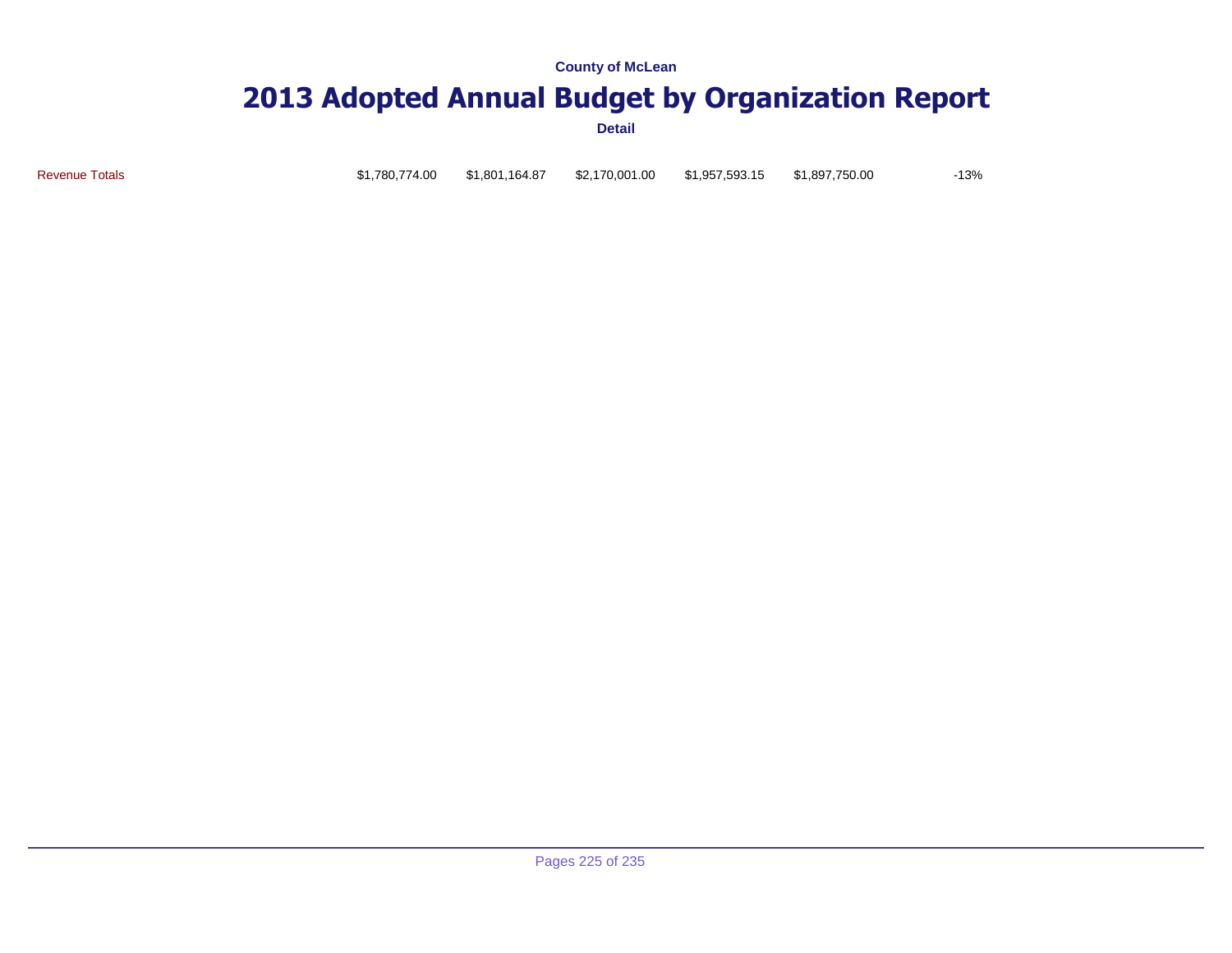County of McLean

# 2013 Adopted Annual Budget by Organization Report

**Detail**

| | | | | | | |
|---|---|---|---|---|---|---|
| Revenue Totals | $1,780,774.00 | $1,801,164.87 | $2,170,001.00 | $1,957,593.15 | $1,897,750.00 | -13% |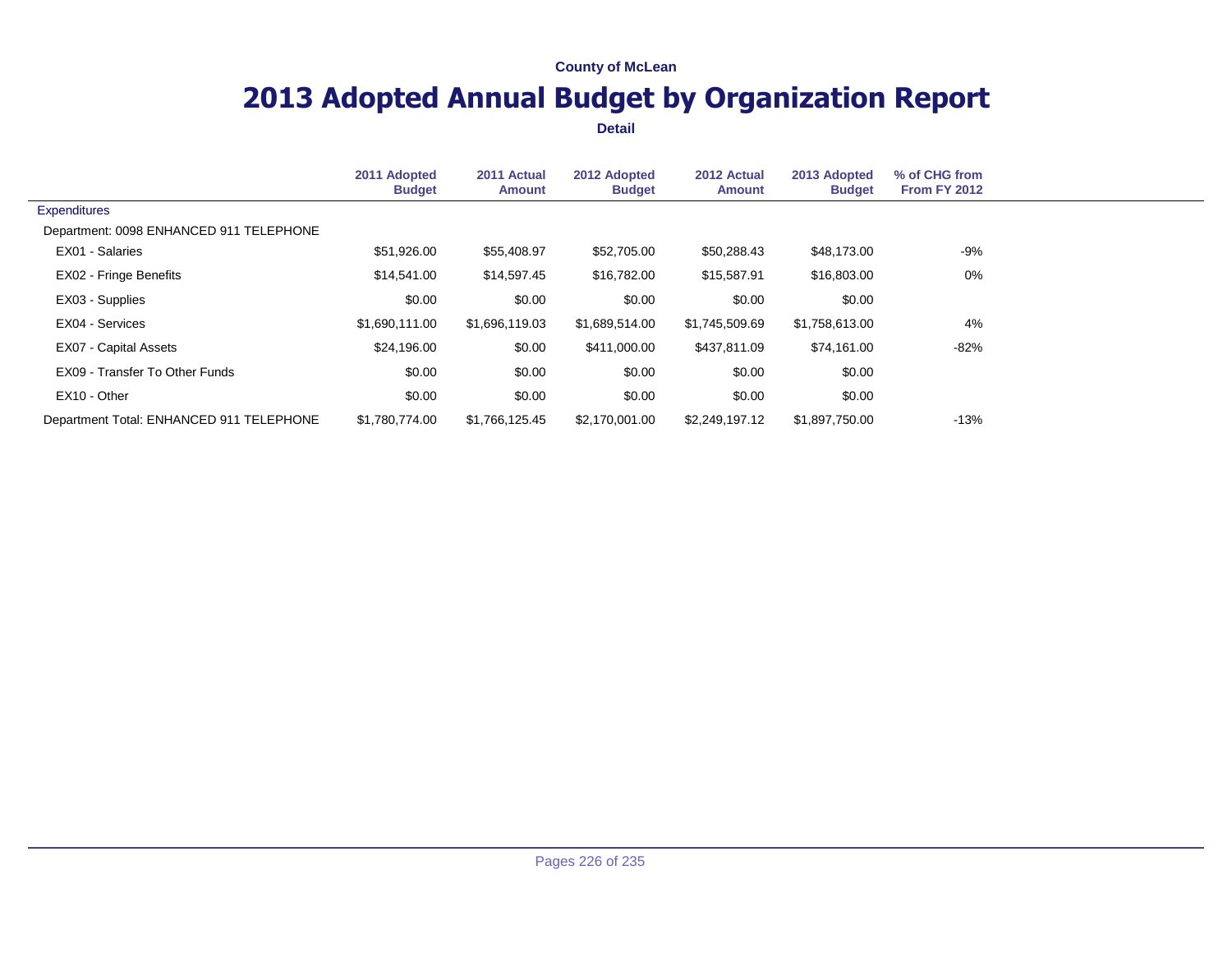County of McLean

# 2013 Adopted Annual Budget by Organization Report

**Detail**

| | 2011 Adopted Budget | 2011 Actual Amount | 2012 Adopted Budget | 2012 Actual Amount | 2013 Adopted Budget | % of CHG from From FY 2012 |
|---|---|---|---|---|---|---|
| Expenditures | | | | | | |
| Department: 0098 ENHANCED 911 TELEPHONE | | | | | | |
| EX01 - Salaries | $51,926.00 | $55,408.97 | $52,705.00 | $50,288.43 | $48,173.00 | -9% |
| EX02 - Fringe Benefits | $14,541.00 | $14,597.45 | $16,782.00 | $15,587.91 | $16,803.00 | 0% |
| EX03 - Supplies | $0.00 | $0.00 | $0.00 | $0.00 | $0.00 | |
| EX04 - Services | $1,690,111.00 | $1,696,119.03 | $1,689,514.00 | $1,745,509.69 | $1,758,613.00 | 4% |
| EX07 - Capital Assets | $24,196.00 | $0.00 | $411,000.00 | $437,811.09 | $74,161.00 | -82% |
| EX09 - Transfer To Other Funds | $0.00 | $0.00 | $0.00 | $0.00 | $0.00 | |
| EX10 - Other | $0.00 | $0.00 | $0.00 | $0.00 | $0.00 | |
| Department Total: ENHANCED 911 TELEPHONE | $1,780,774.00 | $1,766,125.45 | $2,170,001.00 | $2,249,197.12 | $1,897,750.00 | -13% |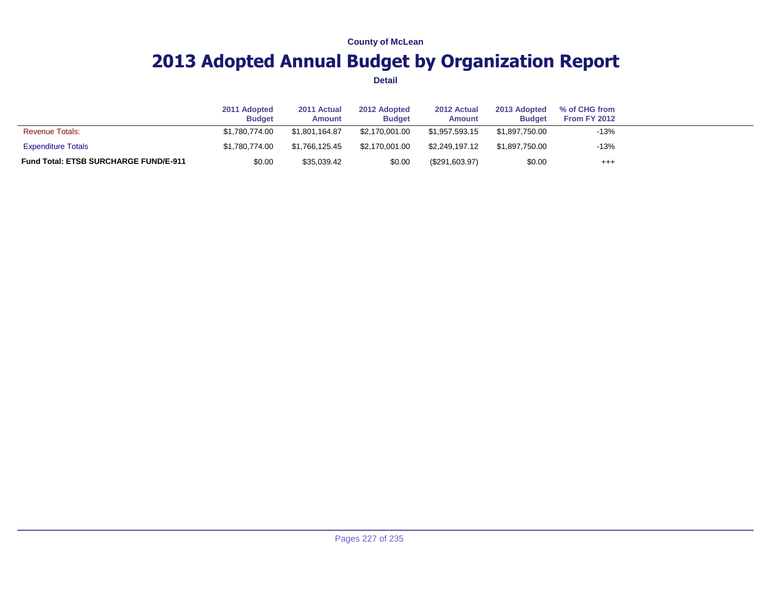County of McLean

# 2013 Adopted Annual Budget by Organization Report

**Detail**

| | 2011 Adopted Budget | 2011 Actual Amount | 2012 Adopted Budget | 2012 Actual Amount | 2013 Adopted Budget | % of CHG from From FY 2012 |
|---|---|---|---|---|---|---|
| Revenue Totals: | $1,780,774.00 | $1,801,164.87 | $2,170,001.00 | $1,957,593.15 | $1,897,750.00 | -13% |
| Expenditure Totals | $1,780,774.00 | $1,766,125.45 | $2,170,001.00 | $2,249,197.12 | $1,897,750.00 | -13% |
| **Fund Total: ETSB SURCHARGE FUND/E-911** | $0.00 | $35,039.42 | $0.00 | ($291,603.97) | $0.00 | +++ |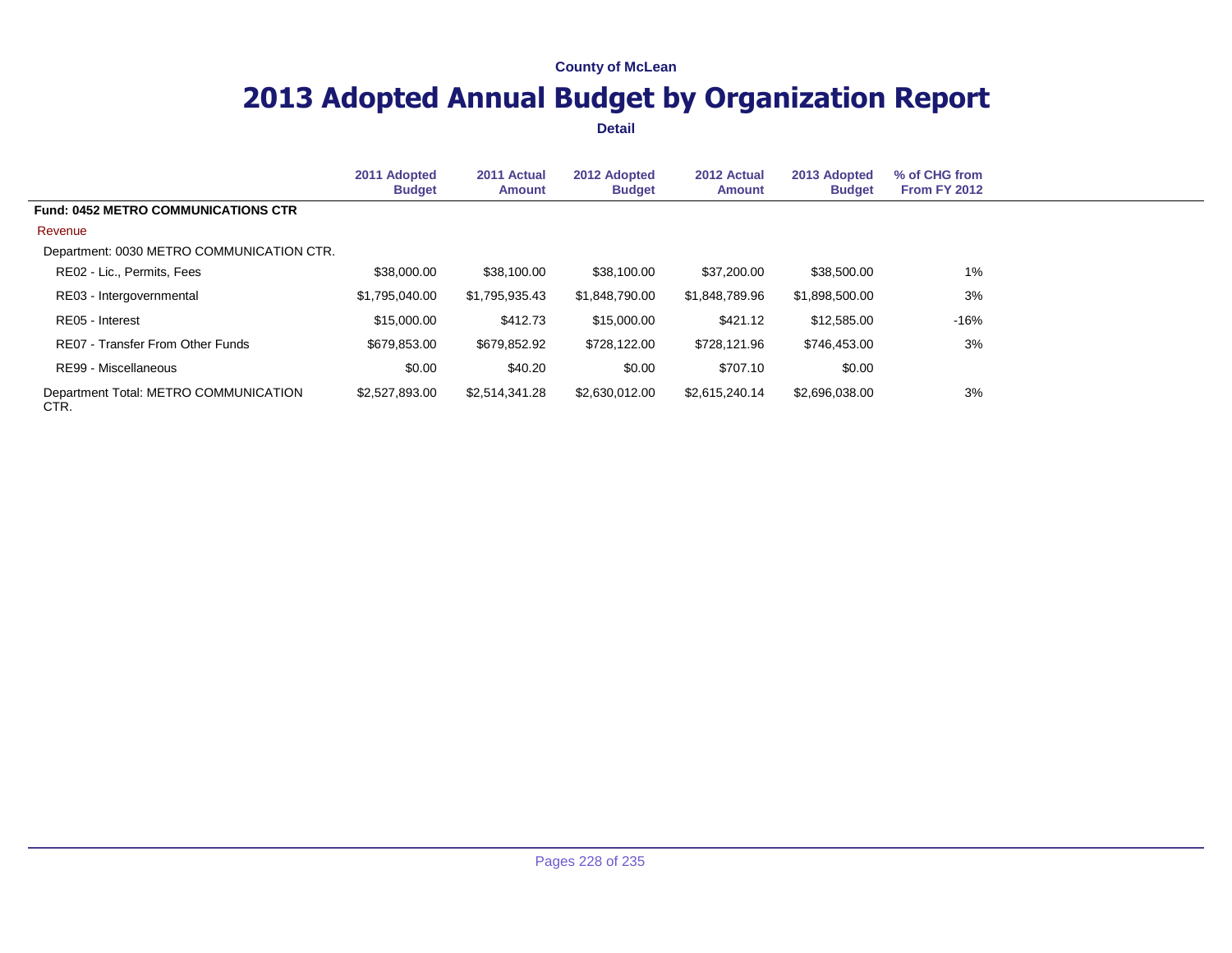County of McLean

# 2013 Adopted Annual Budget by Organization Report

**Detail**

| | 2011 Adopted Budget | 2011 Actual Amount | 2012 Adopted Budget | 2012 Actual Amount | 2013 Adopted Budget | % of CHG from From FY 2012 |
|---|---|---|---|---|---|---|
| **Fund: 0452 METRO COMMUNICATIONS CTR** | | | | | | |
| Revenue | | | | | | |
| Department: 0030 METRO COMMUNICATION CTR. | | | | | | |
| RE02 - Lic., Permits, Fees | $38,000.00 | $38,100.00 | $38,100.00 | $37,200.00 | $38,500.00 | 1% |
| RE03 - Intergovernmental | $1,795,040.00 | $1,795,935.43 | $1,848,790.00 | $1,848,789.96 | $1,898,500.00 | 3% |
| RE05 - Interest | $15,000.00 | $412.73 | $15,000.00 | $421.12 | $12,585.00 | -16% |
| RE07 - Transfer From Other Funds | $679,853.00 | $679,852.92 | $728,122.00 | $728,121.96 | $746,453.00 | 3% |
| RE99 - Miscellaneous | $0.00 | $40.20 | $0.00 | $707.10 | $0.00 | |
| Department Total: METRO COMMUNICATION CTR. | $2,527,893.00 | $2,514,341.28 | $2,630,012.00 | $2,615,240.14 | $2,696,038.00 | 3% |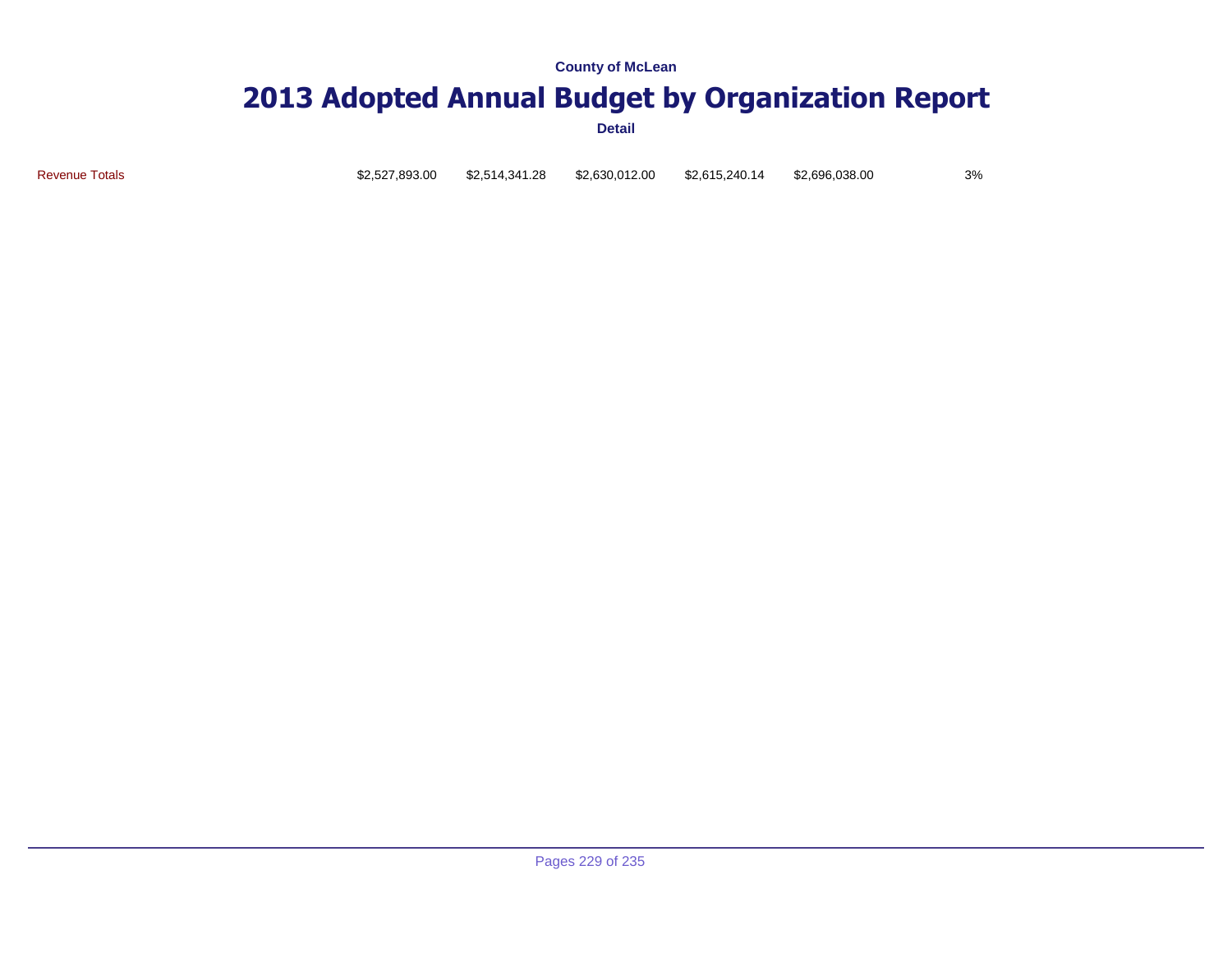County of McLean

# 2013 Adopted Annual Budget by Organization Report

Detail

| | | | | | | |
|---|---|---|---|---|---|---|
| Revenue Totals | $2,527,893.00 | $2,514,341.28 | $2,630,012.00 | $2,615,240.14 | $2,696,038.00 | 3% |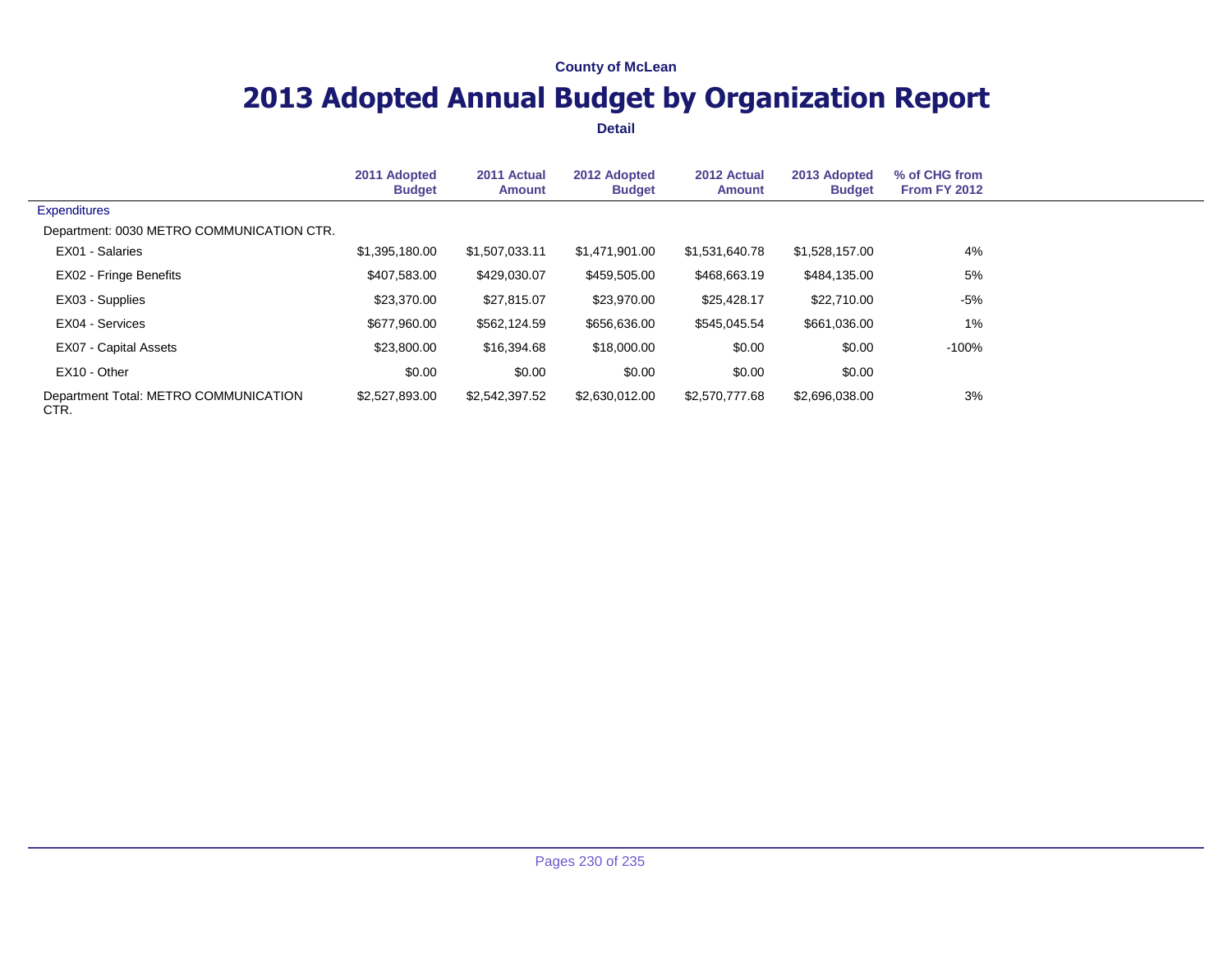County of McLean

# 2013 Adopted Annual Budget by Organization Report

**Detail**

| | 2011 Adopted Budget | 2011 Actual Amount | 2012 Adopted Budget | 2012 Actual Amount | 2013 Adopted Budget | % of CHG from From FY 2012 |
|---|---|---|---|---|---|---|
| Expenditures | | | | | | |
| Department: 0030 METRO COMMUNICATION CTR. | | | | | | |
| EX01 - Salaries | $1,395,180.00 | $1,507,033.11 | $1,471,901.00 | $1,531,640.78 | $1,528,157.00 | 4% |
| EX02 - Fringe Benefits | $407,583.00 | $429,030.07 | $459,505.00 | $468,663.19 | $484,135.00 | 5% |
| EX03 - Supplies | $23,370.00 | $27,815.07 | $23,970.00 | $25,428.17 | $22,710.00 | -5% |
| EX04 - Services | $677,960.00 | $562,124.59 | $656,636.00 | $545,045.54 | $661,036.00 | 1% |
| EX07 - Capital Assets | $23,800.00 | $16,394.68 | $18,000.00 | $0.00 | $0.00 | -100% |
| EX10 - Other | $0.00 | $0.00 | $0.00 | $0.00 | $0.00 | |
| Department Total: METRO COMMUNICATION CTR. | $2,527,893.00 | $2,542,397.52 | $2,630,012.00 | $2,570,777.68 | $2,696,038.00 | 3% |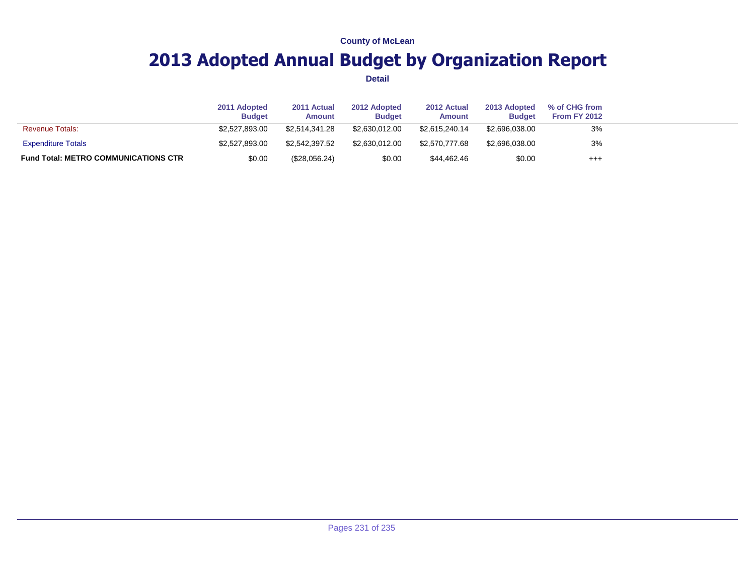County of McLean

# 2013 Adopted Annual Budget by Organization Report

**Detail**

| | 2011 Adopted Budget | 2011 Actual Amount | 2012 Adopted Budget | 2012 Actual Amount | 2013 Adopted Budget | % of CHG from From FY 2012 |
|---|---|---|---|---|---|---|
| Revenue Totals: | $2,527,893.00 | $2,514,341.28 | $2,630,012.00 | $2,615,240.14 | $2,696,038.00 | 3% |
| Expenditure Totals | $2,527,893.00 | $2,542,397.52 | $2,630,012.00 | $2,570,777.68 | $2,696,038.00 | 3% |
| **Fund Total: METRO COMMUNICATIONS CTR** | $0.00 | ($28,056.24) | $0.00 | $44,462.46 | $0.00 | +++ |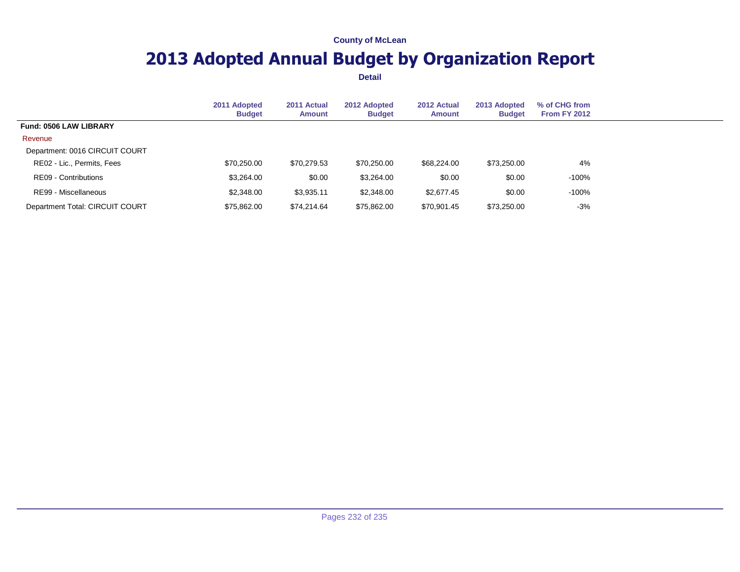County of McLean

# 2013 Adopted Annual Budget by Organization Report

**Detail**

| | 2011 Adopted Budget | 2011 Actual Amount | 2012 Adopted Budget | 2012 Actual Amount | 2013 Adopted Budget | % of CHG from From FY 2012 |
|---|---|---|---|---|---|---|
| **Fund: 0506 LAW LIBRARY** | | | | | | |
| Revenue | | | | | | |
| Department: 0016 CIRCUIT COURT | | | | | | |
| RE02 - Lic., Permits, Fees | $70,250.00 | $70,279.53 | $70,250.00 | $68,224.00 | $73,250.00 | 4% |
| RE09 - Contributions | $3,264.00 | $0.00 | $3,264.00 | $0.00 | $0.00 | -100% |
| RE99 - Miscellaneous | $2,348.00 | $3,935.11 | $2,348.00 | $2,677.45 | $0.00 | -100% |
| Department Total: CIRCUIT COURT | $75,862.00 | $74,214.64 | $75,862.00 | $70,901.45 | $73,250.00 | -3% |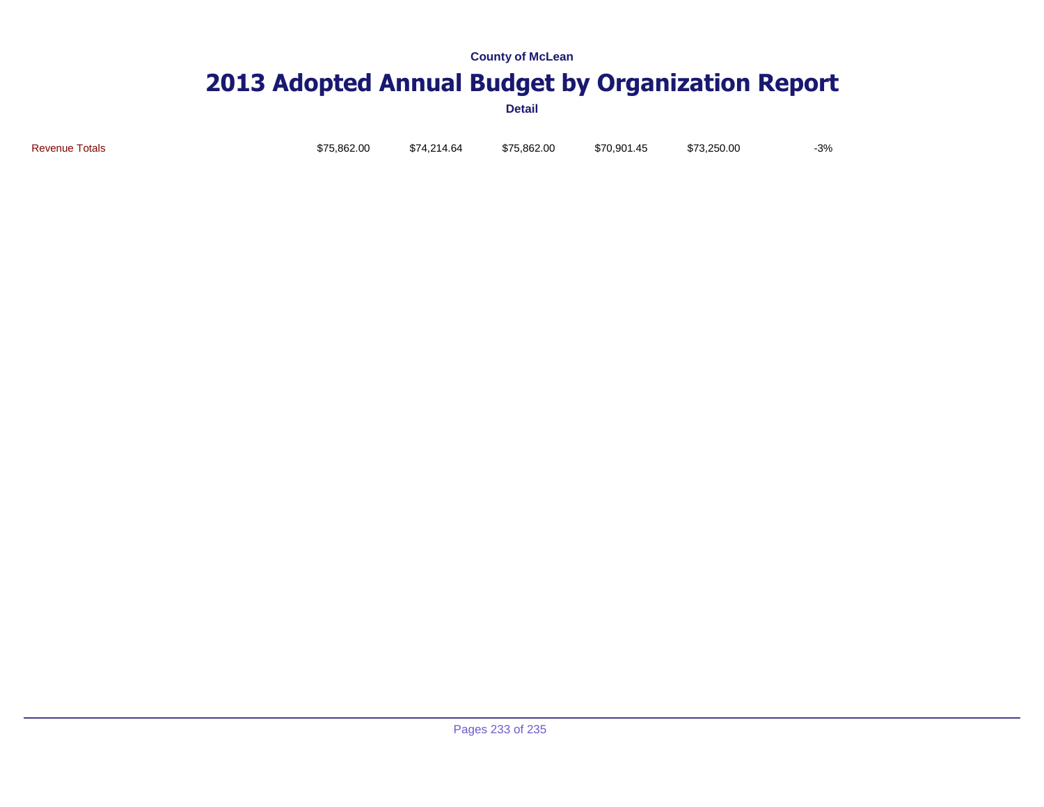County of McLean

# 2013 Adopted Annual Budget by Organization Report

Detail

| | | | | | | |
|---|---|---|---|---|---|---|
| Revenue Totals | $75,862.00 | $74,214.64 | $75,862.00 | $70,901.45 | $73,250.00 | -3% |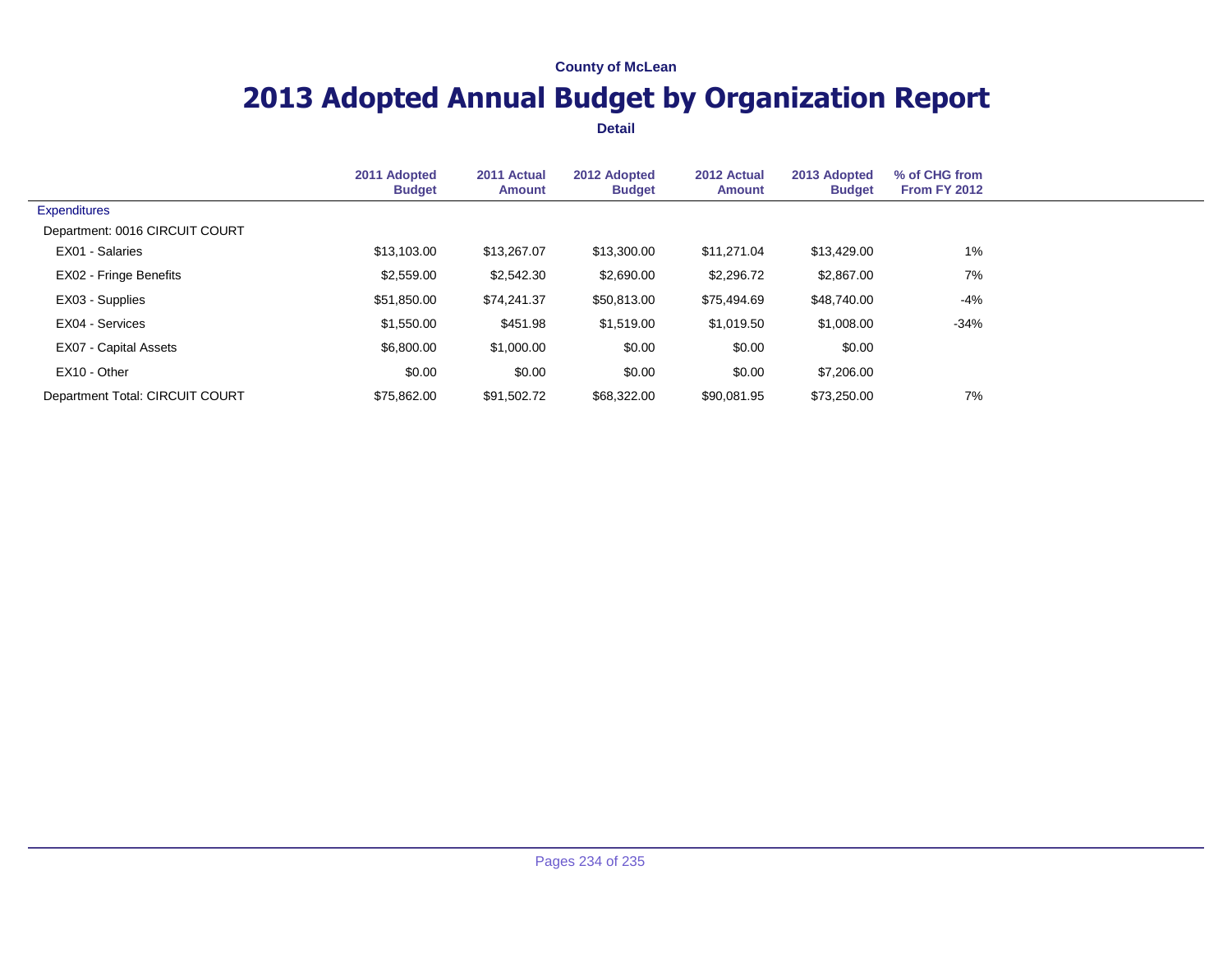County of McLean

# 2013 Adopted Annual Budget by Organization Report

**Detail**

| | 2011 Adopted Budget | 2011 Actual Amount | 2012 Adopted Budget | 2012 Actual Amount | 2013 Adopted Budget | % of CHG from From FY 2012 |
|---|---|---|---|---|---|---|
| Expenditures | | | | | | |
| Department: 0016 CIRCUIT COURT | | | | | | |
| EX01 - Salaries | $13,103.00 | $13,267.07 | $13,300.00 | $11,271.04 | $13,429.00 | 1% |
| EX02 - Fringe Benefits | $2,559.00 | $2,542.30 | $2,690.00 | $2,296.72 | $2,867.00 | 7% |
| EX03 - Supplies | $51,850.00 | $74,241.37 | $50,813.00 | $75,494.69 | $48,740.00 | -4% |
| EX04 - Services | $1,550.00 | $451.98 | $1,519.00 | $1,019.50 | $1,008.00 | -34% |
| EX07 - Capital Assets | $6,800.00 | $1,000.00 | $0.00 | $0.00 | $0.00 | |
| EX10 - Other | $0.00 | $0.00 | $0.00 | $0.00 | $7,206.00 | |
| Department Total: CIRCUIT COURT | $75,862.00 | $91,502.72 | $68,322.00 | $90,081.95 | $73,250.00 | 7% |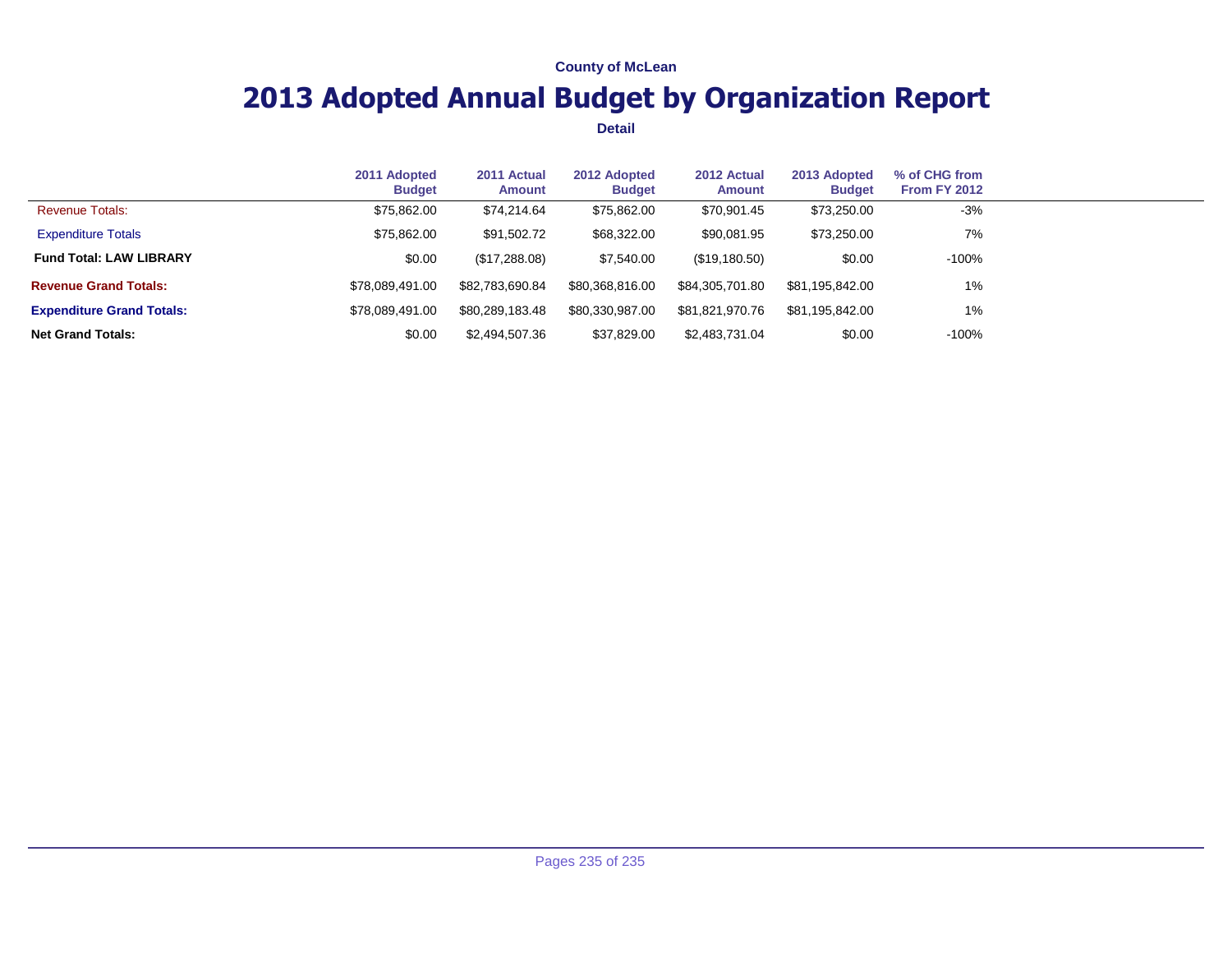County of McLean

# 2013 Adopted Annual Budget by Organization Report

Detail

| | 2011 Adopted Budget | 2011 Actual Amount | 2012 Adopted Budget | 2012 Actual Amount | 2013 Adopted Budget | % of CHG from From FY 2012 |
|---|---|---|---|---|---|---|
| Revenue Totals: | $75,862.00 | $74,214.64 | $75,862.00 | $70,901.45 | $73,250.00 | -3% |
| Expenditure Totals | $75,862.00 | $91,502.72 | $68,322.00 | $90,081.95 | $73,250.00 | 7% |
| **Fund Total: LAW LIBRARY** | $0.00 | ($17,288.08) | $7,540.00 | ($19,180.50) | $0.00 | -100% |
| **Revenue Grand Totals:** | $78,089,491.00 | $82,783,690.84 | $80,368,816.00 | $84,305,701.80 | $81,195,842.00 | 1% |
| **Expenditure Grand Totals:** | $78,089,491.00 | $80,289,183.48 | $80,330,987.00 | $81,821,970.76 | $81,195,842.00 | 1% |
| **Net Grand Totals:** | $0.00 | $2,494,507.36 | $37,829.00 | $2,483,731.04 | $0.00 | -100% |